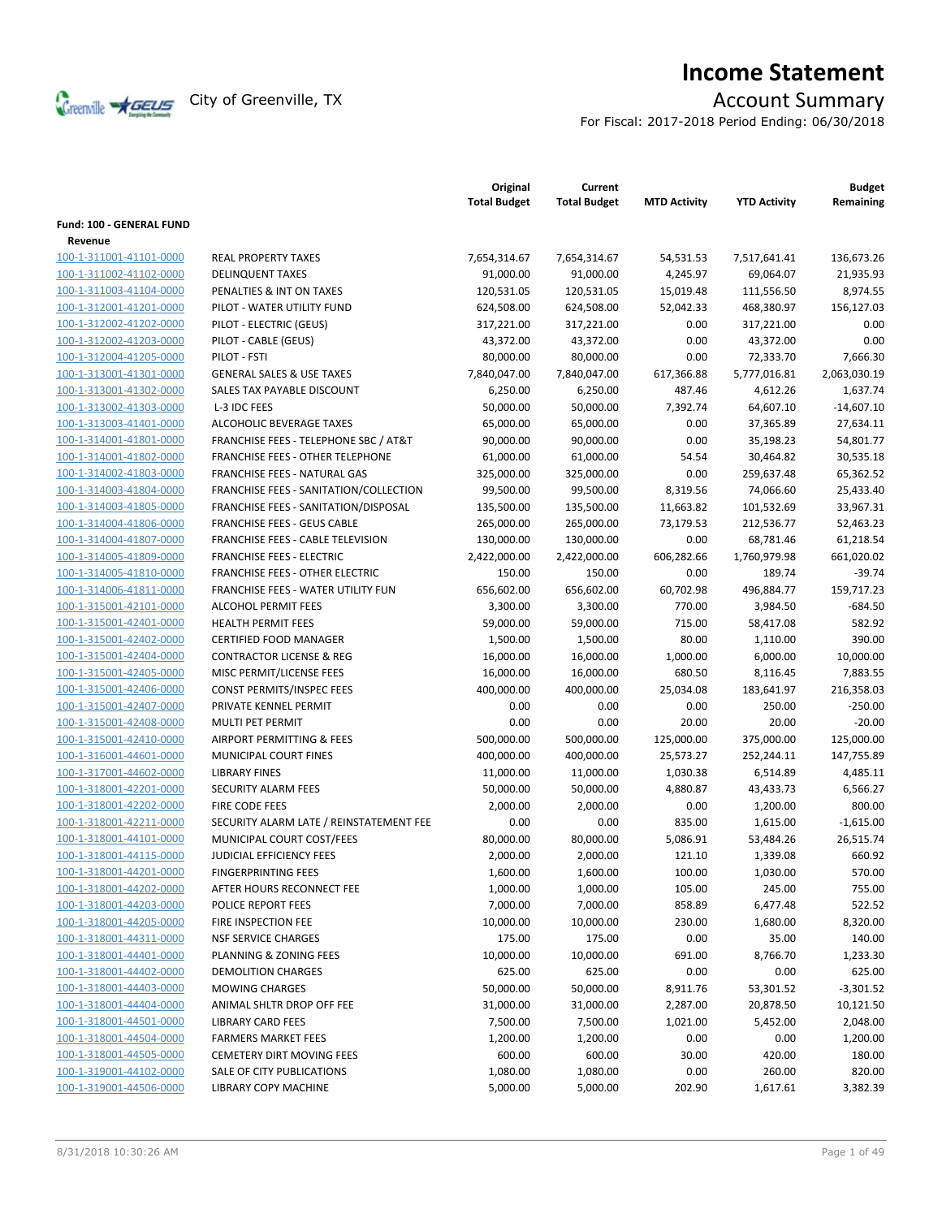# Income Statement

City of Greenville, TX

## Account Summary

For Fiscal: 2017-2018 Period Ending: 06/30/2018

| | | Original Total Budget | Current Total Budget | MTD Activity | YTD Activity | Budget Remaining |
|---|---|---|---|---|---|---|
| **Fund: 100 - GENERAL FUND** | | | | | | |
| **Revenue** | | | | | | |
| 100-1-311001-41101-0000 | REAL PROPERTY TAXES | 7,654,314.67 | 7,654,314.67 | 54,531.53 | 7,517,641.41 | 136,673.26 |
| 100-1-311002-41102-0000 | DELINQUENT TAXES | 91,000.00 | 91,000.00 | 4,245.97 | 69,064.07 | 21,935.93 |
| 100-1-311003-41104-0000 | PENALTIES & INT ON TAXES | 120,531.05 | 120,531.05 | 15,019.48 | 111,556.50 | 8,974.55 |
| 100-1-312001-41201-0000 | PILOT - WATER UTILITY FUND | 624,508.00 | 624,508.00 | 52,042.33 | 468,380.97 | 156,127.03 |
| 100-1-312002-41202-0000 | PILOT - ELECTRIC (GEUS) | 317,221.00 | 317,221.00 | 0.00 | 317,221.00 | 0.00 |
| 100-1-312002-41203-0000 | PILOT - CABLE (GEUS) | 43,372.00 | 43,372.00 | 0.00 | 43,372.00 | 0.00 |
| 100-1-312004-41205-0000 | PILOT - FSTI | 80,000.00 | 80,000.00 | 0.00 | 72,333.70 | 7,666.30 |
| 100-1-313001-41301-0000 | GENERAL SALES & USE TAXES | 7,840,047.00 | 7,840,047.00 | 617,366.88 | 5,777,016.81 | 2,063,030.19 |
| 100-1-313001-41302-0000 | SALES TAX PAYABLE DISCOUNT | 6,250.00 | 6,250.00 | 487.46 | 4,612.26 | 1,637.74 |
| 100-1-313002-41303-0000 | L-3 IDC FEES | 50,000.00 | 50,000.00 | 7,392.74 | 64,607.10 | -14,607.10 |
| 100-1-313003-41401-0000 | ALCOHOLIC BEVERAGE TAXES | 65,000.00 | 65,000.00 | 0.00 | 37,365.89 | 27,634.11 |
| 100-1-314001-41801-0000 | FRANCHISE FEES - TELEPHONE SBC / AT&T | 90,000.00 | 90,000.00 | 0.00 | 35,198.23 | 54,801.77 |
| 100-1-314001-41802-0000 | FRANCHISE FEES - OTHER TELEPHONE | 61,000.00 | 61,000.00 | 54.54 | 30,464.82 | 30,535.18 |
| 100-1-314002-41803-0000 | FRANCHISE FEES - NATURAL GAS | 325,000.00 | 325,000.00 | 0.00 | 259,637.48 | 65,362.52 |
| 100-1-314003-41804-0000 | FRANCHISE FEES - SANITATION/COLLECTION | 99,500.00 | 99,500.00 | 8,319.56 | 74,066.60 | 25,433.40 |
| 100-1-314003-41805-0000 | FRANCHISE FEES - SANITATION/DISPOSAL | 135,500.00 | 135,500.00 | 11,663.82 | 101,532.69 | 33,967.31 |
| 100-1-314004-41806-0000 | FRANCHISE FEES - GEUS CABLE | 265,000.00 | 265,000.00 | 73,179.53 | 212,536.77 | 52,463.23 |
| 100-1-314004-41807-0000 | FRANCHISE FEES - CABLE TELEVISION | 130,000.00 | 130,000.00 | 0.00 | 68,781.46 | 61,218.54 |
| 100-1-314005-41809-0000 | FRANCHISE FEES - ELECTRIC | 2,422,000.00 | 2,422,000.00 | 606,282.66 | 1,760,979.98 | 661,020.02 |
| 100-1-314005-41810-0000 | FRANCHISE FEES - OTHER ELECTRIC | 150.00 | 150.00 | 0.00 | 189.74 | -39.74 |
| 100-1-314006-41811-0000 | FRANCHISE FEES - WATER UTILITY FUN | 656,602.00 | 656,602.00 | 60,702.98 | 496,884.77 | 159,717.23 |
| 100-1-315001-42101-0000 | ALCOHOL PERMIT FEES | 3,300.00 | 3,300.00 | 770.00 | 3,984.50 | -684.50 |
| 100-1-315001-42401-0000 | HEALTH PERMIT FEES | 59,000.00 | 59,000.00 | 715.00 | 58,417.08 | 582.92 |
| 100-1-315001-42402-0000 | CERTIFIED FOOD MANAGER | 1,500.00 | 1,500.00 | 80.00 | 1,110.00 | 390.00 |
| 100-1-315001-42404-0000 | CONTRACTOR LICENSE & REG | 16,000.00 | 16,000.00 | 1,000.00 | 6,000.00 | 10,000.00 |
| 100-1-315001-42405-0000 | MISC PERMIT/LICENSE FEES | 16,000.00 | 16,000.00 | 680.50 | 8,116.45 | 7,883.55 |
| 100-1-315001-42406-0000 | CONST PERMITS/INSPEC FEES | 400,000.00 | 400,000.00 | 25,034.08 | 183,641.97 | 216,358.03 |
| 100-1-315001-42407-0000 | PRIVATE KENNEL PERMIT | 0.00 | 0.00 | 0.00 | 250.00 | -250.00 |
| 100-1-315001-42408-0000 | MULTI PET PERMIT | 0.00 | 0.00 | 20.00 | 20.00 | -20.00 |
| 100-1-315001-42410-0000 | AIRPORT PERMITTING & FEES | 500,000.00 | 500,000.00 | 125,000.00 | 375,000.00 | 125,000.00 |
| 100-1-316001-44601-0000 | MUNICIPAL COURT FINES | 400,000.00 | 400,000.00 | 25,573.27 | 252,244.11 | 147,755.89 |
| 100-1-317001-44602-0000 | LIBRARY FINES | 11,000.00 | 11,000.00 | 1,030.38 | 6,514.89 | 4,485.11 |
| 100-1-318001-42201-0000 | SECURITY ALARM FEES | 50,000.00 | 50,000.00 | 4,880.87 | 43,433.73 | 6,566.27 |
| 100-1-318001-42202-0000 | FIRE CODE FEES | 2,000.00 | 2,000.00 | 0.00 | 1,200.00 | 800.00 |
| 100-1-318001-42211-0000 | SECURITY ALARM LATE / REINSTATEMENT FEE | 0.00 | 0.00 | 835.00 | 1,615.00 | -1,615.00 |
| 100-1-318001-44101-0000 | MUNICIPAL COURT COST/FEES | 80,000.00 | 80,000.00 | 5,086.91 | 53,484.26 | 26,515.74 |
| 100-1-318001-44115-0000 | JUDICIAL EFFICIENCY FEES | 2,000.00 | 2,000.00 | 121.10 | 1,339.08 | 660.92 |
| 100-1-318001-44201-0000 | FINGERPRINTING FEES | 1,600.00 | 1,600.00 | 100.00 | 1,030.00 | 570.00 |
| 100-1-318001-44202-0000 | AFTER HOURS RECONNECT FEE | 1,000.00 | 1,000.00 | 105.00 | 245.00 | 755.00 |
| 100-1-318001-44203-0000 | POLICE REPORT FEES | 7,000.00 | 7,000.00 | 858.89 | 6,477.48 | 522.52 |
| 100-1-318001-44205-0000 | FIRE INSPECTION FEE | 10,000.00 | 10,000.00 | 230.00 | 1,680.00 | 8,320.00 |
| 100-1-318001-44311-0000 | NSF SERVICE CHARGES | 175.00 | 175.00 | 0.00 | 35.00 | 140.00 |
| 100-1-318001-44401-0000 | PLANNING & ZONING FEES | 10,000.00 | 10,000.00 | 691.00 | 8,766.70 | 1,233.30 |
| 100-1-318001-44402-0000 | DEMOLITION CHARGES | 625.00 | 625.00 | 0.00 | 0.00 | 625.00 |
| 100-1-318001-44403-0000 | MOWING CHARGES | 50,000.00 | 50,000.00 | 8,911.76 | 53,301.52 | -3,301.52 |
| 100-1-318001-44404-0000 | ANIMAL SHLTR DROP OFF FEE | 31,000.00 | 31,000.00 | 2,287.00 | 20,878.50 | 10,121.50 |
| 100-1-318001-44501-0000 | LIBRARY CARD FEES | 7,500.00 | 7,500.00 | 1,021.00 | 5,452.00 | 2,048.00 |
| 100-1-318001-44504-0000 | FARMERS MARKET FEES | 1,200.00 | 1,200.00 | 0.00 | 0.00 | 1,200.00 |
| 100-1-318001-44505-0000 | CEMETERY DIRT MOVING FEES | 600.00 | 600.00 | 30.00 | 420.00 | 180.00 |
| 100-1-319001-44102-0000 | SALE OF CITY PUBLICATIONS | 1,080.00 | 1,080.00 | 0.00 | 260.00 | 820.00 |
| 100-1-319001-44506-0000 | LIBRARY COPY MACHINE | 5,000.00 | 5,000.00 | 202.90 | 1,617.61 | 3,382.39 |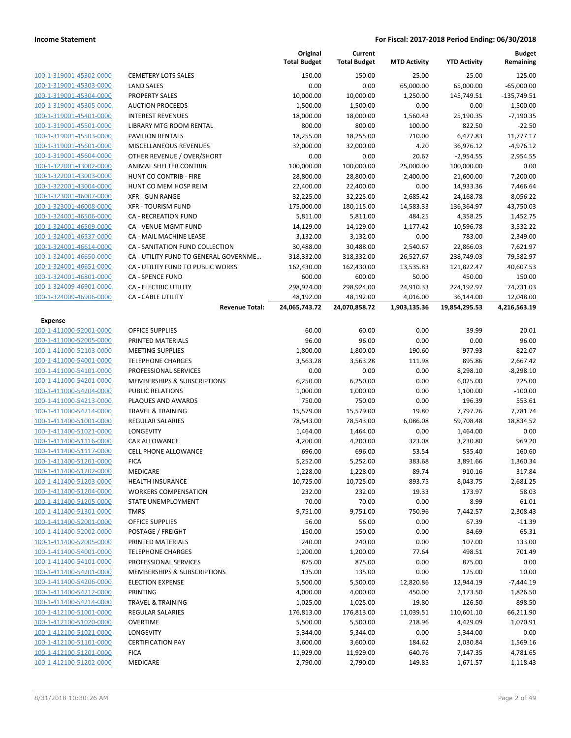| | | Original Total Budget | Current Total Budget | MTD Activity | YTD Activity | Budget Remaining |
|---|---|---|---|---|---|---|
| 100-1-319001-45302-0000 | CEMETERY LOTS SALES | 150.00 | 150.00 | 25.00 | 25.00 | 125.00 |
| 100-1-319001-45303-0000 | LAND SALES | 0.00 | 0.00 | 65,000.00 | 65,000.00 | -65,000.00 |
| 100-1-319001-45304-0000 | PROPERTY SALES | 10,000.00 | 10,000.00 | 1,250.00 | 145,749.51 | -135,749.51 |
| 100-1-319001-45305-0000 | AUCTION PROCEEDS | 1,500.00 | 1,500.00 | 0.00 | 0.00 | 1,500.00 |
| 100-1-319001-45401-0000 | INTEREST REVENUES | 18,000.00 | 18,000.00 | 1,560.43 | 25,190.35 | -7,190.35 |
| 100-1-319001-45501-0000 | LIBRARY MTG ROOM RENTAL | 800.00 | 800.00 | 100.00 | 822.50 | -22.50 |
| 100-1-319001-45503-0000 | PAVILION RENTALS | 18,255.00 | 18,255.00 | 710.00 | 6,477.83 | 11,777.17 |
| 100-1-319001-45601-0000 | MISCELLANEOUS REVENUES | 32,000.00 | 32,000.00 | 4.20 | 36,976.12 | -4,976.12 |
| 100-1-319001-45604-0000 | OTHER REVENUE / OVER/SHORT | 0.00 | 0.00 | 20.67 | -2,954.55 | 2,954.55 |
| 100-1-322001-43002-0000 | ANIMAL SHELTER CONTRIB | 100,000.00 | 100,000.00 | 25,000.00 | 100,000.00 | 0.00 |
| 100-1-322001-43003-0000 | HUNT CO CONTRIB - FIRE | 28,800.00 | 28,800.00 | 2,400.00 | 21,600.00 | 7,200.00 |
| 100-1-322001-43004-0000 | HUNT CO MEM HOSP REIM | 22,400.00 | 22,400.00 | 0.00 | 14,933.36 | 7,466.64 |
| 100-1-323001-46007-0000 | XFR - GUN RANGE | 32,225.00 | 32,225.00 | 2,685.42 | 24,168.78 | 8,056.22 |
| 100-1-323001-46008-0000 | XFR - TOURISM FUND | 175,000.00 | 180,115.00 | 14,583.33 | 136,364.97 | 43,750.03 |
| 100-1-324001-46506-0000 | CA - RECREATION FUND | 5,811.00 | 5,811.00 | 484.25 | 4,358.25 | 1,452.75 |
| 100-1-324001-46509-0000 | CA - VENUE MGMT FUND | 14,129.00 | 14,129.00 | 1,177.42 | 10,596.78 | 3,532.22 |
| 100-1-324001-46537-0000 | CA - MAIL MACHINE LEASE | 3,132.00 | 3,132.00 | 0.00 | 783.00 | 2,349.00 |
| 100-1-324001-46614-0000 | CA - SANITATION FUND COLLECTION | 30,488.00 | 30,488.00 | 2,540.67 | 22,866.03 | 7,621.97 |
| 100-1-324001-46650-0000 | CA - UTILITY FUND TO GENERAL GOVERNME... | 318,332.00 | 318,332.00 | 26,527.67 | 238,749.03 | 79,582.97 |
| 100-1-324001-46651-0000 | CA - UTILITY FUND TO PUBLIC WORKS | 162,430.00 | 162,430.00 | 13,535.83 | 121,822.47 | 40,607.53 |
| 100-1-324001-46801-0000 | CA - SPENCE FUND | 600.00 | 600.00 | 50.00 | 450.00 | 150.00 |
| 100-1-324009-46901-0000 | CA - ELECTRIC UTILITY | 298,924.00 | 298,924.00 | 24,910.33 | 224,192.97 | 74,731.03 |
| 100-1-324009-46906-0000 | CA - CABLE UTILITY | 48,192.00 | 48,192.00 | 4,016.00 | 36,144.00 | 12,048.00 |
| | **Revenue Total:** | **24,065,743.72** | **24,070,858.72** | **1,903,135.36** | **19,854,295.53** | **4,216,563.19** |
| **Expense** | | | | | | |
| 100-1-411000-52001-0000 | OFFICE SUPPLIES | 60.00 | 60.00 | 0.00 | 39.99 | 20.01 |
| 100-1-411000-52005-0000 | PRINTED MATERIALS | 96.00 | 96.00 | 0.00 | 0.00 | 96.00 |
| 100-1-411000-52103-0000 | MEETING SUPPLIES | 1,800.00 | 1,800.00 | 190.60 | 977.93 | 822.07 |
| 100-1-411000-54001-0000 | TELEPHONE CHARGES | 3,563.28 | 3,563.28 | 111.98 | 895.86 | 2,667.42 |
| 100-1-411000-54101-0000 | PROFESSIONAL SERVICES | 0.00 | 0.00 | 0.00 | 8,298.10 | -8,298.10 |
| 100-1-411000-54201-0000 | MEMBERSHIPS & SUBSCRIPTIONS | 6,250.00 | 6,250.00 | 0.00 | 6,025.00 | 225.00 |
| 100-1-411000-54204-0000 | PUBLIC RELATIONS | 1,000.00 | 1,000.00 | 0.00 | 1,100.00 | -100.00 |
| 100-1-411000-54213-0000 | PLAQUES AND AWARDS | 750.00 | 750.00 | 0.00 | 196.39 | 553.61 |
| 100-1-411000-54214-0000 | TRAVEL & TRAINING | 15,579.00 | 15,579.00 | 19.80 | 7,797.26 | 7,781.74 |
| 100-1-411400-51001-0000 | REGULAR SALARIES | 78,543.00 | 78,543.00 | 6,086.08 | 59,708.48 | 18,834.52 |
| 100-1-411400-51021-0000 | LONGEVITY | 1,464.00 | 1,464.00 | 0.00 | 1,464.00 | 0.00 |
| 100-1-411400-51116-0000 | CAR ALLOWANCE | 4,200.00 | 4,200.00 | 323.08 | 3,230.80 | 969.20 |
| 100-1-411400-51117-0000 | CELL PHONE ALLOWANCE | 696.00 | 696.00 | 53.54 | 535.40 | 160.60 |
| 100-1-411400-51201-0000 | FICA | 5,252.00 | 5,252.00 | 383.68 | 3,891.66 | 1,360.34 |
| 100-1-411400-51202-0000 | MEDICARE | 1,228.00 | 1,228.00 | 89.74 | 910.16 | 317.84 |
| 100-1-411400-51203-0000 | HEALTH INSURANCE | 10,725.00 | 10,725.00 | 893.75 | 8,043.75 | 2,681.25 |
| 100-1-411400-51204-0000 | WORKERS COMPENSATION | 232.00 | 232.00 | 19.33 | 173.97 | 58.03 |
| 100-1-411400-51205-0000 | STATE UNEMPLOYMENT | 70.00 | 70.00 | 0.00 | 8.99 | 61.01 |
| 100-1-411400-51301-0000 | TMRS | 9,751.00 | 9,751.00 | 750.96 | 7,442.57 | 2,308.43 |
| 100-1-411400-52001-0000 | OFFICE SUPPLIES | 56.00 | 56.00 | 0.00 | 67.39 | -11.39 |
| 100-1-411400-52002-0000 | POSTAGE / FREIGHT | 150.00 | 150.00 | 0.00 | 84.69 | 65.31 |
| 100-1-411400-52005-0000 | PRINTED MATERIALS | 240.00 | 240.00 | 0.00 | 107.00 | 133.00 |
| 100-1-411400-54001-0000 | TELEPHONE CHARGES | 1,200.00 | 1,200.00 | 77.64 | 498.51 | 701.49 |
| 100-1-411400-54101-0000 | PROFESSIONAL SERVICES | 875.00 | 875.00 | 0.00 | 875.00 | 0.00 |
| 100-1-411400-54201-0000 | MEMBERSHIPS & SUBSCRIPTIONS | 135.00 | 135.00 | 0.00 | 125.00 | 10.00 |
| 100-1-411400-54206-0000 | ELECTION EXPENSE | 5,500.00 | 5,500.00 | 12,820.86 | 12,944.19 | -7,444.19 |
| 100-1-411400-54212-0000 | PRINTING | 4,000.00 | 4,000.00 | 450.00 | 2,173.50 | 1,826.50 |
| 100-1-411400-54214-0000 | TRAVEL & TRAINING | 1,025.00 | 1,025.00 | 19.80 | 126.50 | 898.50 |
| 100-1-412100-51001-0000 | REGULAR SALARIES | 176,813.00 | 176,813.00 | 11,039.51 | 110,601.10 | 66,211.90 |
| 100-1-412100-51020-0000 | OVERTIME | 5,500.00 | 5,500.00 | 218.96 | 4,429.09 | 1,070.91 |
| 100-1-412100-51021-0000 | LONGEVITY | 5,344.00 | 5,344.00 | 0.00 | 5,344.00 | 0.00 |
| 100-1-412100-51101-0000 | CERTIFICATION PAY | 3,600.00 | 3,600.00 | 184.62 | 2,030.84 | 1,569.16 |
| 100-1-412100-51201-0000 | FICA | 11,929.00 | 11,929.00 | 640.76 | 7,147.35 | 4,781.65 |
| 100-1-412100-51202-0000 | MEDICARE | 2,790.00 | 2,790.00 | 149.85 | 1,671.57 | 1,118.43 |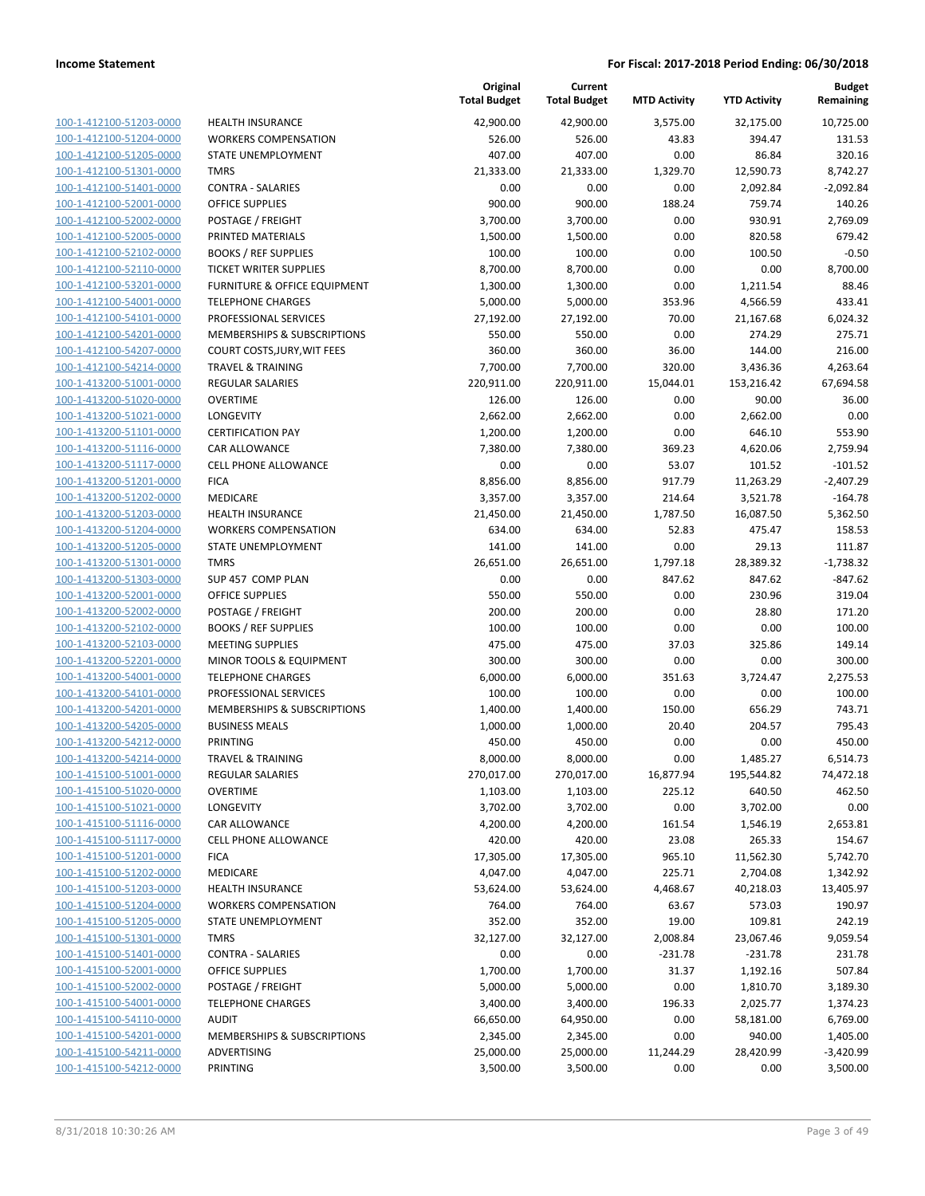| | | Original Total Budget | Current Total Budget | MTD Activity | YTD Activity | Budget Remaining |
|---|---|---|---|---|---|---|
| 100-1-412100-51203-0000 | HEALTH INSURANCE | 42,900.00 | 42,900.00 | 3,575.00 | 32,175.00 | 10,725.00 |
| 100-1-412100-51204-0000 | WORKERS COMPENSATION | 526.00 | 526.00 | 43.83 | 394.47 | 131.53 |
| 100-1-412100-51205-0000 | STATE UNEMPLOYMENT | 407.00 | 407.00 | 0.00 | 86.84 | 320.16 |
| 100-1-412100-51301-0000 | TMRS | 21,333.00 | 21,333.00 | 1,329.70 | 12,590.73 | 8,742.27 |
| 100-1-412100-51401-0000 | CONTRA - SALARIES | 0.00 | 0.00 | 0.00 | 2,092.84 | -2,092.84 |
| 100-1-412100-52001-0000 | OFFICE SUPPLIES | 900.00 | 900.00 | 188.24 | 759.74 | 140.26 |
| 100-1-412100-52002-0000 | POSTAGE / FREIGHT | 3,700.00 | 3,700.00 | 0.00 | 930.91 | 2,769.09 |
| 100-1-412100-52005-0000 | PRINTED MATERIALS | 1,500.00 | 1,500.00 | 0.00 | 820.58 | 679.42 |
| 100-1-412100-52102-0000 | BOOKS / REF SUPPLIES | 100.00 | 100.00 | 0.00 | 100.50 | -0.50 |
| 100-1-412100-52110-0000 | TICKET WRITER SUPPLIES | 8,700.00 | 8,700.00 | 0.00 | 0.00 | 8,700.00 |
| 100-1-412100-53201-0000 | FURNITURE & OFFICE EQUIPMENT | 1,300.00 | 1,300.00 | 0.00 | 1,211.54 | 88.46 |
| 100-1-412100-54001-0000 | TELEPHONE CHARGES | 5,000.00 | 5,000.00 | 353.96 | 4,566.59 | 433.41 |
| 100-1-412100-54101-0000 | PROFESSIONAL SERVICES | 27,192.00 | 27,192.00 | 70.00 | 21,167.68 | 6,024.32 |
| 100-1-412100-54201-0000 | MEMBERSHIPS & SUBSCRIPTIONS | 550.00 | 550.00 | 0.00 | 274.29 | 275.71 |
| 100-1-412100-54207-0000 | COURT COSTS,JURY,WIT FEES | 360.00 | 360.00 | 36.00 | 144.00 | 216.00 |
| 100-1-412100-54214-0000 | TRAVEL & TRAINING | 7,700.00 | 7,700.00 | 320.00 | 3,436.36 | 4,263.64 |
| 100-1-413200-51001-0000 | REGULAR SALARIES | 220,911.00 | 220,911.00 | 15,044.01 | 153,216.42 | 67,694.58 |
| 100-1-413200-51020-0000 | OVERTIME | 126.00 | 126.00 | 0.00 | 90.00 | 36.00 |
| 100-1-413200-51021-0000 | LONGEVITY | 2,662.00 | 2,662.00 | 0.00 | 2,662.00 | 0.00 |
| 100-1-413200-51101-0000 | CERTIFICATION PAY | 1,200.00 | 1,200.00 | 0.00 | 646.10 | 553.90 |
| 100-1-413200-51116-0000 | CAR ALLOWANCE | 7,380.00 | 7,380.00 | 369.23 | 4,620.06 | 2,759.94 |
| 100-1-413200-51117-0000 | CELL PHONE ALLOWANCE | 0.00 | 0.00 | 53.07 | 101.52 | -101.52 |
| 100-1-413200-51201-0000 | FICA | 8,856.00 | 8,856.00 | 917.79 | 11,263.29 | -2,407.29 |
| 100-1-413200-51202-0000 | MEDICARE | 3,357.00 | 3,357.00 | 214.64 | 3,521.78 | -164.78 |
| 100-1-413200-51203-0000 | HEALTH INSURANCE | 21,450.00 | 21,450.00 | 1,787.50 | 16,087.50 | 5,362.50 |
| 100-1-413200-51204-0000 | WORKERS COMPENSATION | 634.00 | 634.00 | 52.83 | 475.47 | 158.53 |
| 100-1-413200-51205-0000 | STATE UNEMPLOYMENT | 141.00 | 141.00 | 0.00 | 29.13 | 111.87 |
| 100-1-413200-51301-0000 | TMRS | 26,651.00 | 26,651.00 | 1,797.18 | 28,389.32 | -1,738.32 |
| 100-1-413200-51303-0000 | SUP 457 COMP PLAN | 0.00 | 0.00 | 847.62 | 847.62 | -847.62 |
| 100-1-413200-52001-0000 | OFFICE SUPPLIES | 550.00 | 550.00 | 0.00 | 230.96 | 319.04 |
| 100-1-413200-52002-0000 | POSTAGE / FREIGHT | 200.00 | 200.00 | 0.00 | 28.80 | 171.20 |
| 100-1-413200-52102-0000 | BOOKS / REF SUPPLIES | 100.00 | 100.00 | 0.00 | 0.00 | 100.00 |
| 100-1-413200-52103-0000 | MEETING SUPPLIES | 475.00 | 475.00 | 37.03 | 325.86 | 149.14 |
| 100-1-413200-52201-0000 | MINOR TOOLS & EQUIPMENT | 300.00 | 300.00 | 0.00 | 0.00 | 300.00 |
| 100-1-413200-54001-0000 | TELEPHONE CHARGES | 6,000.00 | 6,000.00 | 351.63 | 3,724.47 | 2,275.53 |
| 100-1-413200-54101-0000 | PROFESSIONAL SERVICES | 100.00 | 100.00 | 0.00 | 0.00 | 100.00 |
| 100-1-413200-54201-0000 | MEMBERSHIPS & SUBSCRIPTIONS | 1,400.00 | 1,400.00 | 150.00 | 656.29 | 743.71 |
| 100-1-413200-54205-0000 | BUSINESS MEALS | 1,000.00 | 1,000.00 | 20.40 | 204.57 | 795.43 |
| 100-1-413200-54212-0000 | PRINTING | 450.00 | 450.00 | 0.00 | 0.00 | 450.00 |
| 100-1-413200-54214-0000 | TRAVEL & TRAINING | 8,000.00 | 8,000.00 | 0.00 | 1,485.27 | 6,514.73 |
| 100-1-415100-51001-0000 | REGULAR SALARIES | 270,017.00 | 270,017.00 | 16,877.94 | 195,544.82 | 74,472.18 |
| 100-1-415100-51020-0000 | OVERTIME | 1,103.00 | 1,103.00 | 225.12 | 640.50 | 462.50 |
| 100-1-415100-51021-0000 | LONGEVITY | 3,702.00 | 3,702.00 | 0.00 | 3,702.00 | 0.00 |
| 100-1-415100-51116-0000 | CAR ALLOWANCE | 4,200.00 | 4,200.00 | 161.54 | 1,546.19 | 2,653.81 |
| 100-1-415100-51117-0000 | CELL PHONE ALLOWANCE | 420.00 | 420.00 | 23.08 | 265.33 | 154.67 |
| 100-1-415100-51201-0000 | FICA | 17,305.00 | 17,305.00 | 965.10 | 11,562.30 | 5,742.70 |
| 100-1-415100-51202-0000 | MEDICARE | 4,047.00 | 4,047.00 | 225.71 | 2,704.08 | 1,342.92 |
| 100-1-415100-51203-0000 | HEALTH INSURANCE | 53,624.00 | 53,624.00 | 4,468.67 | 40,218.03 | 13,405.97 |
| 100-1-415100-51204-0000 | WORKERS COMPENSATION | 764.00 | 764.00 | 63.67 | 573.03 | 190.97 |
| 100-1-415100-51205-0000 | STATE UNEMPLOYMENT | 352.00 | 352.00 | 19.00 | 109.81 | 242.19 |
| 100-1-415100-51301-0000 | TMRS | 32,127.00 | 32,127.00 | 2,008.84 | 23,067.46 | 9,059.54 |
| 100-1-415100-51401-0000 | CONTRA - SALARIES | 0.00 | 0.00 | -231.78 | -231.78 | 231.78 |
| 100-1-415100-52001-0000 | OFFICE SUPPLIES | 1,700.00 | 1,700.00 | 31.37 | 1,192.16 | 507.84 |
| 100-1-415100-52002-0000 | POSTAGE / FREIGHT | 5,000.00 | 5,000.00 | 0.00 | 1,810.70 | 3,189.30 |
| 100-1-415100-54001-0000 | TELEPHONE CHARGES | 3,400.00 | 3,400.00 | 196.33 | 2,025.77 | 1,374.23 |
| 100-1-415100-54110-0000 | AUDIT | 66,650.00 | 64,950.00 | 0.00 | 58,181.00 | 6,769.00 |
| 100-1-415100-54201-0000 | MEMBERSHIPS & SUBSCRIPTIONS | 2,345.00 | 2,345.00 | 0.00 | 940.00 | 1,405.00 |
| 100-1-415100-54211-0000 | ADVERTISING | 25,000.00 | 25,000.00 | 11,244.29 | 28,420.99 | -3,420.99 |
| 100-1-415100-54212-0000 | PRINTING | 3,500.00 | 3,500.00 | 0.00 | 0.00 | 3,500.00 |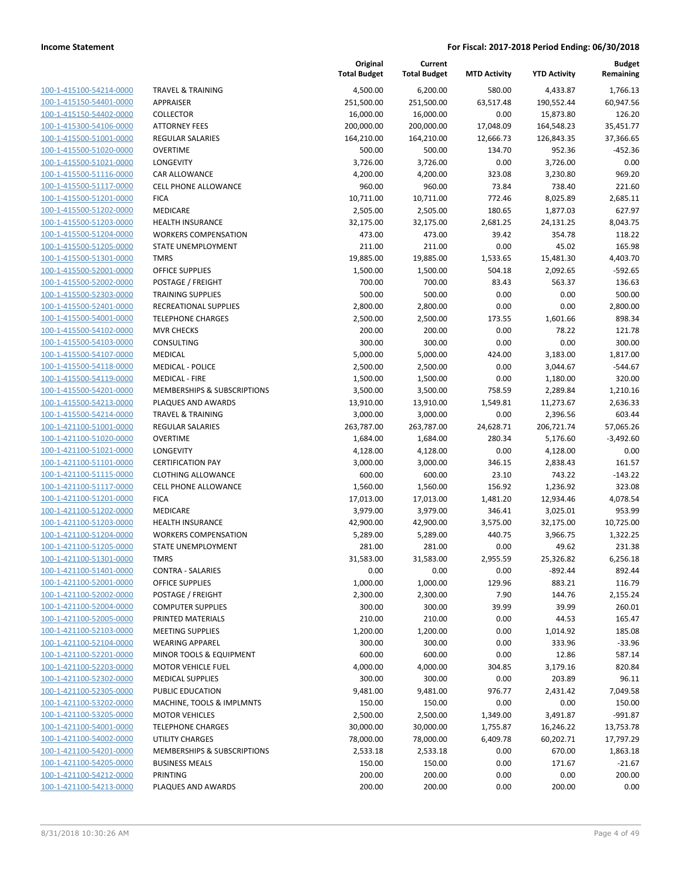| | | Original Total Budget | Current Total Budget | MTD Activity | YTD Activity | Budget Remaining |
|---|---|---|---|---|---|---|
| 100-1-415100-54214-0000 | TRAVEL & TRAINING | 4,500.00 | 6,200.00 | 580.00 | 4,433.87 | 1,766.13 |
| 100-1-415150-54401-0000 | APPRAISER | 251,500.00 | 251,500.00 | 63,517.48 | 190,552.44 | 60,947.56 |
| 100-1-415150-54402-0000 | COLLECTOR | 16,000.00 | 16,000.00 | 0.00 | 15,873.80 | 126.20 |
| 100-1-415300-54106-0000 | ATTORNEY FEES | 200,000.00 | 200,000.00 | 17,048.09 | 164,548.23 | 35,451.77 |
| 100-1-415500-51001-0000 | REGULAR SALARIES | 164,210.00 | 164,210.00 | 12,666.73 | 126,843.35 | 37,366.65 |
| 100-1-415500-51020-0000 | OVERTIME | 500.00 | 500.00 | 134.70 | 952.36 | -452.36 |
| 100-1-415500-51021-0000 | LONGEVITY | 3,726.00 | 3,726.00 | 0.00 | 3,726.00 | 0.00 |
| 100-1-415500-51116-0000 | CAR ALLOWANCE | 4,200.00 | 4,200.00 | 323.08 | 3,230.80 | 969.20 |
| 100-1-415500-51117-0000 | CELL PHONE ALLOWANCE | 960.00 | 960.00 | 73.84 | 738.40 | 221.60 |
| 100-1-415500-51201-0000 | FICA | 10,711.00 | 10,711.00 | 772.46 | 8,025.89 | 2,685.11 |
| 100-1-415500-51202-0000 | MEDICARE | 2,505.00 | 2,505.00 | 180.65 | 1,877.03 | 627.97 |
| 100-1-415500-51203-0000 | HEALTH INSURANCE | 32,175.00 | 32,175.00 | 2,681.25 | 24,131.25 | 8,043.75 |
| 100-1-415500-51204-0000 | WORKERS COMPENSATION | 473.00 | 473.00 | 39.42 | 354.78 | 118.22 |
| 100-1-415500-51205-0000 | STATE UNEMPLOYMENT | 211.00 | 211.00 | 0.00 | 45.02 | 165.98 |
| 100-1-415500-51301-0000 | TMRS | 19,885.00 | 19,885.00 | 1,533.65 | 15,481.30 | 4,403.70 |
| 100-1-415500-52001-0000 | OFFICE SUPPLIES | 1,500.00 | 1,500.00 | 504.18 | 2,092.65 | -592.65 |
| 100-1-415500-52002-0000 | POSTAGE / FREIGHT | 700.00 | 700.00 | 83.43 | 563.37 | 136.63 |
| 100-1-415500-52303-0000 | TRAINING SUPPLIES | 500.00 | 500.00 | 0.00 | 0.00 | 500.00 |
| 100-1-415500-52401-0000 | RECREATIONAL SUPPLIES | 2,800.00 | 2,800.00 | 0.00 | 0.00 | 2,800.00 |
| 100-1-415500-54001-0000 | TELEPHONE CHARGES | 2,500.00 | 2,500.00 | 173.55 | 1,601.66 | 898.34 |
| 100-1-415500-54102-0000 | MVR CHECKS | 200.00 | 200.00 | 0.00 | 78.22 | 121.78 |
| 100-1-415500-54103-0000 | CONSULTING | 300.00 | 300.00 | 0.00 | 0.00 | 300.00 |
| 100-1-415500-54107-0000 | MEDICAL | 5,000.00 | 5,000.00 | 424.00 | 3,183.00 | 1,817.00 |
| 100-1-415500-54118-0000 | MEDICAL - POLICE | 2,500.00 | 2,500.00 | 0.00 | 3,044.67 | -544.67 |
| 100-1-415500-54119-0000 | MEDICAL - FIRE | 1,500.00 | 1,500.00 | 0.00 | 1,180.00 | 320.00 |
| 100-1-415500-54201-0000 | MEMBERSHIPS & SUBSCRIPTIONS | 3,500.00 | 3,500.00 | 758.59 | 2,289.84 | 1,210.16 |
| 100-1-415500-54213-0000 | PLAQUES AND AWARDS | 13,910.00 | 13,910.00 | 1,549.81 | 11,273.67 | 2,636.33 |
| 100-1-415500-54214-0000 | TRAVEL & TRAINING | 3,000.00 | 3,000.00 | 0.00 | 2,396.56 | 603.44 |
| 100-1-421100-51001-0000 | REGULAR SALARIES | 263,787.00 | 263,787.00 | 24,628.71 | 206,721.74 | 57,065.26 |
| 100-1-421100-51020-0000 | OVERTIME | 1,684.00 | 1,684.00 | 280.34 | 5,176.60 | -3,492.60 |
| 100-1-421100-51021-0000 | LONGEVITY | 4,128.00 | 4,128.00 | 0.00 | 4,128.00 | 0.00 |
| 100-1-421100-51101-0000 | CERTIFICATION PAY | 3,000.00 | 3,000.00 | 346.15 | 2,838.43 | 161.57 |
| 100-1-421100-51115-0000 | CLOTHING ALLOWANCE | 600.00 | 600.00 | 23.10 | 743.22 | -143.22 |
| 100-1-421100-51117-0000 | CELL PHONE ALLOWANCE | 1,560.00 | 1,560.00 | 156.92 | 1,236.92 | 323.08 |
| 100-1-421100-51201-0000 | FICA | 17,013.00 | 17,013.00 | 1,481.20 | 12,934.46 | 4,078.54 |
| 100-1-421100-51202-0000 | MEDICARE | 3,979.00 | 3,979.00 | 346.41 | 3,025.01 | 953.99 |
| 100-1-421100-51203-0000 | HEALTH INSURANCE | 42,900.00 | 42,900.00 | 3,575.00 | 32,175.00 | 10,725.00 |
| 100-1-421100-51204-0000 | WORKERS COMPENSATION | 5,289.00 | 5,289.00 | 440.75 | 3,966.75 | 1,322.25 |
| 100-1-421100-51205-0000 | STATE UNEMPLOYMENT | 281.00 | 281.00 | 0.00 | 49.62 | 231.38 |
| 100-1-421100-51301-0000 | TMRS | 31,583.00 | 31,583.00 | 2,955.59 | 25,326.82 | 6,256.18 |
| 100-1-421100-51401-0000 | CONTRA - SALARIES | 0.00 | 0.00 | 0.00 | -892.44 | 892.44 |
| 100-1-421100-52001-0000 | OFFICE SUPPLIES | 1,000.00 | 1,000.00 | 129.96 | 883.21 | 116.79 |
| 100-1-421100-52002-0000 | POSTAGE / FREIGHT | 2,300.00 | 2,300.00 | 7.90 | 144.76 | 2,155.24 |
| 100-1-421100-52004-0000 | COMPUTER SUPPLIES | 300.00 | 300.00 | 39.99 | 39.99 | 260.01 |
| 100-1-421100-52005-0000 | PRINTED MATERIALS | 210.00 | 210.00 | 0.00 | 44.53 | 165.47 |
| 100-1-421100-52103-0000 | MEETING SUPPLIES | 1,200.00 | 1,200.00 | 0.00 | 1,014.92 | 185.08 |
| 100-1-421100-52104-0000 | WEARING APPAREL | 300.00 | 300.00 | 0.00 | 333.96 | -33.96 |
| 100-1-421100-52201-0000 | MINOR TOOLS & EQUIPMENT | 600.00 | 600.00 | 0.00 | 12.86 | 587.14 |
| 100-1-421100-52203-0000 | MOTOR VEHICLE FUEL | 4,000.00 | 4,000.00 | 304.85 | 3,179.16 | 820.84 |
| 100-1-421100-52302-0000 | MEDICAL SUPPLIES | 300.00 | 300.00 | 0.00 | 203.89 | 96.11 |
| 100-1-421100-52305-0000 | PUBLIC EDUCATION | 9,481.00 | 9,481.00 | 976.77 | 2,431.42 | 7,049.58 |
| 100-1-421100-53202-0000 | MACHINE, TOOLS & IMPLMNTS | 150.00 | 150.00 | 0.00 | 0.00 | 150.00 |
| 100-1-421100-53205-0000 | MOTOR VEHICLES | 2,500.00 | 2,500.00 | 1,349.00 | 3,491.87 | -991.87 |
| 100-1-421100-54001-0000 | TELEPHONE CHARGES | 30,000.00 | 30,000.00 | 1,755.87 | 16,246.22 | 13,753.78 |
| 100-1-421100-54002-0000 | UTILITY CHARGES | 78,000.00 | 78,000.00 | 6,409.78 | 60,202.71 | 17,797.29 |
| 100-1-421100-54201-0000 | MEMBERSHIPS & SUBSCRIPTIONS | 2,533.18 | 2,533.18 | 0.00 | 670.00 | 1,863.18 |
| 100-1-421100-54205-0000 | BUSINESS MEALS | 150.00 | 150.00 | 0.00 | 171.67 | -21.67 |
| 100-1-421100-54212-0000 | PRINTING | 200.00 | 200.00 | 0.00 | 0.00 | 200.00 |
| 100-1-421100-54213-0000 | PLAQUES AND AWARDS | 200.00 | 200.00 | 0.00 | 200.00 | 0.00 |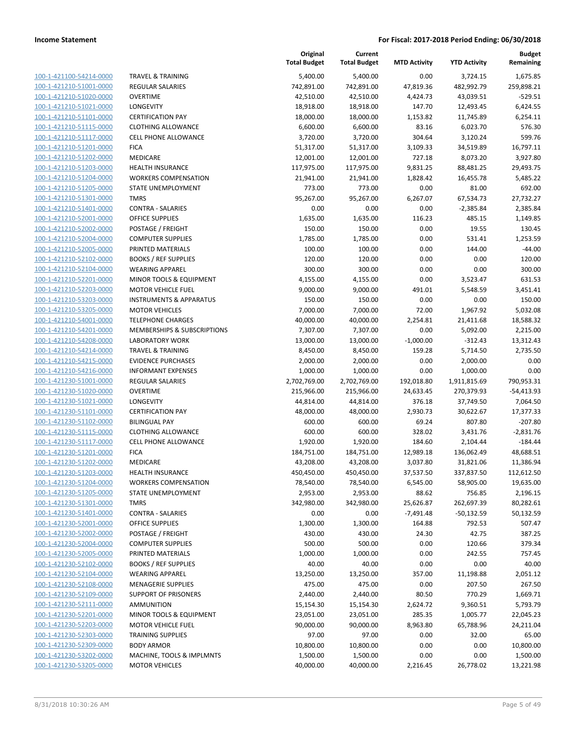| | | Original Total Budget | Current Total Budget | MTD Activity | YTD Activity | Budget Remaining |
|---|---|---|---|---|---|---|
| 100-1-421100-54214-0000 | TRAVEL & TRAINING | 5,400.00 | 5,400.00 | 0.00 | 3,724.15 | 1,675.85 |
| 100-1-421210-51001-0000 | REGULAR SALARIES | 742,891.00 | 742,891.00 | 47,819.36 | 482,992.79 | 259,898.21 |
| 100-1-421210-51020-0000 | OVERTIME | 42,510.00 | 42,510.00 | 4,424.73 | 43,039.51 | -529.51 |
| 100-1-421210-51021-0000 | LONGEVITY | 18,918.00 | 18,918.00 | 147.70 | 12,493.45 | 6,424.55 |
| 100-1-421210-51101-0000 | CERTIFICATION PAY | 18,000.00 | 18,000.00 | 1,153.82 | 11,745.89 | 6,254.11 |
| 100-1-421210-51115-0000 | CLOTHING ALLOWANCE | 6,600.00 | 6,600.00 | 83.16 | 6,023.70 | 576.30 |
| 100-1-421210-51117-0000 | CELL PHONE ALLOWANCE | 3,720.00 | 3,720.00 | 304.64 | 3,120.24 | 599.76 |
| 100-1-421210-51201-0000 | FICA | 51,317.00 | 51,317.00 | 3,109.33 | 34,519.89 | 16,797.11 |
| 100-1-421210-51202-0000 | MEDICARE | 12,001.00 | 12,001.00 | 727.18 | 8,073.20 | 3,927.80 |
| 100-1-421210-51203-0000 | HEALTH INSURANCE | 117,975.00 | 117,975.00 | 9,831.25 | 88,481.25 | 29,493.75 |
| 100-1-421210-51204-0000 | WORKERS COMPENSATION | 21,941.00 | 21,941.00 | 1,828.42 | 16,455.78 | 5,485.22 |
| 100-1-421210-51205-0000 | STATE UNEMPLOYMENT | 773.00 | 773.00 | 0.00 | 81.00 | 692.00 |
| 100-1-421210-51301-0000 | TMRS | 95,267.00 | 95,267.00 | 6,267.07 | 67,534.73 | 27,732.27 |
| 100-1-421210-51401-0000 | CONTRA - SALARIES | 0.00 | 0.00 | 0.00 | -2,385.84 | 2,385.84 |
| 100-1-421210-52001-0000 | OFFICE SUPPLIES | 1,635.00 | 1,635.00 | 116.23 | 485.15 | 1,149.85 |
| 100-1-421210-52002-0000 | POSTAGE / FREIGHT | 150.00 | 150.00 | 0.00 | 19.55 | 130.45 |
| 100-1-421210-52004-0000 | COMPUTER SUPPLIES | 1,785.00 | 1,785.00 | 0.00 | 531.41 | 1,253.59 |
| 100-1-421210-52005-0000 | PRINTED MATERIALS | 100.00 | 100.00 | 0.00 | 144.00 | -44.00 |
| 100-1-421210-52102-0000 | BOOKS / REF SUPPLIES | 120.00 | 120.00 | 0.00 | 0.00 | 120.00 |
| 100-1-421210-52104-0000 | WEARING APPAREL | 300.00 | 300.00 | 0.00 | 0.00 | 300.00 |
| 100-1-421210-52201-0000 | MINOR TOOLS & EQUIPMENT | 4,155.00 | 4,155.00 | 0.00 | 3,523.47 | 631.53 |
| 100-1-421210-52203-0000 | MOTOR VEHICLE FUEL | 9,000.00 | 9,000.00 | 491.01 | 5,548.59 | 3,451.41 |
| 100-1-421210-53203-0000 | INSTRUMENTS & APPARATUS | 150.00 | 150.00 | 0.00 | 0.00 | 150.00 |
| 100-1-421210-53205-0000 | MOTOR VEHICLES | 7,000.00 | 7,000.00 | 72.00 | 1,967.92 | 5,032.08 |
| 100-1-421210-54001-0000 | TELEPHONE CHARGES | 40,000.00 | 40,000.00 | 2,254.81 | 21,411.68 | 18,588.32 |
| 100-1-421210-54201-0000 | MEMBERSHIPS & SUBSCRIPTIONS | 7,307.00 | 7,307.00 | 0.00 | 5,092.00 | 2,215.00 |
| 100-1-421210-54208-0000 | LABORATORY WORK | 13,000.00 | 13,000.00 | -1,000.00 | -312.43 | 13,312.43 |
| 100-1-421210-54214-0000 | TRAVEL & TRAINING | 8,450.00 | 8,450.00 | 159.28 | 5,714.50 | 2,735.50 |
| 100-1-421210-54215-0000 | EVIDENCE PURCHASES | 2,000.00 | 2,000.00 | 0.00 | 2,000.00 | 0.00 |
| 100-1-421210-54216-0000 | INFORMANT EXPENSES | 1,000.00 | 1,000.00 | 0.00 | 1,000.00 | 0.00 |
| 100-1-421230-51001-0000 | REGULAR SALARIES | 2,702,769.00 | 2,702,769.00 | 192,018.80 | 1,911,815.69 | 790,953.31 |
| 100-1-421230-51020-0000 | OVERTIME | 215,966.00 | 215,966.00 | 24,633.45 | 270,379.93 | -54,413.93 |
| 100-1-421230-51021-0000 | LONGEVITY | 44,814.00 | 44,814.00 | 376.18 | 37,749.50 | 7,064.50 |
| 100-1-421230-51101-0000 | CERTIFICATION PAY | 48,000.00 | 48,000.00 | 2,930.73 | 30,622.67 | 17,377.33 |
| 100-1-421230-51102-0000 | BILINGUAL PAY | 600.00 | 600.00 | 69.24 | 807.80 | -207.80 |
| 100-1-421230-51115-0000 | CLOTHING ALLOWANCE | 600.00 | 600.00 | 328.02 | 3,431.76 | -2,831.76 |
| 100-1-421230-51117-0000 | CELL PHONE ALLOWANCE | 1,920.00 | 1,920.00 | 184.60 | 2,104.44 | -184.44 |
| 100-1-421230-51201-0000 | FICA | 184,751.00 | 184,751.00 | 12,989.18 | 136,062.49 | 48,688.51 |
| 100-1-421230-51202-0000 | MEDICARE | 43,208.00 | 43,208.00 | 3,037.80 | 31,821.06 | 11,386.94 |
| 100-1-421230-51203-0000 | HEALTH INSURANCE | 450,450.00 | 450,450.00 | 37,537.50 | 337,837.50 | 112,612.50 |
| 100-1-421230-51204-0000 | WORKERS COMPENSATION | 78,540.00 | 78,540.00 | 6,545.00 | 58,905.00 | 19,635.00 |
| 100-1-421230-51205-0000 | STATE UNEMPLOYMENT | 2,953.00 | 2,953.00 | 88.62 | 756.85 | 2,196.15 |
| 100-1-421230-51301-0000 | TMRS | 342,980.00 | 342,980.00 | 25,626.87 | 262,697.39 | 80,282.61 |
| 100-1-421230-51401-0000 | CONTRA - SALARIES | 0.00 | 0.00 | -7,491.48 | -50,132.59 | 50,132.59 |
| 100-1-421230-52001-0000 | OFFICE SUPPLIES | 1,300.00 | 1,300.00 | 164.88 | 792.53 | 507.47 |
| 100-1-421230-52002-0000 | POSTAGE / FREIGHT | 430.00 | 430.00 | 24.30 | 42.75 | 387.25 |
| 100-1-421230-52004-0000 | COMPUTER SUPPLIES | 500.00 | 500.00 | 0.00 | 120.66 | 379.34 |
| 100-1-421230-52005-0000 | PRINTED MATERIALS | 1,000.00 | 1,000.00 | 0.00 | 242.55 | 757.45 |
| 100-1-421230-52102-0000 | BOOKS / REF SUPPLIES | 40.00 | 40.00 | 0.00 | 0.00 | 40.00 |
| 100-1-421230-52104-0000 | WEARING APPAREL | 13,250.00 | 13,250.00 | 357.00 | 11,198.88 | 2,051.12 |
| 100-1-421230-52108-0000 | MENAGERIE SUPPLIES | 475.00 | 475.00 | 0.00 | 207.50 | 267.50 |
| 100-1-421230-52109-0000 | SUPPORT OF PRISONERS | 2,440.00 | 2,440.00 | 80.50 | 770.29 | 1,669.71 |
| 100-1-421230-52111-0000 | AMMUNITION | 15,154.30 | 15,154.30 | 2,624.72 | 9,360.51 | 5,793.79 |
| 100-1-421230-52201-0000 | MINOR TOOLS & EQUIPMENT | 23,051.00 | 23,051.00 | 285.35 | 1,005.77 | 22,045.23 |
| 100-1-421230-52203-0000 | MOTOR VEHICLE FUEL | 90,000.00 | 90,000.00 | 8,963.80 | 65,788.96 | 24,211.04 |
| 100-1-421230-52303-0000 | TRAINING SUPPLIES | 97.00 | 97.00 | 0.00 | 32.00 | 65.00 |
| 100-1-421230-52309-0000 | BODY ARMOR | 10,800.00 | 10,800.00 | 0.00 | 0.00 | 10,800.00 |
| 100-1-421230-53202-0000 | MACHINE, TOOLS & IMPLMNTS | 1,500.00 | 1,500.00 | 0.00 | 0.00 | 1,500.00 |
| 100-1-421230-53205-0000 | MOTOR VEHICLES | 40,000.00 | 40,000.00 | 2,216.45 | 26,778.02 | 13,221.98 |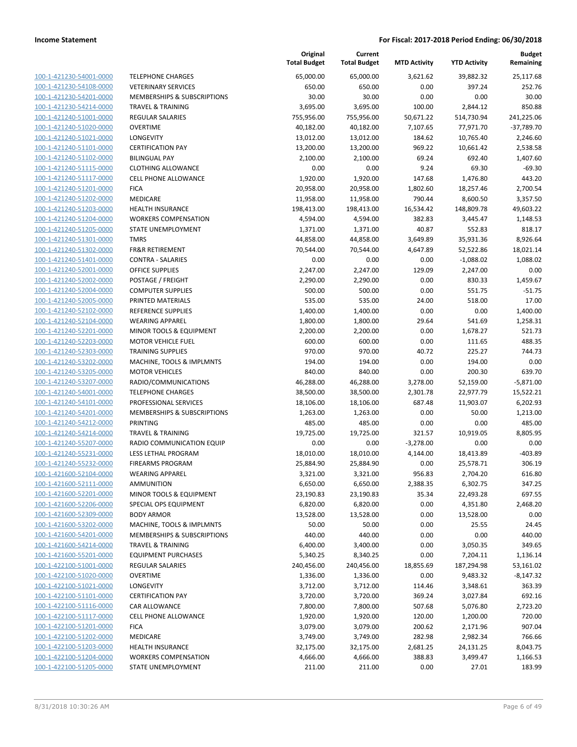| | | Original Total Budget | Current Total Budget | MTD Activity | YTD Activity | Budget Remaining |
|---|---|---|---|---|---|---|
| 100-1-421230-54001-0000 | TELEPHONE CHARGES | 65,000.00 | 65,000.00 | 3,621.62 | 39,882.32 | 25,117.68 |
| 100-1-421230-54108-0000 | VETERINARY SERVICES | 650.00 | 650.00 | 0.00 | 397.24 | 252.76 |
| 100-1-421230-54201-0000 | MEMBERSHIPS & SUBSCRIPTIONS | 30.00 | 30.00 | 0.00 | 0.00 | 30.00 |
| 100-1-421230-54214-0000 | TRAVEL & TRAINING | 3,695.00 | 3,695.00 | 100.00 | 2,844.12 | 850.88 |
| 100-1-421240-51001-0000 | REGULAR SALARIES | 755,956.00 | 755,956.00 | 50,671.22 | 514,730.94 | 241,225.06 |
| 100-1-421240-51020-0000 | OVERTIME | 40,182.00 | 40,182.00 | 7,107.65 | 77,971.70 | -37,789.70 |
| 100-1-421240-51021-0000 | LONGEVITY | 13,012.00 | 13,012.00 | 184.62 | 10,765.40 | 2,246.60 |
| 100-1-421240-51101-0000 | CERTIFICATION PAY | 13,200.00 | 13,200.00 | 969.22 | 10,661.42 | 2,538.58 |
| 100-1-421240-51102-0000 | BILINGUAL PAY | 2,100.00 | 2,100.00 | 69.24 | 692.40 | 1,407.60 |
| 100-1-421240-51115-0000 | CLOTHING ALLOWANCE | 0.00 | 0.00 | 9.24 | 69.30 | -69.30 |
| 100-1-421240-51117-0000 | CELL PHONE ALLOWANCE | 1,920.00 | 1,920.00 | 147.68 | 1,476.80 | 443.20 |
| 100-1-421240-51201-0000 | FICA | 20,958.00 | 20,958.00 | 1,802.60 | 18,257.46 | 2,700.54 |
| 100-1-421240-51202-0000 | MEDICARE | 11,958.00 | 11,958.00 | 790.44 | 8,600.50 | 3,357.50 |
| 100-1-421240-51203-0000 | HEALTH INSURANCE | 198,413.00 | 198,413.00 | 16,534.42 | 148,809.78 | 49,603.22 |
| 100-1-421240-51204-0000 | WORKERS COMPENSATION | 4,594.00 | 4,594.00 | 382.83 | 3,445.47 | 1,148.53 |
| 100-1-421240-51205-0000 | STATE UNEMPLOYMENT | 1,371.00 | 1,371.00 | 40.87 | 552.83 | 818.17 |
| 100-1-421240-51301-0000 | TMRS | 44,858.00 | 44,858.00 | 3,649.89 | 35,931.36 | 8,926.64 |
| 100-1-421240-51302-0000 | FR&R RETIREMENT | 70,544.00 | 70,544.00 | 4,647.89 | 52,522.86 | 18,021.14 |
| 100-1-421240-51401-0000 | CONTRA - SALARIES | 0.00 | 0.00 | 0.00 | -1,088.02 | 1,088.02 |
| 100-1-421240-52001-0000 | OFFICE SUPPLIES | 2,247.00 | 2,247.00 | 129.09 | 2,247.00 | 0.00 |
| 100-1-421240-52002-0000 | POSTAGE / FREIGHT | 2,290.00 | 2,290.00 | 0.00 | 830.33 | 1,459.67 |
| 100-1-421240-52004-0000 | COMPUTER SUPPLIES | 500.00 | 500.00 | 0.00 | 551.75 | -51.75 |
| 100-1-421240-52005-0000 | PRINTED MATERIALS | 535.00 | 535.00 | 24.00 | 518.00 | 17.00 |
| 100-1-421240-52102-0000 | REFERENCE SUPPLIES | 1,400.00 | 1,400.00 | 0.00 | 0.00 | 1,400.00 |
| 100-1-421240-52104-0000 | WEARING APPAREL | 1,800.00 | 1,800.00 | 29.64 | 541.69 | 1,258.31 |
| 100-1-421240-52201-0000 | MINOR TOOLS & EQUIPMENT | 2,200.00 | 2,200.00 | 0.00 | 1,678.27 | 521.73 |
| 100-1-421240-52203-0000 | MOTOR VEHICLE FUEL | 600.00 | 600.00 | 0.00 | 111.65 | 488.35 |
| 100-1-421240-52303-0000 | TRAINING SUPPLIES | 970.00 | 970.00 | 40.72 | 225.27 | 744.73 |
| 100-1-421240-53202-0000 | MACHINE, TOOLS & IMPLMNTS | 194.00 | 194.00 | 0.00 | 194.00 | 0.00 |
| 100-1-421240-53205-0000 | MOTOR VEHICLES | 840.00 | 840.00 | 0.00 | 200.30 | 639.70 |
| 100-1-421240-53207-0000 | RADIO/COMMUNICATIONS | 46,288.00 | 46,288.00 | 3,278.00 | 52,159.00 | -5,871.00 |
| 100-1-421240-54001-0000 | TELEPHONE CHARGES | 38,500.00 | 38,500.00 | 2,301.78 | 22,977.79 | 15,522.21 |
| 100-1-421240-54101-0000 | PROFESSIONAL SERVICES | 18,106.00 | 18,106.00 | 687.48 | 11,903.07 | 6,202.93 |
| 100-1-421240-54201-0000 | MEMBERSHIPS & SUBSCRIPTIONS | 1,263.00 | 1,263.00 | 0.00 | 50.00 | 1,213.00 |
| 100-1-421240-54212-0000 | PRINTING | 485.00 | 485.00 | 0.00 | 0.00 | 485.00 |
| 100-1-421240-54214-0000 | TRAVEL & TRAINING | 19,725.00 | 19,725.00 | 321.57 | 10,919.05 | 8,805.95 |
| 100-1-421240-55207-0000 | RADIO COMMUNICATION EQUIP | 0.00 | 0.00 | -3,278.00 | 0.00 | 0.00 |
| 100-1-421240-55231-0000 | LESS LETHAL PROGRAM | 18,010.00 | 18,010.00 | 4,144.00 | 18,413.89 | -403.89 |
| 100-1-421240-55232-0000 | FIREARMS PROGRAM | 25,884.90 | 25,884.90 | 0.00 | 25,578.71 | 306.19 |
| 100-1-421600-52104-0000 | WEARING APPAREL | 3,321.00 | 3,321.00 | 956.83 | 2,704.20 | 616.80 |
| 100-1-421600-52111-0000 | AMMUNITION | 6,650.00 | 6,650.00 | 2,388.35 | 6,302.75 | 347.25 |
| 100-1-421600-52201-0000 | MINOR TOOLS & EQUIPMENT | 23,190.83 | 23,190.83 | 35.34 | 22,493.28 | 697.55 |
| 100-1-421600-52206-0000 | SPECIAL OPS EQUIPMENT | 6,820.00 | 6,820.00 | 0.00 | 4,351.80 | 2,468.20 |
| 100-1-421600-52309-0000 | BODY ARMOR | 13,528.00 | 13,528.00 | 0.00 | 13,528.00 | 0.00 |
| 100-1-421600-53202-0000 | MACHINE, TOOLS & IMPLMNTS | 50.00 | 50.00 | 0.00 | 25.55 | 24.45 |
| 100-1-421600-54201-0000 | MEMBERSHIPS & SUBSCRIPTIONS | 440.00 | 440.00 | 0.00 | 0.00 | 440.00 |
| 100-1-421600-54214-0000 | TRAVEL & TRAINING | 6,400.00 | 3,400.00 | 0.00 | 3,050.35 | 349.65 |
| 100-1-421600-55201-0000 | EQUIPMENT PURCHASES | 5,340.25 | 8,340.25 | 0.00 | 7,204.11 | 1,136.14 |
| 100-1-422100-51001-0000 | REGULAR SALARIES | 240,456.00 | 240,456.00 | 18,855.69 | 187,294.98 | 53,161.02 |
| 100-1-422100-51020-0000 | OVERTIME | 1,336.00 | 1,336.00 | 0.00 | 9,483.32 | -8,147.32 |
| 100-1-422100-51021-0000 | LONGEVITY | 3,712.00 | 3,712.00 | 114.46 | 3,348.61 | 363.39 |
| 100-1-422100-51101-0000 | CERTIFICATION PAY | 3,720.00 | 3,720.00 | 369.24 | 3,027.84 | 692.16 |
| 100-1-422100-51116-0000 | CAR ALLOWANCE | 7,800.00 | 7,800.00 | 507.68 | 5,076.80 | 2,723.20 |
| 100-1-422100-51117-0000 | CELL PHONE ALLOWANCE | 1,920.00 | 1,920.00 | 120.00 | 1,200.00 | 720.00 |
| 100-1-422100-51201-0000 | FICA | 3,079.00 | 3,079.00 | 200.62 | 2,171.96 | 907.04 |
| 100-1-422100-51202-0000 | MEDICARE | 3,749.00 | 3,749.00 | 282.98 | 2,982.34 | 766.66 |
| 100-1-422100-51203-0000 | HEALTH INSURANCE | 32,175.00 | 32,175.00 | 2,681.25 | 24,131.25 | 8,043.75 |
| 100-1-422100-51204-0000 | WORKERS COMPENSATION | 4,666.00 | 4,666.00 | 388.83 | 3,499.47 | 1,166.53 |
| 100-1-422100-51205-0000 | STATE UNEMPLOYMENT | 211.00 | 211.00 | 0.00 | 27.01 | 183.99 |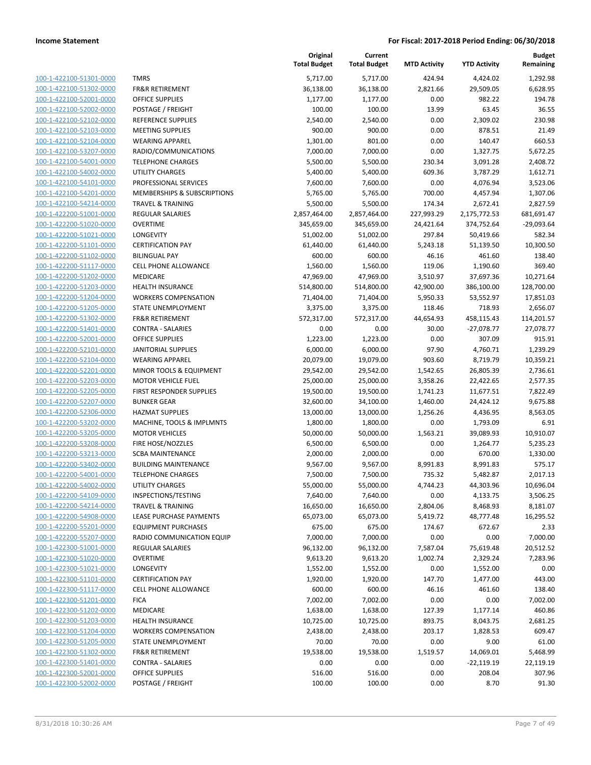| | | Original Total Budget | Current Total Budget | MTD Activity | YTD Activity | Budget Remaining |
|---|---|---|---|---|---|---|
| 100-1-422100-51301-0000 | TMRS | 5,717.00 | 5,717.00 | 424.94 | 4,424.02 | 1,292.98 |
| 100-1-422100-51302-0000 | FR&R RETIREMENT | 36,138.00 | 36,138.00 | 2,821.66 | 29,509.05 | 6,628.95 |
| 100-1-422100-52001-0000 | OFFICE SUPPLIES | 1,177.00 | 1,177.00 | 0.00 | 982.22 | 194.78 |
| 100-1-422100-52002-0000 | POSTAGE / FREIGHT | 100.00 | 100.00 | 13.99 | 63.45 | 36.55 |
| 100-1-422100-52102-0000 | REFERENCE SUPPLIES | 2,540.00 | 2,540.00 | 0.00 | 2,309.02 | 230.98 |
| 100-1-422100-52103-0000 | MEETING SUPPLIES | 900.00 | 900.00 | 0.00 | 878.51 | 21.49 |
| 100-1-422100-52104-0000 | WEARING APPAREL | 1,301.00 | 801.00 | 0.00 | 140.47 | 660.53 |
| 100-1-422100-53207-0000 | RADIO/COMMUNICATIONS | 7,000.00 | 7,000.00 | 0.00 | 1,327.75 | 5,672.25 |
| 100-1-422100-54001-0000 | TELEPHONE CHARGES | 5,500.00 | 5,500.00 | 230.34 | 3,091.28 | 2,408.72 |
| 100-1-422100-54002-0000 | UTILITY CHARGES | 5,400.00 | 5,400.00 | 609.36 | 3,787.29 | 1,612.71 |
| 100-1-422100-54101-0000 | PROFESSIONAL SERVICES | 7,600.00 | 7,600.00 | 0.00 | 4,076.94 | 3,523.06 |
| 100-1-422100-54201-0000 | MEMBERSHIPS & SUBSCRIPTIONS | 5,765.00 | 5,765.00 | 700.00 | 4,457.94 | 1,307.06 |
| 100-1-422100-54214-0000 | TRAVEL & TRAINING | 5,500.00 | 5,500.00 | 174.34 | 2,672.41 | 2,827.59 |
| 100-1-422200-51001-0000 | REGULAR SALARIES | 2,857,464.00 | 2,857,464.00 | 227,993.29 | 2,175,772.53 | 681,691.47 |
| 100-1-422200-51020-0000 | OVERTIME | 345,659.00 | 345,659.00 | 24,421.64 | 374,752.64 | -29,093.64 |
| 100-1-422200-51021-0000 | LONGEVITY | 51,002.00 | 51,002.00 | 297.84 | 50,419.66 | 582.34 |
| 100-1-422200-51101-0000 | CERTIFICATION PAY | 61,440.00 | 61,440.00 | 5,243.18 | 51,139.50 | 10,300.50 |
| 100-1-422200-51102-0000 | BILINGUAL PAY | 600.00 | 600.00 | 46.16 | 461.60 | 138.40 |
| 100-1-422200-51117-0000 | CELL PHONE ALLOWANCE | 1,560.00 | 1,560.00 | 119.06 | 1,190.60 | 369.40 |
| 100-1-422200-51202-0000 | MEDICARE | 47,969.00 | 47,969.00 | 3,510.97 | 37,697.36 | 10,271.64 |
| 100-1-422200-51203-0000 | HEALTH INSURANCE | 514,800.00 | 514,800.00 | 42,900.00 | 386,100.00 | 128,700.00 |
| 100-1-422200-51204-0000 | WORKERS COMPENSATION | 71,404.00 | 71,404.00 | 5,950.33 | 53,552.97 | 17,851.03 |
| 100-1-422200-51205-0000 | STATE UNEMPLOYMENT | 3,375.00 | 3,375.00 | 118.46 | 718.93 | 2,656.07 |
| 100-1-422200-51302-0000 | FR&R RETIREMENT | 572,317.00 | 572,317.00 | 44,654.93 | 458,115.43 | 114,201.57 |
| 100-1-422200-51401-0000 | CONTRA - SALARIES | 0.00 | 0.00 | 30.00 | -27,078.77 | 27,078.77 |
| 100-1-422200-52001-0000 | OFFICE SUPPLIES | 1,223.00 | 1,223.00 | 0.00 | 307.09 | 915.91 |
| 100-1-422200-52101-0000 | JANITORIAL SUPPLIES | 6,000.00 | 6,000.00 | 97.90 | 4,760.71 | 1,239.29 |
| 100-1-422200-52104-0000 | WEARING APPAREL | 20,079.00 | 19,079.00 | 903.60 | 8,719.79 | 10,359.21 |
| 100-1-422200-52201-0000 | MINOR TOOLS & EQUIPMENT | 29,542.00 | 29,542.00 | 1,542.65 | 26,805.39 | 2,736.61 |
| 100-1-422200-52203-0000 | MOTOR VEHICLE FUEL | 25,000.00 | 25,000.00 | 3,358.26 | 22,422.65 | 2,577.35 |
| 100-1-422200-52205-0000 | FIRST RESPONDER SUPPLIES | 19,500.00 | 19,500.00 | 1,741.23 | 11,677.51 | 7,822.49 |
| 100-1-422200-52207-0000 | BUNKER GEAR | 32,600.00 | 34,100.00 | 1,460.00 | 24,424.12 | 9,675.88 |
| 100-1-422200-52306-0000 | HAZMAT SUPPLIES | 13,000.00 | 13,000.00 | 1,256.26 | 4,436.95 | 8,563.05 |
| 100-1-422200-53202-0000 | MACHINE, TOOLS & IMPLMNTS | 1,800.00 | 1,800.00 | 0.00 | 1,793.09 | 6.91 |
| 100-1-422200-53205-0000 | MOTOR VEHICLES | 50,000.00 | 50,000.00 | 1,563.21 | 39,089.93 | 10,910.07 |
| 100-1-422200-53208-0000 | FIRE HOSE/NOZZLES | 6,500.00 | 6,500.00 | 0.00 | 1,264.77 | 5,235.23 |
| 100-1-422200-53213-0000 | SCBA MAINTENANCE | 2,000.00 | 2,000.00 | 0.00 | 670.00 | 1,330.00 |
| 100-1-422200-53402-0000 | BUILDING MAINTENANCE | 9,567.00 | 9,567.00 | 8,991.83 | 8,991.83 | 575.17 |
| 100-1-422200-54001-0000 | TELEPHONE CHARGES | 7,500.00 | 7,500.00 | 735.32 | 5,482.87 | 2,017.13 |
| 100-1-422200-54002-0000 | UTILITY CHARGES | 55,000.00 | 55,000.00 | 4,744.23 | 44,303.96 | 10,696.04 |
| 100-1-422200-54109-0000 | INSPECTIONS/TESTING | 7,640.00 | 7,640.00 | 0.00 | 4,133.75 | 3,506.25 |
| 100-1-422200-54214-0000 | TRAVEL & TRAINING | 16,650.00 | 16,650.00 | 2,804.06 | 8,468.93 | 8,181.07 |
| 100-1-422200-54908-0000 | LEASE PURCHASE PAYMENTS | 65,073.00 | 65,073.00 | 5,419.72 | 48,777.48 | 16,295.52 |
| 100-1-422200-55201-0000 | EQUIPMENT PURCHASES | 675.00 | 675.00 | 174.67 | 672.67 | 2.33 |
| 100-1-422200-55207-0000 | RADIO COMMUNICATION EQUIP | 7,000.00 | 7,000.00 | 0.00 | 0.00 | 7,000.00 |
| 100-1-422300-51001-0000 | REGULAR SALARIES | 96,132.00 | 96,132.00 | 7,587.04 | 75,619.48 | 20,512.52 |
| 100-1-422300-51020-0000 | OVERTIME | 9,613.20 | 9,613.20 | 1,002.74 | 2,329.24 | 7,283.96 |
| 100-1-422300-51021-0000 | LONGEVITY | 1,552.00 | 1,552.00 | 0.00 | 1,552.00 | 0.00 |
| 100-1-422300-51101-0000 | CERTIFICATION PAY | 1,920.00 | 1,920.00 | 147.70 | 1,477.00 | 443.00 |
| 100-1-422300-51117-0000 | CELL PHONE ALLOWANCE | 600.00 | 600.00 | 46.16 | 461.60 | 138.40 |
| 100-1-422300-51201-0000 | FICA | 7,002.00 | 7,002.00 | 0.00 | 0.00 | 7,002.00 |
| 100-1-422300-51202-0000 | MEDICARE | 1,638.00 | 1,638.00 | 127.39 | 1,177.14 | 460.86 |
| 100-1-422300-51203-0000 | HEALTH INSURANCE | 10,725.00 | 10,725.00 | 893.75 | 8,043.75 | 2,681.25 |
| 100-1-422300-51204-0000 | WORKERS COMPENSATION | 2,438.00 | 2,438.00 | 203.17 | 1,828.53 | 609.47 |
| 100-1-422300-51205-0000 | STATE UNEMPLOYMENT | 70.00 | 70.00 | 0.00 | 9.00 | 61.00 |
| 100-1-422300-51302-0000 | FR&R RETIREMENT | 19,538.00 | 19,538.00 | 1,519.57 | 14,069.01 | 5,468.99 |
| 100-1-422300-51401-0000 | CONTRA - SALARIES | 0.00 | 0.00 | 0.00 | -22,119.19 | 22,119.19 |
| 100-1-422300-52001-0000 | OFFICE SUPPLIES | 516.00 | 516.00 | 0.00 | 208.04 | 307.96 |
| 100-1-422300-52002-0000 | POSTAGE / FREIGHT | 100.00 | 100.00 | 0.00 | 8.70 | 91.30 |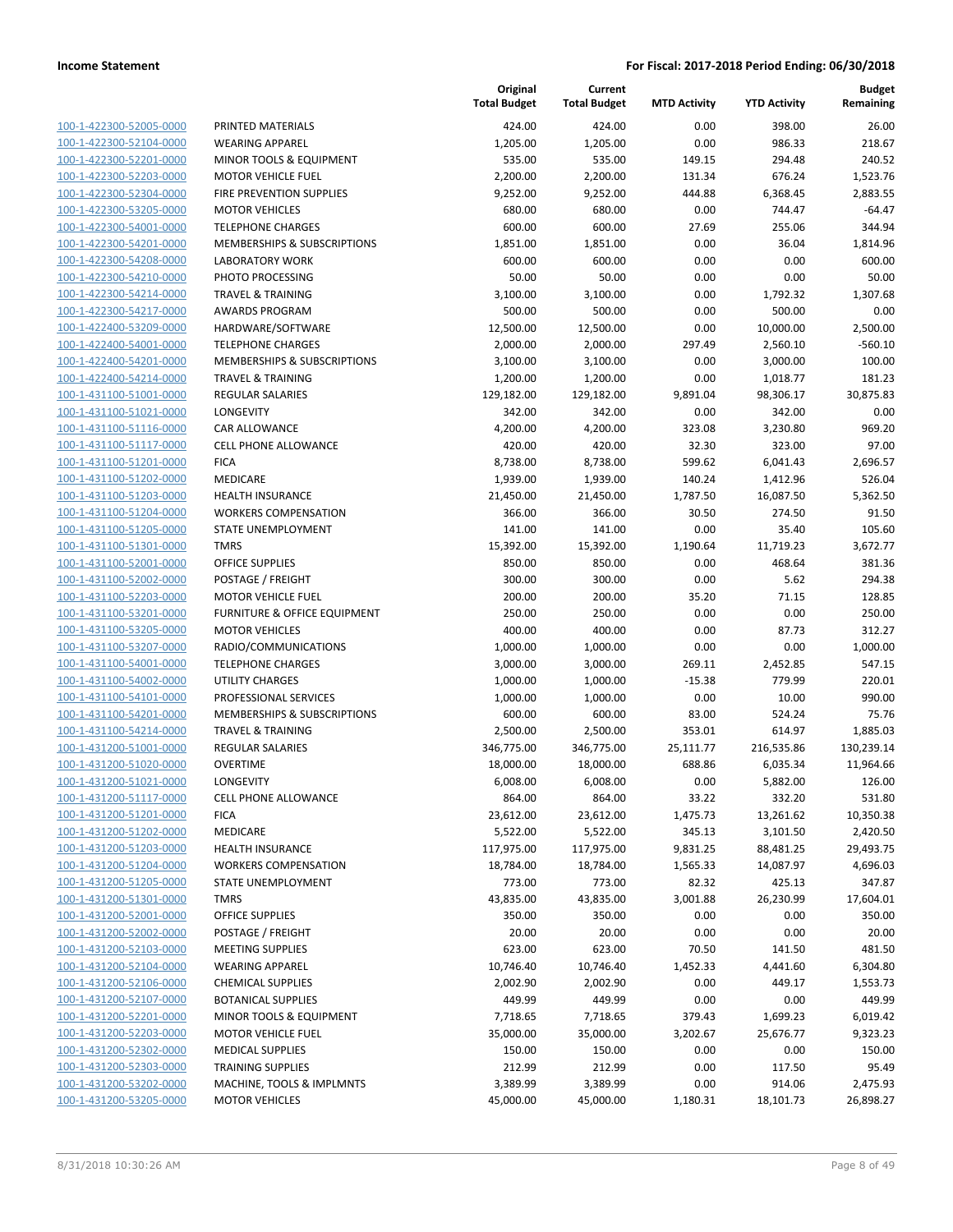| | | Original Total Budget | Current Total Budget | MTD Activity | YTD Activity | Budget Remaining |
|---|---|---|---|---|---|---|
| 100-1-422300-52005-0000 | PRINTED MATERIALS | 424.00 | 424.00 | 0.00 | 398.00 | 26.00 |
| 100-1-422300-52104-0000 | WEARING APPAREL | 1,205.00 | 1,205.00 | 0.00 | 986.33 | 218.67 |
| 100-1-422300-52201-0000 | MINOR TOOLS & EQUIPMENT | 535.00 | 535.00 | 149.15 | 294.48 | 240.52 |
| 100-1-422300-52203-0000 | MOTOR VEHICLE FUEL | 2,200.00 | 2,200.00 | 131.34 | 676.24 | 1,523.76 |
| 100-1-422300-52304-0000 | FIRE PREVENTION SUPPLIES | 9,252.00 | 9,252.00 | 444.88 | 6,368.45 | 2,883.55 |
| 100-1-422300-53205-0000 | MOTOR VEHICLES | 680.00 | 680.00 | 0.00 | 744.47 | -64.47 |
| 100-1-422300-54001-0000 | TELEPHONE CHARGES | 600.00 | 600.00 | 27.69 | 255.06 | 344.94 |
| 100-1-422300-54201-0000 | MEMBERSHIPS & SUBSCRIPTIONS | 1,851.00 | 1,851.00 | 0.00 | 36.04 | 1,814.96 |
| 100-1-422300-54208-0000 | LABORATORY WORK | 600.00 | 600.00 | 0.00 | 0.00 | 600.00 |
| 100-1-422300-54210-0000 | PHOTO PROCESSING | 50.00 | 50.00 | 0.00 | 0.00 | 50.00 |
| 100-1-422300-54214-0000 | TRAVEL & TRAINING | 3,100.00 | 3,100.00 | 0.00 | 1,792.32 | 1,307.68 |
| 100-1-422300-54217-0000 | AWARDS PROGRAM | 500.00 | 500.00 | 0.00 | 500.00 | 0.00 |
| 100-1-422400-53209-0000 | HARDWARE/SOFTWARE | 12,500.00 | 12,500.00 | 0.00 | 10,000.00 | 2,500.00 |
| 100-1-422400-54001-0000 | TELEPHONE CHARGES | 2,000.00 | 2,000.00 | 297.49 | 2,560.10 | -560.10 |
| 100-1-422400-54201-0000 | MEMBERSHIPS & SUBSCRIPTIONS | 3,100.00 | 3,100.00 | 0.00 | 3,000.00 | 100.00 |
| 100-1-422400-54214-0000 | TRAVEL & TRAINING | 1,200.00 | 1,200.00 | 0.00 | 1,018.77 | 181.23 |
| 100-1-431100-51001-0000 | REGULAR SALARIES | 129,182.00 | 129,182.00 | 9,891.04 | 98,306.17 | 30,875.83 |
| 100-1-431100-51021-0000 | LONGEVITY | 342.00 | 342.00 | 0.00 | 342.00 | 0.00 |
| 100-1-431100-51116-0000 | CAR ALLOWANCE | 4,200.00 | 4,200.00 | 323.08 | 3,230.80 | 969.20 |
| 100-1-431100-51117-0000 | CELL PHONE ALLOWANCE | 420.00 | 420.00 | 32.30 | 323.00 | 97.00 |
| 100-1-431100-51201-0000 | FICA | 8,738.00 | 8,738.00 | 599.62 | 6,041.43 | 2,696.57 |
| 100-1-431100-51202-0000 | MEDICARE | 1,939.00 | 1,939.00 | 140.24 | 1,412.96 | 526.04 |
| 100-1-431100-51203-0000 | HEALTH INSURANCE | 21,450.00 | 21,450.00 | 1,787.50 | 16,087.50 | 5,362.50 |
| 100-1-431100-51204-0000 | WORKERS COMPENSATION | 366.00 | 366.00 | 30.50 | 274.50 | 91.50 |
| 100-1-431100-51205-0000 | STATE UNEMPLOYMENT | 141.00 | 141.00 | 0.00 | 35.40 | 105.60 |
| 100-1-431100-51301-0000 | TMRS | 15,392.00 | 15,392.00 | 1,190.64 | 11,719.23 | 3,672.77 |
| 100-1-431100-52001-0000 | OFFICE SUPPLIES | 850.00 | 850.00 | 0.00 | 468.64 | 381.36 |
| 100-1-431100-52002-0000 | POSTAGE / FREIGHT | 300.00 | 300.00 | 0.00 | 5.62 | 294.38 |
| 100-1-431100-52203-0000 | MOTOR VEHICLE FUEL | 200.00 | 200.00 | 35.20 | 71.15 | 128.85 |
| 100-1-431100-53201-0000 | FURNITURE & OFFICE EQUIPMENT | 250.00 | 250.00 | 0.00 | 0.00 | 250.00 |
| 100-1-431100-53205-0000 | MOTOR VEHICLES | 400.00 | 400.00 | 0.00 | 87.73 | 312.27 |
| 100-1-431100-53207-0000 | RADIO/COMMUNICATIONS | 1,000.00 | 1,000.00 | 0.00 | 0.00 | 1,000.00 |
| 100-1-431100-54001-0000 | TELEPHONE CHARGES | 3,000.00 | 3,000.00 | 269.11 | 2,452.85 | 547.15 |
| 100-1-431100-54002-0000 | UTILITY CHARGES | 1,000.00 | 1,000.00 | -15.38 | 779.99 | 220.01 |
| 100-1-431100-54101-0000 | PROFESSIONAL SERVICES | 1,000.00 | 1,000.00 | 0.00 | 10.00 | 990.00 |
| 100-1-431100-54201-0000 | MEMBERSHIPS & SUBSCRIPTIONS | 600.00 | 600.00 | 83.00 | 524.24 | 75.76 |
| 100-1-431100-54214-0000 | TRAVEL & TRAINING | 2,500.00 | 2,500.00 | 353.01 | 614.97 | 1,885.03 |
| 100-1-431200-51001-0000 | REGULAR SALARIES | 346,775.00 | 346,775.00 | 25,111.77 | 216,535.86 | 130,239.14 |
| 100-1-431200-51020-0000 | OVERTIME | 18,000.00 | 18,000.00 | 688.86 | 6,035.34 | 11,964.66 |
| 100-1-431200-51021-0000 | LONGEVITY | 6,008.00 | 6,008.00 | 0.00 | 5,882.00 | 126.00 |
| 100-1-431200-51117-0000 | CELL PHONE ALLOWANCE | 864.00 | 864.00 | 33.22 | 332.20 | 531.80 |
| 100-1-431200-51201-0000 | FICA | 23,612.00 | 23,612.00 | 1,475.73 | 13,261.62 | 10,350.38 |
| 100-1-431200-51202-0000 | MEDICARE | 5,522.00 | 5,522.00 | 345.13 | 3,101.50 | 2,420.50 |
| 100-1-431200-51203-0000 | HEALTH INSURANCE | 117,975.00 | 117,975.00 | 9,831.25 | 88,481.25 | 29,493.75 |
| 100-1-431200-51204-0000 | WORKERS COMPENSATION | 18,784.00 | 18,784.00 | 1,565.33 | 14,087.97 | 4,696.03 |
| 100-1-431200-51205-0000 | STATE UNEMPLOYMENT | 773.00 | 773.00 | 82.32 | 425.13 | 347.87 |
| 100-1-431200-51301-0000 | TMRS | 43,835.00 | 43,835.00 | 3,001.88 | 26,230.99 | 17,604.01 |
| 100-1-431200-52001-0000 | OFFICE SUPPLIES | 350.00 | 350.00 | 0.00 | 0.00 | 350.00 |
| 100-1-431200-52002-0000 | POSTAGE / FREIGHT | 20.00 | 20.00 | 0.00 | 0.00 | 20.00 |
| 100-1-431200-52103-0000 | MEETING SUPPLIES | 623.00 | 623.00 | 70.50 | 141.50 | 481.50 |
| 100-1-431200-52104-0000 | WEARING APPAREL | 10,746.40 | 10,746.40 | 1,452.33 | 4,441.60 | 6,304.80 |
| 100-1-431200-52106-0000 | CHEMICAL SUPPLIES | 2,002.90 | 2,002.90 | 0.00 | 449.17 | 1,553.73 |
| 100-1-431200-52107-0000 | BOTANICAL SUPPLIES | 449.99 | 449.99 | 0.00 | 0.00 | 449.99 |
| 100-1-431200-52201-0000 | MINOR TOOLS & EQUIPMENT | 7,718.65 | 7,718.65 | 379.43 | 1,699.23 | 6,019.42 |
| 100-1-431200-52203-0000 | MOTOR VEHICLE FUEL | 35,000.00 | 35,000.00 | 3,202.67 | 25,676.77 | 9,323.23 |
| 100-1-431200-52302-0000 | MEDICAL SUPPLIES | 150.00 | 150.00 | 0.00 | 0.00 | 150.00 |
| 100-1-431200-52303-0000 | TRAINING SUPPLIES | 212.99 | 212.99 | 0.00 | 117.50 | 95.49 |
| 100-1-431200-53202-0000 | MACHINE, TOOLS & IMPLMNTS | 3,389.99 | 3,389.99 | 0.00 | 914.06 | 2,475.93 |
| 100-1-431200-53205-0000 | MOTOR VEHICLES | 45,000.00 | 45,000.00 | 1,180.31 | 18,101.73 | 26,898.27 |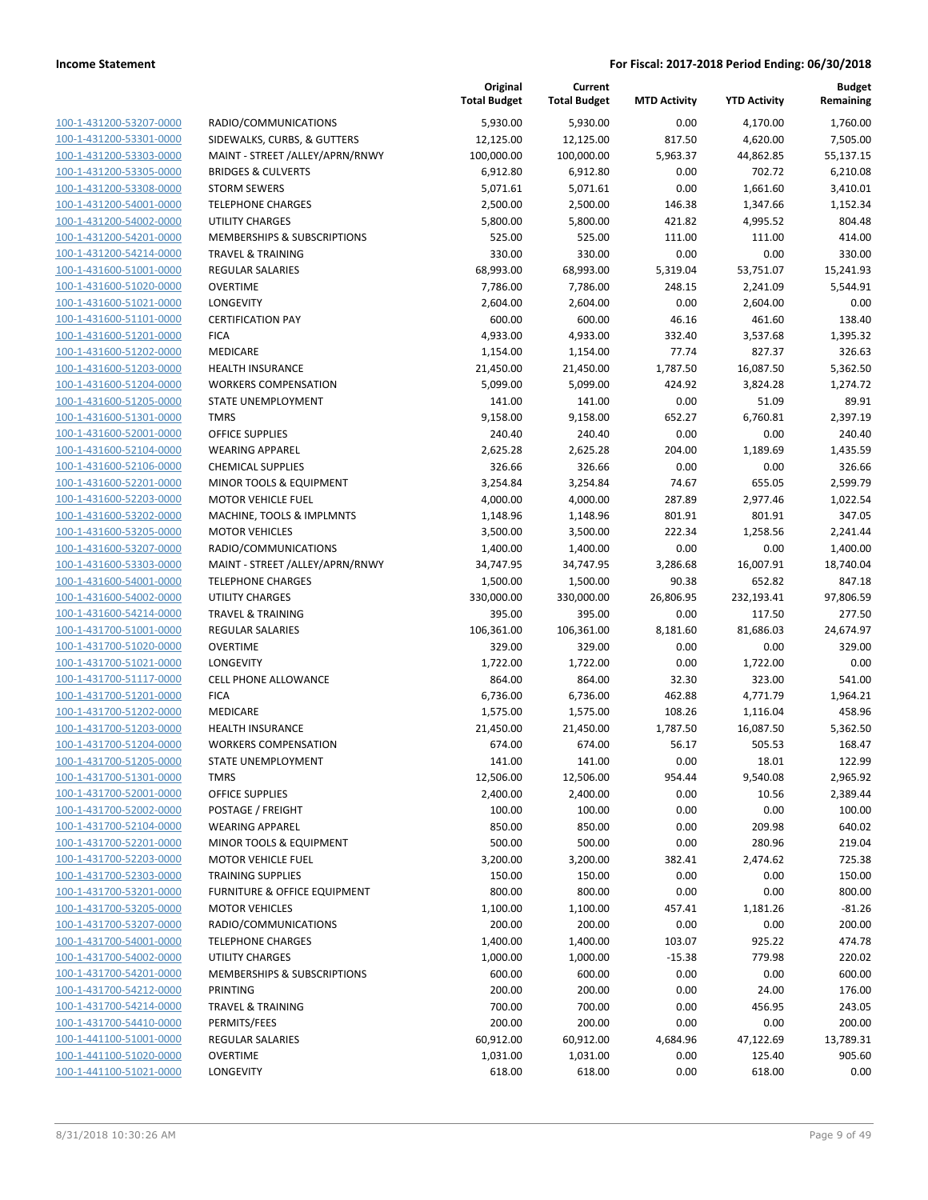**Income Statement** | **For Fiscal: 2017-2018 Period Ending: 06/30/2018**

| | | Original Total Budget | Current Total Budget | MTD Activity | YTD Activity | Budget Remaining |
|---|---|---|---|---|---|---|
| 100-1-431200-53207-0000 | RADIO/COMMUNICATIONS | 5,930.00 | 5,930.00 | 0.00 | 4,170.00 | 1,760.00 |
| 100-1-431200-53301-0000 | SIDEWALKS, CURBS, & GUTTERS | 12,125.00 | 12,125.00 | 817.50 | 4,620.00 | 7,505.00 |
| 100-1-431200-53303-0000 | MAINT - STREET /ALLEY/APRN/RNWY | 100,000.00 | 100,000.00 | 5,963.37 | 44,862.85 | 55,137.15 |
| 100-1-431200-53305-0000 | BRIDGES & CULVERTS | 6,912.80 | 6,912.80 | 0.00 | 702.72 | 6,210.08 |
| 100-1-431200-53308-0000 | STORM SEWERS | 5,071.61 | 5,071.61 | 0.00 | 1,661.60 | 3,410.01 |
| 100-1-431200-54001-0000 | TELEPHONE CHARGES | 2,500.00 | 2,500.00 | 146.38 | 1,347.66 | 1,152.34 |
| 100-1-431200-54002-0000 | UTILITY CHARGES | 5,800.00 | 5,800.00 | 421.82 | 4,995.52 | 804.48 |
| 100-1-431200-54201-0000 | MEMBERSHIPS & SUBSCRIPTIONS | 525.00 | 525.00 | 111.00 | 111.00 | 414.00 |
| 100-1-431200-54214-0000 | TRAVEL & TRAINING | 330.00 | 330.00 | 0.00 | 0.00 | 330.00 |
| 100-1-431600-51001-0000 | REGULAR SALARIES | 68,993.00 | 68,993.00 | 5,319.04 | 53,751.07 | 15,241.93 |
| 100-1-431600-51020-0000 | OVERTIME | 7,786.00 | 7,786.00 | 248.15 | 2,241.09 | 5,544.91 |
| 100-1-431600-51021-0000 | LONGEVITY | 2,604.00 | 2,604.00 | 0.00 | 2,604.00 | 0.00 |
| 100-1-431600-51101-0000 | CERTIFICATION PAY | 600.00 | 600.00 | 46.16 | 461.60 | 138.40 |
| 100-1-431600-51201-0000 | FICA | 4,933.00 | 4,933.00 | 332.40 | 3,537.68 | 1,395.32 |
| 100-1-431600-51202-0000 | MEDICARE | 1,154.00 | 1,154.00 | 77.74 | 827.37 | 326.63 |
| 100-1-431600-51203-0000 | HEALTH INSURANCE | 21,450.00 | 21,450.00 | 1,787.50 | 16,087.50 | 5,362.50 |
| 100-1-431600-51204-0000 | WORKERS COMPENSATION | 5,099.00 | 5,099.00 | 424.92 | 3,824.28 | 1,274.72 |
| 100-1-431600-51205-0000 | STATE UNEMPLOYMENT | 141.00 | 141.00 | 0.00 | 51.09 | 89.91 |
| 100-1-431600-51301-0000 | TMRS | 9,158.00 | 9,158.00 | 652.27 | 6,760.81 | 2,397.19 |
| 100-1-431600-52001-0000 | OFFICE SUPPLIES | 240.40 | 240.40 | 0.00 | 0.00 | 240.40 |
| 100-1-431600-52104-0000 | WEARING APPAREL | 2,625.28 | 2,625.28 | 204.00 | 1,189.69 | 1,435.59 |
| 100-1-431600-52106-0000 | CHEMICAL SUPPLIES | 326.66 | 326.66 | 0.00 | 0.00 | 326.66 |
| 100-1-431600-52201-0000 | MINOR TOOLS & EQUIPMENT | 3,254.84 | 3,254.84 | 74.67 | 655.05 | 2,599.79 |
| 100-1-431600-52203-0000 | MOTOR VEHICLE FUEL | 4,000.00 | 4,000.00 | 287.89 | 2,977.46 | 1,022.54 |
| 100-1-431600-53202-0000 | MACHINE, TOOLS & IMPLMNTS | 1,148.96 | 1,148.96 | 801.91 | 801.91 | 347.05 |
| 100-1-431600-53205-0000 | MOTOR VEHICLES | 3,500.00 | 3,500.00 | 222.34 | 1,258.56 | 2,241.44 |
| 100-1-431600-53207-0000 | RADIO/COMMUNICATIONS | 1,400.00 | 1,400.00 | 0.00 | 0.00 | 1,400.00 |
| 100-1-431600-53303-0000 | MAINT - STREET /ALLEY/APRN/RNWY | 34,747.95 | 34,747.95 | 3,286.68 | 16,007.91 | 18,740.04 |
| 100-1-431600-54001-0000 | TELEPHONE CHARGES | 1,500.00 | 1,500.00 | 90.38 | 652.82 | 847.18 |
| 100-1-431600-54002-0000 | UTILITY CHARGES | 330,000.00 | 330,000.00 | 26,806.95 | 232,193.41 | 97,806.59 |
| 100-1-431600-54214-0000 | TRAVEL & TRAINING | 395.00 | 395.00 | 0.00 | 117.50 | 277.50 |
| 100-1-431700-51001-0000 | REGULAR SALARIES | 106,361.00 | 106,361.00 | 8,181.60 | 81,686.03 | 24,674.97 |
| 100-1-431700-51020-0000 | OVERTIME | 329.00 | 329.00 | 0.00 | 0.00 | 329.00 |
| 100-1-431700-51021-0000 | LONGEVITY | 1,722.00 | 1,722.00 | 0.00 | 1,722.00 | 0.00 |
| 100-1-431700-51117-0000 | CELL PHONE ALLOWANCE | 864.00 | 864.00 | 32.30 | 323.00 | 541.00 |
| 100-1-431700-51201-0000 | FICA | 6,736.00 | 6,736.00 | 462.88 | 4,771.79 | 1,964.21 |
| 100-1-431700-51202-0000 | MEDICARE | 1,575.00 | 1,575.00 | 108.26 | 1,116.04 | 458.96 |
| 100-1-431700-51203-0000 | HEALTH INSURANCE | 21,450.00 | 21,450.00 | 1,787.50 | 16,087.50 | 5,362.50 |
| 100-1-431700-51204-0000 | WORKERS COMPENSATION | 674.00 | 674.00 | 56.17 | 505.53 | 168.47 |
| 100-1-431700-51205-0000 | STATE UNEMPLOYMENT | 141.00 | 141.00 | 0.00 | 18.01 | 122.99 |
| 100-1-431700-51301-0000 | TMRS | 12,506.00 | 12,506.00 | 954.44 | 9,540.08 | 2,965.92 |
| 100-1-431700-52001-0000 | OFFICE SUPPLIES | 2,400.00 | 2,400.00 | 0.00 | 10.56 | 2,389.44 |
| 100-1-431700-52002-0000 | POSTAGE / FREIGHT | 100.00 | 100.00 | 0.00 | 0.00 | 100.00 |
| 100-1-431700-52104-0000 | WEARING APPAREL | 850.00 | 850.00 | 0.00 | 209.98 | 640.02 |
| 100-1-431700-52201-0000 | MINOR TOOLS & EQUIPMENT | 500.00 | 500.00 | 0.00 | 280.96 | 219.04 |
| 100-1-431700-52203-0000 | MOTOR VEHICLE FUEL | 3,200.00 | 3,200.00 | 382.41 | 2,474.62 | 725.38 |
| 100-1-431700-52303-0000 | TRAINING SUPPLIES | 150.00 | 150.00 | 0.00 | 0.00 | 150.00 |
| 100-1-431700-53201-0000 | FURNITURE & OFFICE EQUIPMENT | 800.00 | 800.00 | 0.00 | 0.00 | 800.00 |
| 100-1-431700-53205-0000 | MOTOR VEHICLES | 1,100.00 | 1,100.00 | 457.41 | 1,181.26 | -81.26 |
| 100-1-431700-53207-0000 | RADIO/COMMUNICATIONS | 200.00 | 200.00 | 0.00 | 0.00 | 200.00 |
| 100-1-431700-54001-0000 | TELEPHONE CHARGES | 1,400.00 | 1,400.00 | 103.07 | 925.22 | 474.78 |
| 100-1-431700-54002-0000 | UTILITY CHARGES | 1,000.00 | 1,000.00 | -15.38 | 779.98 | 220.02 |
| 100-1-431700-54201-0000 | MEMBERSHIPS & SUBSCRIPTIONS | 600.00 | 600.00 | 0.00 | 0.00 | 600.00 |
| 100-1-431700-54212-0000 | PRINTING | 200.00 | 200.00 | 0.00 | 24.00 | 176.00 |
| 100-1-431700-54214-0000 | TRAVEL & TRAINING | 700.00 | 700.00 | 0.00 | 456.95 | 243.05 |
| 100-1-431700-54410-0000 | PERMITS/FEES | 200.00 | 200.00 | 0.00 | 0.00 | 200.00 |
| 100-1-441100-51001-0000 | REGULAR SALARIES | 60,912.00 | 60,912.00 | 4,684.96 | 47,122.69 | 13,789.31 |
| 100-1-441100-51020-0000 | OVERTIME | 1,031.00 | 1,031.00 | 0.00 | 125.40 | 905.60 |
| 100-1-441100-51021-0000 | LONGEVITY | 618.00 | 618.00 | 0.00 | 618.00 | 0.00 |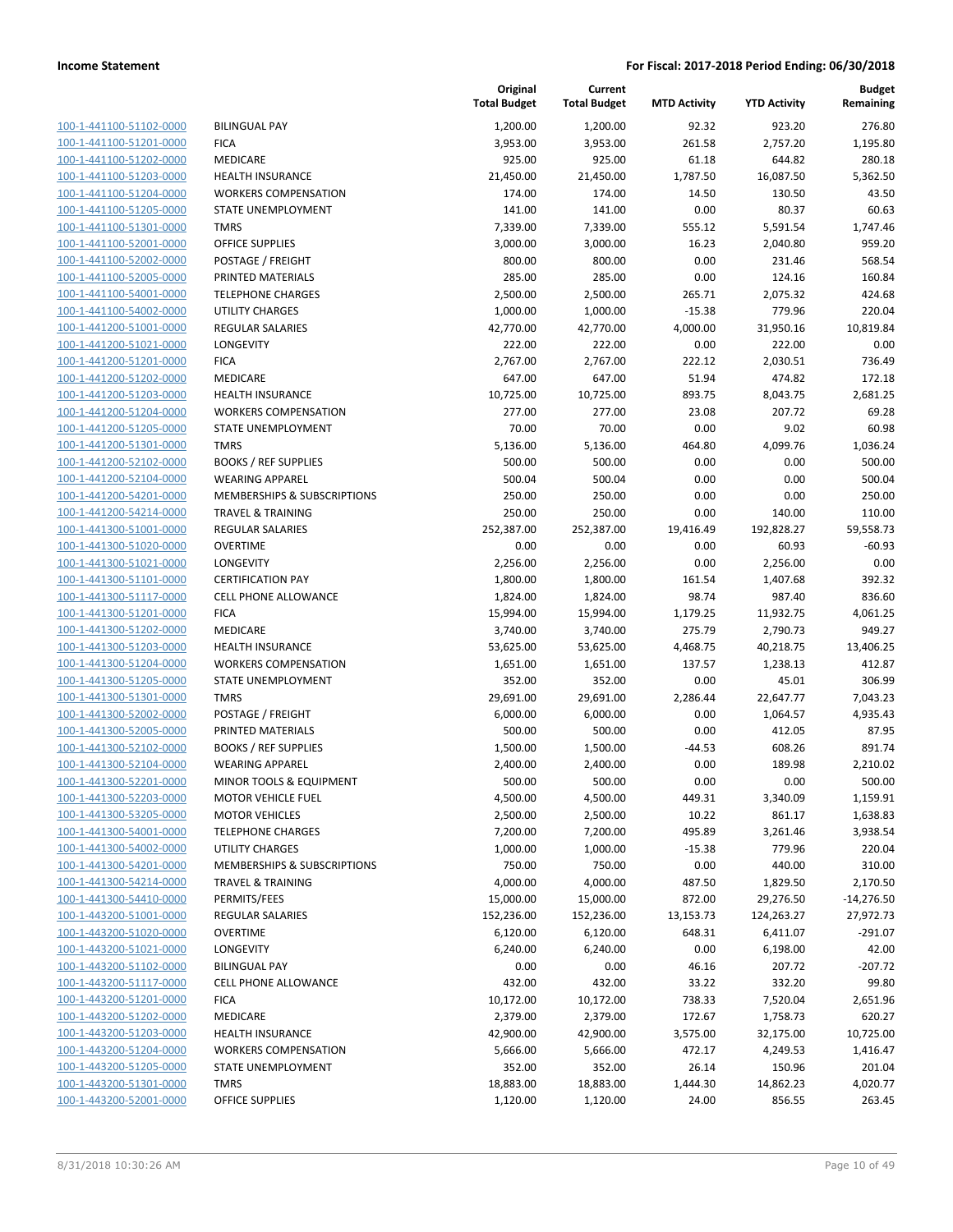**Income Statement** — **For Fiscal: 2017-2018 Period Ending: 06/30/2018**

| | | Original Total Budget | Current Total Budget | MTD Activity | YTD Activity | Budget Remaining |
|---|---|---|---|---|---|---|
| 100-1-441100-51102-0000 | BILINGUAL PAY | 1,200.00 | 1,200.00 | 92.32 | 923.20 | 276.80 |
| 100-1-441100-51201-0000 | FICA | 3,953.00 | 3,953.00 | 261.58 | 2,757.20 | 1,195.80 |
| 100-1-441100-51202-0000 | MEDICARE | 925.00 | 925.00 | 61.18 | 644.82 | 280.18 |
| 100-1-441100-51203-0000 | HEALTH INSURANCE | 21,450.00 | 21,450.00 | 1,787.50 | 16,087.50 | 5,362.50 |
| 100-1-441100-51204-0000 | WORKERS COMPENSATION | 174.00 | 174.00 | 14.50 | 130.50 | 43.50 |
| 100-1-441100-51205-0000 | STATE UNEMPLOYMENT | 141.00 | 141.00 | 0.00 | 80.37 | 60.63 |
| 100-1-441100-51301-0000 | TMRS | 7,339.00 | 7,339.00 | 555.12 | 5,591.54 | 1,747.46 |
| 100-1-441100-52001-0000 | OFFICE SUPPLIES | 3,000.00 | 3,000.00 | 16.23 | 2,040.80 | 959.20 |
| 100-1-441100-52002-0000 | POSTAGE / FREIGHT | 800.00 | 800.00 | 0.00 | 231.46 | 568.54 |
| 100-1-441100-52005-0000 | PRINTED MATERIALS | 285.00 | 285.00 | 0.00 | 124.16 | 160.84 |
| 100-1-441100-54001-0000 | TELEPHONE CHARGES | 2,500.00 | 2,500.00 | 265.71 | 2,075.32 | 424.68 |
| 100-1-441100-54002-0000 | UTILITY CHARGES | 1,000.00 | 1,000.00 | -15.38 | 779.96 | 220.04 |
| 100-1-441200-51001-0000 | REGULAR SALARIES | 42,770.00 | 42,770.00 | 4,000.00 | 31,950.16 | 10,819.84 |
| 100-1-441200-51021-0000 | LONGEVITY | 222.00 | 222.00 | 0.00 | 222.00 | 0.00 |
| 100-1-441200-51201-0000 | FICA | 2,767.00 | 2,767.00 | 222.12 | 2,030.51 | 736.49 |
| 100-1-441200-51202-0000 | MEDICARE | 647.00 | 647.00 | 51.94 | 474.82 | 172.18 |
| 100-1-441200-51203-0000 | HEALTH INSURANCE | 10,725.00 | 10,725.00 | 893.75 | 8,043.75 | 2,681.25 |
| 100-1-441200-51204-0000 | WORKERS COMPENSATION | 277.00 | 277.00 | 23.08 | 207.72 | 69.28 |
| 100-1-441200-51205-0000 | STATE UNEMPLOYMENT | 70.00 | 70.00 | 0.00 | 9.02 | 60.98 |
| 100-1-441200-51301-0000 | TMRS | 5,136.00 | 5,136.00 | 464.80 | 4,099.76 | 1,036.24 |
| 100-1-441200-52102-0000 | BOOKS / REF SUPPLIES | 500.00 | 500.00 | 0.00 | 0.00 | 500.00 |
| 100-1-441200-52104-0000 | WEARING APPAREL | 500.04 | 500.04 | 0.00 | 0.00 | 500.04 |
| 100-1-441200-54201-0000 | MEMBERSHIPS & SUBSCRIPTIONS | 250.00 | 250.00 | 0.00 | 0.00 | 250.00 |
| 100-1-441200-54214-0000 | TRAVEL & TRAINING | 250.00 | 250.00 | 0.00 | 140.00 | 110.00 |
| 100-1-441300-51001-0000 | REGULAR SALARIES | 252,387.00 | 252,387.00 | 19,416.49 | 192,828.27 | 59,558.73 |
| 100-1-441300-51020-0000 | OVERTIME | 0.00 | 0.00 | 0.00 | 60.93 | -60.93 |
| 100-1-441300-51021-0000 | LONGEVITY | 2,256.00 | 2,256.00 | 0.00 | 2,256.00 | 0.00 |
| 100-1-441300-51101-0000 | CERTIFICATION PAY | 1,800.00 | 1,800.00 | 161.54 | 1,407.68 | 392.32 |
| 100-1-441300-51117-0000 | CELL PHONE ALLOWANCE | 1,824.00 | 1,824.00 | 98.74 | 987.40 | 836.60 |
| 100-1-441300-51201-0000 | FICA | 15,994.00 | 15,994.00 | 1,179.25 | 11,932.75 | 4,061.25 |
| 100-1-441300-51202-0000 | MEDICARE | 3,740.00 | 3,740.00 | 275.79 | 2,790.73 | 949.27 |
| 100-1-441300-51203-0000 | HEALTH INSURANCE | 53,625.00 | 53,625.00 | 4,468.75 | 40,218.75 | 13,406.25 |
| 100-1-441300-51204-0000 | WORKERS COMPENSATION | 1,651.00 | 1,651.00 | 137.57 | 1,238.13 | 412.87 |
| 100-1-441300-51205-0000 | STATE UNEMPLOYMENT | 352.00 | 352.00 | 0.00 | 45.01 | 306.99 |
| 100-1-441300-51301-0000 | TMRS | 29,691.00 | 29,691.00 | 2,286.44 | 22,647.77 | 7,043.23 |
| 100-1-441300-52002-0000 | POSTAGE / FREIGHT | 6,000.00 | 6,000.00 | 0.00 | 1,064.57 | 4,935.43 |
| 100-1-441300-52005-0000 | PRINTED MATERIALS | 500.00 | 500.00 | 0.00 | 412.05 | 87.95 |
| 100-1-441300-52102-0000 | BOOKS / REF SUPPLIES | 1,500.00 | 1,500.00 | -44.53 | 608.26 | 891.74 |
| 100-1-441300-52104-0000 | WEARING APPAREL | 2,400.00 | 2,400.00 | 0.00 | 189.98 | 2,210.02 |
| 100-1-441300-52201-0000 | MINOR TOOLS & EQUIPMENT | 500.00 | 500.00 | 0.00 | 0.00 | 500.00 |
| 100-1-441300-52203-0000 | MOTOR VEHICLE FUEL | 4,500.00 | 4,500.00 | 449.31 | 3,340.09 | 1,159.91 |
| 100-1-441300-53205-0000 | MOTOR VEHICLES | 2,500.00 | 2,500.00 | 10.22 | 861.17 | 1,638.83 |
| 100-1-441300-54001-0000 | TELEPHONE CHARGES | 7,200.00 | 7,200.00 | 495.89 | 3,261.46 | 3,938.54 |
| 100-1-441300-54002-0000 | UTILITY CHARGES | 1,000.00 | 1,000.00 | -15.38 | 779.96 | 220.04 |
| 100-1-441300-54201-0000 | MEMBERSHIPS & SUBSCRIPTIONS | 750.00 | 750.00 | 0.00 | 440.00 | 310.00 |
| 100-1-441300-54214-0000 | TRAVEL & TRAINING | 4,000.00 | 4,000.00 | 487.50 | 1,829.50 | 2,170.50 |
| 100-1-441300-54410-0000 | PERMITS/FEES | 15,000.00 | 15,000.00 | 872.00 | 29,276.50 | -14,276.50 |
| 100-1-443200-51001-0000 | REGULAR SALARIES | 152,236.00 | 152,236.00 | 13,153.73 | 124,263.27 | 27,972.73 |
| 100-1-443200-51020-0000 | OVERTIME | 6,120.00 | 6,120.00 | 648.31 | 6,411.07 | -291.07 |
| 100-1-443200-51021-0000 | LONGEVITY | 6,240.00 | 6,240.00 | 0.00 | 6,198.00 | 42.00 |
| 100-1-443200-51102-0000 | BILINGUAL PAY | 0.00 | 0.00 | 46.16 | 207.72 | -207.72 |
| 100-1-443200-51117-0000 | CELL PHONE ALLOWANCE | 432.00 | 432.00 | 33.22 | 332.20 | 99.80 |
| 100-1-443200-51201-0000 | FICA | 10,172.00 | 10,172.00 | 738.33 | 7,520.04 | 2,651.96 |
| 100-1-443200-51202-0000 | MEDICARE | 2,379.00 | 2,379.00 | 172.67 | 1,758.73 | 620.27 |
| 100-1-443200-51203-0000 | HEALTH INSURANCE | 42,900.00 | 42,900.00 | 3,575.00 | 32,175.00 | 10,725.00 |
| 100-1-443200-51204-0000 | WORKERS COMPENSATION | 5,666.00 | 5,666.00 | 472.17 | 4,249.53 | 1,416.47 |
| 100-1-443200-51205-0000 | STATE UNEMPLOYMENT | 352.00 | 352.00 | 26.14 | 150.96 | 201.04 |
| 100-1-443200-51301-0000 | TMRS | 18,883.00 | 18,883.00 | 1,444.30 | 14,862.23 | 4,020.77 |
| 100-1-443200-52001-0000 | OFFICE SUPPLIES | 1,120.00 | 1,120.00 | 24.00 | 856.55 | 263.45 |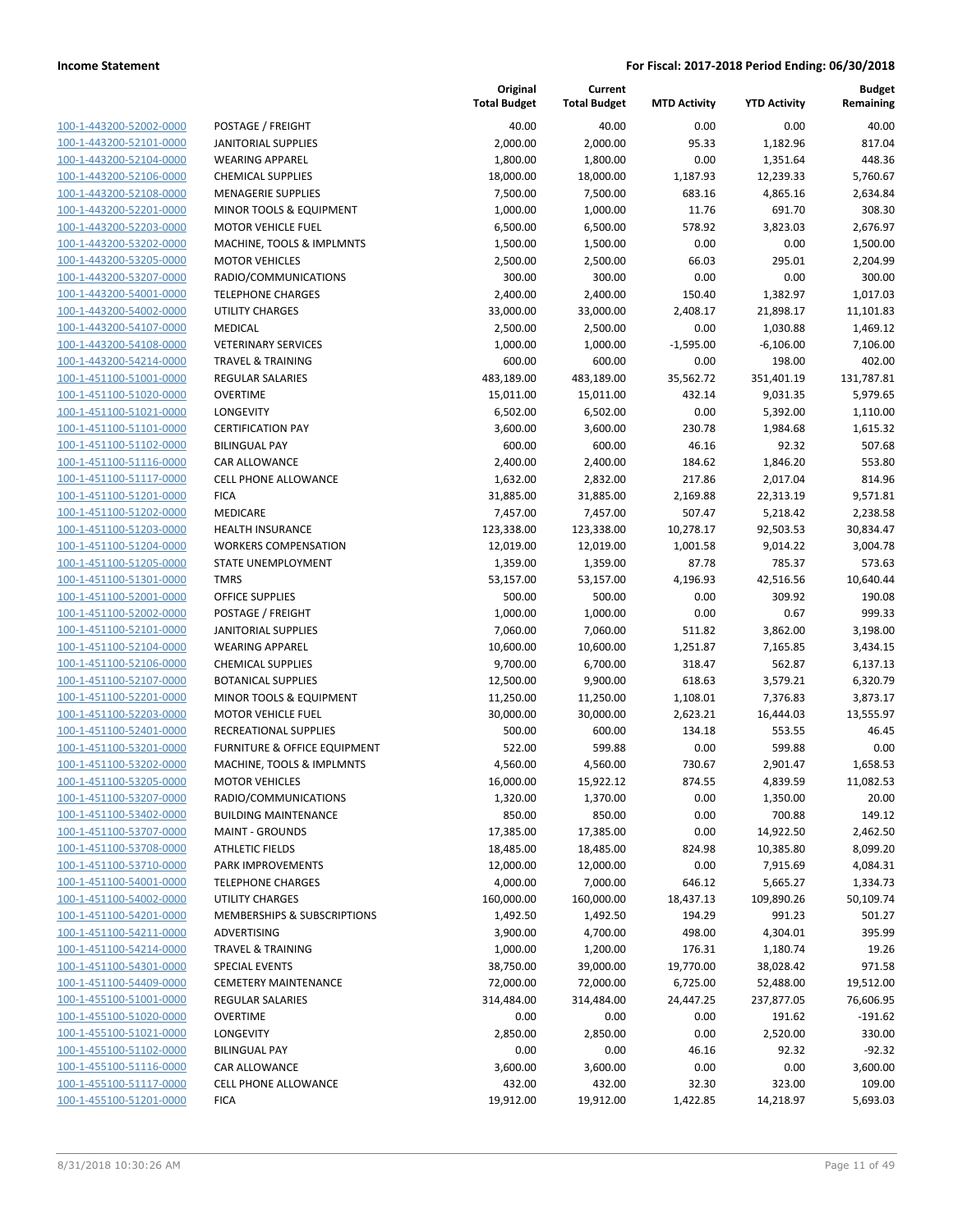**Income Statement** | **For Fiscal: 2017-2018 Period Ending: 06/30/2018**

| | | Original Total Budget | Current Total Budget | MTD Activity | YTD Activity | Budget Remaining |
|---|---|---|---|---|---|---|
| 100-1-443200-52002-0000 | POSTAGE / FREIGHT | 40.00 | 40.00 | 0.00 | 0.00 | 40.00 |
| 100-1-443200-52101-0000 | JANITORIAL SUPPLIES | 2,000.00 | 2,000.00 | 95.33 | 1,182.96 | 817.04 |
| 100-1-443200-52104-0000 | WEARING APPAREL | 1,800.00 | 1,800.00 | 0.00 | 1,351.64 | 448.36 |
| 100-1-443200-52106-0000 | CHEMICAL SUPPLIES | 18,000.00 | 18,000.00 | 1,187.93 | 12,239.33 | 5,760.67 |
| 100-1-443200-52108-0000 | MENAGERIE SUPPLIES | 7,500.00 | 7,500.00 | 683.16 | 4,865.16 | 2,634.84 |
| 100-1-443200-52201-0000 | MINOR TOOLS & EQUIPMENT | 1,000.00 | 1,000.00 | 11.76 | 691.70 | 308.30 |
| 100-1-443200-52203-0000 | MOTOR VEHICLE FUEL | 6,500.00 | 6,500.00 | 578.92 | 3,823.03 | 2,676.97 |
| 100-1-443200-53202-0000 | MACHINE, TOOLS & IMPLMNTS | 1,500.00 | 1,500.00 | 0.00 | 0.00 | 1,500.00 |
| 100-1-443200-53205-0000 | MOTOR VEHICLES | 2,500.00 | 2,500.00 | 66.03 | 295.01 | 2,204.99 |
| 100-1-443200-53207-0000 | RADIO/COMMUNICATIONS | 300.00 | 300.00 | 0.00 | 0.00 | 300.00 |
| 100-1-443200-54001-0000 | TELEPHONE CHARGES | 2,400.00 | 2,400.00 | 150.40 | 1,382.97 | 1,017.03 |
| 100-1-443200-54002-0000 | UTILITY CHARGES | 33,000.00 | 33,000.00 | 2,408.17 | 21,898.17 | 11,101.83 |
| 100-1-443200-54107-0000 | MEDICAL | 2,500.00 | 2,500.00 | 0.00 | 1,030.88 | 1,469.12 |
| 100-1-443200-54108-0000 | VETERINARY SERVICES | 1,000.00 | 1,000.00 | -1,595.00 | -6,106.00 | 7,106.00 |
| 100-1-443200-54214-0000 | TRAVEL & TRAINING | 600.00 | 600.00 | 0.00 | 198.00 | 402.00 |
| 100-1-451100-51001-0000 | REGULAR SALARIES | 483,189.00 | 483,189.00 | 35,562.72 | 351,401.19 | 131,787.81 |
| 100-1-451100-51020-0000 | OVERTIME | 15,011.00 | 15,011.00 | 432.14 | 9,031.35 | 5,979.65 |
| 100-1-451100-51021-0000 | LONGEVITY | 6,502.00 | 6,502.00 | 0.00 | 5,392.00 | 1,110.00 |
| 100-1-451100-51101-0000 | CERTIFICATION PAY | 3,600.00 | 3,600.00 | 230.78 | 1,984.68 | 1,615.32 |
| 100-1-451100-51102-0000 | BILINGUAL PAY | 600.00 | 600.00 | 46.16 | 92.32 | 507.68 |
| 100-1-451100-51116-0000 | CAR ALLOWANCE | 2,400.00 | 2,400.00 | 184.62 | 1,846.20 | 553.80 |
| 100-1-451100-51117-0000 | CELL PHONE ALLOWANCE | 1,632.00 | 2,832.00 | 217.86 | 2,017.04 | 814.96 |
| 100-1-451100-51201-0000 | FICA | 31,885.00 | 31,885.00 | 2,169.88 | 22,313.19 | 9,571.81 |
| 100-1-451100-51202-0000 | MEDICARE | 7,457.00 | 7,457.00 | 507.47 | 5,218.42 | 2,238.58 |
| 100-1-451100-51203-0000 | HEALTH INSURANCE | 123,338.00 | 123,338.00 | 10,278.17 | 92,503.53 | 30,834.47 |
| 100-1-451100-51204-0000 | WORKERS COMPENSATION | 12,019.00 | 12,019.00 | 1,001.58 | 9,014.22 | 3,004.78 |
| 100-1-451100-51205-0000 | STATE UNEMPLOYMENT | 1,359.00 | 1,359.00 | 87.78 | 785.37 | 573.63 |
| 100-1-451100-51301-0000 | TMRS | 53,157.00 | 53,157.00 | 4,196.93 | 42,516.56 | 10,640.44 |
| 100-1-451100-52001-0000 | OFFICE SUPPLIES | 500.00 | 500.00 | 0.00 | 309.92 | 190.08 |
| 100-1-451100-52002-0000 | POSTAGE / FREIGHT | 1,000.00 | 1,000.00 | 0.00 | 0.67 | 999.33 |
| 100-1-451100-52101-0000 | JANITORIAL SUPPLIES | 7,060.00 | 7,060.00 | 511.82 | 3,862.00 | 3,198.00 |
| 100-1-451100-52104-0000 | WEARING APPAREL | 10,600.00 | 10,600.00 | 1,251.87 | 7,165.85 | 3,434.15 |
| 100-1-451100-52106-0000 | CHEMICAL SUPPLIES | 9,700.00 | 6,700.00 | 318.47 | 562.87 | 6,137.13 |
| 100-1-451100-52107-0000 | BOTANICAL SUPPLIES | 12,500.00 | 9,900.00 | 618.63 | 3,579.21 | 6,320.79 |
| 100-1-451100-52201-0000 | MINOR TOOLS & EQUIPMENT | 11,250.00 | 11,250.00 | 1,108.01 | 7,376.83 | 3,873.17 |
| 100-1-451100-52203-0000 | MOTOR VEHICLE FUEL | 30,000.00 | 30,000.00 | 2,623.21 | 16,444.03 | 13,555.97 |
| 100-1-451100-52401-0000 | RECREATIONAL SUPPLIES | 500.00 | 600.00 | 134.18 | 553.55 | 46.45 |
| 100-1-451100-53201-0000 | FURNITURE & OFFICE EQUIPMENT | 522.00 | 599.88 | 0.00 | 599.88 | 0.00 |
| 100-1-451100-53202-0000 | MACHINE, TOOLS & IMPLMNTS | 4,560.00 | 4,560.00 | 730.67 | 2,901.47 | 1,658.53 |
| 100-1-451100-53205-0000 | MOTOR VEHICLES | 16,000.00 | 15,922.12 | 874.55 | 4,839.59 | 11,082.53 |
| 100-1-451100-53207-0000 | RADIO/COMMUNICATIONS | 1,320.00 | 1,370.00 | 0.00 | 1,350.00 | 20.00 |
| 100-1-451100-53402-0000 | BUILDING MAINTENANCE | 850.00 | 850.00 | 0.00 | 700.88 | 149.12 |
| 100-1-451100-53707-0000 | MAINT - GROUNDS | 17,385.00 | 17,385.00 | 0.00 | 14,922.50 | 2,462.50 |
| 100-1-451100-53708-0000 | ATHLETIC FIELDS | 18,485.00 | 18,485.00 | 824.98 | 10,385.80 | 8,099.20 |
| 100-1-451100-53710-0000 | PARK IMPROVEMENTS | 12,000.00 | 12,000.00 | 0.00 | 7,915.69 | 4,084.31 |
| 100-1-451100-54001-0000 | TELEPHONE CHARGES | 4,000.00 | 7,000.00 | 646.12 | 5,665.27 | 1,334.73 |
| 100-1-451100-54002-0000 | UTILITY CHARGES | 160,000.00 | 160,000.00 | 18,437.13 | 109,890.26 | 50,109.74 |
| 100-1-451100-54201-0000 | MEMBERSHIPS & SUBSCRIPTIONS | 1,492.50 | 1,492.50 | 194.29 | 991.23 | 501.27 |
| 100-1-451100-54211-0000 | ADVERTISING | 3,900.00 | 4,700.00 | 498.00 | 4,304.01 | 395.99 |
| 100-1-451100-54214-0000 | TRAVEL & TRAINING | 1,000.00 | 1,200.00 | 176.31 | 1,180.74 | 19.26 |
| 100-1-451100-54301-0000 | SPECIAL EVENTS | 38,750.00 | 39,000.00 | 19,770.00 | 38,028.42 | 971.58 |
| 100-1-451100-54409-0000 | CEMETERY MAINTENANCE | 72,000.00 | 72,000.00 | 6,725.00 | 52,488.00 | 19,512.00 |
| 100-1-455100-51001-0000 | REGULAR SALARIES | 314,484.00 | 314,484.00 | 24,447.25 | 237,877.05 | 76,606.95 |
| 100-1-455100-51020-0000 | OVERTIME | 0.00 | 0.00 | 0.00 | 191.62 | -191.62 |
| 100-1-455100-51021-0000 | LONGEVITY | 2,850.00 | 2,850.00 | 0.00 | 2,520.00 | 330.00 |
| 100-1-455100-51102-0000 | BILINGUAL PAY | 0.00 | 0.00 | 46.16 | 92.32 | -92.32 |
| 100-1-455100-51116-0000 | CAR ALLOWANCE | 3,600.00 | 3,600.00 | 0.00 | 0.00 | 3,600.00 |
| 100-1-455100-51117-0000 | CELL PHONE ALLOWANCE | 432.00 | 432.00 | 32.30 | 323.00 | 109.00 |
| 100-1-455100-51201-0000 | FICA | 19,912.00 | 19,912.00 | 1,422.85 | 14,218.97 | 5,693.03 |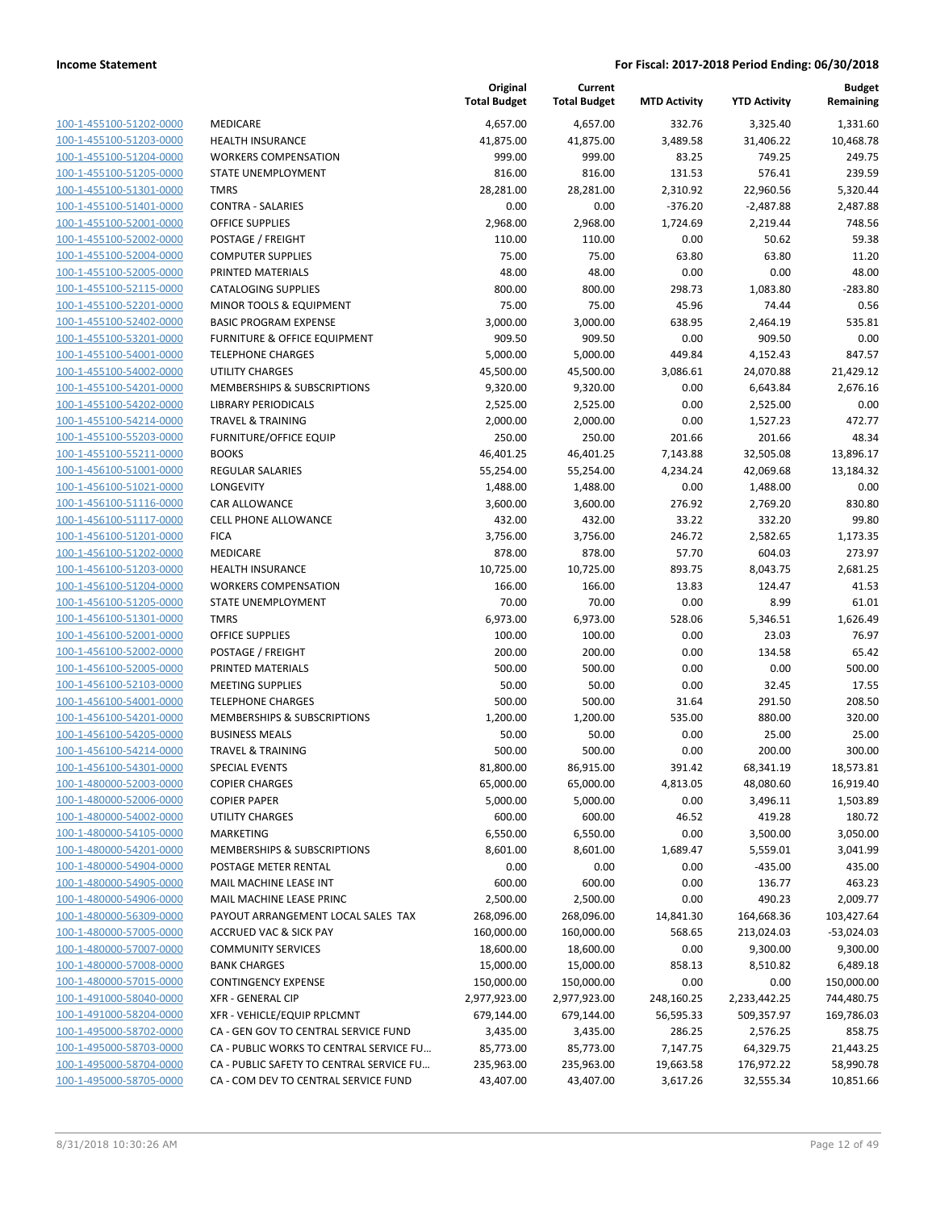**Income Statement** **For Fiscal: 2017-2018 Period Ending: 06/30/2018**

| | | Original Total Budget | Current Total Budget | MTD Activity | YTD Activity | Budget Remaining |
|---|---|---|---|---|---|---|
| 100-1-455100-51202-0000 | MEDICARE | 4,657.00 | 4,657.00 | 332.76 | 3,325.40 | 1,331.60 |
| 100-1-455100-51203-0000 | HEALTH INSURANCE | 41,875.00 | 41,875.00 | 3,489.58 | 31,406.22 | 10,468.78 |
| 100-1-455100-51204-0000 | WORKERS COMPENSATION | 999.00 | 999.00 | 83.25 | 749.25 | 249.75 |
| 100-1-455100-51205-0000 | STATE UNEMPLOYMENT | 816.00 | 816.00 | 131.53 | 576.41 | 239.59 |
| 100-1-455100-51301-0000 | TMRS | 28,281.00 | 28,281.00 | 2,310.92 | 22,960.56 | 5,320.44 |
| 100-1-455100-51401-0000 | CONTRA - SALARIES | 0.00 | 0.00 | -376.20 | -2,487.88 | 2,487.88 |
| 100-1-455100-52001-0000 | OFFICE SUPPLIES | 2,968.00 | 2,968.00 | 1,724.69 | 2,219.44 | 748.56 |
| 100-1-455100-52002-0000 | POSTAGE / FREIGHT | 110.00 | 110.00 | 0.00 | 50.62 | 59.38 |
| 100-1-455100-52004-0000 | COMPUTER SUPPLIES | 75.00 | 75.00 | 63.80 | 63.80 | 11.20 |
| 100-1-455100-52005-0000 | PRINTED MATERIALS | 48.00 | 48.00 | 0.00 | 0.00 | 48.00 |
| 100-1-455100-52115-0000 | CATALOGING SUPPLIES | 800.00 | 800.00 | 298.73 | 1,083.80 | -283.80 |
| 100-1-455100-52201-0000 | MINOR TOOLS & EQUIPMENT | 75.00 | 75.00 | 45.96 | 74.44 | 0.56 |
| 100-1-455100-52402-0000 | BASIC PROGRAM EXPENSE | 3,000.00 | 3,000.00 | 638.95 | 2,464.19 | 535.81 |
| 100-1-455100-53201-0000 | FURNITURE & OFFICE EQUIPMENT | 909.50 | 909.50 | 0.00 | 909.50 | 0.00 |
| 100-1-455100-54001-0000 | TELEPHONE CHARGES | 5,000.00 | 5,000.00 | 449.84 | 4,152.43 | 847.57 |
| 100-1-455100-54002-0000 | UTILITY CHARGES | 45,500.00 | 45,500.00 | 3,086.61 | 24,070.88 | 21,429.12 |
| 100-1-455100-54201-0000 | MEMBERSHIPS & SUBSCRIPTIONS | 9,320.00 | 9,320.00 | 0.00 | 6,643.84 | 2,676.16 |
| 100-1-455100-54202-0000 | LIBRARY PERIODICALS | 2,525.00 | 2,525.00 | 0.00 | 2,525.00 | 0.00 |
| 100-1-455100-54214-0000 | TRAVEL & TRAINING | 2,000.00 | 2,000.00 | 0.00 | 1,527.23 | 472.77 |
| 100-1-455100-55203-0000 | FURNITURE/OFFICE EQUIP | 250.00 | 250.00 | 201.66 | 201.66 | 48.34 |
| 100-1-455100-55211-0000 | BOOKS | 46,401.25 | 46,401.25 | 7,143.88 | 32,505.08 | 13,896.17 |
| 100-1-456100-51001-0000 | REGULAR SALARIES | 55,254.00 | 55,254.00 | 4,234.24 | 42,069.68 | 13,184.32 |
| 100-1-456100-51021-0000 | LONGEVITY | 1,488.00 | 1,488.00 | 0.00 | 1,488.00 | 0.00 |
| 100-1-456100-51116-0000 | CAR ALLOWANCE | 3,600.00 | 3,600.00 | 276.92 | 2,769.20 | 830.80 |
| 100-1-456100-51117-0000 | CELL PHONE ALLOWANCE | 432.00 | 432.00 | 33.22 | 332.20 | 99.80 |
| 100-1-456100-51201-0000 | FICA | 3,756.00 | 3,756.00 | 246.72 | 2,582.65 | 1,173.35 |
| 100-1-456100-51202-0000 | MEDICARE | 878.00 | 878.00 | 57.70 | 604.03 | 273.97 |
| 100-1-456100-51203-0000 | HEALTH INSURANCE | 10,725.00 | 10,725.00 | 893.75 | 8,043.75 | 2,681.25 |
| 100-1-456100-51204-0000 | WORKERS COMPENSATION | 166.00 | 166.00 | 13.83 | 124.47 | 41.53 |
| 100-1-456100-51205-0000 | STATE UNEMPLOYMENT | 70.00 | 70.00 | 0.00 | 8.99 | 61.01 |
| 100-1-456100-51301-0000 | TMRS | 6,973.00 | 6,973.00 | 528.06 | 5,346.51 | 1,626.49 |
| 100-1-456100-52001-0000 | OFFICE SUPPLIES | 100.00 | 100.00 | 0.00 | 23.03 | 76.97 |
| 100-1-456100-52002-0000 | POSTAGE / FREIGHT | 200.00 | 200.00 | 0.00 | 134.58 | 65.42 |
| 100-1-456100-52005-0000 | PRINTED MATERIALS | 500.00 | 500.00 | 0.00 | 0.00 | 500.00 |
| 100-1-456100-52103-0000 | MEETING SUPPLIES | 50.00 | 50.00 | 0.00 | 32.45 | 17.55 |
| 100-1-456100-54001-0000 | TELEPHONE CHARGES | 500.00 | 500.00 | 31.64 | 291.50 | 208.50 |
| 100-1-456100-54201-0000 | MEMBERSHIPS & SUBSCRIPTIONS | 1,200.00 | 1,200.00 | 535.00 | 880.00 | 320.00 |
| 100-1-456100-54205-0000 | BUSINESS MEALS | 50.00 | 50.00 | 0.00 | 25.00 | 25.00 |
| 100-1-456100-54214-0000 | TRAVEL & TRAINING | 500.00 | 500.00 | 0.00 | 200.00 | 300.00 |
| 100-1-456100-54301-0000 | SPECIAL EVENTS | 81,800.00 | 86,915.00 | 391.42 | 68,341.19 | 18,573.81 |
| 100-1-480000-52003-0000 | COPIER CHARGES | 65,000.00 | 65,000.00 | 4,813.05 | 48,080.60 | 16,919.40 |
| 100-1-480000-52006-0000 | COPIER PAPER | 5,000.00 | 5,000.00 | 0.00 | 3,496.11 | 1,503.89 |
| 100-1-480000-54002-0000 | UTILITY CHARGES | 600.00 | 600.00 | 46.52 | 419.28 | 180.72 |
| 100-1-480000-54105-0000 | MARKETING | 6,550.00 | 6,550.00 | 0.00 | 3,500.00 | 3,050.00 |
| 100-1-480000-54201-0000 | MEMBERSHIPS & SUBSCRIPTIONS | 8,601.00 | 8,601.00 | 1,689.47 | 5,559.01 | 3,041.99 |
| 100-1-480000-54904-0000 | POSTAGE METER RENTAL | 0.00 | 0.00 | 0.00 | -435.00 | 435.00 |
| 100-1-480000-54905-0000 | MAIL MACHINE LEASE INT | 600.00 | 600.00 | 0.00 | 136.77 | 463.23 |
| 100-1-480000-54906-0000 | MAIL MACHINE LEASE PRINC | 2,500.00 | 2,500.00 | 0.00 | 490.23 | 2,009.77 |
| 100-1-480000-56309-0000 | PAYOUT ARRANGEMENT LOCAL SALES TAX | 268,096.00 | 268,096.00 | 14,841.30 | 164,668.36 | 103,427.64 |
| 100-1-480000-57005-0000 | ACCRUED VAC & SICK PAY | 160,000.00 | 160,000.00 | 568.65 | 213,024.03 | -53,024.03 |
| 100-1-480000-57007-0000 | COMMUNITY SERVICES | 18,600.00 | 18,600.00 | 0.00 | 9,300.00 | 9,300.00 |
| 100-1-480000-57008-0000 | BANK CHARGES | 15,000.00 | 15,000.00 | 858.13 | 8,510.82 | 6,489.18 |
| 100-1-480000-57015-0000 | CONTINGENCY EXPENSE | 150,000.00 | 150,000.00 | 0.00 | 0.00 | 150,000.00 |
| 100-1-491000-58040-0000 | XFR - GENERAL CIP | 2,977,923.00 | 2,977,923.00 | 248,160.25 | 2,233,442.25 | 744,480.75 |
| 100-1-491000-58204-0000 | XFR - VEHICLE/EQUIP RPLCMNT | 679,144.00 | 679,144.00 | 56,595.33 | 509,357.97 | 169,786.03 |
| 100-1-495000-58702-0000 | CA - GEN GOV TO CENTRAL SERVICE FUND | 3,435.00 | 3,435.00 | 286.25 | 2,576.25 | 858.75 |
| 100-1-495000-58703-0000 | CA - PUBLIC WORKS TO CENTRAL SERVICE FU… | 85,773.00 | 85,773.00 | 7,147.75 | 64,329.75 | 21,443.25 |
| 100-1-495000-58704-0000 | CA - PUBLIC SAFETY TO CENTRAL SERVICE FU… | 235,963.00 | 235,963.00 | 19,663.58 | 176,972.22 | 58,990.78 |
| 100-1-495000-58705-0000 | CA - COM DEV TO CENTRAL SERVICE FUND | 43,407.00 | 43,407.00 | 3,617.26 | 32,555.34 | 10,851.66 |

8/31/2018 10:30:26 AM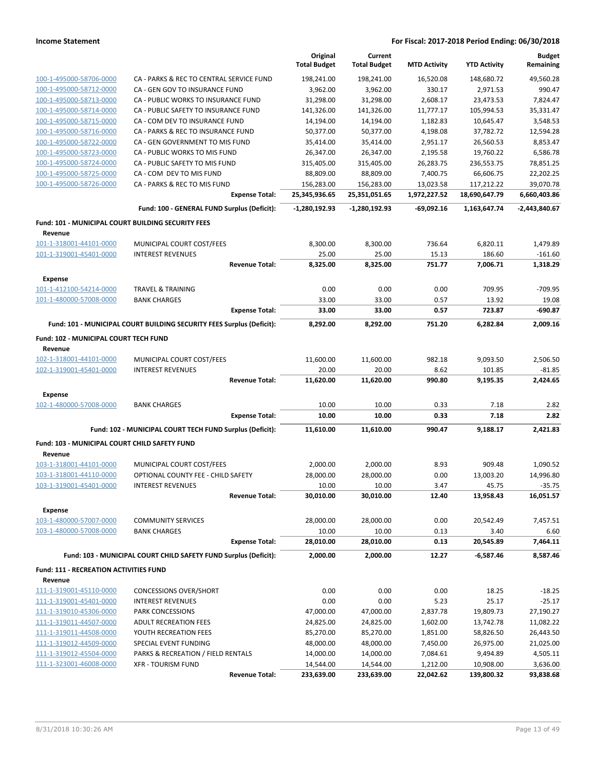**Income Statement** — For Fiscal: 2017-2018 Period Ending: 06/30/2018

| | | Original Total Budget | Current Total Budget | MTD Activity | YTD Activity | Budget Remaining |
|---|---|---|---|---|---|---|
| 100-1-495000-58706-0000 | CA - PARKS & REC TO CENTRAL SERVICE FUND | 198,241.00 | 198,241.00 | 16,520.08 | 148,680.72 | 49,560.28 |
| 100-1-495000-58712-0000 | CA - GEN GOV TO INSURANCE FUND | 3,962.00 | 3,962.00 | 330.17 | 2,971.53 | 990.47 |
| 100-1-495000-58713-0000 | CA - PUBLIC WORKS TO INSURANCE FUND | 31,298.00 | 31,298.00 | 2,608.17 | 23,473.53 | 7,824.47 |
| 100-1-495000-58714-0000 | CA - PUBLIC SAFETY TO INSURANCE FUND | 141,326.00 | 141,326.00 | 11,777.17 | 105,994.53 | 35,331.47 |
| 100-1-495000-58715-0000 | CA - COM DEV TO INSURANCE FUND | 14,194.00 | 14,194.00 | 1,182.83 | 10,645.47 | 3,548.53 |
| 100-1-495000-58716-0000 | CA - PARKS & REC TO INSURANCE FUND | 50,377.00 | 50,377.00 | 4,198.08 | 37,782.72 | 12,594.28 |
| 100-1-495000-58722-0000 | CA - GEN GOVERNMENT TO MIS FUND | 35,414.00 | 35,414.00 | 2,951.17 | 26,560.53 | 8,853.47 |
| 100-1-495000-58723-0000 | CA - PUBLIC WORKS TO MIS FUND | 26,347.00 | 26,347.00 | 2,195.58 | 19,760.22 | 6,586.78 |
| 100-1-495000-58724-0000 | CA - PUBLIC SAFETY TO MIS FUND | 315,405.00 | 315,405.00 | 26,283.75 | 236,553.75 | 78,851.25 |
| 100-1-495000-58725-0000 | CA - COM DEV TO MIS FUND | 88,809.00 | 88,809.00 | 7,400.75 | 66,606.75 | 22,202.25 |
| 100-1-495000-58726-0000 | CA - PARKS & REC TO MIS FUND | 156,283.00 | 156,283.00 | 13,023.58 | 117,212.22 | 39,070.78 |
| | **Expense Total:** | **25,345,936.65** | **25,351,051.65** | **1,972,227.52** | **18,690,647.79** | **6,660,403.86** |
| | **Fund: 100 - GENERAL FUND Surplus (Deficit):** | **-1,280,192.93** | **-1,280,192.93** | **-69,092.16** | **1,163,647.74** | **-2,443,840.67** |
| **Fund: 101 - MUNICIPAL COURT BUILDING SECURITY FEES** | | | | | | |
| **Revenue** | | | | | | |
| 101-1-318001-44101-0000 | MUNICIPAL COURT COST/FEES | 8,300.00 | 8,300.00 | 736.64 | 6,820.11 | 1,479.89 |
| 101-1-319001-45401-0000 | INTEREST REVENUES | 25.00 | 25.00 | 15.13 | 186.60 | -161.60 |
| | **Revenue Total:** | **8,325.00** | **8,325.00** | **751.77** | **7,006.71** | **1,318.29** |
| **Expense** | | | | | | |
| 101-1-412100-54214-0000 | TRAVEL & TRAINING | 0.00 | 0.00 | 0.00 | 709.95 | -709.95 |
| 101-1-480000-57008-0000 | BANK CHARGES | 33.00 | 33.00 | 0.57 | 13.92 | 19.08 |
| | **Expense Total:** | **33.00** | **33.00** | **0.57** | **723.87** | **-690.87** |
| | **Fund: 101 - MUNICIPAL COURT BUILDING SECURITY FEES Surplus (Deficit):** | **8,292.00** | **8,292.00** | **751.20** | **6,282.84** | **2,009.16** |
| **Fund: 102 - MUNICIPAL COURT TECH FUND** | | | | | | |
| **Revenue** | | | | | | |
| 102-1-318001-44101-0000 | MUNICIPAL COURT COST/FEES | 11,600.00 | 11,600.00 | 982.18 | 9,093.50 | 2,506.50 |
| 102-1-319001-45401-0000 | INTEREST REVENUES | 20.00 | 20.00 | 8.62 | 101.85 | -81.85 |
| | **Revenue Total:** | **11,620.00** | **11,620.00** | **990.80** | **9,195.35** | **2,424.65** |
| **Expense** | | | | | | |
| 102-1-480000-57008-0000 | BANK CHARGES | 10.00 | 10.00 | 0.33 | 7.18 | 2.82 |
| | **Expense Total:** | **10.00** | **10.00** | **0.33** | **7.18** | **2.82** |
| | **Fund: 102 - MUNICIPAL COURT TECH FUND Surplus (Deficit):** | **11,610.00** | **11,610.00** | **990.47** | **9,188.17** | **2,421.83** |
| **Fund: 103 - MUNICIPAL COURT CHILD SAFETY FUND** | | | | | | |
| **Revenue** | | | | | | |
| 103-1-318001-44101-0000 | MUNICIPAL COURT COST/FEES | 2,000.00 | 2,000.00 | 8.93 | 909.48 | 1,090.52 |
| 103-1-318001-44110-0000 | OPTIONAL COUNTY FEE - CHILD SAFETY | 28,000.00 | 28,000.00 | 0.00 | 13,003.20 | 14,996.80 |
| 103-1-319001-45401-0000 | INTEREST REVENUES | 10.00 | 10.00 | 3.47 | 45.75 | -35.75 |
| | **Revenue Total:** | **30,010.00** | **30,010.00** | **12.40** | **13,958.43** | **16,051.57** |
| **Expense** | | | | | | |
| 103-1-480000-57007-0000 | COMMUNITY SERVICES | 28,000.00 | 28,000.00 | 0.00 | 20,542.49 | 7,457.51 |
| 103-1-480000-57008-0000 | BANK CHARGES | 10.00 | 10.00 | 0.13 | 3.40 | 6.60 |
| | **Expense Total:** | **28,010.00** | **28,010.00** | **0.13** | **20,545.89** | **7,464.11** |
| | **Fund: 103 - MUNICIPAL COURT CHILD SAFETY FUND Surplus (Deficit):** | **2,000.00** | **2,000.00** | **12.27** | **-6,587.46** | **8,587.46** |
| **Fund: 111 - RECREATION ACTIVITIES FUND** | | | | | | |
| **Revenue** | | | | | | |
| 111-1-319001-45110-0000 | CONCESSIONS OVER/SHORT | 0.00 | 0.00 | 0.00 | 18.25 | -18.25 |
| 111-1-319001-45401-0000 | INTEREST REVENUES | 0.00 | 0.00 | 5.23 | 25.17 | -25.17 |
| 111-1-319010-45306-0000 | PARK CONCESSIONS | 47,000.00 | 47,000.00 | 2,837.78 | 19,809.73 | 27,190.27 |
| 111-1-319011-44507-0000 | ADULT RECREATION FEES | 24,825.00 | 24,825.00 | 1,602.00 | 13,742.78 | 11,082.22 |
| 111-1-319011-44508-0000 | YOUTH RECREATION FEES | 85,270.00 | 85,270.00 | 1,851.00 | 58,826.50 | 26,443.50 |
| 111-1-319012-44509-0000 | SPECIAL EVENT FUNDING | 48,000.00 | 48,000.00 | 7,450.00 | 26,975.00 | 21,025.00 |
| 111-1-319012-45504-0000 | PARKS & RECREATION / FIELD RENTALS | 14,000.00 | 14,000.00 | 7,084.61 | 9,494.89 | 4,505.11 |
| 111-1-323001-46008-0000 | XFR - TOURISM FUND | 14,544.00 | 14,544.00 | 1,212.00 | 10,908.00 | 3,636.00 |
| | **Revenue Total:** | **233,639.00** | **233,639.00** | **22,042.62** | **139,800.32** | **93,838.68** |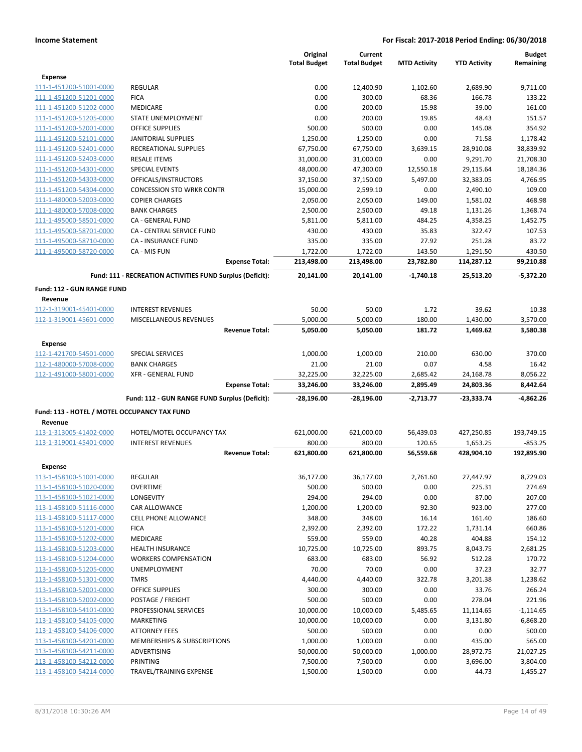**Income Statement** — For Fiscal: 2017-2018 Period Ending: 06/30/2018

| | | Original Total Budget | Current Total Budget | MTD Activity | YTD Activity | Budget Remaining |
|---|---|---|---|---|---|---|
| **Expense** | | | | | | |
| 111-1-451200-51001-0000 | REGULAR | 0.00 | 12,400.90 | 1,102.60 | 2,689.90 | 9,711.00 |
| 111-1-451200-51201-0000 | FICA | 0.00 | 300.00 | 68.36 | 166.78 | 133.22 |
| 111-1-451200-51202-0000 | MEDICARE | 0.00 | 200.00 | 15.98 | 39.00 | 161.00 |
| 111-1-451200-51205-0000 | STATE UNEMPLOYMENT | 0.00 | 200.00 | 19.85 | 48.43 | 151.57 |
| 111-1-451200-52001-0000 | OFFICE SUPPLIES | 500.00 | 500.00 | 0.00 | 145.08 | 354.92 |
| 111-1-451200-52101-0000 | JANITORIAL SUPPLIES | 1,250.00 | 1,250.00 | 0.00 | 71.58 | 1,178.42 |
| 111-1-451200-52401-0000 | RECREATIONAL SUPPLIES | 67,750.00 | 67,750.00 | 3,639.15 | 28,910.08 | 38,839.92 |
| 111-1-451200-52403-0000 | RESALE ITEMS | 31,000.00 | 31,000.00 | 0.00 | 9,291.70 | 21,708.30 |
| 111-1-451200-54301-0000 | SPECIAL EVENTS | 48,000.00 | 47,300.00 | 12,550.18 | 29,115.64 | 18,184.36 |
| 111-1-451200-54303-0000 | OFFICALS/INSTRUCTORS | 37,150.00 | 37,150.00 | 5,497.00 | 32,383.05 | 4,766.95 |
| 111-1-451200-54304-0000 | CONCESSION STD WRKR CONTR | 15,000.00 | 2,599.10 | 0.00 | 2,490.10 | 109.00 |
| 111-1-480000-52003-0000 | COPIER CHARGES | 2,050.00 | 2,050.00 | 149.00 | 1,581.02 | 468.98 |
| 111-1-480000-57008-0000 | BANK CHARGES | 2,500.00 | 2,500.00 | 49.18 | 1,131.26 | 1,368.74 |
| 111-1-495000-58501-0000 | CA - GENERAL FUND | 5,811.00 | 5,811.00 | 484.25 | 4,358.25 | 1,452.75 |
| 111-1-495000-58701-0000 | CA - CENTRAL SERVICE FUND | 430.00 | 430.00 | 35.83 | 322.47 | 107.53 |
| 111-1-495000-58710-0000 | CA - INSURANCE FUND | 335.00 | 335.00 | 27.92 | 251.28 | 83.72 |
| 111-1-495000-58720-0000 | CA - MIS FUN | 1,722.00 | 1,722.00 | 143.50 | 1,291.50 | 430.50 |
| | **Expense Total:** | **213,498.00** | **213,498.00** | **23,782.80** | **114,287.12** | **99,210.88** |
| | **Fund: 111 - RECREATION ACTIVITIES FUND Surplus (Deficit):** | **20,141.00** | **20,141.00** | **-1,740.18** | **25,513.20** | **-5,372.20** |
| **Fund: 112 - GUN RANGE FUND** | | | | | | |
| **Revenue** | | | | | | |
| 112-1-319001-45401-0000 | INTEREST REVENUES | 50.00 | 50.00 | 1.72 | 39.62 | 10.38 |
| 112-1-319001-45601-0000 | MISCELLANEOUS REVENUES | 5,000.00 | 5,000.00 | 180.00 | 1,430.00 | 3,570.00 |
| | **Revenue Total:** | **5,050.00** | **5,050.00** | **181.72** | **1,469.62** | **3,580.38** |
| **Expense** | | | | | | |
| 112-1-421700-54501-0000 | SPECIAL SERVICES | 1,000.00 | 1,000.00 | 210.00 | 630.00 | 370.00 |
| 112-1-480000-57008-0000 | BANK CHARGES | 21.00 | 21.00 | 0.07 | 4.58 | 16.42 |
| 112-1-491000-58001-0000 | XFR - GENERAL FUND | 32,225.00 | 32,225.00 | 2,685.42 | 24,168.78 | 8,056.22 |
| | **Expense Total:** | **33,246.00** | **33,246.00** | **2,895.49** | **24,803.36** | **8,442.64** |
| | **Fund: 112 - GUN RANGE FUND Surplus (Deficit):** | **-28,196.00** | **-28,196.00** | **-2,713.77** | **-23,333.74** | **-4,862.26** |
| **Fund: 113 - HOTEL / MOTEL OCCUPANCY TAX FUND** | | | | | | |
| **Revenue** | | | | | | |
| 113-1-313005-41402-0000 | HOTEL/MOTEL OCCUPANCY TAX | 621,000.00 | 621,000.00 | 56,439.03 | 427,250.85 | 193,749.15 |
| 113-1-319001-45401-0000 | INTEREST REVENUES | 800.00 | 800.00 | 120.65 | 1,653.25 | -853.25 |
| | **Revenue Total:** | **621,800.00** | **621,800.00** | **56,559.68** | **428,904.10** | **192,895.90** |
| **Expense** | | | | | | |
| 113-1-458100-51001-0000 | REGULAR | 36,177.00 | 36,177.00 | 2,761.60 | 27,447.97 | 8,729.03 |
| 113-1-458100-51020-0000 | OVERTIME | 500.00 | 500.00 | 0.00 | 225.31 | 274.69 |
| 113-1-458100-51021-0000 | LONGEVITY | 294.00 | 294.00 | 0.00 | 87.00 | 207.00 |
| 113-1-458100-51116-0000 | CAR ALLOWANCE | 1,200.00 | 1,200.00 | 92.30 | 923.00 | 277.00 |
| 113-1-458100-51117-0000 | CELL PHONE ALLOWANCE | 348.00 | 348.00 | 16.14 | 161.40 | 186.60 |
| 113-1-458100-51201-0000 | FICA | 2,392.00 | 2,392.00 | 172.22 | 1,731.14 | 660.86 |
| 113-1-458100-51202-0000 | MEDICARE | 559.00 | 559.00 | 40.28 | 404.88 | 154.12 |
| 113-1-458100-51203-0000 | HEALTH INSURANCE | 10,725.00 | 10,725.00 | 893.75 | 8,043.75 | 2,681.25 |
| 113-1-458100-51204-0000 | WORKERS COMPENSATION | 683.00 | 683.00 | 56.92 | 512.28 | 170.72 |
| 113-1-458100-51205-0000 | UNEMPLOYMENT | 70.00 | 70.00 | 0.00 | 37.23 | 32.77 |
| 113-1-458100-51301-0000 | TMRS | 4,440.00 | 4,440.00 | 322.78 | 3,201.38 | 1,238.62 |
| 113-1-458100-52001-0000 | OFFICE SUPPLIES | 300.00 | 300.00 | 0.00 | 33.76 | 266.24 |
| 113-1-458100-52002-0000 | POSTAGE / FREIGHT | 500.00 | 500.00 | 0.00 | 278.04 | 221.96 |
| 113-1-458100-54101-0000 | PROFESSIONAL SERVICES | 10,000.00 | 10,000.00 | 5,485.65 | 11,114.65 | -1,114.65 |
| 113-1-458100-54105-0000 | MARKETING | 10,000.00 | 10,000.00 | 0.00 | 3,131.80 | 6,868.20 |
| 113-1-458100-54106-0000 | ATTORNEY FEES | 500.00 | 500.00 | 0.00 | 0.00 | 500.00 |
| 113-1-458100-54201-0000 | MEMBERSHIPS & SUBSCRIPTIONS | 1,000.00 | 1,000.00 | 0.00 | 435.00 | 565.00 |
| 113-1-458100-54211-0000 | ADVERTISING | 50,000.00 | 50,000.00 | 1,000.00 | 28,972.75 | 21,027.25 |
| 113-1-458100-54212-0000 | PRINTING | 7,500.00 | 7,500.00 | 0.00 | 3,696.00 | 3,804.00 |
| 113-1-458100-54214-0000 | TRAVEL/TRAINING EXPENSE | 1,500.00 | 1,500.00 | 0.00 | 44.73 | 1,455.27 |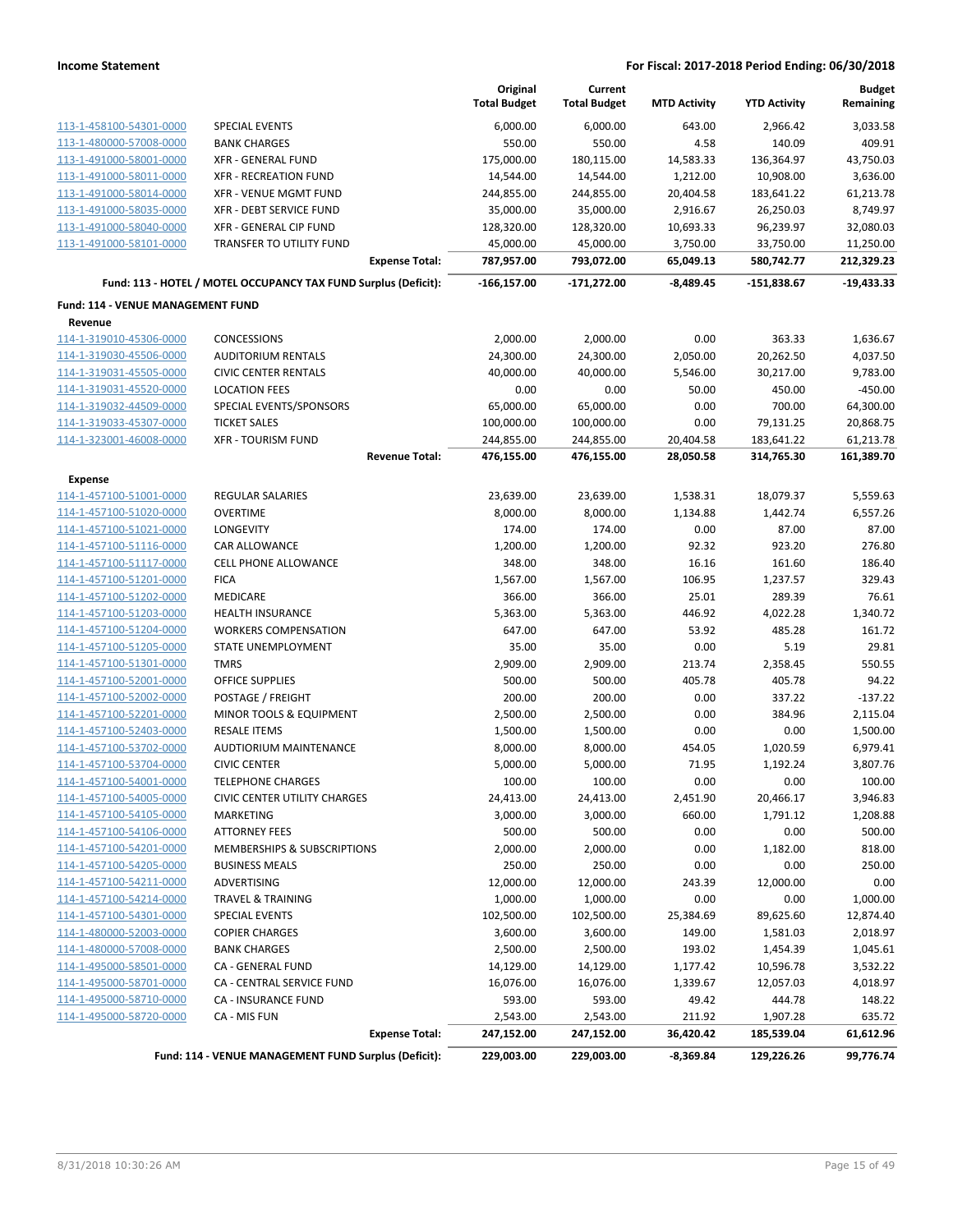**Income Statement** — For Fiscal: 2017-2018 Period Ending: 06/30/2018

| | | Original Total Budget | Current Total Budget | MTD Activity | YTD Activity | Budget Remaining |
|---|---|---|---|---|---|---|
| 113-1-458100-54301-0000 | SPECIAL EVENTS | 6,000.00 | 6,000.00 | 643.00 | 2,966.42 | 3,033.58 |
| 113-1-480000-57008-0000 | BANK CHARGES | 550.00 | 550.00 | 4.58 | 140.09 | 409.91 |
| 113-1-491000-58001-0000 | XFR - GENERAL FUND | 175,000.00 | 180,115.00 | 14,583.33 | 136,364.97 | 43,750.03 |
| 113-1-491000-58011-0000 | XFR - RECREATION FUND | 14,544.00 | 14,544.00 | 1,212.00 | 10,908.00 | 3,636.00 |
| 113-1-491000-58014-0000 | XFR - VENUE MGMT FUND | 244,855.00 | 244,855.00 | 20,404.58 | 183,641.22 | 61,213.78 |
| 113-1-491000-58035-0000 | XFR - DEBT SERVICE FUND | 35,000.00 | 35,000.00 | 2,916.67 | 26,250.03 | 8,749.97 |
| 113-1-491000-58040-0000 | XFR - GENERAL CIP FUND | 128,320.00 | 128,320.00 | 10,693.33 | 96,239.97 | 32,080.03 |
| 113-1-491000-58101-0000 | TRANSFER TO UTILITY FUND | 45,000.00 | 45,000.00 | 3,750.00 | 33,750.00 | 11,250.00 |
| | **Expense Total:** | **787,957.00** | **793,072.00** | **65,049.13** | **580,742.77** | **212,329.23** |
| | **Fund: 113 - HOTEL / MOTEL OCCUPANCY TAX FUND Surplus (Deficit):** | **-166,157.00** | **-171,272.00** | **-8,489.45** | **-151,838.67** | **-19,433.33** |
| **Fund: 114 - VENUE MANAGEMENT FUND** | | | | | | |
| **Revenue** | | | | | | |
| 114-1-319010-45306-0000 | CONCESSIONS | 2,000.00 | 2,000.00 | 0.00 | 363.33 | 1,636.67 |
| 114-1-319030-45506-0000 | AUDITORIUM RENTALS | 24,300.00 | 24,300.00 | 2,050.00 | 20,262.50 | 4,037.50 |
| 114-1-319031-45505-0000 | CIVIC CENTER RENTALS | 40,000.00 | 40,000.00 | 5,546.00 | 30,217.00 | 9,783.00 |
| 114-1-319031-45520-0000 | LOCATION FEES | 0.00 | 0.00 | 50.00 | 450.00 | -450.00 |
| 114-1-319032-44509-0000 | SPECIAL EVENTS/SPONSORS | 65,000.00 | 65,000.00 | 0.00 | 700.00 | 64,300.00 |
| 114-1-319033-45307-0000 | TICKET SALES | 100,000.00 | 100,000.00 | 0.00 | 79,131.25 | 20,868.75 |
| 114-1-323001-46008-0000 | XFR - TOURISM FUND | 244,855.00 | 244,855.00 | 20,404.58 | 183,641.22 | 61,213.78 |
| | **Revenue Total:** | **476,155.00** | **476,155.00** | **28,050.58** | **314,765.30** | **161,389.70** |
| **Expense** | | | | | | |
| 114-1-457100-51001-0000 | REGULAR SALARIES | 23,639.00 | 23,639.00 | 1,538.31 | 18,079.37 | 5,559.63 |
| 114-1-457100-51020-0000 | OVERTIME | 8,000.00 | 8,000.00 | 1,134.88 | 1,442.74 | 6,557.26 |
| 114-1-457100-51021-0000 | LONGEVITY | 174.00 | 174.00 | 0.00 | 87.00 | 87.00 |
| 114-1-457100-51116-0000 | CAR ALLOWANCE | 1,200.00 | 1,200.00 | 92.32 | 923.20 | 276.80 |
| 114-1-457100-51117-0000 | CELL PHONE ALLOWANCE | 348.00 | 348.00 | 16.16 | 161.60 | 186.40 |
| 114-1-457100-51201-0000 | FICA | 1,567.00 | 1,567.00 | 106.95 | 1,237.57 | 329.43 |
| 114-1-457100-51202-0000 | MEDICARE | 366.00 | 366.00 | 25.01 | 289.39 | 76.61 |
| 114-1-457100-51203-0000 | HEALTH INSURANCE | 5,363.00 | 5,363.00 | 446.92 | 4,022.28 | 1,340.72 |
| 114-1-457100-51204-0000 | WORKERS COMPENSATION | 647.00 | 647.00 | 53.92 | 485.28 | 161.72 |
| 114-1-457100-51205-0000 | STATE UNEMPLOYMENT | 35.00 | 35.00 | 0.00 | 5.19 | 29.81 |
| 114-1-457100-51301-0000 | TMRS | 2,909.00 | 2,909.00 | 213.74 | 2,358.45 | 550.55 |
| 114-1-457100-52001-0000 | OFFICE SUPPLIES | 500.00 | 500.00 | 405.78 | 405.78 | 94.22 |
| 114-1-457100-52002-0000 | POSTAGE / FREIGHT | 200.00 | 200.00 | 0.00 | 337.22 | -137.22 |
| 114-1-457100-52201-0000 | MINOR TOOLS & EQUIPMENT | 2,500.00 | 2,500.00 | 0.00 | 384.96 | 2,115.04 |
| 114-1-457100-52403-0000 | RESALE ITEMS | 1,500.00 | 1,500.00 | 0.00 | 0.00 | 1,500.00 |
| 114-1-457100-53702-0000 | AUDTIORIUM MAINTENANCE | 8,000.00 | 8,000.00 | 454.05 | 1,020.59 | 6,979.41 |
| 114-1-457100-53704-0000 | CIVIC CENTER | 5,000.00 | 5,000.00 | 71.95 | 1,192.24 | 3,807.76 |
| 114-1-457100-54001-0000 | TELEPHONE CHARGES | 100.00 | 100.00 | 0.00 | 0.00 | 100.00 |
| 114-1-457100-54005-0000 | CIVIC CENTER UTILITY CHARGES | 24,413.00 | 24,413.00 | 2,451.90 | 20,466.17 | 3,946.83 |
| 114-1-457100-54105-0000 | MARKETING | 3,000.00 | 3,000.00 | 660.00 | 1,791.12 | 1,208.88 |
| 114-1-457100-54106-0000 | ATTORNEY FEES | 500.00 | 500.00 | 0.00 | 0.00 | 500.00 |
| 114-1-457100-54201-0000 | MEMBERSHIPS & SUBSCRIPTIONS | 2,000.00 | 2,000.00 | 0.00 | 1,182.00 | 818.00 |
| 114-1-457100-54205-0000 | BUSINESS MEALS | 250.00 | 250.00 | 0.00 | 0.00 | 250.00 |
| 114-1-457100-54211-0000 | ADVERTISING | 12,000.00 | 12,000.00 | 243.39 | 12,000.00 | 0.00 |
| 114-1-457100-54214-0000 | TRAVEL & TRAINING | 1,000.00 | 1,000.00 | 0.00 | 0.00 | 1,000.00 |
| 114-1-457100-54301-0000 | SPECIAL EVENTS | 102,500.00 | 102,500.00 | 25,384.69 | 89,625.60 | 12,874.40 |
| 114-1-480000-52003-0000 | COPIER CHARGES | 3,600.00 | 3,600.00 | 149.00 | 1,581.03 | 2,018.97 |
| 114-1-480000-57008-0000 | BANK CHARGES | 2,500.00 | 2,500.00 | 193.02 | 1,454.39 | 1,045.61 |
| 114-1-495000-58501-0000 | CA - GENERAL FUND | 14,129.00 | 14,129.00 | 1,177.42 | 10,596.78 | 3,532.22 |
| 114-1-495000-58701-0000 | CA - CENTRAL SERVICE FUND | 16,076.00 | 16,076.00 | 1,339.67 | 12,057.03 | 4,018.97 |
| 114-1-495000-58710-0000 | CA - INSURANCE FUND | 593.00 | 593.00 | 49.42 | 444.78 | 148.22 |
| 114-1-495000-58720-0000 | CA - MIS FUN | 2,543.00 | 2,543.00 | 211.92 | 1,907.28 | 635.72 |
| | **Expense Total:** | **247,152.00** | **247,152.00** | **36,420.42** | **185,539.04** | **61,612.96** |
| | **Fund: 114 - VENUE MANAGEMENT FUND Surplus (Deficit):** | **229,003.00** | **229,003.00** | **-8,369.84** | **129,226.26** | **99,776.74** |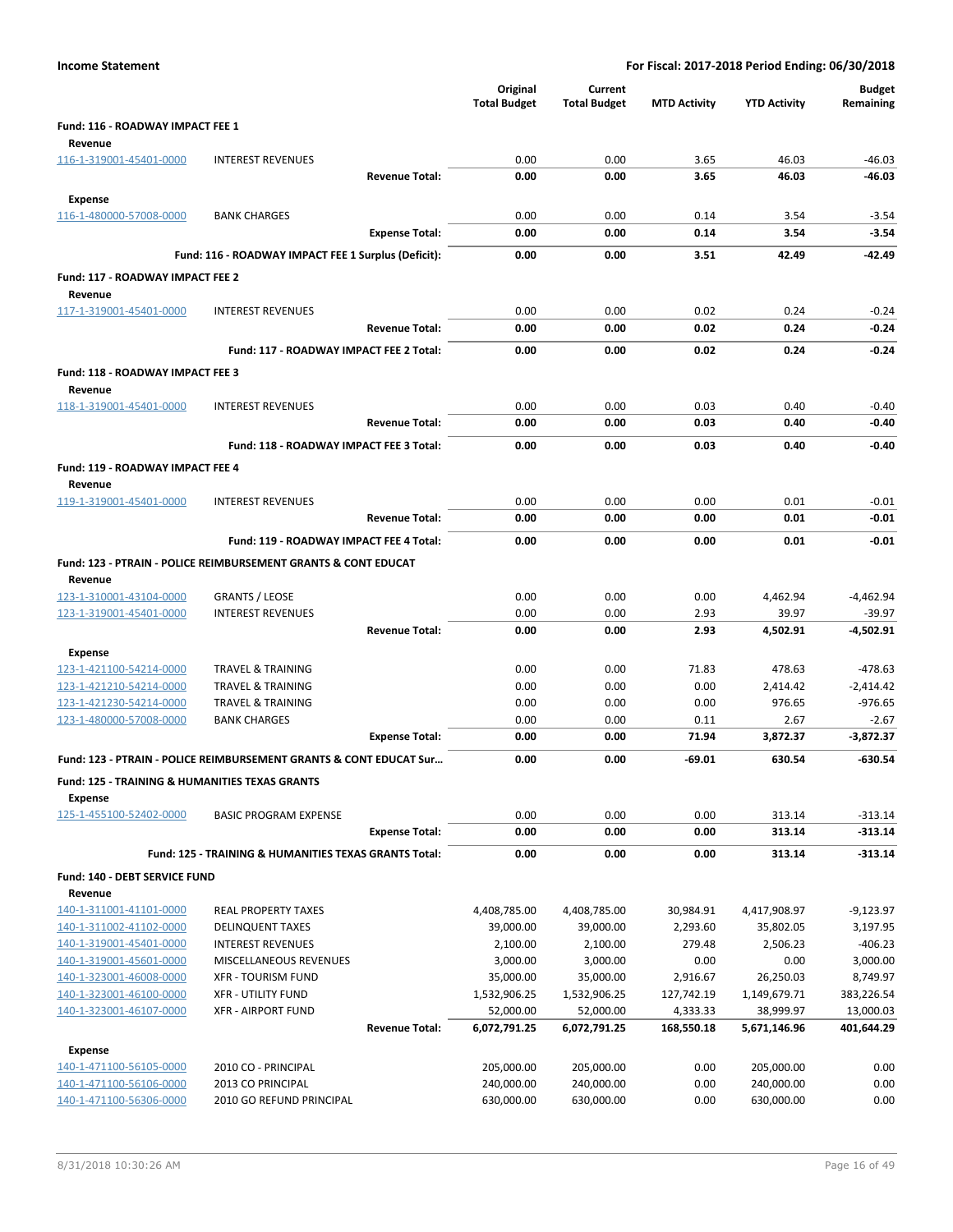**Income Statement** — **For Fiscal: 2017-2018 Period Ending: 06/30/2018**

| | | Original Total Budget | Current Total Budget | MTD Activity | YTD Activity | Budget Remaining |
|---|---|---|---|---|---|---|
| **Fund: 116 - ROADWAY IMPACT FEE 1** | | | | | | |
| **Revenue** | | | | | | |
| 116-1-319001-45401-0000 | INTEREST REVENUES | 0.00 | 0.00 | 3.65 | 46.03 | -46.03 |
| | **Revenue Total:** | **0.00** | **0.00** | **3.65** | **46.03** | **-46.03** |
| **Expense** | | | | | | |
| 116-1-480000-57008-0000 | BANK CHARGES | 0.00 | 0.00 | 0.14 | 3.54 | -3.54 |
| | **Expense Total:** | **0.00** | **0.00** | **0.14** | **3.54** | **-3.54** |
| | **Fund: 116 - ROADWAY IMPACT FEE 1 Surplus (Deficit):** | **0.00** | **0.00** | **3.51** | **42.49** | **-42.49** |
| **Fund: 117 - ROADWAY IMPACT FEE 2** | | | | | | |
| **Revenue** | | | | | | |
| 117-1-319001-45401-0000 | INTEREST REVENUES | 0.00 | 0.00 | 0.02 | 0.24 | -0.24 |
| | **Revenue Total:** | **0.00** | **0.00** | **0.02** | **0.24** | **-0.24** |
| | **Fund: 117 - ROADWAY IMPACT FEE 2 Total:** | **0.00** | **0.00** | **0.02** | **0.24** | **-0.24** |
| **Fund: 118 - ROADWAY IMPACT FEE 3** | | | | | | |
| **Revenue** | | | | | | |
| 118-1-319001-45401-0000 | INTEREST REVENUES | 0.00 | 0.00 | 0.03 | 0.40 | -0.40 |
| | **Revenue Total:** | **0.00** | **0.00** | **0.03** | **0.40** | **-0.40** |
| | **Fund: 118 - ROADWAY IMPACT FEE 3 Total:** | **0.00** | **0.00** | **0.03** | **0.40** | **-0.40** |
| **Fund: 119 - ROADWAY IMPACT FEE 4** | | | | | | |
| **Revenue** | | | | | | |
| 119-1-319001-45401-0000 | INTEREST REVENUES | 0.00 | 0.00 | 0.00 | 0.01 | -0.01 |
| | **Revenue Total:** | **0.00** | **0.00** | **0.00** | **0.01** | **-0.01** |
| | **Fund: 119 - ROADWAY IMPACT FEE 4 Total:** | **0.00** | **0.00** | **0.00** | **0.01** | **-0.01** |
| **Fund: 123 - PTRAIN - POLICE REIMBURSEMENT GRANTS & CONT EDUCAT** | | | | | | |
| **Revenue** | | | | | | |
| 123-1-310001-43104-0000 | GRANTS / LEOSE | 0.00 | 0.00 | 0.00 | 4,462.94 | -4,462.94 |
| 123-1-319001-45401-0000 | INTEREST REVENUES | 0.00 | 0.00 | 2.93 | 39.97 | -39.97 |
| | **Revenue Total:** | **0.00** | **0.00** | **2.93** | **4,502.91** | **-4,502.91** |
| **Expense** | | | | | | |
| 123-1-421100-54214-0000 | TRAVEL & TRAINING | 0.00 | 0.00 | 71.83 | 478.63 | -478.63 |
| 123-1-421210-54214-0000 | TRAVEL & TRAINING | 0.00 | 0.00 | 0.00 | 2,414.42 | -2,414.42 |
| 123-1-421230-54214-0000 | TRAVEL & TRAINING | 0.00 | 0.00 | 0.00 | 976.65 | -976.65 |
| 123-1-480000-57008-0000 | BANK CHARGES | 0.00 | 0.00 | 0.11 | 2.67 | -2.67 |
| | **Expense Total:** | **0.00** | **0.00** | **71.94** | **3,872.37** | **-3,872.37** |
| | **Fund: 123 - PTRAIN - POLICE REIMBURSEMENT GRANTS & CONT EDUCAT Sur...** | **0.00** | **0.00** | **-69.01** | **630.54** | **-630.54** |
| **Fund: 125 - TRAINING & HUMANITIES TEXAS GRANTS** | | | | | | |
| **Expense** | | | | | | |
| 125-1-455100-52402-0000 | BASIC PROGRAM EXPENSE | 0.00 | 0.00 | 0.00 | 313.14 | -313.14 |
| | **Expense Total:** | **0.00** | **0.00** | **0.00** | **313.14** | **-313.14** |
| | **Fund: 125 - TRAINING & HUMANITIES TEXAS GRANTS Total:** | **0.00** | **0.00** | **0.00** | **313.14** | **-313.14** |
| **Fund: 140 - DEBT SERVICE FUND** | | | | | | |
| **Revenue** | | | | | | |
| 140-1-311001-41101-0000 | REAL PROPERTY TAXES | 4,408,785.00 | 4,408,785.00 | 30,984.91 | 4,417,908.97 | -9,123.97 |
| 140-1-311002-41102-0000 | DELINQUENT TAXES | 39,000.00 | 39,000.00 | 2,293.60 | 35,802.05 | 3,197.95 |
| 140-1-319001-45401-0000 | INTEREST REVENUES | 2,100.00 | 2,100.00 | 279.48 | 2,506.23 | -406.23 |
| 140-1-319001-45601-0000 | MISCELLANEOUS REVENUES | 3,000.00 | 3,000.00 | 0.00 | 0.00 | 3,000.00 |
| 140-1-323001-46008-0000 | XFR - TOURISM FUND | 35,000.00 | 35,000.00 | 2,916.67 | 26,250.03 | 8,749.97 |
| 140-1-323001-46100-0000 | XFR - UTILITY FUND | 1,532,906.25 | 1,532,906.25 | 127,742.19 | 1,149,679.71 | 383,226.54 |
| 140-1-323001-46107-0000 | XFR - AIRPORT FUND | 52,000.00 | 52,000.00 | 4,333.33 | 38,999.97 | 13,000.03 |
| | **Revenue Total:** | **6,072,791.25** | **6,072,791.25** | **168,550.18** | **5,671,146.96** | **401,644.29** |
| **Expense** | | | | | | |
| 140-1-471100-56105-0000 | 2010 CO - PRINCIPAL | 205,000.00 | 205,000.00 | 0.00 | 205,000.00 | 0.00 |
| 140-1-471100-56106-0000 | 2013 CO PRINCIPAL | 240,000.00 | 240,000.00 | 0.00 | 240,000.00 | 0.00 |
| 140-1-471100-56306-0000 | 2010 GO REFUND PRINCIPAL | 630,000.00 | 630,000.00 | 0.00 | 630,000.00 | 0.00 |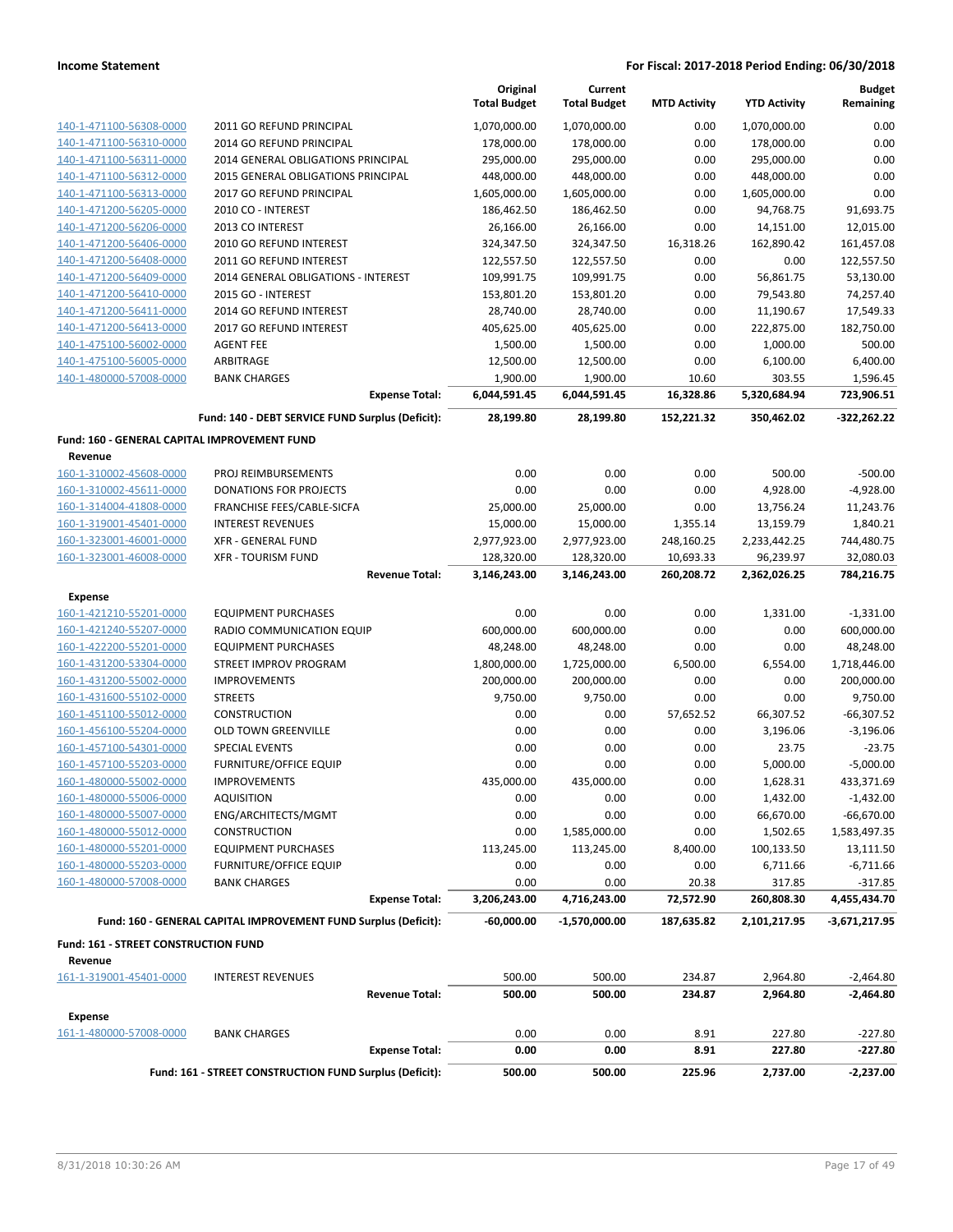| | | Original Total Budget | Current Total Budget | MTD Activity | YTD Activity | Budget Remaining |
|---|---|---|---|---|---|---|
| 140-1-471100-56308-0000 | 2011 GO REFUND PRINCIPAL | 1,070,000.00 | 1,070,000.00 | 0.00 | 1,070,000.00 | 0.00 |
| 140-1-471100-56310-0000 | 2014 GO REFUND PRINCIPAL | 178,000.00 | 178,000.00 | 0.00 | 178,000.00 | 0.00 |
| 140-1-471100-56311-0000 | 2014 GENERAL OBLIGATIONS PRINCIPAL | 295,000.00 | 295,000.00 | 0.00 | 295,000.00 | 0.00 |
| 140-1-471100-56312-0000 | 2015 GENERAL OBLIGATIONS PRINCIPAL | 448,000.00 | 448,000.00 | 0.00 | 448,000.00 | 0.00 |
| 140-1-471100-56313-0000 | 2017 GO REFUND PRINCIPAL | 1,605,000.00 | 1,605,000.00 | 0.00 | 1,605,000.00 | 0.00 |
| 140-1-471200-56205-0000 | 2010 CO - INTEREST | 186,462.50 | 186,462.50 | 0.00 | 94,768.75 | 91,693.75 |
| 140-1-471200-56206-0000 | 2013 CO INTEREST | 26,166.00 | 26,166.00 | 0.00 | 14,151.00 | 12,015.00 |
| 140-1-471200-56406-0000 | 2010 GO REFUND INTEREST | 324,347.50 | 324,347.50 | 16,318.26 | 162,890.42 | 161,457.08 |
| 140-1-471200-56408-0000 | 2011 GO REFUND INTEREST | 122,557.50 | 122,557.50 | 0.00 | 0.00 | 122,557.50 |
| 140-1-471200-56409-0000 | 2014 GENERAL OBLIGATIONS - INTEREST | 109,991.75 | 109,991.75 | 0.00 | 56,861.75 | 53,130.00 |
| 140-1-471200-56410-0000 | 2015 GO - INTEREST | 153,801.20 | 153,801.20 | 0.00 | 79,543.80 | 74,257.40 |
| 140-1-471200-56411-0000 | 2014 GO REFUND INTEREST | 28,740.00 | 28,740.00 | 0.00 | 11,190.67 | 17,549.33 |
| 140-1-471200-56413-0000 | 2017 GO REFUND INTEREST | 405,625.00 | 405,625.00 | 0.00 | 222,875.00 | 182,750.00 |
| 140-1-475100-56002-0000 | AGENT FEE | 1,500.00 | 1,500.00 | 0.00 | 1,000.00 | 500.00 |
| 140-1-475100-56005-0000 | ARBITRAGE | 12,500.00 | 12,500.00 | 0.00 | 6,100.00 | 6,400.00 |
| 140-1-480000-57008-0000 | BANK CHARGES | 1,900.00 | 1,900.00 | 10.60 | 303.55 | 1,596.45 |
| | **Expense Total:** | **6,044,591.45** | **6,044,591.45** | **16,328.86** | **5,320,684.94** | **723,906.51** |
| | **Fund: 140 - DEBT SERVICE FUND Surplus (Deficit):** | **28,199.80** | **28,199.80** | **152,221.32** | **350,462.02** | **-322,262.22** |
| **Fund: 160 - GENERAL CAPITAL IMPROVEMENT FUND** | | | | | | |
| **Revenue** | | | | | | |
| 160-1-310002-45608-0000 | PROJ REIMBURSEMENTS | 0.00 | 0.00 | 0.00 | 500.00 | -500.00 |
| 160-1-310002-45611-0000 | DONATIONS FOR PROJECTS | 0.00 | 0.00 | 0.00 | 4,928.00 | -4,928.00 |
| 160-1-314004-41808-0000 | FRANCHISE FEES/CABLE-SICFA | 25,000.00 | 25,000.00 | 0.00 | 13,756.24 | 11,243.76 |
| 160-1-319001-45401-0000 | INTEREST REVENUES | 15,000.00 | 15,000.00 | 1,355.14 | 13,159.79 | 1,840.21 |
| 160-1-323001-46001-0000 | XFR - GENERAL FUND | 2,977,923.00 | 2,977,923.00 | 248,160.25 | 2,233,442.25 | 744,480.75 |
| 160-1-323001-46008-0000 | XFR - TOURISM FUND | 128,320.00 | 128,320.00 | 10,693.33 | 96,239.97 | 32,080.03 |
| | **Revenue Total:** | **3,146,243.00** | **3,146,243.00** | **260,208.72** | **2,362,026.25** | **784,216.75** |
| **Expense** | | | | | | |
| 160-1-421210-55201-0000 | EQUIPMENT PURCHASES | 0.00 | 0.00 | 0.00 | 1,331.00 | -1,331.00 |
| 160-1-421240-55207-0000 | RADIO COMMUNICATION EQUIP | 600,000.00 | 600,000.00 | 0.00 | 0.00 | 600,000.00 |
| 160-1-422200-55201-0000 | EQUIPMENT PURCHASES | 48,248.00 | 48,248.00 | 0.00 | 0.00 | 48,248.00 |
| 160-1-431200-53304-0000 | STREET IMPROV PROGRAM | 1,800,000.00 | 1,725,000.00 | 6,500.00 | 6,554.00 | 1,718,446.00 |
| 160-1-431200-55002-0000 | IMPROVEMENTS | 200,000.00 | 200,000.00 | 0.00 | 0.00 | 200,000.00 |
| 160-1-431600-55102-0000 | STREETS | 9,750.00 | 9,750.00 | 0.00 | 0.00 | 9,750.00 |
| 160-1-451100-55012-0000 | CONSTRUCTION | 0.00 | 0.00 | 57,652.52 | 66,307.52 | -66,307.52 |
| 160-1-456100-55204-0000 | OLD TOWN GREENVILLE | 0.00 | 0.00 | 0.00 | 3,196.06 | -3,196.06 |
| 160-1-457100-54301-0000 | SPECIAL EVENTS | 0.00 | 0.00 | 0.00 | 23.75 | -23.75 |
| 160-1-457100-55203-0000 | FURNITURE/OFFICE EQUIP | 0.00 | 0.00 | 0.00 | 5,000.00 | -5,000.00 |
| 160-1-480000-55002-0000 | IMPROVEMENTS | 435,000.00 | 435,000.00 | 0.00 | 1,628.31 | 433,371.69 |
| 160-1-480000-55006-0000 | AQUISITION | 0.00 | 0.00 | 0.00 | 1,432.00 | -1,432.00 |
| 160-1-480000-55007-0000 | ENG/ARCHITECTS/MGMT | 0.00 | 0.00 | 0.00 | 66,670.00 | -66,670.00 |
| 160-1-480000-55012-0000 | CONSTRUCTION | 0.00 | 1,585,000.00 | 0.00 | 1,502.65 | 1,583,497.35 |
| 160-1-480000-55201-0000 | EQUIPMENT PURCHASES | 113,245.00 | 113,245.00 | 8,400.00 | 100,133.50 | 13,111.50 |
| 160-1-480000-55203-0000 | FURNITURE/OFFICE EQUIP | 0.00 | 0.00 | 0.00 | 6,711.66 | -6,711.66 |
| 160-1-480000-57008-0000 | BANK CHARGES | 0.00 | 0.00 | 20.38 | 317.85 | -317.85 |
| | **Expense Total:** | **3,206,243.00** | **4,716,243.00** | **72,572.90** | **260,808.30** | **4,455,434.70** |
| | **Fund: 160 - GENERAL CAPITAL IMPROVEMENT FUND Surplus (Deficit):** | **-60,000.00** | **-1,570,000.00** | **187,635.82** | **2,101,217.95** | **-3,671,217.95** |
| **Fund: 161 - STREET CONSTRUCTION FUND** | | | | | | |
| **Revenue** | | | | | | |
| 161-1-319001-45401-0000 | INTEREST REVENUES | 500.00 | 500.00 | 234.87 | 2,964.80 | -2,464.80 |
| | **Revenue Total:** | **500.00** | **500.00** | **234.87** | **2,964.80** | **-2,464.80** |
| **Expense** | | | | | | |
| 161-1-480000-57008-0000 | BANK CHARGES | 0.00 | 0.00 | 8.91 | 227.80 | -227.80 |
| | **Expense Total:** | **0.00** | **0.00** | **8.91** | **227.80** | **-227.80** |
| | **Fund: 161 - STREET CONSTRUCTION FUND Surplus (Deficit):** | **500.00** | **500.00** | **225.96** | **2,737.00** | **-2,237.00** |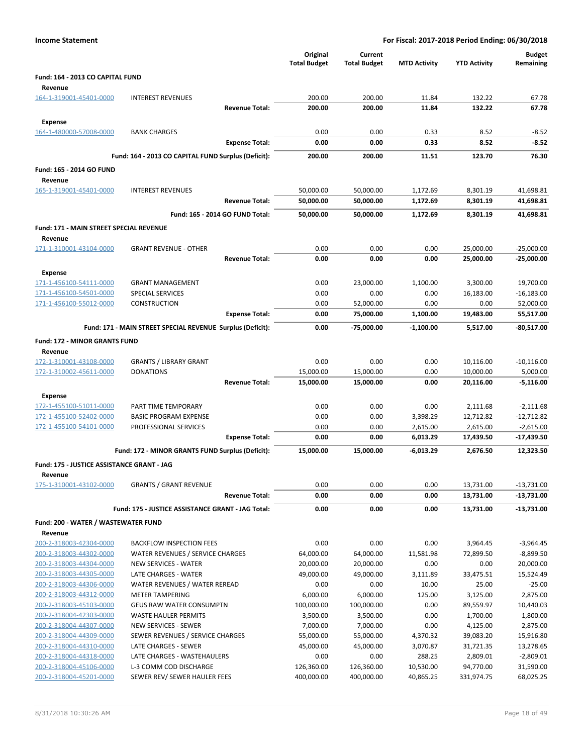**Income Statement** — **For Fiscal: 2017-2018 Period Ending: 06/30/2018**

| | | Original Total Budget | Current Total Budget | MTD Activity | YTD Activity | Budget Remaining |
|---|---|---|---|---|---|---|
| **Fund: 164 - 2013 CO CAPITAL FUND** | | | | | | |
| **Revenue** | | | | | | |
| 164-1-319001-45401-0000 | INTEREST REVENUES | 200.00 | 200.00 | 11.84 | 132.22 | 67.78 |
| | **Revenue Total:** | **200.00** | **200.00** | **11.84** | **132.22** | **67.78** |
| **Expense** | | | | | | |
| 164-1-480000-57008-0000 | BANK CHARGES | 0.00 | 0.00 | 0.33 | 8.52 | -8.52 |
| | **Expense Total:** | **0.00** | **0.00** | **0.33** | **8.52** | **-8.52** |
| | **Fund: 164 - 2013 CO CAPITAL FUND Surplus (Deficit):** | **200.00** | **200.00** | **11.51** | **123.70** | **76.30** |
| **Fund: 165 - 2014 GO FUND** | | | | | | |
| **Revenue** | | | | | | |
| 165-1-319001-45401-0000 | INTEREST REVENUES | 50,000.00 | 50,000.00 | 1,172.69 | 8,301.19 | 41,698.81 |
| | **Revenue Total:** | **50,000.00** | **50,000.00** | **1,172.69** | **8,301.19** | **41,698.81** |
| | **Fund: 165 - 2014 GO FUND Total:** | **50,000.00** | **50,000.00** | **1,172.69** | **8,301.19** | **41,698.81** |
| **Fund: 171 - MAIN STREET SPECIAL REVENUE** | | | | | | |
| **Revenue** | | | | | | |
| 171-1-310001-43104-0000 | GRANT REVENUE - OTHER | 0.00 | 0.00 | 0.00 | 25,000.00 | -25,000.00 |
| | **Revenue Total:** | **0.00** | **0.00** | **0.00** | **25,000.00** | **-25,000.00** |
| **Expense** | | | | | | |
| 171-1-456100-54111-0000 | GRANT MANAGEMENT | 0.00 | 23,000.00 | 1,100.00 | 3,300.00 | 19,700.00 |
| 171-1-456100-54501-0000 | SPECIAL SERVICES | 0.00 | 0.00 | 0.00 | 16,183.00 | -16,183.00 |
| 171-1-456100-55012-0000 | CONSTRUCTION | 0.00 | 52,000.00 | 0.00 | 0.00 | 52,000.00 |
| | **Expense Total:** | **0.00** | **75,000.00** | **1,100.00** | **19,483.00** | **55,517.00** |
| | **Fund: 171 - MAIN STREET SPECIAL REVENUE Surplus (Deficit):** | **0.00** | **-75,000.00** | **-1,100.00** | **5,517.00** | **-80,517.00** |
| **Fund: 172 - MINOR GRANTS FUND** | | | | | | |
| **Revenue** | | | | | | |
| 172-1-310001-43108-0000 | GRANTS / LIBRARY GRANT | 0.00 | 0.00 | 0.00 | 10,116.00 | -10,116.00 |
| 172-1-310002-45611-0000 | DONATIONS | 15,000.00 | 15,000.00 | 0.00 | 10,000.00 | 5,000.00 |
| | **Revenue Total:** | **15,000.00** | **15,000.00** | **0.00** | **20,116.00** | **-5,116.00** |
| **Expense** | | | | | | |
| 172-1-455100-51011-0000 | PART TIME TEMPORARY | 0.00 | 0.00 | 0.00 | 2,111.68 | -2,111.68 |
| 172-1-455100-52402-0000 | BASIC PROGRAM EXPENSE | 0.00 | 0.00 | 3,398.29 | 12,712.82 | -12,712.82 |
| 172-1-455100-54101-0000 | PROFESSIONAL SERVICES | 0.00 | 0.00 | 2,615.00 | 2,615.00 | -2,615.00 |
| | **Expense Total:** | **0.00** | **0.00** | **6,013.29** | **17,439.50** | **-17,439.50** |
| | **Fund: 172 - MINOR GRANTS FUND Surplus (Deficit):** | **15,000.00** | **15,000.00** | **-6,013.29** | **2,676.50** | **12,323.50** |
| **Fund: 175 - JUSTICE ASSISTANCE GRANT - JAG** | | | | | | |
| **Revenue** | | | | | | |
| 175-1-310001-43102-0000 | GRANTS / GRANT REVENUE | 0.00 | 0.00 | 0.00 | 13,731.00 | -13,731.00 |
| | **Revenue Total:** | **0.00** | **0.00** | **0.00** | **13,731.00** | **-13,731.00** |
| | **Fund: 175 - JUSTICE ASSISTANCE GRANT - JAG Total:** | **0.00** | **0.00** | **0.00** | **13,731.00** | **-13,731.00** |
| **Fund: 200 - WATER / WASTEWATER FUND** | | | | | | |
| **Revenue** | | | | | | |
| 200-2-318003-42304-0000 | BACKFLOW INSPECTION FEES | 0.00 | 0.00 | 0.00 | 3,964.45 | -3,964.45 |
| 200-2-318003-44302-0000 | WATER REVENUES / SERVICE CHARGES | 64,000.00 | 64,000.00 | 11,581.98 | 72,899.50 | -8,899.50 |
| 200-2-318003-44304-0000 | NEW SERVICES - WATER | 20,000.00 | 20,000.00 | 0.00 | 0.00 | 20,000.00 |
| 200-2-318003-44305-0000 | LATE CHARGES - WATER | 49,000.00 | 49,000.00 | 3,111.89 | 33,475.51 | 15,524.49 |
| 200-2-318003-44306-0000 | WATER REVENUES / WATER REREAD | 0.00 | 0.00 | 10.00 | 25.00 | -25.00 |
| 200-2-318003-44312-0000 | METER TAMPERING | 6,000.00 | 6,000.00 | 125.00 | 3,125.00 | 2,875.00 |
| 200-2-318003-45103-0000 | GEUS RAW WATER CONSUMPTN | 100,000.00 | 100,000.00 | 0.00 | 89,559.97 | 10,440.03 |
| 200-2-318004-42303-0000 | WASTE HAULER PERMITS | 3,500.00 | 3,500.00 | 0.00 | 1,700.00 | 1,800.00 |
| 200-2-318004-44307-0000 | NEW SERVICES - SEWER | 7,000.00 | 7,000.00 | 0.00 | 4,125.00 | 2,875.00 |
| 200-2-318004-44309-0000 | SEWER REVENUES / SERVICE CHARGES | 55,000.00 | 55,000.00 | 4,370.32 | 39,083.20 | 15,916.80 |
| 200-2-318004-44310-0000 | LATE CHARGES - SEWER | 45,000.00 | 45,000.00 | 3,070.87 | 31,721.35 | 13,278.65 |
| 200-2-318004-44318-0000 | LATE CHARGES - WASTEHAULERS | 0.00 | 0.00 | 288.25 | 2,809.01 | -2,809.01 |
| 200-2-318004-45106-0000 | L-3 COMM COD DISCHARGE | 126,360.00 | 126,360.00 | 10,530.00 | 94,770.00 | 31,590.00 |
| 200-2-318004-45201-0000 | SEWER REV/ SEWER HAULER FEES | 400,000.00 | 400,000.00 | 40,865.25 | 331,974.75 | 68,025.25 |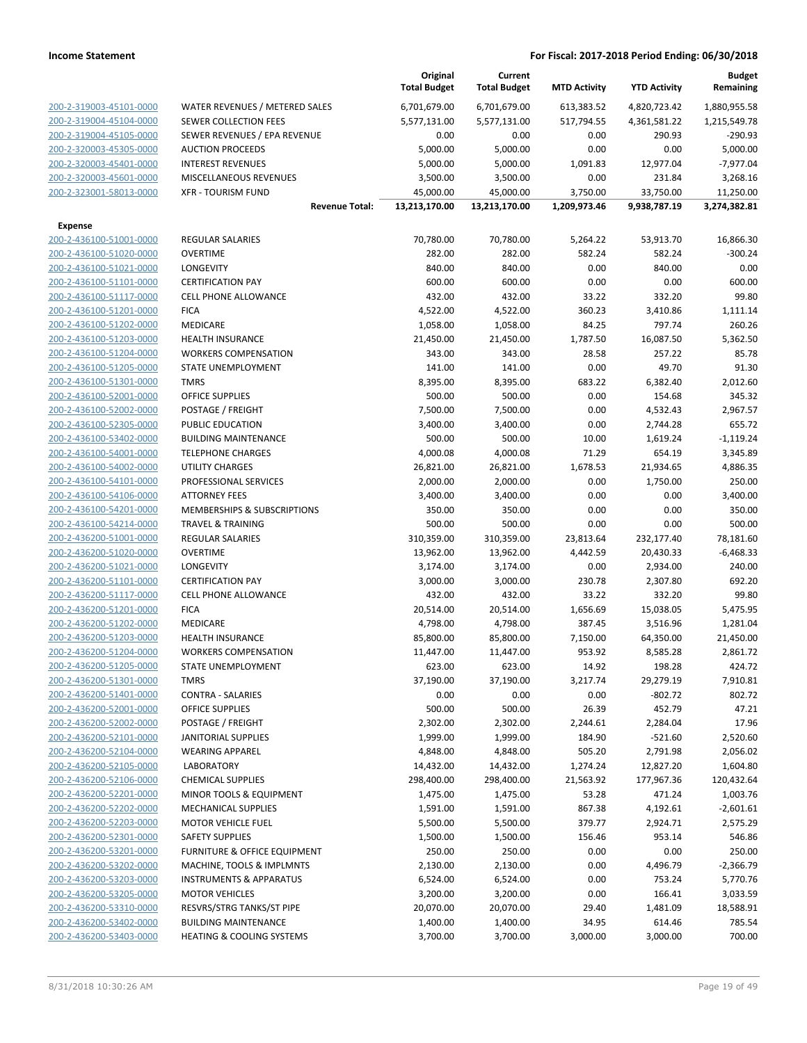**Income Statement** — **For Fiscal: 2017-2018 Period Ending: 06/30/2018**

| | | Original Total Budget | Current Total Budget | MTD Activity | YTD Activity | Budget Remaining |
|---|---|---|---|---|---|---|
| 200-2-319003-45101-0000 | WATER REVENUES / METERED SALES | 6,701,679.00 | 6,701,679.00 | 613,383.52 | 4,820,723.42 | 1,880,955.58 |
| 200-2-319004-45104-0000 | SEWER COLLECTION FEES | 5,577,131.00 | 5,577,131.00 | 517,794.55 | 4,361,581.22 | 1,215,549.78 |
| 200-2-319004-45105-0000 | SEWER REVENUES / EPA REVENUE | 0.00 | 0.00 | 0.00 | 290.93 | -290.93 |
| 200-2-320003-45305-0000 | AUCTION PROCEEDS | 5,000.00 | 5,000.00 | 0.00 | 0.00 | 5,000.00 |
| 200-2-320003-45401-0000 | INTEREST REVENUES | 5,000.00 | 5,000.00 | 1,091.83 | 12,977.04 | -7,977.04 |
| 200-2-320003-45601-0000 | MISCELLANEOUS REVENUES | 3,500.00 | 3,500.00 | 0.00 | 231.84 | 3,268.16 |
| 200-2-323001-58013-0000 | XFR - TOURISM FUND | 45,000.00 | 45,000.00 | 3,750.00 | 33,750.00 | 11,250.00 |
| | **Revenue Total:** | **13,213,170.00** | **13,213,170.00** | **1,209,973.46** | **9,938,787.19** | **3,274,382.81** |
| **Expense** | | | | | | |
| 200-2-436100-51001-0000 | REGULAR SALARIES | 70,780.00 | 70,780.00 | 5,264.22 | 53,913.70 | 16,866.30 |
| 200-2-436100-51020-0000 | OVERTIME | 282.00 | 282.00 | 582.24 | 582.24 | -300.24 |
| 200-2-436100-51021-0000 | LONGEVITY | 840.00 | 840.00 | 0.00 | 840.00 | 0.00 |
| 200-2-436100-51101-0000 | CERTIFICATION PAY | 600.00 | 600.00 | 0.00 | 0.00 | 600.00 |
| 200-2-436100-51117-0000 | CELL PHONE ALLOWANCE | 432.00 | 432.00 | 33.22 | 332.20 | 99.80 |
| 200-2-436100-51201-0000 | FICA | 4,522.00 | 4,522.00 | 360.23 | 3,410.86 | 1,111.14 |
| 200-2-436100-51202-0000 | MEDICARE | 1,058.00 | 1,058.00 | 84.25 | 797.74 | 260.26 |
| 200-2-436100-51203-0000 | HEALTH INSURANCE | 21,450.00 | 21,450.00 | 1,787.50 | 16,087.50 | 5,362.50 |
| 200-2-436100-51204-0000 | WORKERS COMPENSATION | 343.00 | 343.00 | 28.58 | 257.22 | 85.78 |
| 200-2-436100-51205-0000 | STATE UNEMPLOYMENT | 141.00 | 141.00 | 0.00 | 49.70 | 91.30 |
| 200-2-436100-51301-0000 | TMRS | 8,395.00 | 8,395.00 | 683.22 | 6,382.40 | 2,012.60 |
| 200-2-436100-52001-0000 | OFFICE SUPPLIES | 500.00 | 500.00 | 0.00 | 154.68 | 345.32 |
| 200-2-436100-52002-0000 | POSTAGE / FREIGHT | 7,500.00 | 7,500.00 | 0.00 | 4,532.43 | 2,967.57 |
| 200-2-436100-52305-0000 | PUBLIC EDUCATION | 3,400.00 | 3,400.00 | 0.00 | 2,744.28 | 655.72 |
| 200-2-436100-53402-0000 | BUILDING MAINTENANCE | 500.00 | 500.00 | 10.00 | 1,619.24 | -1,119.24 |
| 200-2-436100-54001-0000 | TELEPHONE CHARGES | 4,000.08 | 4,000.08 | 71.29 | 654.19 | 3,345.89 |
| 200-2-436100-54002-0000 | UTILITY CHARGES | 26,821.00 | 26,821.00 | 1,678.53 | 21,934.65 | 4,886.35 |
| 200-2-436100-54101-0000 | PROFESSIONAL SERVICES | 2,000.00 | 2,000.00 | 0.00 | 1,750.00 | 250.00 |
| 200-2-436100-54106-0000 | ATTORNEY FEES | 3,400.00 | 3,400.00 | 0.00 | 0.00 | 3,400.00 |
| 200-2-436100-54201-0000 | MEMBERSHIPS & SUBSCRIPTIONS | 350.00 | 350.00 | 0.00 | 0.00 | 350.00 |
| 200-2-436100-54214-0000 | TRAVEL & TRAINING | 500.00 | 500.00 | 0.00 | 0.00 | 500.00 |
| 200-2-436200-51001-0000 | REGULAR SALARIES | 310,359.00 | 310,359.00 | 23,813.64 | 232,177.40 | 78,181.60 |
| 200-2-436200-51020-0000 | OVERTIME | 13,962.00 | 13,962.00 | 4,442.59 | 20,430.33 | -6,468.33 |
| 200-2-436200-51021-0000 | LONGEVITY | 3,174.00 | 3,174.00 | 0.00 | 2,934.00 | 240.00 |
| 200-2-436200-51101-0000 | CERTIFICATION PAY | 3,000.00 | 3,000.00 | 230.78 | 2,307.80 | 692.20 |
| 200-2-436200-51117-0000 | CELL PHONE ALLOWANCE | 432.00 | 432.00 | 33.22 | 332.20 | 99.80 |
| 200-2-436200-51201-0000 | FICA | 20,514.00 | 20,514.00 | 1,656.69 | 15,038.05 | 5,475.95 |
| 200-2-436200-51202-0000 | MEDICARE | 4,798.00 | 4,798.00 | 387.45 | 3,516.96 | 1,281.04 |
| 200-2-436200-51203-0000 | HEALTH INSURANCE | 85,800.00 | 85,800.00 | 7,150.00 | 64,350.00 | 21,450.00 |
| 200-2-436200-51204-0000 | WORKERS COMPENSATION | 11,447.00 | 11,447.00 | 953.92 | 8,585.28 | 2,861.72 |
| 200-2-436200-51205-0000 | STATE UNEMPLOYMENT | 623.00 | 623.00 | 14.92 | 198.28 | 424.72 |
| 200-2-436200-51301-0000 | TMRS | 37,190.00 | 37,190.00 | 3,217.74 | 29,279.19 | 7,910.81 |
| 200-2-436200-51401-0000 | CONTRA - SALARIES | 0.00 | 0.00 | 0.00 | -802.72 | 802.72 |
| 200-2-436200-52001-0000 | OFFICE SUPPLIES | 500.00 | 500.00 | 26.39 | 452.79 | 47.21 |
| 200-2-436200-52002-0000 | POSTAGE / FREIGHT | 2,302.00 | 2,302.00 | 2,244.61 | 2,284.04 | 17.96 |
| 200-2-436200-52101-0000 | JANITORIAL SUPPLIES | 1,999.00 | 1,999.00 | 184.90 | -521.60 | 2,520.60 |
| 200-2-436200-52104-0000 | WEARING APPAREL | 4,848.00 | 4,848.00 | 505.20 | 2,791.98 | 2,056.02 |
| 200-2-436200-52105-0000 | LABORATORY | 14,432.00 | 14,432.00 | 1,274.24 | 12,827.20 | 1,604.80 |
| 200-2-436200-52106-0000 | CHEMICAL SUPPLIES | 298,400.00 | 298,400.00 | 21,563.92 | 177,967.36 | 120,432.64 |
| 200-2-436200-52201-0000 | MINOR TOOLS & EQUIPMENT | 1,475.00 | 1,475.00 | 53.28 | 471.24 | 1,003.76 |
| 200-2-436200-52202-0000 | MECHANICAL SUPPLIES | 1,591.00 | 1,591.00 | 867.38 | 4,192.61 | -2,601.61 |
| 200-2-436200-52203-0000 | MOTOR VEHICLE FUEL | 5,500.00 | 5,500.00 | 379.77 | 2,924.71 | 2,575.29 |
| 200-2-436200-52301-0000 | SAFETY SUPPLIES | 1,500.00 | 1,500.00 | 156.46 | 953.14 | 546.86 |
| 200-2-436200-53201-0000 | FURNITURE & OFFICE EQUIPMENT | 250.00 | 250.00 | 0.00 | 0.00 | 250.00 |
| 200-2-436200-53202-0000 | MACHINE, TOOLS & IMPLMNTS | 2,130.00 | 2,130.00 | 0.00 | 4,496.79 | -2,366.79 |
| 200-2-436200-53203-0000 | INSTRUMENTS & APPARATUS | 6,524.00 | 6,524.00 | 0.00 | 753.24 | 5,770.76 |
| 200-2-436200-53205-0000 | MOTOR VEHICLES | 3,200.00 | 3,200.00 | 0.00 | 166.41 | 3,033.59 |
| 200-2-436200-53310-0000 | RESVRS/STRG TANKS/ST PIPE | 20,070.00 | 20,070.00 | 29.40 | 1,481.09 | 18,588.91 |
| 200-2-436200-53402-0000 | BUILDING MAINTENANCE | 1,400.00 | 1,400.00 | 34.95 | 614.46 | 785.54 |
| 200-2-436200-53403-0000 | HEATING & COOLING SYSTEMS | 3,700.00 | 3,700.00 | 3,000.00 | 3,000.00 | 700.00 |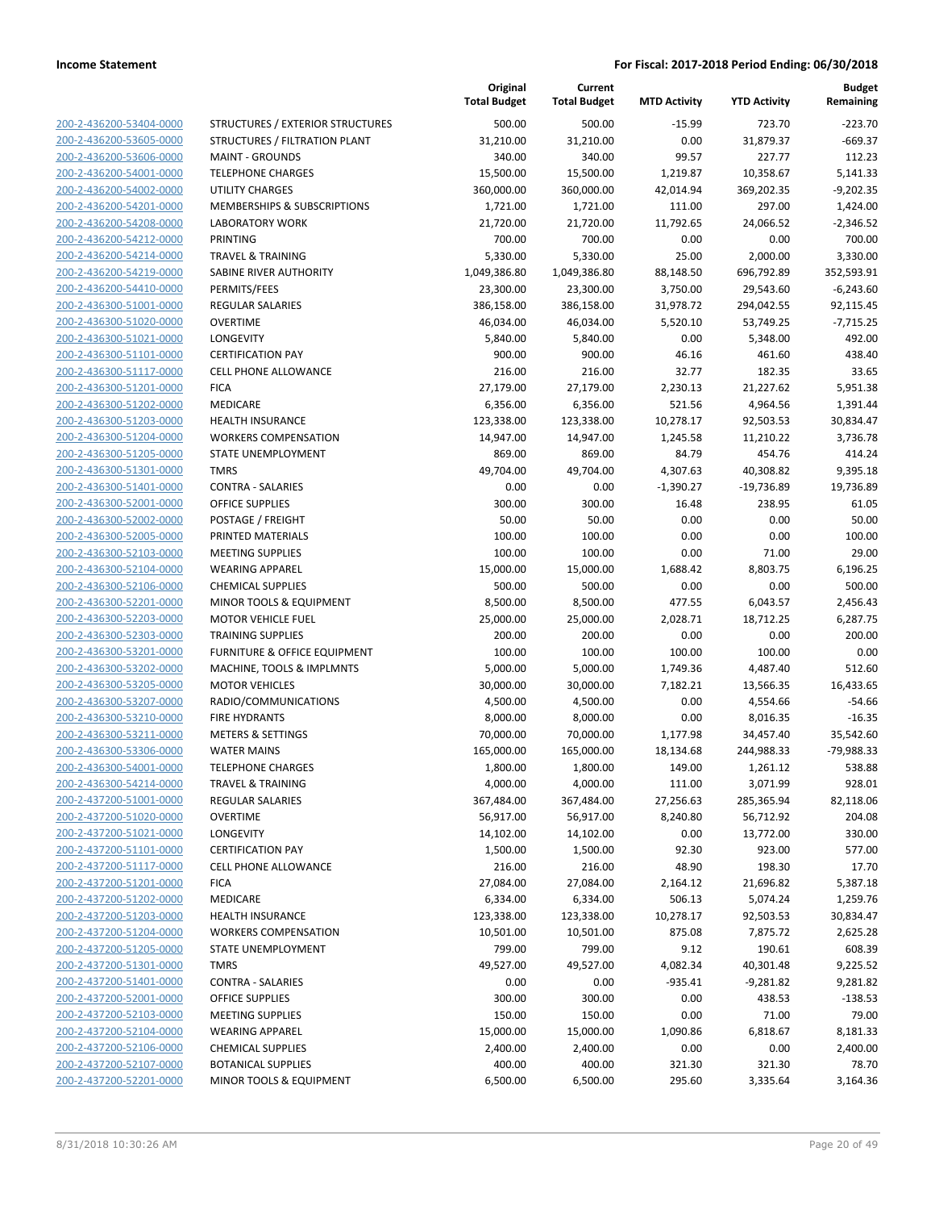**Income Statement** **For Fiscal: 2017-2018 Period Ending: 06/30/2018**

| | | Original Total Budget | Current Total Budget | MTD Activity | YTD Activity | Budget Remaining |
|---|---|---|---|---|---|---|
| 200-2-436200-53404-0000 | STRUCTURES / EXTERIOR STRUCTURES | 500.00 | 500.00 | -15.99 | 723.70 | -223.70 |
| 200-2-436200-53605-0000 | STRUCTURES / FILTRATION PLANT | 31,210.00 | 31,210.00 | 0.00 | 31,879.37 | -669.37 |
| 200-2-436200-53606-0000 | MAINT - GROUNDS | 340.00 | 340.00 | 99.57 | 227.77 | 112.23 |
| 200-2-436200-54001-0000 | TELEPHONE CHARGES | 15,500.00 | 15,500.00 | 1,219.87 | 10,358.67 | 5,141.33 |
| 200-2-436200-54002-0000 | UTILITY CHARGES | 360,000.00 | 360,000.00 | 42,014.94 | 369,202.35 | -9,202.35 |
| 200-2-436200-54201-0000 | MEMBERSHIPS & SUBSCRIPTIONS | 1,721.00 | 1,721.00 | 111.00 | 297.00 | 1,424.00 |
| 200-2-436200-54208-0000 | LABORATORY WORK | 21,720.00 | 21,720.00 | 11,792.65 | 24,066.52 | -2,346.52 |
| 200-2-436200-54212-0000 | PRINTING | 700.00 | 700.00 | 0.00 | 0.00 | 700.00 |
| 200-2-436200-54214-0000 | TRAVEL & TRAINING | 5,330.00 | 5,330.00 | 25.00 | 2,000.00 | 3,330.00 |
| 200-2-436200-54219-0000 | SABINE RIVER AUTHORITY | 1,049,386.80 | 1,049,386.80 | 88,148.50 | 696,792.89 | 352,593.91 |
| 200-2-436200-54410-0000 | PERMITS/FEES | 23,300.00 | 23,300.00 | 3,750.00 | 29,543.60 | -6,243.60 |
| 200-2-436300-51001-0000 | REGULAR SALARIES | 386,158.00 | 386,158.00 | 31,978.72 | 294,042.55 | 92,115.45 |
| 200-2-436300-51020-0000 | OVERTIME | 46,034.00 | 46,034.00 | 5,520.10 | 53,749.25 | -7,715.25 |
| 200-2-436300-51021-0000 | LONGEVITY | 5,840.00 | 5,840.00 | 0.00 | 5,348.00 | 492.00 |
| 200-2-436300-51101-0000 | CERTIFICATION PAY | 900.00 | 900.00 | 46.16 | 461.60 | 438.40 |
| 200-2-436300-51117-0000 | CELL PHONE ALLOWANCE | 216.00 | 216.00 | 32.77 | 182.35 | 33.65 |
| 200-2-436300-51201-0000 | FICA | 27,179.00 | 27,179.00 | 2,230.13 | 21,227.62 | 5,951.38 |
| 200-2-436300-51202-0000 | MEDICARE | 6,356.00 | 6,356.00 | 521.56 | 4,964.56 | 1,391.44 |
| 200-2-436300-51203-0000 | HEALTH INSURANCE | 123,338.00 | 123,338.00 | 10,278.17 | 92,503.53 | 30,834.47 |
| 200-2-436300-51204-0000 | WORKERS COMPENSATION | 14,947.00 | 14,947.00 | 1,245.58 | 11,210.22 | 3,736.78 |
| 200-2-436300-51205-0000 | STATE UNEMPLOYMENT | 869.00 | 869.00 | 84.79 | 454.76 | 414.24 |
| 200-2-436300-51301-0000 | TMRS | 49,704.00 | 49,704.00 | 4,307.63 | 40,308.82 | 9,395.18 |
| 200-2-436300-51401-0000 | CONTRA - SALARIES | 0.00 | 0.00 | -1,390.27 | -19,736.89 | 19,736.89 |
| 200-2-436300-52001-0000 | OFFICE SUPPLIES | 300.00 | 300.00 | 16.48 | 238.95 | 61.05 |
| 200-2-436300-52002-0000 | POSTAGE / FREIGHT | 50.00 | 50.00 | 0.00 | 0.00 | 50.00 |
| 200-2-436300-52005-0000 | PRINTED MATERIALS | 100.00 | 100.00 | 0.00 | 0.00 | 100.00 |
| 200-2-436300-52103-0000 | MEETING SUPPLIES | 100.00 | 100.00 | 0.00 | 71.00 | 29.00 |
| 200-2-436300-52104-0000 | WEARING APPAREL | 15,000.00 | 15,000.00 | 1,688.42 | 8,803.75 | 6,196.25 |
| 200-2-436300-52106-0000 | CHEMICAL SUPPLIES | 500.00 | 500.00 | 0.00 | 0.00 | 500.00 |
| 200-2-436300-52201-0000 | MINOR TOOLS & EQUIPMENT | 8,500.00 | 8,500.00 | 477.55 | 6,043.57 | 2,456.43 |
| 200-2-436300-52203-0000 | MOTOR VEHICLE FUEL | 25,000.00 | 25,000.00 | 2,028.71 | 18,712.25 | 6,287.75 |
| 200-2-436300-52303-0000 | TRAINING SUPPLIES | 200.00 | 200.00 | 0.00 | 0.00 | 200.00 |
| 200-2-436300-53201-0000 | FURNITURE & OFFICE EQUIPMENT | 100.00 | 100.00 | 100.00 | 100.00 | 0.00 |
| 200-2-436300-53202-0000 | MACHINE, TOOLS & IMPLMNTS | 5,000.00 | 5,000.00 | 1,749.36 | 4,487.40 | 512.60 |
| 200-2-436300-53205-0000 | MOTOR VEHICLES | 30,000.00 | 30,000.00 | 7,182.21 | 13,566.35 | 16,433.65 |
| 200-2-436300-53207-0000 | RADIO/COMMUNICATIONS | 4,500.00 | 4,500.00 | 0.00 | 4,554.66 | -54.66 |
| 200-2-436300-53210-0000 | FIRE HYDRANTS | 8,000.00 | 8,000.00 | 0.00 | 8,016.35 | -16.35 |
| 200-2-436300-53211-0000 | METERS & SETTINGS | 70,000.00 | 70,000.00 | 1,177.98 | 34,457.40 | 35,542.60 |
| 200-2-436300-53306-0000 | WATER MAINS | 165,000.00 | 165,000.00 | 18,134.68 | 244,988.33 | -79,988.33 |
| 200-2-436300-54001-0000 | TELEPHONE CHARGES | 1,800.00 | 1,800.00 | 149.00 | 1,261.12 | 538.88 |
| 200-2-436300-54214-0000 | TRAVEL & TRAINING | 4,000.00 | 4,000.00 | 111.00 | 3,071.99 | 928.01 |
| 200-2-437200-51001-0000 | REGULAR SALARIES | 367,484.00 | 367,484.00 | 27,256.63 | 285,365.94 | 82,118.06 |
| 200-2-437200-51020-0000 | OVERTIME | 56,917.00 | 56,917.00 | 8,240.80 | 56,712.92 | 204.08 |
| 200-2-437200-51021-0000 | LONGEVITY | 14,102.00 | 14,102.00 | 0.00 | 13,772.00 | 330.00 |
| 200-2-437200-51101-0000 | CERTIFICATION PAY | 1,500.00 | 1,500.00 | 92.30 | 923.00 | 577.00 |
| 200-2-437200-51117-0000 | CELL PHONE ALLOWANCE | 216.00 | 216.00 | 48.90 | 198.30 | 17.70 |
| 200-2-437200-51201-0000 | FICA | 27,084.00 | 27,084.00 | 2,164.12 | 21,696.82 | 5,387.18 |
| 200-2-437200-51202-0000 | MEDICARE | 6,334.00 | 6,334.00 | 506.13 | 5,074.24 | 1,259.76 |
| 200-2-437200-51203-0000 | HEALTH INSURANCE | 123,338.00 | 123,338.00 | 10,278.17 | 92,503.53 | 30,834.47 |
| 200-2-437200-51204-0000 | WORKERS COMPENSATION | 10,501.00 | 10,501.00 | 875.08 | 7,875.72 | 2,625.28 |
| 200-2-437200-51205-0000 | STATE UNEMPLOYMENT | 799.00 | 799.00 | 9.12 | 190.61 | 608.39 |
| 200-2-437200-51301-0000 | TMRS | 49,527.00 | 49,527.00 | 4,082.34 | 40,301.48 | 9,225.52 |
| 200-2-437200-51401-0000 | CONTRA - SALARIES | 0.00 | 0.00 | -935.41 | -9,281.82 | 9,281.82 |
| 200-2-437200-52001-0000 | OFFICE SUPPLIES | 300.00 | 300.00 | 0.00 | 438.53 | -138.53 |
| 200-2-437200-52103-0000 | MEETING SUPPLIES | 150.00 | 150.00 | 0.00 | 71.00 | 79.00 |
| 200-2-437200-52104-0000 | WEARING APPAREL | 15,000.00 | 15,000.00 | 1,090.86 | 6,818.67 | 8,181.33 |
| 200-2-437200-52106-0000 | CHEMICAL SUPPLIES | 2,400.00 | 2,400.00 | 0.00 | 0.00 | 2,400.00 |
| 200-2-437200-52107-0000 | BOTANICAL SUPPLIES | 400.00 | 400.00 | 321.30 | 321.30 | 78.70 |
| 200-2-437200-52201-0000 | MINOR TOOLS & EQUIPMENT | 6,500.00 | 6,500.00 | 295.60 | 3,335.64 | 3,164.36 |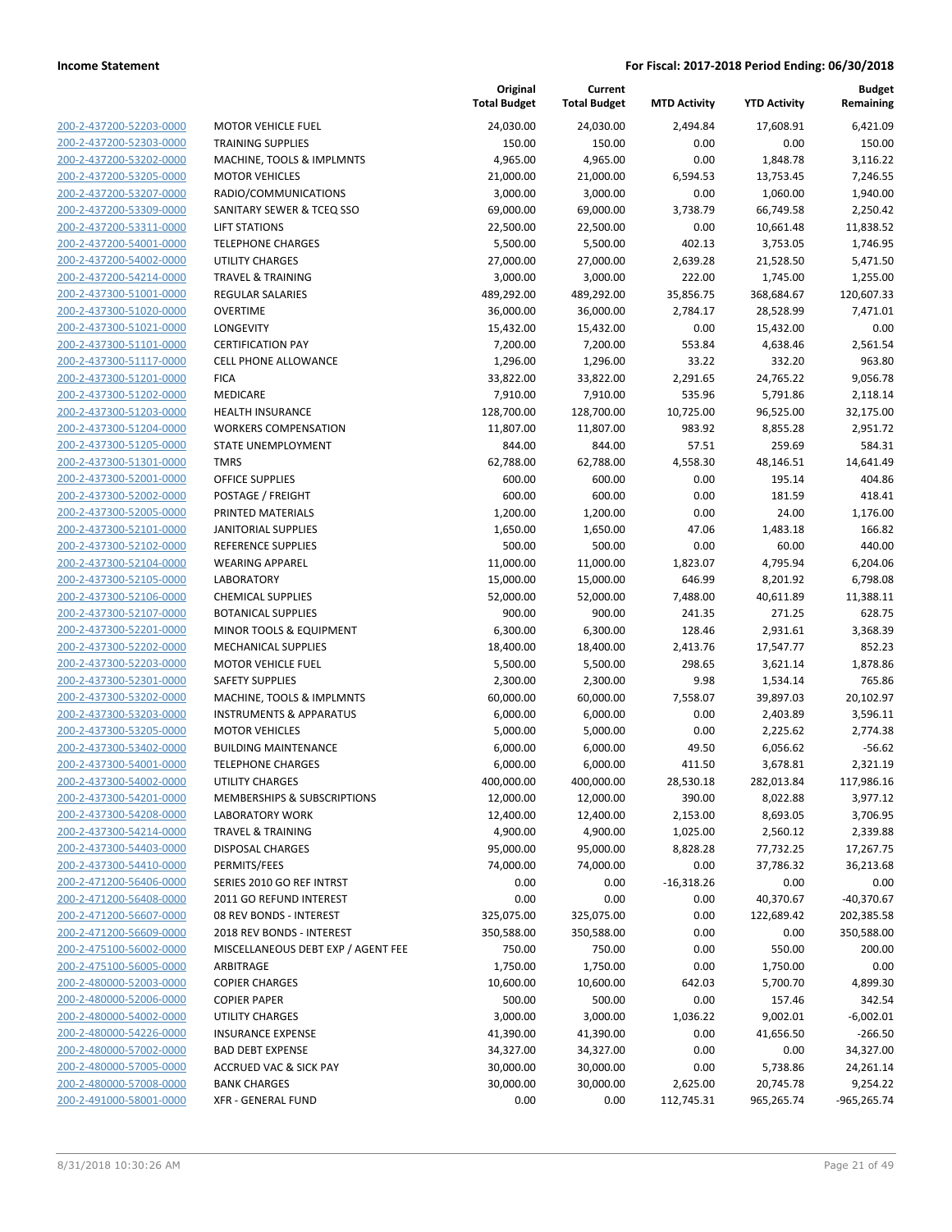| | | Original Total Budget | Current Total Budget | MTD Activity | YTD Activity | Budget Remaining |
|---|---|---|---|---|---|---|
| 200-2-437200-52203-0000 | MOTOR VEHICLE FUEL | 24,030.00 | 24,030.00 | 2,494.84 | 17,608.91 | 6,421.09 |
| 200-2-437200-52303-0000 | TRAINING SUPPLIES | 150.00 | 150.00 | 0.00 | 0.00 | 150.00 |
| 200-2-437200-53202-0000 | MACHINE, TOOLS & IMPLMNTS | 4,965.00 | 4,965.00 | 0.00 | 1,848.78 | 3,116.22 |
| 200-2-437200-53205-0000 | MOTOR VEHICLES | 21,000.00 | 21,000.00 | 6,594.53 | 13,753.45 | 7,246.55 |
| 200-2-437200-53207-0000 | RADIO/COMMUNICATIONS | 3,000.00 | 3,000.00 | 0.00 | 1,060.00 | 1,940.00 |
| 200-2-437200-53309-0000 | SANITARY SEWER & TCEQ SSO | 69,000.00 | 69,000.00 | 3,738.79 | 66,749.58 | 2,250.42 |
| 200-2-437200-53311-0000 | LIFT STATIONS | 22,500.00 | 22,500.00 | 0.00 | 10,661.48 | 11,838.52 |
| 200-2-437200-54001-0000 | TELEPHONE CHARGES | 5,500.00 | 5,500.00 | 402.13 | 3,753.05 | 1,746.95 |
| 200-2-437200-54002-0000 | UTILITY CHARGES | 27,000.00 | 27,000.00 | 2,639.28 | 21,528.50 | 5,471.50 |
| 200-2-437200-54214-0000 | TRAVEL & TRAINING | 3,000.00 | 3,000.00 | 222.00 | 1,745.00 | 1,255.00 |
| 200-2-437300-51001-0000 | REGULAR SALARIES | 489,292.00 | 489,292.00 | 35,856.75 | 368,684.67 | 120,607.33 |
| 200-2-437300-51020-0000 | OVERTIME | 36,000.00 | 36,000.00 | 2,784.17 | 28,528.99 | 7,471.01 |
| 200-2-437300-51021-0000 | LONGEVITY | 15,432.00 | 15,432.00 | 0.00 | 15,432.00 | 0.00 |
| 200-2-437300-51101-0000 | CERTIFICATION PAY | 7,200.00 | 7,200.00 | 553.84 | 4,638.46 | 2,561.54 |
| 200-2-437300-51117-0000 | CELL PHONE ALLOWANCE | 1,296.00 | 1,296.00 | 33.22 | 332.20 | 963.80 |
| 200-2-437300-51201-0000 | FICA | 33,822.00 | 33,822.00 | 2,291.65 | 24,765.22 | 9,056.78 |
| 200-2-437300-51202-0000 | MEDICARE | 7,910.00 | 7,910.00 | 535.96 | 5,791.86 | 2,118.14 |
| 200-2-437300-51203-0000 | HEALTH INSURANCE | 128,700.00 | 128,700.00 | 10,725.00 | 96,525.00 | 32,175.00 |
| 200-2-437300-51204-0000 | WORKERS COMPENSATION | 11,807.00 | 11,807.00 | 983.92 | 8,855.28 | 2,951.72 |
| 200-2-437300-51205-0000 | STATE UNEMPLOYMENT | 844.00 | 844.00 | 57.51 | 259.69 | 584.31 |
| 200-2-437300-51301-0000 | TMRS | 62,788.00 | 62,788.00 | 4,558.30 | 48,146.51 | 14,641.49 |
| 200-2-437300-52001-0000 | OFFICE SUPPLIES | 600.00 | 600.00 | 0.00 | 195.14 | 404.86 |
| 200-2-437300-52002-0000 | POSTAGE / FREIGHT | 600.00 | 600.00 | 0.00 | 181.59 | 418.41 |
| 200-2-437300-52005-0000 | PRINTED MATERIALS | 1,200.00 | 1,200.00 | 0.00 | 24.00 | 1,176.00 |
| 200-2-437300-52101-0000 | JANITORIAL SUPPLIES | 1,650.00 | 1,650.00 | 47.06 | 1,483.18 | 166.82 |
| 200-2-437300-52102-0000 | REFERENCE SUPPLIES | 500.00 | 500.00 | 0.00 | 60.00 | 440.00 |
| 200-2-437300-52104-0000 | WEARING APPAREL | 11,000.00 | 11,000.00 | 1,823.07 | 4,795.94 | 6,204.06 |
| 200-2-437300-52105-0000 | LABORATORY | 15,000.00 | 15,000.00 | 646.99 | 8,201.92 | 6,798.08 |
| 200-2-437300-52106-0000 | CHEMICAL SUPPLIES | 52,000.00 | 52,000.00 | 7,488.00 | 40,611.89 | 11,388.11 |
| 200-2-437300-52107-0000 | BOTANICAL SUPPLIES | 900.00 | 900.00 | 241.35 | 271.25 | 628.75 |
| 200-2-437300-52201-0000 | MINOR TOOLS & EQUIPMENT | 6,300.00 | 6,300.00 | 128.46 | 2,931.61 | 3,368.39 |
| 200-2-437300-52202-0000 | MECHANICAL SUPPLIES | 18,400.00 | 18,400.00 | 2,413.76 | 17,547.77 | 852.23 |
| 200-2-437300-52203-0000 | MOTOR VEHICLE FUEL | 5,500.00 | 5,500.00 | 298.65 | 3,621.14 | 1,878.86 |
| 200-2-437300-52301-0000 | SAFETY SUPPLIES | 2,300.00 | 2,300.00 | 9.98 | 1,534.14 | 765.86 |
| 200-2-437300-53202-0000 | MACHINE, TOOLS & IMPLMNTS | 60,000.00 | 60,000.00 | 7,558.07 | 39,897.03 | 20,102.97 |
| 200-2-437300-53203-0000 | INSTRUMENTS & APPARATUS | 6,000.00 | 6,000.00 | 0.00 | 2,403.89 | 3,596.11 |
| 200-2-437300-53205-0000 | MOTOR VEHICLES | 5,000.00 | 5,000.00 | 0.00 | 2,225.62 | 2,774.38 |
| 200-2-437300-53402-0000 | BUILDING MAINTENANCE | 6,000.00 | 6,000.00 | 49.50 | 6,056.62 | -56.62 |
| 200-2-437300-54001-0000 | TELEPHONE CHARGES | 6,000.00 | 6,000.00 | 411.50 | 3,678.81 | 2,321.19 |
| 200-2-437300-54002-0000 | UTILITY CHARGES | 400,000.00 | 400,000.00 | 28,530.18 | 282,013.84 | 117,986.16 |
| 200-2-437300-54201-0000 | MEMBERSHIPS & SUBSCRIPTIONS | 12,000.00 | 12,000.00 | 390.00 | 8,022.88 | 3,977.12 |
| 200-2-437300-54208-0000 | LABORATORY WORK | 12,400.00 | 12,400.00 | 2,153.00 | 8,693.05 | 3,706.95 |
| 200-2-437300-54214-0000 | TRAVEL & TRAINING | 4,900.00 | 4,900.00 | 1,025.00 | 2,560.12 | 2,339.88 |
| 200-2-437300-54403-0000 | DISPOSAL CHARGES | 95,000.00 | 95,000.00 | 8,828.28 | 77,732.25 | 17,267.75 |
| 200-2-437300-54410-0000 | PERMITS/FEES | 74,000.00 | 74,000.00 | 0.00 | 37,786.32 | 36,213.68 |
| 200-2-471200-56406-0000 | SERIES 2010 GO REF INTRST | 0.00 | 0.00 | -16,318.26 | 0.00 | 0.00 |
| 200-2-471200-56408-0000 | 2011 GO REFUND INTEREST | 0.00 | 0.00 | 0.00 | 40,370.67 | -40,370.67 |
| 200-2-471200-56607-0000 | 08 REV BONDS - INTEREST | 325,075.00 | 325,075.00 | 0.00 | 122,689.42 | 202,385.58 |
| 200-2-471200-56609-0000 | 2018 REV BONDS - INTEREST | 350,588.00 | 350,588.00 | 0.00 | 0.00 | 350,588.00 |
| 200-2-475100-56002-0000 | MISCELLANEOUS DEBT EXP / AGENT FEE | 750.00 | 750.00 | 0.00 | 550.00 | 200.00 |
| 200-2-475100-56005-0000 | ARBITRAGE | 1,750.00 | 1,750.00 | 0.00 | 1,750.00 | 0.00 |
| 200-2-480000-52003-0000 | COPIER CHARGES | 10,600.00 | 10,600.00 | 642.03 | 5,700.70 | 4,899.30 |
| 200-2-480000-52006-0000 | COPIER PAPER | 500.00 | 500.00 | 0.00 | 157.46 | 342.54 |
| 200-2-480000-54002-0000 | UTILITY CHARGES | 3,000.00 | 3,000.00 | 1,036.22 | 9,002.01 | -6,002.01 |
| 200-2-480000-54226-0000 | INSURANCE EXPENSE | 41,390.00 | 41,390.00 | 0.00 | 41,656.50 | -266.50 |
| 200-2-480000-57002-0000 | BAD DEBT EXPENSE | 34,327.00 | 34,327.00 | 0.00 | 0.00 | 34,327.00 |
| 200-2-480000-57005-0000 | ACCRUED VAC & SICK PAY | 30,000.00 | 30,000.00 | 0.00 | 5,738.86 | 24,261.14 |
| 200-2-480000-57008-0000 | BANK CHARGES | 30,000.00 | 30,000.00 | 2,625.00 | 20,745.78 | 9,254.22 |
| 200-2-491000-58001-0000 | XFR - GENERAL FUND | 0.00 | 0.00 | 112,745.31 | 965,265.74 | -965,265.74 |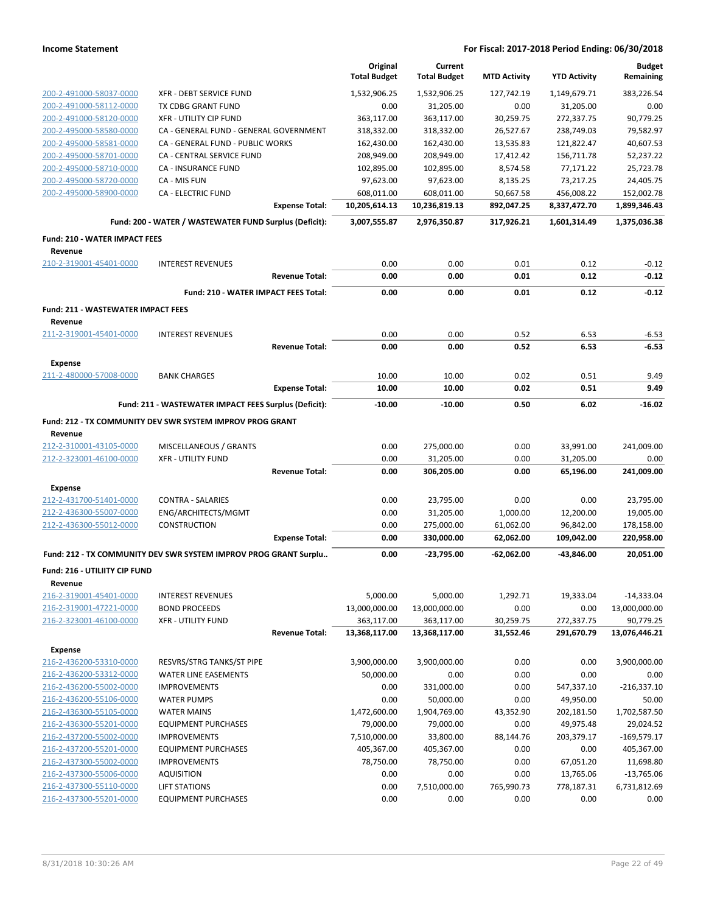**Income Statement** | **For Fiscal: 2017-2018 Period Ending: 06/30/2018**

| | | Original Total Budget | Current Total Budget | MTD Activity | YTD Activity | Budget Remaining |
|---|---|---|---|---|---|---|
| 200-2-491000-58037-0000 | XFR - DEBT SERVICE FUND | 1,532,906.25 | 1,532,906.25 | 127,742.19 | 1,149,679.71 | 383,226.54 |
| 200-2-491000-58112-0000 | TX CDBG GRANT FUND | 0.00 | 31,205.00 | 0.00 | 31,205.00 | 0.00 |
| 200-2-491000-58120-0000 | XFR - UTILITY CIP FUND | 363,117.00 | 363,117.00 | 30,259.75 | 272,337.75 | 90,779.25 |
| 200-2-495000-58580-0000 | CA - GENERAL FUND - GENERAL GOVERNMENT | 318,332.00 | 318,332.00 | 26,527.67 | 238,749.03 | 79,582.97 |
| 200-2-495000-58581-0000 | CA - GENERAL FUND - PUBLIC WORKS | 162,430.00 | 162,430.00 | 13,535.83 | 121,822.47 | 40,607.53 |
| 200-2-495000-58701-0000 | CA - CENTRAL SERVICE FUND | 208,949.00 | 208,949.00 | 17,412.42 | 156,711.78 | 52,237.22 |
| 200-2-495000-58710-0000 | CA - INSURANCE FUND | 102,895.00 | 102,895.00 | 8,574.58 | 77,171.22 | 25,723.78 |
| 200-2-495000-58720-0000 | CA - MIS FUN | 97,623.00 | 97,623.00 | 8,135.25 | 73,217.25 | 24,405.75 |
| 200-2-495000-58900-0000 | CA - ELECTRIC FUND | 608,011.00 | 608,011.00 | 50,667.58 | 456,008.22 | 152,002.78 |
| | **Expense Total:** | **10,205,614.13** | **10,236,819.13** | **892,047.25** | **8,337,472.70** | **1,899,346.43** |
| | **Fund: 200 - WATER / WASTEWATER FUND Surplus (Deficit):** | **3,007,555.87** | **2,976,350.87** | **317,926.21** | **1,601,314.49** | **1,375,036.38** |
| **Fund: 210 - WATER IMPACT FEES** | | | | | | |
| **Revenue** | | | | | | |
| 210-2-319001-45401-0000 | INTEREST REVENUES | 0.00 | 0.00 | 0.01 | 0.12 | -0.12 |
| | **Revenue Total:** | **0.00** | **0.00** | **0.01** | **0.12** | **-0.12** |
| | **Fund: 210 - WATER IMPACT FEES Total:** | **0.00** | **0.00** | **0.01** | **0.12** | **-0.12** |
| **Fund: 211 - WASTEWATER IMPACT FEES** | | | | | | |
| **Revenue** | | | | | | |
| 211-2-319001-45401-0000 | INTEREST REVENUES | 0.00 | 0.00 | 0.52 | 6.53 | -6.53 |
| | **Revenue Total:** | **0.00** | **0.00** | **0.52** | **6.53** | **-6.53** |
| **Expense** | | | | | | |
| 211-2-480000-57008-0000 | BANK CHARGES | 10.00 | 10.00 | 0.02 | 0.51 | 9.49 |
| | **Expense Total:** | **10.00** | **10.00** | **0.02** | **0.51** | **9.49** |
| | **Fund: 211 - WASTEWATER IMPACT FEES Surplus (Deficit):** | **-10.00** | **-10.00** | **0.50** | **6.02** | **-16.02** |
| **Fund: 212 - TX COMMUNITY DEV SWR SYSTEM IMPROV PROG GRANT** | | | | | | |
| **Revenue** | | | | | | |
| 212-2-310001-43105-0000 | MISCELLANEOUS / GRANTS | 0.00 | 275,000.00 | 0.00 | 33,991.00 | 241,009.00 |
| 212-2-323001-46100-0000 | XFR - UTILITY FUND | 0.00 | 31,205.00 | 0.00 | 31,205.00 | 0.00 |
| | **Revenue Total:** | **0.00** | **306,205.00** | **0.00** | **65,196.00** | **241,009.00** |
| **Expense** | | | | | | |
| 212-2-431700-51401-0000 | CONTRA - SALARIES | 0.00 | 23,795.00 | 0.00 | 0.00 | 23,795.00 |
| 212-2-436300-55007-0000 | ENG/ARCHITECTS/MGMT | 0.00 | 31,205.00 | 1,000.00 | 12,200.00 | 19,005.00 |
| 212-2-436300-55012-0000 | CONSTRUCTION | 0.00 | 275,000.00 | 61,062.00 | 96,842.00 | 178,158.00 |
| | **Expense Total:** | **0.00** | **330,000.00** | **62,062.00** | **109,042.00** | **220,958.00** |
| **Fund: 212 - TX COMMUNITY DEV SWR SYSTEM IMPROV PROG GRANT Surplu..** | | **0.00** | **-23,795.00** | **-62,062.00** | **-43,846.00** | **20,051.00** |
| **Fund: 216 - UTILIITY CIP FUND** | | | | | | |
| **Revenue** | | | | | | |
| 216-2-319001-45401-0000 | INTEREST REVENUES | 5,000.00 | 5,000.00 | 1,292.71 | 19,333.04 | -14,333.04 |
| 216-2-319001-47221-0000 | BOND PROCEEDS | 13,000,000.00 | 13,000,000.00 | 0.00 | 0.00 | 13,000,000.00 |
| 216-2-323001-46100-0000 | XFR - UTILITY FUND | 363,117.00 | 363,117.00 | 30,259.75 | 272,337.75 | 90,779.25 |
| | **Revenue Total:** | **13,368,117.00** | **13,368,117.00** | **31,552.46** | **291,670.79** | **13,076,446.21** |
| **Expense** | | | | | | |
| 216-2-436200-53310-0000 | RESVRS/STRG TANKS/ST PIPE | 3,900,000.00 | 3,900,000.00 | 0.00 | 0.00 | 3,900,000.00 |
| 216-2-436200-53312-0000 | WATER LINE EASEMENTS | 50,000.00 | 0.00 | 0.00 | 0.00 | 0.00 |
| 216-2-436200-55002-0000 | IMPROVEMENTS | 0.00 | 331,000.00 | 0.00 | 547,337.10 | -216,337.10 |
| 216-2-436200-55106-0000 | WATER PUMPS | 0.00 | 50,000.00 | 0.00 | 49,950.00 | 50.00 |
| 216-2-436300-55105-0000 | WATER MAINS | 1,472,600.00 | 1,904,769.00 | 43,352.90 | 202,181.50 | 1,702,587.50 |
| 216-2-436300-55201-0000 | EQUIPMENT PURCHASES | 79,000.00 | 79,000.00 | 0.00 | 49,975.48 | 29,024.52 |
| 216-2-437200-55002-0000 | IMPROVEMENTS | 7,510,000.00 | 33,800.00 | 88,144.76 | 203,379.17 | -169,579.17 |
| 216-2-437200-55201-0000 | EQUIPMENT PURCHASES | 405,367.00 | 405,367.00 | 0.00 | 0.00 | 405,367.00 |
| 216-2-437300-55002-0000 | IMPROVEMENTS | 78,750.00 | 78,750.00 | 0.00 | 67,051.20 | 11,698.80 |
| 216-2-437300-55006-0000 | AQUISITION | 0.00 | 0.00 | 0.00 | 13,765.06 | -13,765.06 |
| 216-2-437300-55110-0000 | LIFT STATIONS | 0.00 | 7,510,000.00 | 765,990.73 | 778,187.31 | 6,731,812.69 |
| 216-2-437300-55201-0000 | EQUIPMENT PURCHASES | 0.00 | 0.00 | 0.00 | 0.00 | 0.00 |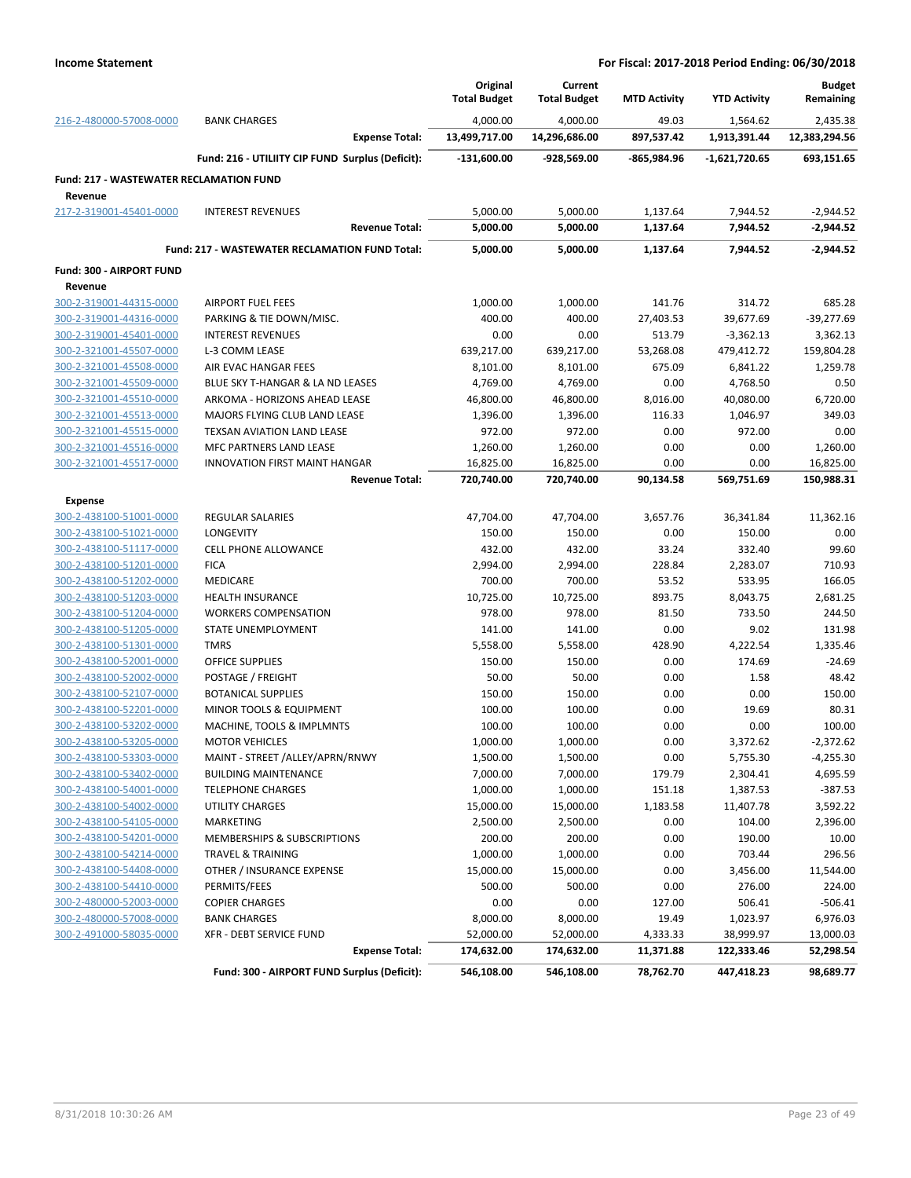**Income Statement** — **For Fiscal: 2017-2018 Period Ending: 06/30/2018**

| | | Original Total Budget | Current Total Budget | MTD Activity | YTD Activity | Budget Remaining |
|---|---|---|---|---|---|---|
| 216-2-480000-57008-0000 | BANK CHARGES | 4,000.00 | 4,000.00 | 49.03 | 1,564.62 | 2,435.38 |
| | **Expense Total:** | **13,499,717.00** | **14,296,686.00** | **897,537.42** | **1,913,391.44** | **12,383,294.56** |
| | **Fund: 216 - UTILIITY CIP FUND Surplus (Deficit):** | **-131,600.00** | **-928,569.00** | **-865,984.96** | **-1,621,720.65** | **693,151.65** |
| **Fund: 217 - WASTEWATER RECLAMATION FUND** | | | | | | |
| **Revenue** | | | | | | |
| 217-2-319001-45401-0000 | INTEREST REVENUES | 5,000.00 | 5,000.00 | 1,137.64 | 7,944.52 | -2,944.52 |
| | **Revenue Total:** | **5,000.00** | **5,000.00** | **1,137.64** | **7,944.52** | **-2,944.52** |
| | **Fund: 217 - WASTEWATER RECLAMATION FUND Total:** | **5,000.00** | **5,000.00** | **1,137.64** | **7,944.52** | **-2,944.52** |
| **Fund: 300 - AIRPORT FUND** | | | | | | |
| **Revenue** | | | | | | |
| 300-2-319001-44315-0000 | AIRPORT FUEL FEES | 1,000.00 | 1,000.00 | 141.76 | 314.72 | 685.28 |
| 300-2-319001-44316-0000 | PARKING & TIE DOWN/MISC. | 400.00 | 400.00 | 27,403.53 | 39,677.69 | -39,277.69 |
| 300-2-319001-45401-0000 | INTEREST REVENUES | 0.00 | 0.00 | 513.79 | -3,362.13 | 3,362.13 |
| 300-2-321001-45507-0000 | L-3 COMM LEASE | 639,217.00 | 639,217.00 | 53,268.08 | 479,412.72 | 159,804.28 |
| 300-2-321001-45508-0000 | AIR EVAC HANGAR FEES | 8,101.00 | 8,101.00 | 675.09 | 6,841.22 | 1,259.78 |
| 300-2-321001-45509-0000 | BLUE SKY T-HANGAR & LA ND LEASES | 4,769.00 | 4,769.00 | 0.00 | 4,768.50 | 0.50 |
| 300-2-321001-45510-0000 | ARKOMA - HORIZONS AHEAD LEASE | 46,800.00 | 46,800.00 | 8,016.00 | 40,080.00 | 6,720.00 |
| 300-2-321001-45513-0000 | MAJORS FLYING CLUB LAND LEASE | 1,396.00 | 1,396.00 | 116.33 | 1,046.97 | 349.03 |
| 300-2-321001-45515-0000 | TEXSAN AVIATION LAND LEASE | 972.00 | 972.00 | 0.00 | 972.00 | 0.00 |
| 300-2-321001-45516-0000 | MFC PARTNERS LAND LEASE | 1,260.00 | 1,260.00 | 0.00 | 0.00 | 1,260.00 |
| 300-2-321001-45517-0000 | INNOVATION FIRST MAINT HANGAR | 16,825.00 | 16,825.00 | 0.00 | 0.00 | 16,825.00 |
| | **Revenue Total:** | **720,740.00** | **720,740.00** | **90,134.58** | **569,751.69** | **150,988.31** |
| **Expense** | | | | | | |
| 300-2-438100-51001-0000 | REGULAR SALARIES | 47,704.00 | 47,704.00 | 3,657.76 | 36,341.84 | 11,362.16 |
| 300-2-438100-51021-0000 | LONGEVITY | 150.00 | 150.00 | 0.00 | 150.00 | 0.00 |
| 300-2-438100-51117-0000 | CELL PHONE ALLOWANCE | 432.00 | 432.00 | 33.24 | 332.40 | 99.60 |
| 300-2-438100-51201-0000 | FICA | 2,994.00 | 2,994.00 | 228.84 | 2,283.07 | 710.93 |
| 300-2-438100-51202-0000 | MEDICARE | 700.00 | 700.00 | 53.52 | 533.95 | 166.05 |
| 300-2-438100-51203-0000 | HEALTH INSURANCE | 10,725.00 | 10,725.00 | 893.75 | 8,043.75 | 2,681.25 |
| 300-2-438100-51204-0000 | WORKERS COMPENSATION | 978.00 | 978.00 | 81.50 | 733.50 | 244.50 |
| 300-2-438100-51205-0000 | STATE UNEMPLOYMENT | 141.00 | 141.00 | 0.00 | 9.02 | 131.98 |
| 300-2-438100-51301-0000 | TMRS | 5,558.00 | 5,558.00 | 428.90 | 4,222.54 | 1,335.46 |
| 300-2-438100-52001-0000 | OFFICE SUPPLIES | 150.00 | 150.00 | 0.00 | 174.69 | -24.69 |
| 300-2-438100-52002-0000 | POSTAGE / FREIGHT | 50.00 | 50.00 | 0.00 | 1.58 | 48.42 |
| 300-2-438100-52107-0000 | BOTANICAL SUPPLIES | 150.00 | 150.00 | 0.00 | 0.00 | 150.00 |
| 300-2-438100-52201-0000 | MINOR TOOLS & EQUIPMENT | 100.00 | 100.00 | 0.00 | 19.69 | 80.31 |
| 300-2-438100-53202-0000 | MACHINE, TOOLS & IMPLMNTS | 100.00 | 100.00 | 0.00 | 0.00 | 100.00 |
| 300-2-438100-53205-0000 | MOTOR VEHICLES | 1,000.00 | 1,000.00 | 0.00 | 3,372.62 | -2,372.62 |
| 300-2-438100-53303-0000 | MAINT - STREET /ALLEY/APRN/RNWY | 1,500.00 | 1,500.00 | 0.00 | 5,755.30 | -4,255.30 |
| 300-2-438100-53402-0000 | BUILDING MAINTENANCE | 7,000.00 | 7,000.00 | 179.79 | 2,304.41 | 4,695.59 |
| 300-2-438100-54001-0000 | TELEPHONE CHARGES | 1,000.00 | 1,000.00 | 151.18 | 1,387.53 | -387.53 |
| 300-2-438100-54002-0000 | UTILITY CHARGES | 15,000.00 | 15,000.00 | 1,183.58 | 11,407.78 | 3,592.22 |
| 300-2-438100-54105-0000 | MARKETING | 2,500.00 | 2,500.00 | 0.00 | 104.00 | 2,396.00 |
| 300-2-438100-54201-0000 | MEMBERSHIPS & SUBSCRIPTIONS | 200.00 | 200.00 | 0.00 | 190.00 | 10.00 |
| 300-2-438100-54214-0000 | TRAVEL & TRAINING | 1,000.00 | 1,000.00 | 0.00 | 703.44 | 296.56 |
| 300-2-438100-54408-0000 | OTHER / INSURANCE EXPENSE | 15,000.00 | 15,000.00 | 0.00 | 3,456.00 | 11,544.00 |
| 300-2-438100-54410-0000 | PERMITS/FEES | 500.00 | 500.00 | 0.00 | 276.00 | 224.00 |
| 300-2-480000-52003-0000 | COPIER CHARGES | 0.00 | 0.00 | 127.00 | 506.41 | -506.41 |
| 300-2-480000-57008-0000 | BANK CHARGES | 8,000.00 | 8,000.00 | 19.49 | 1,023.97 | 6,976.03 |
| 300-2-491000-58035-0000 | XFR - DEBT SERVICE FUND | 52,000.00 | 52,000.00 | 4,333.33 | 38,999.97 | 13,000.03 |
| | **Expense Total:** | **174,632.00** | **174,632.00** | **11,371.88** | **122,333.46** | **52,298.54** |
| | **Fund: 300 - AIRPORT FUND Surplus (Deficit):** | **546,108.00** | **546,108.00** | **78,762.70** | **447,418.23** | **98,689.77** |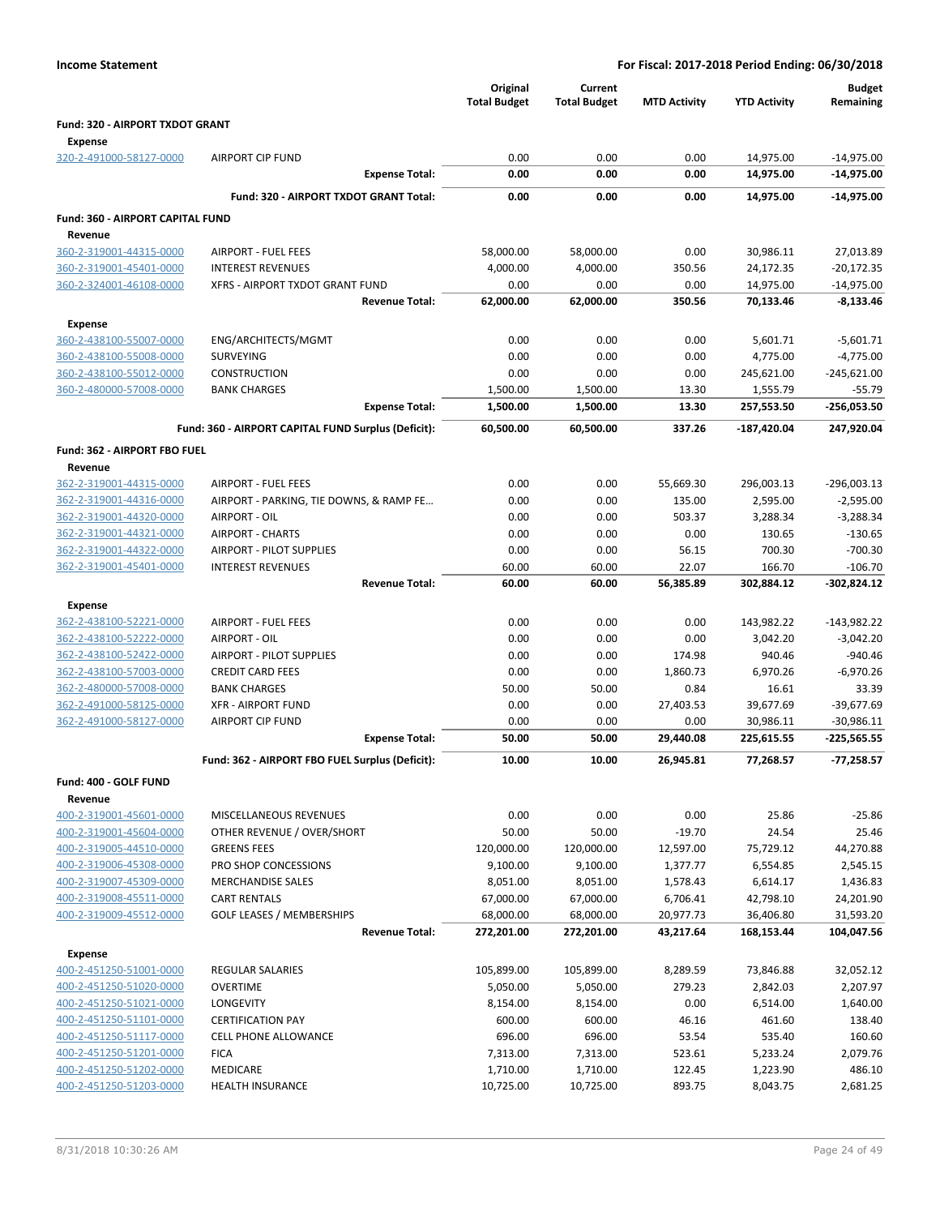**Income Statement** — For Fiscal: 2017-2018 Period Ending: 06/30/2018

| | | Original Total Budget | Current Total Budget | MTD Activity | YTD Activity | Budget Remaining |
|---|---|---|---|---|---|---|
| **Fund: 320 - AIRPORT TXDOT GRANT** | | | | | | |
| **Expense** | | | | | | |
| 320-2-491000-58127-0000 | AIRPORT CIP FUND | 0.00 | 0.00 | 0.00 | 14,975.00 | -14,975.00 |
| | **Expense Total:** | **0.00** | **0.00** | **0.00** | **14,975.00** | **-14,975.00** |
| | **Fund: 320 - AIRPORT TXDOT GRANT Total:** | **0.00** | **0.00** | **0.00** | **14,975.00** | **-14,975.00** |
| **Fund: 360 - AIRPORT CAPITAL FUND** | | | | | | |
| **Revenue** | | | | | | |
| 360-2-319001-44315-0000 | AIRPORT - FUEL FEES | 58,000.00 | 58,000.00 | 0.00 | 30,986.11 | 27,013.89 |
| 360-2-319001-45401-0000 | INTEREST REVENUES | 4,000.00 | 4,000.00 | 350.56 | 24,172.35 | -20,172.35 |
| 360-2-324001-46108-0000 | XFRS - AIRPORT TXDOT GRANT FUND | 0.00 | 0.00 | 0.00 | 14,975.00 | -14,975.00 |
| | **Revenue Total:** | **62,000.00** | **62,000.00** | **350.56** | **70,133.46** | **-8,133.46** |
| **Expense** | | | | | | |
| 360-2-438100-55007-0000 | ENG/ARCHITECTS/MGMT | 0.00 | 0.00 | 0.00 | 5,601.71 | -5,601.71 |
| 360-2-438100-55008-0000 | SURVEYING | 0.00 | 0.00 | 0.00 | 4,775.00 | -4,775.00 |
| 360-2-438100-55012-0000 | CONSTRUCTION | 0.00 | 0.00 | 0.00 | 245,621.00 | -245,621.00 |
| 360-2-480000-57008-0000 | BANK CHARGES | 1,500.00 | 1,500.00 | 13.30 | 1,555.79 | -55.79 |
| | **Expense Total:** | **1,500.00** | **1,500.00** | **13.30** | **257,553.50** | **-256,053.50** |
| | **Fund: 360 - AIRPORT CAPITAL FUND Surplus (Deficit):** | **60,500.00** | **60,500.00** | **337.26** | **-187,420.04** | **247,920.04** |
| **Fund: 362 - AIRPORT FBO FUEL** | | | | | | |
| **Revenue** | | | | | | |
| 362-2-319001-44315-0000 | AIRPORT - FUEL FEES | 0.00 | 0.00 | 55,669.30 | 296,003.13 | -296,003.13 |
| 362-2-319001-44316-0000 | AIRPORT - PARKING, TIE DOWNS, & RAMP FE… | 0.00 | 0.00 | 135.00 | 2,595.00 | -2,595.00 |
| 362-2-319001-44320-0000 | AIRPORT - OIL | 0.00 | 0.00 | 503.37 | 3,288.34 | -3,288.34 |
| 362-2-319001-44321-0000 | AIRPORT - CHARTS | 0.00 | 0.00 | 0.00 | 130.65 | -130.65 |
| 362-2-319001-44322-0000 | AIRPORT - PILOT SUPPLIES | 0.00 | 0.00 | 56.15 | 700.30 | -700.30 |
| 362-2-319001-45401-0000 | INTEREST REVENUES | 60.00 | 60.00 | 22.07 | 166.70 | -106.70 |
| | **Revenue Total:** | **60.00** | **60.00** | **56,385.89** | **302,884.12** | **-302,824.12** |
| **Expense** | | | | | | |
| 362-2-438100-52221-0000 | AIRPORT - FUEL FEES | 0.00 | 0.00 | 0.00 | 143,982.22 | -143,982.22 |
| 362-2-438100-52222-0000 | AIRPORT - OIL | 0.00 | 0.00 | 0.00 | 3,042.20 | -3,042.20 |
| 362-2-438100-52422-0000 | AIRPORT - PILOT SUPPLIES | 0.00 | 0.00 | 174.98 | 940.46 | -940.46 |
| 362-2-438100-57003-0000 | CREDIT CARD FEES | 0.00 | 0.00 | 1,860.73 | 6,970.26 | -6,970.26 |
| 362-2-480000-57008-0000 | BANK CHARGES | 50.00 | 50.00 | 0.84 | 16.61 | 33.39 |
| 362-2-491000-58125-0000 | XFR - AIRPORT FUND | 0.00 | 0.00 | 27,403.53 | 39,677.69 | -39,677.69 |
| 362-2-491000-58127-0000 | AIRPORT CIP FUND | 0.00 | 0.00 | 0.00 | 30,986.11 | -30,986.11 |
| | **Expense Total:** | **50.00** | **50.00** | **29,440.08** | **225,615.55** | **-225,565.55** |
| | **Fund: 362 - AIRPORT FBO FUEL Surplus (Deficit):** | **10.00** | **10.00** | **26,945.81** | **77,268.57** | **-77,258.57** |
| **Fund: 400 - GOLF FUND** | | | | | | |
| **Revenue** | | | | | | |
| 400-2-319001-45601-0000 | MISCELLANEOUS REVENUES | 0.00 | 0.00 | 0.00 | 25.86 | -25.86 |
| 400-2-319001-45604-0000 | OTHER REVENUE / OVER/SHORT | 50.00 | 50.00 | -19.70 | 24.54 | 25.46 |
| 400-2-319005-44510-0000 | GREENS FEES | 120,000.00 | 120,000.00 | 12,597.00 | 75,729.12 | 44,270.88 |
| 400-2-319006-45308-0000 | PRO SHOP CONCESSIONS | 9,100.00 | 9,100.00 | 1,377.77 | 6,554.85 | 2,545.15 |
| 400-2-319007-45309-0000 | MERCHANDISE SALES | 8,051.00 | 8,051.00 | 1,578.43 | 6,614.17 | 1,436.83 |
| 400-2-319008-45511-0000 | CART RENTALS | 67,000.00 | 67,000.00 | 6,706.41 | 42,798.10 | 24,201.90 |
| 400-2-319009-45512-0000 | GOLF LEASES / MEMBERSHIPS | 68,000.00 | 68,000.00 | 20,977.73 | 36,406.80 | 31,593.20 |
| | **Revenue Total:** | **272,201.00** | **272,201.00** | **43,217.64** | **168,153.44** | **104,047.56** |
| **Expense** | | | | | | |
| 400-2-451250-51001-0000 | REGULAR SALARIES | 105,899.00 | 105,899.00 | 8,289.59 | 73,846.88 | 32,052.12 |
| 400-2-451250-51020-0000 | OVERTIME | 5,050.00 | 5,050.00 | 279.23 | 2,842.03 | 2,207.97 |
| 400-2-451250-51021-0000 | LONGEVITY | 8,154.00 | 8,154.00 | 0.00 | 6,514.00 | 1,640.00 |
| 400-2-451250-51101-0000 | CERTIFICATION PAY | 600.00 | 600.00 | 46.16 | 461.60 | 138.40 |
| 400-2-451250-51117-0000 | CELL PHONE ALLOWANCE | 696.00 | 696.00 | 53.54 | 535.40 | 160.60 |
| 400-2-451250-51201-0000 | FICA | 7,313.00 | 7,313.00 | 523.61 | 5,233.24 | 2,079.76 |
| 400-2-451250-51202-0000 | MEDICARE | 1,710.00 | 1,710.00 | 122.45 | 1,223.90 | 486.10 |
| 400-2-451250-51203-0000 | HEALTH INSURANCE | 10,725.00 | 10,725.00 | 893.75 | 8,043.75 | 2,681.25 |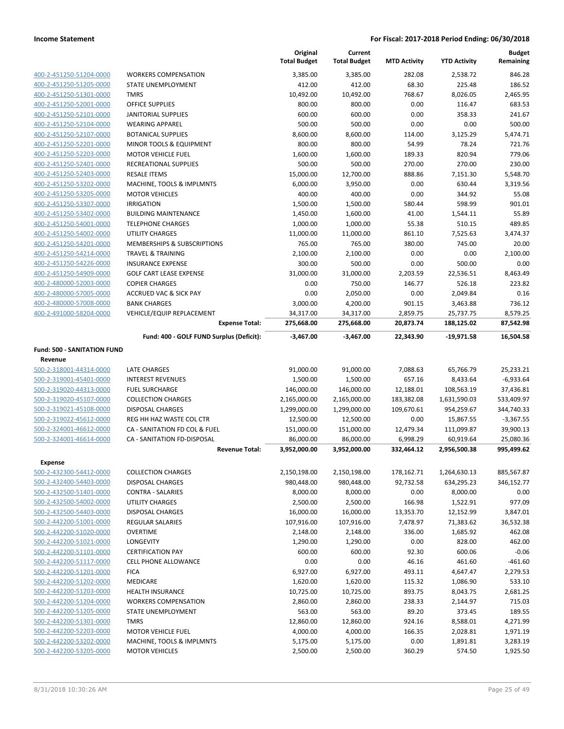**Income Statement** **For Fiscal: 2017-2018 Period Ending: 06/30/2018**

| | | Original Total Budget | Current Total Budget | MTD Activity | YTD Activity | Budget Remaining |
|---|---|---|---|---|---|---|
| 400-2-451250-51204-0000 | WORKERS COMPENSATION | 3,385.00 | 3,385.00 | 282.08 | 2,538.72 | 846.28 |
| 400-2-451250-51205-0000 | STATE UNEMPLOYMENT | 412.00 | 412.00 | 68.30 | 225.48 | 186.52 |
| 400-2-451250-51301-0000 | TMRS | 10,492.00 | 10,492.00 | 768.67 | 8,026.05 | 2,465.95 |
| 400-2-451250-52001-0000 | OFFICE SUPPLIES | 800.00 | 800.00 | 0.00 | 116.47 | 683.53 |
| 400-2-451250-52101-0000 | JANITORIAL SUPPLIES | 600.00 | 600.00 | 0.00 | 358.33 | 241.67 |
| 400-2-451250-52104-0000 | WEARING APPAREL | 500.00 | 500.00 | 0.00 | 0.00 | 500.00 |
| 400-2-451250-52107-0000 | BOTANICAL SUPPLIES | 8,600.00 | 8,600.00 | 114.00 | 3,125.29 | 5,474.71 |
| 400-2-451250-52201-0000 | MINOR TOOLS & EQUIPMENT | 800.00 | 800.00 | 54.99 | 78.24 | 721.76 |
| 400-2-451250-52203-0000 | MOTOR VEHICLE FUEL | 1,600.00 | 1,600.00 | 189.33 | 820.94 | 779.06 |
| 400-2-451250-52401-0000 | RECREATIONAL SUPPLIES | 500.00 | 500.00 | 270.00 | 270.00 | 230.00 |
| 400-2-451250-52403-0000 | RESALE ITEMS | 15,000.00 | 12,700.00 | 888.86 | 7,151.30 | 5,548.70 |
| 400-2-451250-53202-0000 | MACHINE, TOOLS & IMPLMNTS | 6,000.00 | 3,950.00 | 0.00 | 630.44 | 3,319.56 |
| 400-2-451250-53205-0000 | MOTOR VEHICLES | 400.00 | 400.00 | 0.00 | 344.92 | 55.08 |
| 400-2-451250-53307-0000 | IRRIGATION | 1,500.00 | 1,500.00 | 580.44 | 598.99 | 901.01 |
| 400-2-451250-53402-0000 | BUILDING MAINTENANCE | 1,450.00 | 1,600.00 | 41.00 | 1,544.11 | 55.89 |
| 400-2-451250-54001-0000 | TELEPHONE CHARGES | 1,000.00 | 1,000.00 | 55.38 | 510.15 | 489.85 |
| 400-2-451250-54002-0000 | UTILITY CHARGES | 11,000.00 | 11,000.00 | 861.10 | 7,525.63 | 3,474.37 |
| 400-2-451250-54201-0000 | MEMBERSHIPS & SUBSCRIPTIONS | 765.00 | 765.00 | 380.00 | 745.00 | 20.00 |
| 400-2-451250-54214-0000 | TRAVEL & TRAINING | 2,100.00 | 2,100.00 | 0.00 | 0.00 | 2,100.00 |
| 400-2-451250-54226-0000 | INSURANCE EXPENSE | 300.00 | 500.00 | 0.00 | 500.00 | 0.00 |
| 400-2-451250-54909-0000 | GOLF CART LEASE EXPENSE | 31,000.00 | 31,000.00 | 2,203.59 | 22,536.51 | 8,463.49 |
| 400-2-480000-52003-0000 | COPIER CHARGES | 0.00 | 750.00 | 146.77 | 526.18 | 223.82 |
| 400-2-480000-57005-0000 | ACCRUED VAC & SICK PAY | 0.00 | 2,050.00 | 0.00 | 2,049.84 | 0.16 |
| 400-2-480000-57008-0000 | BANK CHARGES | 3,000.00 | 4,200.00 | 901.15 | 3,463.88 | 736.12 |
| 400-2-491000-58204-0000 | VEHICLE/EQUIP REPLACEMENT | 34,317.00 | 34,317.00 | 2,859.75 | 25,737.75 | 8,579.25 |
| | **Expense Total:** | **275,668.00** | **275,668.00** | **20,873.74** | **188,125.02** | **87,542.98** |
| | **Fund: 400 - GOLF FUND Surplus (Deficit):** | **-3,467.00** | **-3,467.00** | **22,343.90** | **-19,971.58** | **16,504.58** |
| **Fund: 500 - SANITATION FUND** | | | | | | |
| **Revenue** | | | | | | |
| 500-2-318001-44314-0000 | LATE CHARGES | 91,000.00 | 91,000.00 | 7,088.63 | 65,766.79 | 25,233.21 |
| 500-2-319001-45401-0000 | INTEREST REVENUES | 1,500.00 | 1,500.00 | 657.16 | 8,433.64 | -6,933.64 |
| 500-2-319020-44313-0000 | FUEL SURCHARGE | 146,000.00 | 146,000.00 | 12,188.01 | 108,563.19 | 37,436.81 |
| 500-2-319020-45107-0000 | COLLECTION CHARGES | 2,165,000.00 | 2,165,000.00 | 183,382.08 | 1,631,590.03 | 533,409.97 |
| 500-2-319021-45108-0000 | DISPOSAL CHARGES | 1,299,000.00 | 1,299,000.00 | 109,670.61 | 954,259.67 | 344,740.33 |
| 500-2-319022-45612-0000 | REG HH HAZ WASTE COL CTR | 12,500.00 | 12,500.00 | 0.00 | 15,867.55 | -3,367.55 |
| 500-2-324001-46612-0000 | CA - SANITATION FD COL & FUEL | 151,000.00 | 151,000.00 | 12,479.34 | 111,099.87 | 39,900.13 |
| 500-2-324001-46614-0000 | CA - SANITATION FD-DISPOSAL | 86,000.00 | 86,000.00 | 6,998.29 | 60,919.64 | 25,080.36 |
| | **Revenue Total:** | **3,952,000.00** | **3,952,000.00** | **332,464.12** | **2,956,500.38** | **995,499.62** |
| **Expense** | | | | | | |
| 500-2-432300-54412-0000 | COLLECTION CHARGES | 2,150,198.00 | 2,150,198.00 | 178,162.71 | 1,264,630.13 | 885,567.87 |
| 500-2-432400-54403-0000 | DISPOSAL CHARGES | 980,448.00 | 980,448.00 | 92,732.58 | 634,295.23 | 346,152.77 |
| 500-2-432500-51401-0000 | CONTRA - SALARIES | 8,000.00 | 8,000.00 | 0.00 | 8,000.00 | 0.00 |
| 500-2-432500-54002-0000 | UTILITY CHARGES | 2,500.00 | 2,500.00 | 166.98 | 1,522.91 | 977.09 |
| 500-2-432500-54403-0000 | DISPOSAL CHARGES | 16,000.00 | 16,000.00 | 13,353.70 | 12,152.99 | 3,847.01 |
| 500-2-442200-51001-0000 | REGULAR SALARIES | 107,916.00 | 107,916.00 | 7,478.97 | 71,383.62 | 36,532.38 |
| 500-2-442200-51020-0000 | OVERTIME | 2,148.00 | 2,148.00 | 336.00 | 1,685.92 | 462.08 |
| 500-2-442200-51021-0000 | LONGEVITY | 1,290.00 | 1,290.00 | 0.00 | 828.00 | 462.00 |
| 500-2-442200-51101-0000 | CERTIFICATION PAY | 600.00 | 600.00 | 92.30 | 600.06 | -0.06 |
| 500-2-442200-51117-0000 | CELL PHONE ALLOWANCE | 0.00 | 0.00 | 46.16 | 461.60 | -461.60 |
| 500-2-442200-51201-0000 | FICA | 6,927.00 | 6,927.00 | 493.11 | 4,647.47 | 2,279.53 |
| 500-2-442200-51202-0000 | MEDICARE | 1,620.00 | 1,620.00 | 115.32 | 1,086.90 | 533.10 |
| 500-2-442200-51203-0000 | HEALTH INSURANCE | 10,725.00 | 10,725.00 | 893.75 | 8,043.75 | 2,681.25 |
| 500-2-442200-51204-0000 | WORKERS COMPENSATION | 2,860.00 | 2,860.00 | 238.33 | 2,144.97 | 715.03 |
| 500-2-442200-51205-0000 | STATE UNEMPLOYMENT | 563.00 | 563.00 | 89.20 | 373.45 | 189.55 |
| 500-2-442200-51301-0000 | TMRS | 12,860.00 | 12,860.00 | 924.16 | 8,588.01 | 4,271.99 |
| 500-2-442200-52203-0000 | MOTOR VEHICLE FUEL | 4,000.00 | 4,000.00 | 166.35 | 2,028.81 | 1,971.19 |
| 500-2-442200-53202-0000 | MACHINE, TOOLS & IMPLMNTS | 5,175.00 | 5,175.00 | 0.00 | 1,891.81 | 3,283.19 |
| 500-2-442200-53205-0000 | MOTOR VEHICLES | 2,500.00 | 2,500.00 | 360.29 | 574.50 | 1,925.50 |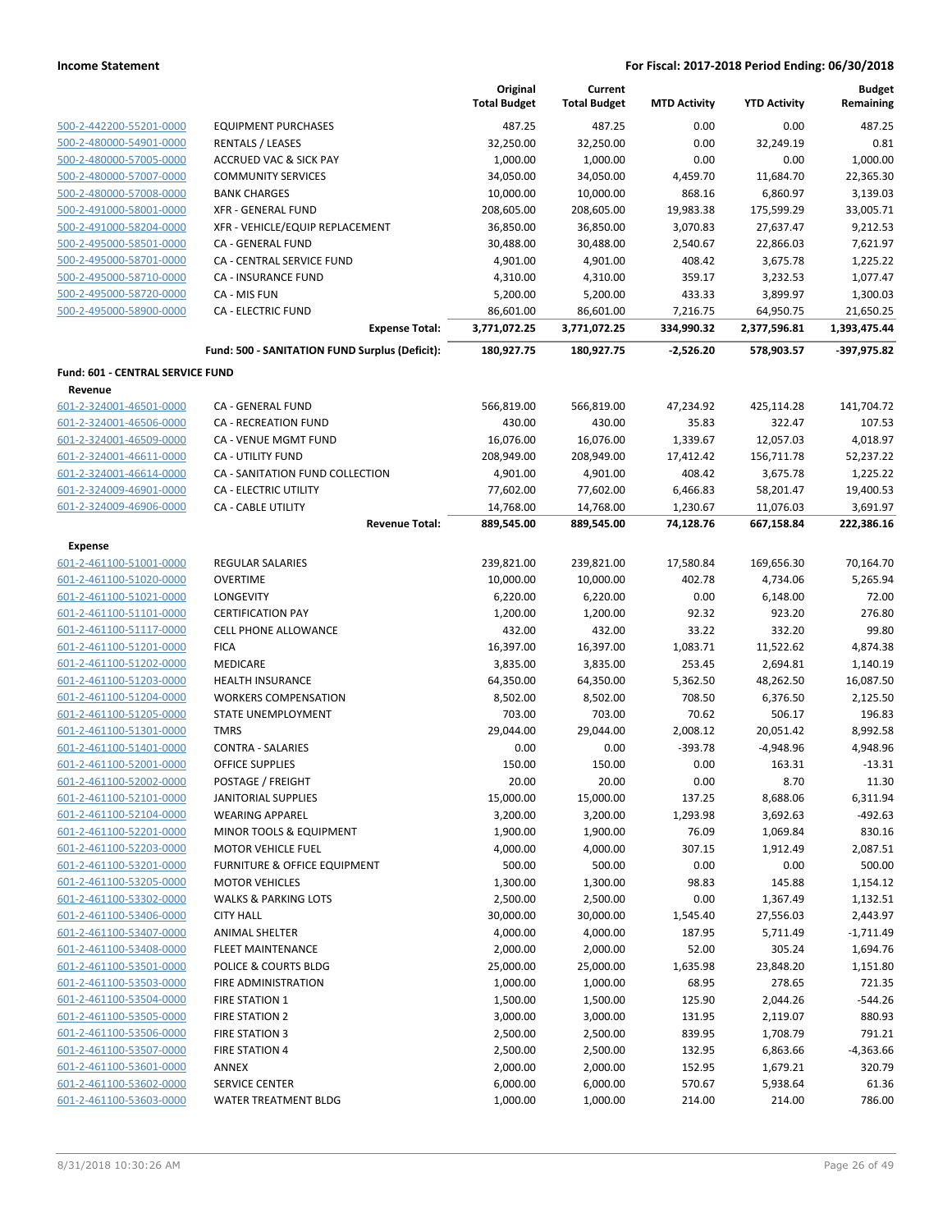**Income Statement** — For Fiscal: 2017-2018 Period Ending: 06/30/2018

| | | Original Total Budget | Current Total Budget | MTD Activity | YTD Activity | Budget Remaining |
|---|---|---|---|---|---|---|
| 500-2-442200-55201-0000 | EQUIPMENT PURCHASES | 487.25 | 487.25 | 0.00 | 0.00 | 487.25 |
| 500-2-480000-54901-0000 | RENTALS / LEASES | 32,250.00 | 32,250.00 | 0.00 | 32,249.19 | 0.81 |
| 500-2-480000-57005-0000 | ACCRUED VAC & SICK PAY | 1,000.00 | 1,000.00 | 0.00 | 0.00 | 1,000.00 |
| 500-2-480000-57007-0000 | COMMUNITY SERVICES | 34,050.00 | 34,050.00 | 4,459.70 | 11,684.70 | 22,365.30 |
| 500-2-480000-57008-0000 | BANK CHARGES | 10,000.00 | 10,000.00 | 868.16 | 6,860.97 | 3,139.03 |
| 500-2-491000-58001-0000 | XFR - GENERAL FUND | 208,605.00 | 208,605.00 | 19,983.38 | 175,599.29 | 33,005.71 |
| 500-2-491000-58204-0000 | XFR - VEHICLE/EQUIP REPLACEMENT | 36,850.00 | 36,850.00 | 3,070.83 | 27,637.47 | 9,212.53 |
| 500-2-495000-58501-0000 | CA - GENERAL FUND | 30,488.00 | 30,488.00 | 2,540.67 | 22,866.03 | 7,621.97 |
| 500-2-495000-58701-0000 | CA - CENTRAL SERVICE FUND | 4,901.00 | 4,901.00 | 408.42 | 3,675.78 | 1,225.22 |
| 500-2-495000-58710-0000 | CA - INSURANCE FUND | 4,310.00 | 4,310.00 | 359.17 | 3,232.53 | 1,077.47 |
| 500-2-495000-58720-0000 | CA - MIS FUN | 5,200.00 | 5,200.00 | 433.33 | 3,899.97 | 1,300.03 |
| 500-2-495000-58900-0000 | CA - ELECTRIC FUND | 86,601.00 | 86,601.00 | 7,216.75 | 64,950.75 | 21,650.25 |
| | **Expense Total:** | **3,771,072.25** | **3,771,072.25** | **334,990.32** | **2,377,596.81** | **1,393,475.44** |
| | **Fund: 500 - SANITATION FUND Surplus (Deficit):** | **180,927.75** | **180,927.75** | **-2,526.20** | **578,903.57** | **-397,975.82** |
| **Fund: 601 - CENTRAL SERVICE FUND** | | | | | | |
| **Revenue** | | | | | | |
| 601-2-324001-46501-0000 | CA - GENERAL FUND | 566,819.00 | 566,819.00 | 47,234.92 | 425,114.28 | 141,704.72 |
| 601-2-324001-46506-0000 | CA - RECREATION FUND | 430.00 | 430.00 | 35.83 | 322.47 | 107.53 |
| 601-2-324001-46509-0000 | CA - VENUE MGMT FUND | 16,076.00 | 16,076.00 | 1,339.67 | 12,057.03 | 4,018.97 |
| 601-2-324001-46611-0000 | CA - UTILITY FUND | 208,949.00 | 208,949.00 | 17,412.42 | 156,711.78 | 52,237.22 |
| 601-2-324001-46614-0000 | CA - SANITATION FUND COLLECTION | 4,901.00 | 4,901.00 | 408.42 | 3,675.78 | 1,225.22 |
| 601-2-324009-46901-0000 | CA - ELECTRIC UTILITY | 77,602.00 | 77,602.00 | 6,466.83 | 58,201.47 | 19,400.53 |
| 601-2-324009-46906-0000 | CA - CABLE UTILITY | 14,768.00 | 14,768.00 | 1,230.67 | 11,076.03 | 3,691.97 |
| | **Revenue Total:** | **889,545.00** | **889,545.00** | **74,128.76** | **667,158.84** | **222,386.16** |
| **Expense** | | | | | | |
| 601-2-461100-51001-0000 | REGULAR SALARIES | 239,821.00 | 239,821.00 | 17,580.84 | 169,656.30 | 70,164.70 |
| 601-2-461100-51020-0000 | OVERTIME | 10,000.00 | 10,000.00 | 402.78 | 4,734.06 | 5,265.94 |
| 601-2-461100-51021-0000 | LONGEVITY | 6,220.00 | 6,220.00 | 0.00 | 6,148.00 | 72.00 |
| 601-2-461100-51101-0000 | CERTIFICATION PAY | 1,200.00 | 1,200.00 | 92.32 | 923.20 | 276.80 |
| 601-2-461100-51117-0000 | CELL PHONE ALLOWANCE | 432.00 | 432.00 | 33.22 | 332.20 | 99.80 |
| 601-2-461100-51201-0000 | FICA | 16,397.00 | 16,397.00 | 1,083.71 | 11,522.62 | 4,874.38 |
| 601-2-461100-51202-0000 | MEDICARE | 3,835.00 | 3,835.00 | 253.45 | 2,694.81 | 1,140.19 |
| 601-2-461100-51203-0000 | HEALTH INSURANCE | 64,350.00 | 64,350.00 | 5,362.50 | 48,262.50 | 16,087.50 |
| 601-2-461100-51204-0000 | WORKERS COMPENSATION | 8,502.00 | 8,502.00 | 708.50 | 6,376.50 | 2,125.50 |
| 601-2-461100-51205-0000 | STATE UNEMPLOYMENT | 703.00 | 703.00 | 70.62 | 506.17 | 196.83 |
| 601-2-461100-51301-0000 | TMRS | 29,044.00 | 29,044.00 | 2,008.12 | 20,051.42 | 8,992.58 |
| 601-2-461100-51401-0000 | CONTRA - SALARIES | 0.00 | 0.00 | -393.78 | -4,948.96 | 4,948.96 |
| 601-2-461100-52001-0000 | OFFICE SUPPLIES | 150.00 | 150.00 | 0.00 | 163.31 | -13.31 |
| 601-2-461100-52002-0000 | POSTAGE / FREIGHT | 20.00 | 20.00 | 0.00 | 8.70 | 11.30 |
| 601-2-461100-52101-0000 | JANITORIAL SUPPLIES | 15,000.00 | 15,000.00 | 137.25 | 8,688.06 | 6,311.94 |
| 601-2-461100-52104-0000 | WEARING APPAREL | 3,200.00 | 3,200.00 | 1,293.98 | 3,692.63 | -492.63 |
| 601-2-461100-52201-0000 | MINOR TOOLS & EQUIPMENT | 1,900.00 | 1,900.00 | 76.09 | 1,069.84 | 830.16 |
| 601-2-461100-52203-0000 | MOTOR VEHICLE FUEL | 4,000.00 | 4,000.00 | 307.15 | 1,912.49 | 2,087.51 |
| 601-2-461100-53201-0000 | FURNITURE & OFFICE EQUIPMENT | 500.00 | 500.00 | 0.00 | 0.00 | 500.00 |
| 601-2-461100-53205-0000 | MOTOR VEHICLES | 1,300.00 | 1,300.00 | 98.83 | 145.88 | 1,154.12 |
| 601-2-461100-53302-0000 | WALKS & PARKING LOTS | 2,500.00 | 2,500.00 | 0.00 | 1,367.49 | 1,132.51 |
| 601-2-461100-53406-0000 | CITY HALL | 30,000.00 | 30,000.00 | 1,545.40 | 27,556.03 | 2,443.97 |
| 601-2-461100-53407-0000 | ANIMAL SHELTER | 4,000.00 | 4,000.00 | 187.95 | 5,711.49 | -1,711.49 |
| 601-2-461100-53408-0000 | FLEET MAINTENANCE | 2,000.00 | 2,000.00 | 52.00 | 305.24 | 1,694.76 |
| 601-2-461100-53501-0000 | POLICE & COURTS BLDG | 25,000.00 | 25,000.00 | 1,635.98 | 23,848.20 | 1,151.80 |
| 601-2-461100-53503-0000 | FIRE ADMINISTRATION | 1,000.00 | 1,000.00 | 68.95 | 278.65 | 721.35 |
| 601-2-461100-53504-0000 | FIRE STATION 1 | 1,500.00 | 1,500.00 | 125.90 | 2,044.26 | -544.26 |
| 601-2-461100-53505-0000 | FIRE STATION 2 | 3,000.00 | 3,000.00 | 131.95 | 2,119.07 | 880.93 |
| 601-2-461100-53506-0000 | FIRE STATION 3 | 2,500.00 | 2,500.00 | 839.95 | 1,708.79 | 791.21 |
| 601-2-461100-53507-0000 | FIRE STATION 4 | 2,500.00 | 2,500.00 | 132.95 | 6,863.66 | -4,363.66 |
| 601-2-461100-53601-0000 | ANNEX | 2,000.00 | 2,000.00 | 152.95 | 1,679.21 | 320.79 |
| 601-2-461100-53602-0000 | SERVICE CENTER | 6,000.00 | 6,000.00 | 570.67 | 5,938.64 | 61.36 |
| 601-2-461100-53603-0000 | WATER TREATMENT BLDG | 1,000.00 | 1,000.00 | 214.00 | 214.00 | 786.00 |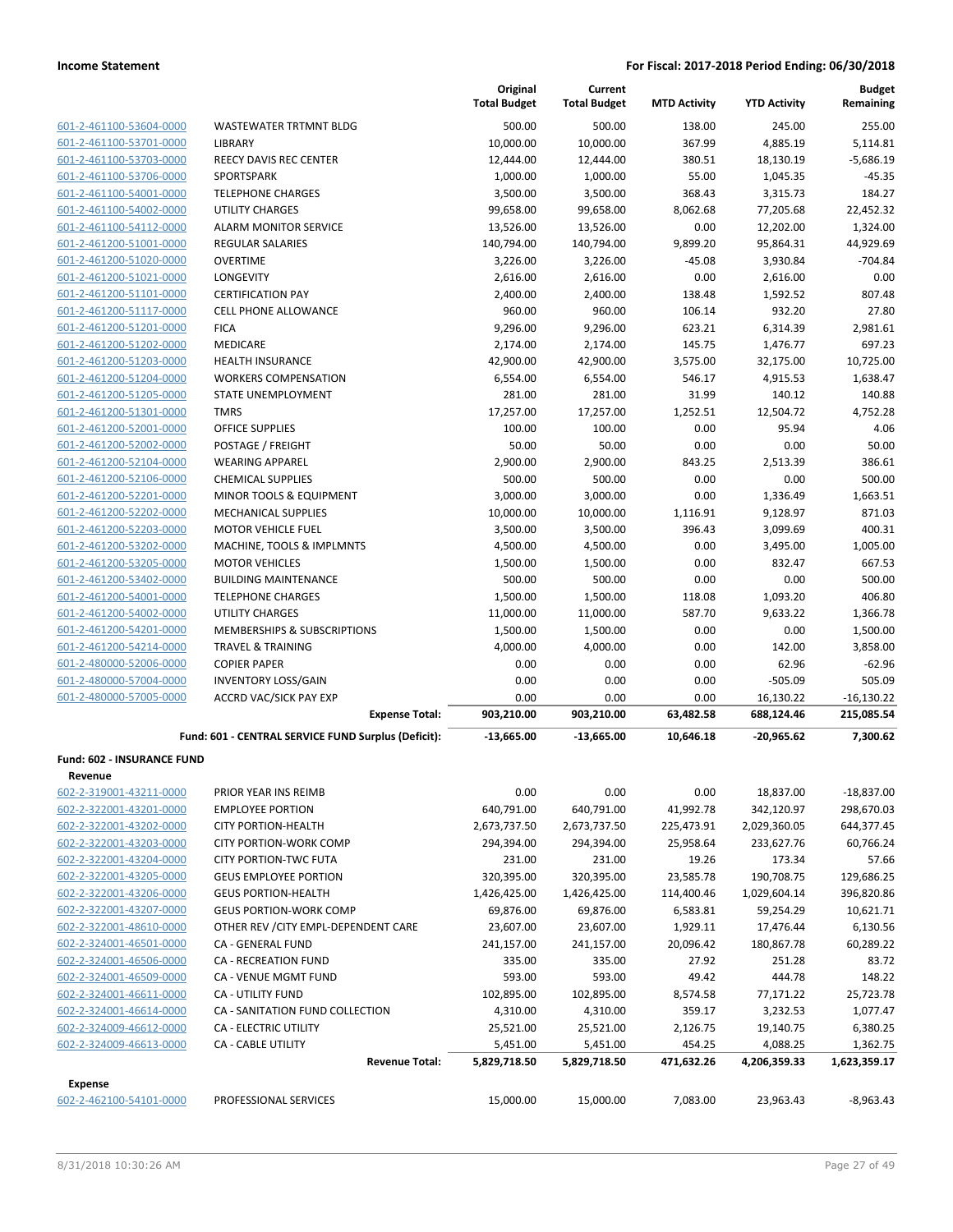| | | Original Total Budget | Current Total Budget | MTD Activity | YTD Activity | Budget Remaining |
|---|---|---|---|---|---|---|
| 601-2-461100-53604-0000 | WASTEWATER TRTMNT BLDG | 500.00 | 500.00 | 138.00 | 245.00 | 255.00 |
| 601-2-461100-53701-0000 | LIBRARY | 10,000.00 | 10,000.00 | 367.99 | 4,885.19 | 5,114.81 |
| 601-2-461100-53703-0000 | REECY DAVIS REC CENTER | 12,444.00 | 12,444.00 | 380.51 | 18,130.19 | -5,686.19 |
| 601-2-461100-53706-0000 | SPORTSPARK | 1,000.00 | 1,000.00 | 55.00 | 1,045.35 | -45.35 |
| 601-2-461100-54001-0000 | TELEPHONE CHARGES | 3,500.00 | 3,500.00 | 368.43 | 3,315.73 | 184.27 |
| 601-2-461100-54002-0000 | UTILITY CHARGES | 99,658.00 | 99,658.00 | 8,062.68 | 77,205.68 | 22,452.32 |
| 601-2-461100-54112-0000 | ALARM MONITOR SERVICE | 13,526.00 | 13,526.00 | 0.00 | 12,202.00 | 1,324.00 |
| 601-2-461200-51001-0000 | REGULAR SALARIES | 140,794.00 | 140,794.00 | 9,899.20 | 95,864.31 | 44,929.69 |
| 601-2-461200-51020-0000 | OVERTIME | 3,226.00 | 3,226.00 | -45.08 | 3,930.84 | -704.84 |
| 601-2-461200-51021-0000 | LONGEVITY | 2,616.00 | 2,616.00 | 0.00 | 2,616.00 | 0.00 |
| 601-2-461200-51101-0000 | CERTIFICATION PAY | 2,400.00 | 2,400.00 | 138.48 | 1,592.52 | 807.48 |
| 601-2-461200-51117-0000 | CELL PHONE ALLOWANCE | 960.00 | 960.00 | 106.14 | 932.20 | 27.80 |
| 601-2-461200-51201-0000 | FICA | 9,296.00 | 9,296.00 | 623.21 | 6,314.39 | 2,981.61 |
| 601-2-461200-51202-0000 | MEDICARE | 2,174.00 | 2,174.00 | 145.75 | 1,476.77 | 697.23 |
| 601-2-461200-51203-0000 | HEALTH INSURANCE | 42,900.00 | 42,900.00 | 3,575.00 | 32,175.00 | 10,725.00 |
| 601-2-461200-51204-0000 | WORKERS COMPENSATION | 6,554.00 | 6,554.00 | 546.17 | 4,915.53 | 1,638.47 |
| 601-2-461200-51205-0000 | STATE UNEMPLOYMENT | 281.00 | 281.00 | 31.99 | 140.12 | 140.88 |
| 601-2-461200-51301-0000 | TMRS | 17,257.00 | 17,257.00 | 1,252.51 | 12,504.72 | 4,752.28 |
| 601-2-461200-52001-0000 | OFFICE SUPPLIES | 100.00 | 100.00 | 0.00 | 95.94 | 4.06 |
| 601-2-461200-52002-0000 | POSTAGE / FREIGHT | 50.00 | 50.00 | 0.00 | 0.00 | 50.00 |
| 601-2-461200-52104-0000 | WEARING APPAREL | 2,900.00 | 2,900.00 | 843.25 | 2,513.39 | 386.61 |
| 601-2-461200-52106-0000 | CHEMICAL SUPPLIES | 500.00 | 500.00 | 0.00 | 0.00 | 500.00 |
| 601-2-461200-52201-0000 | MINOR TOOLS & EQUIPMENT | 3,000.00 | 3,000.00 | 0.00 | 1,336.49 | 1,663.51 |
| 601-2-461200-52202-0000 | MECHANICAL SUPPLIES | 10,000.00 | 10,000.00 | 1,116.91 | 9,128.97 | 871.03 |
| 601-2-461200-52203-0000 | MOTOR VEHICLE FUEL | 3,500.00 | 3,500.00 | 396.43 | 3,099.69 | 400.31 |
| 601-2-461200-53202-0000 | MACHINE, TOOLS & IMPLMNTS | 4,500.00 | 4,500.00 | 0.00 | 3,495.00 | 1,005.00 |
| 601-2-461200-53205-0000 | MOTOR VEHICLES | 1,500.00 | 1,500.00 | 0.00 | 832.47 | 667.53 |
| 601-2-461200-53402-0000 | BUILDING MAINTENANCE | 500.00 | 500.00 | 0.00 | 0.00 | 500.00 |
| 601-2-461200-54001-0000 | TELEPHONE CHARGES | 1,500.00 | 1,500.00 | 118.08 | 1,093.20 | 406.80 |
| 601-2-461200-54002-0000 | UTILITY CHARGES | 11,000.00 | 11,000.00 | 587.70 | 9,633.22 | 1,366.78 |
| 601-2-461200-54201-0000 | MEMBERSHIPS & SUBSCRIPTIONS | 1,500.00 | 1,500.00 | 0.00 | 0.00 | 1,500.00 |
| 601-2-461200-54214-0000 | TRAVEL & TRAINING | 4,000.00 | 4,000.00 | 0.00 | 142.00 | 3,858.00 |
| 601-2-480000-52006-0000 | COPIER PAPER | 0.00 | 0.00 | 0.00 | 62.96 | -62.96 |
| 601-2-480000-57004-0000 | INVENTORY LOSS/GAIN | 0.00 | 0.00 | 0.00 | -505.09 | 505.09 |
| 601-2-480000-57005-0000 | ACCRD VAC/SICK PAY EXP | 0.00 | 0.00 | 0.00 | 16,130.22 | -16,130.22 |
| | **Expense Total:** | **903,210.00** | **903,210.00** | **63,482.58** | **688,124.46** | **215,085.54** |
| | **Fund: 601 - CENTRAL SERVICE FUND Surplus (Deficit):** | **-13,665.00** | **-13,665.00** | **10,646.18** | **-20,965.62** | **7,300.62** |

**Fund: 602 - INSURANCE FUND**

**Revenue**

| | | Original Total Budget | Current Total Budget | MTD Activity | YTD Activity | Budget Remaining |
|---|---|---|---|---|---|---|
| 602-2-319001-43211-0000 | PRIOR YEAR INS REIMB | 0.00 | 0.00 | 0.00 | 18,837.00 | -18,837.00 |
| 602-2-322001-43201-0000 | EMPLOYEE PORTION | 640,791.00 | 640,791.00 | 41,992.78 | 342,120.97 | 298,670.03 |
| 602-2-322001-43202-0000 | CITY PORTION-HEALTH | 2,673,737.50 | 2,673,737.50 | 225,473.91 | 2,029,360.05 | 644,377.45 |
| 602-2-322001-43203-0000 | CITY PORTION-WORK COMP | 294,394.00 | 294,394.00 | 25,958.64 | 233,627.76 | 60,766.24 |
| 602-2-322001-43204-0000 | CITY PORTION-TWC FUTA | 231.00 | 231.00 | 19.26 | 173.34 | 57.66 |
| 602-2-322001-43205-0000 | GEUS EMPLOYEE PORTION | 320,395.00 | 320,395.00 | 23,585.78 | 190,708.75 | 129,686.25 |
| 602-2-322001-43206-0000 | GEUS PORTION-HEALTH | 1,426,425.00 | 1,426,425.00 | 114,400.46 | 1,029,604.14 | 396,820.86 |
| 602-2-322001-43207-0000 | GEUS PORTION-WORK COMP | 69,876.00 | 69,876.00 | 6,583.81 | 59,254.29 | 10,621.71 |
| 602-2-322001-48610-0000 | OTHER REV /CITY EMPL-DEPENDENT CARE | 23,607.00 | 23,607.00 | 1,929.11 | 17,476.44 | 6,130.56 |
| 602-2-324001-46501-0000 | CA - GENERAL FUND | 241,157.00 | 241,157.00 | 20,096.42 | 180,867.78 | 60,289.22 |
| 602-2-324001-46506-0000 | CA - RECREATION FUND | 335.00 | 335.00 | 27.92 | 251.28 | 83.72 |
| 602-2-324001-46509-0000 | CA - VENUE MGMT FUND | 593.00 | 593.00 | 49.42 | 444.78 | 148.22 |
| 602-2-324001-46611-0000 | CA - UTILITY FUND | 102,895.00 | 102,895.00 | 8,574.58 | 77,171.22 | 25,723.78 |
| 602-2-324001-46614-0000 | CA - SANITATION FUND COLLECTION | 4,310.00 | 4,310.00 | 359.17 | 3,232.53 | 1,077.47 |
| 602-2-324009-46612-0000 | CA - ELECTRIC UTILITY | 25,521.00 | 25,521.00 | 2,126.75 | 19,140.75 | 6,380.25 |
| 602-2-324009-46613-0000 | CA - CABLE UTILITY | 5,451.00 | 5,451.00 | 454.25 | 4,088.25 | 1,362.75 |
| | **Revenue Total:** | **5,829,718.50** | **5,829,718.50** | **471,632.26** | **4,206,359.33** | **1,623,359.17** |

**Expense**

| | | Original Total Budget | Current Total Budget | MTD Activity | YTD Activity | Budget Remaining |
|---|---|---|---|---|---|---|
| 602-2-462100-54101-0000 | PROFESSIONAL SERVICES | 15,000.00 | 15,000.00 | 7,083.00 | 23,963.43 | -8,963.43 |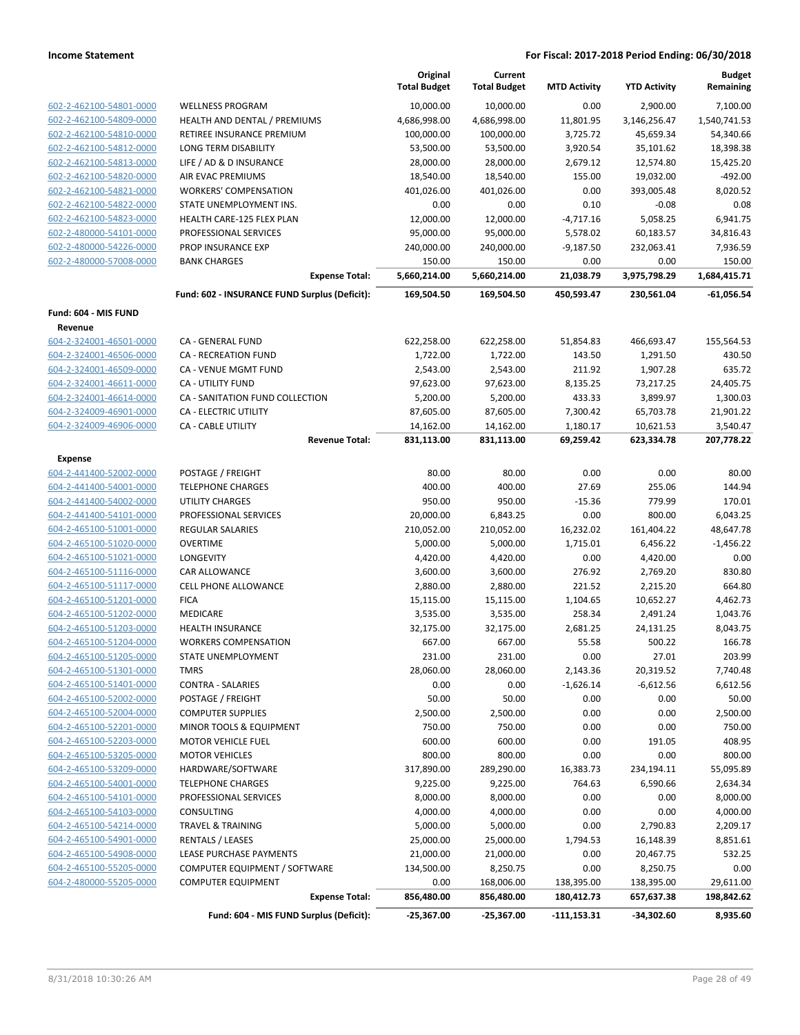| | | Original Total Budget | Current Total Budget | MTD Activity | YTD Activity | Budget Remaining |
|---|---|---|---|---|---|---|
| 602-2-462100-54801-0000 | WELLNESS PROGRAM | 10,000.00 | 10,000.00 | 0.00 | 2,900.00 | 7,100.00 |
| 602-2-462100-54809-0000 | HEALTH AND DENTAL / PREMIUMS | 4,686,998.00 | 4,686,998.00 | 11,801.95 | 3,146,256.47 | 1,540,741.53 |
| 602-2-462100-54810-0000 | RETIREE INSURANCE PREMIUM | 100,000.00 | 100,000.00 | 3,725.72 | 45,659.34 | 54,340.66 |
| 602-2-462100-54812-0000 | LONG TERM DISABILITY | 53,500.00 | 53,500.00 | 3,920.54 | 35,101.62 | 18,398.38 |
| 602-2-462100-54813-0000 | LIFE / AD & D INSURANCE | 28,000.00 | 28,000.00 | 2,679.12 | 12,574.80 | 15,425.20 |
| 602-2-462100-54820-0000 | AIR EVAC PREMIUMS | 18,540.00 | 18,540.00 | 155.00 | 19,032.00 | -492.00 |
| 602-2-462100-54821-0000 | WORKERS' COMPENSATION | 401,026.00 | 401,026.00 | 0.00 | 393,005.48 | 8,020.52 |
| 602-2-462100-54822-0000 | STATE UNEMPLOYMENT INS. | 0.00 | 0.00 | 0.10 | -0.08 | 0.08 |
| 602-2-462100-54823-0000 | HEALTH CARE-125 FLEX PLAN | 12,000.00 | 12,000.00 | -4,717.16 | 5,058.25 | 6,941.75 |
| 602-2-480000-54101-0000 | PROFESSIONAL SERVICES | 95,000.00 | 95,000.00 | 5,578.02 | 60,183.57 | 34,816.43 |
| 602-2-480000-54226-0000 | PROP INSURANCE EXP | 240,000.00 | 240,000.00 | -9,187.50 | 232,063.41 | 7,936.59 |
| 602-2-480000-57008-0000 | BANK CHARGES | 150.00 | 150.00 | 0.00 | 0.00 | 150.00 |
| | **Expense Total:** | **5,660,214.00** | **5,660,214.00** | **21,038.79** | **3,975,798.29** | **1,684,415.71** |
| | **Fund: 602 - INSURANCE FUND Surplus (Deficit):** | **169,504.50** | **169,504.50** | **450,593.47** | **230,561.04** | **-61,056.54** |
| **Fund: 604 - MIS FUND** | | | | | | |
| **Revenue** | | | | | | |
| 604-2-324001-46501-0000 | CA - GENERAL FUND | 622,258.00 | 622,258.00 | 51,854.83 | 466,693.47 | 155,564.53 |
| 604-2-324001-46506-0000 | CA - RECREATION FUND | 1,722.00 | 1,722.00 | 143.50 | 1,291.50 | 430.50 |
| 604-2-324001-46509-0000 | CA - VENUE MGMT FUND | 2,543.00 | 2,543.00 | 211.92 | 1,907.28 | 635.72 |
| 604-2-324001-46611-0000 | CA - UTILITY FUND | 97,623.00 | 97,623.00 | 8,135.25 | 73,217.25 | 24,405.75 |
| 604-2-324001-46614-0000 | CA - SANITATION FUND COLLECTION | 5,200.00 | 5,200.00 | 433.33 | 3,899.97 | 1,300.03 |
| 604-2-324009-46901-0000 | CA - ELECTRIC UTILITY | 87,605.00 | 87,605.00 | 7,300.42 | 65,703.78 | 21,901.22 |
| 604-2-324009-46906-0000 | CA - CABLE UTILITY | 14,162.00 | 14,162.00 | 1,180.17 | 10,621.53 | 3,540.47 |
| | **Revenue Total:** | **831,113.00** | **831,113.00** | **69,259.42** | **623,334.78** | **207,778.22** |
| **Expense** | | | | | | |
| 604-2-441400-52002-0000 | POSTAGE / FREIGHT | 80.00 | 80.00 | 0.00 | 0.00 | 80.00 |
| 604-2-441400-54001-0000 | TELEPHONE CHARGES | 400.00 | 400.00 | 27.69 | 255.06 | 144.94 |
| 604-2-441400-54002-0000 | UTILITY CHARGES | 950.00 | 950.00 | -15.36 | 779.99 | 170.01 |
| 604-2-441400-54101-0000 | PROFESSIONAL SERVICES | 20,000.00 | 6,843.25 | 0.00 | 800.00 | 6,043.25 |
| 604-2-465100-51001-0000 | REGULAR SALARIES | 210,052.00 | 210,052.00 | 16,232.02 | 161,404.22 | 48,647.78 |
| 604-2-465100-51020-0000 | OVERTIME | 5,000.00 | 5,000.00 | 1,715.01 | 6,456.22 | -1,456.22 |
| 604-2-465100-51021-0000 | LONGEVITY | 4,420.00 | 4,420.00 | 0.00 | 4,420.00 | 0.00 |
| 604-2-465100-51116-0000 | CAR ALLOWANCE | 3,600.00 | 3,600.00 | 276.92 | 2,769.20 | 830.80 |
| 604-2-465100-51117-0000 | CELL PHONE ALLOWANCE | 2,880.00 | 2,880.00 | 221.52 | 2,215.20 | 664.80 |
| 604-2-465100-51201-0000 | FICA | 15,115.00 | 15,115.00 | 1,104.65 | 10,652.27 | 4,462.73 |
| 604-2-465100-51202-0000 | MEDICARE | 3,535.00 | 3,535.00 | 258.34 | 2,491.24 | 1,043.76 |
| 604-2-465100-51203-0000 | HEALTH INSURANCE | 32,175.00 | 32,175.00 | 2,681.25 | 24,131.25 | 8,043.75 |
| 604-2-465100-51204-0000 | WORKERS COMPENSATION | 667.00 | 667.00 | 55.58 | 500.22 | 166.78 |
| 604-2-465100-51205-0000 | STATE UNEMPLOYMENT | 231.00 | 231.00 | 0.00 | 27.01 | 203.99 |
| 604-2-465100-51301-0000 | TMRS | 28,060.00 | 28,060.00 | 2,143.36 | 20,319.52 | 7,740.48 |
| 604-2-465100-51401-0000 | CONTRA - SALARIES | 0.00 | 0.00 | -1,626.14 | -6,612.56 | 6,612.56 |
| 604-2-465100-52002-0000 | POSTAGE / FREIGHT | 50.00 | 50.00 | 0.00 | 0.00 | 50.00 |
| 604-2-465100-52004-0000 | COMPUTER SUPPLIES | 2,500.00 | 2,500.00 | 0.00 | 0.00 | 2,500.00 |
| 604-2-465100-52201-0000 | MINOR TOOLS & EQUIPMENT | 750.00 | 750.00 | 0.00 | 0.00 | 750.00 |
| 604-2-465100-52203-0000 | MOTOR VEHICLE FUEL | 600.00 | 600.00 | 0.00 | 191.05 | 408.95 |
| 604-2-465100-53205-0000 | MOTOR VEHICLES | 800.00 | 800.00 | 0.00 | 0.00 | 800.00 |
| 604-2-465100-53209-0000 | HARDWARE/SOFTWARE | 317,890.00 | 289,290.00 | 16,383.73 | 234,194.11 | 55,095.89 |
| 604-2-465100-54001-0000 | TELEPHONE CHARGES | 9,225.00 | 9,225.00 | 764.63 | 6,590.66 | 2,634.34 |
| 604-2-465100-54101-0000 | PROFESSIONAL SERVICES | 8,000.00 | 8,000.00 | 0.00 | 0.00 | 8,000.00 |
| 604-2-465100-54103-0000 | CONSULTING | 4,000.00 | 4,000.00 | 0.00 | 0.00 | 4,000.00 |
| 604-2-465100-54214-0000 | TRAVEL & TRAINING | 5,000.00 | 5,000.00 | 0.00 | 2,790.83 | 2,209.17 |
| 604-2-465100-54901-0000 | RENTALS / LEASES | 25,000.00 | 25,000.00 | 1,794.53 | 16,148.39 | 8,851.61 |
| 604-2-465100-54908-0000 | LEASE PURCHASE PAYMENTS | 21,000.00 | 21,000.00 | 0.00 | 20,467.75 | 532.25 |
| 604-2-465100-55205-0000 | COMPUTER EQUIPMENT / SOFTWARE | 134,500.00 | 8,250.75 | 0.00 | 8,250.75 | 0.00 |
| 604-2-480000-55205-0000 | COMPUTER EQUIPMENT | 0.00 | 168,006.00 | 138,395.00 | 138,395.00 | 29,611.00 |
| | **Expense Total:** | **856,480.00** | **856,480.00** | **180,412.73** | **657,637.38** | **198,842.62** |
| | **Fund: 604 - MIS FUND Surplus (Deficit):** | **-25,367.00** | **-25,367.00** | **-111,153.31** | **-34,302.60** | **8,935.60** |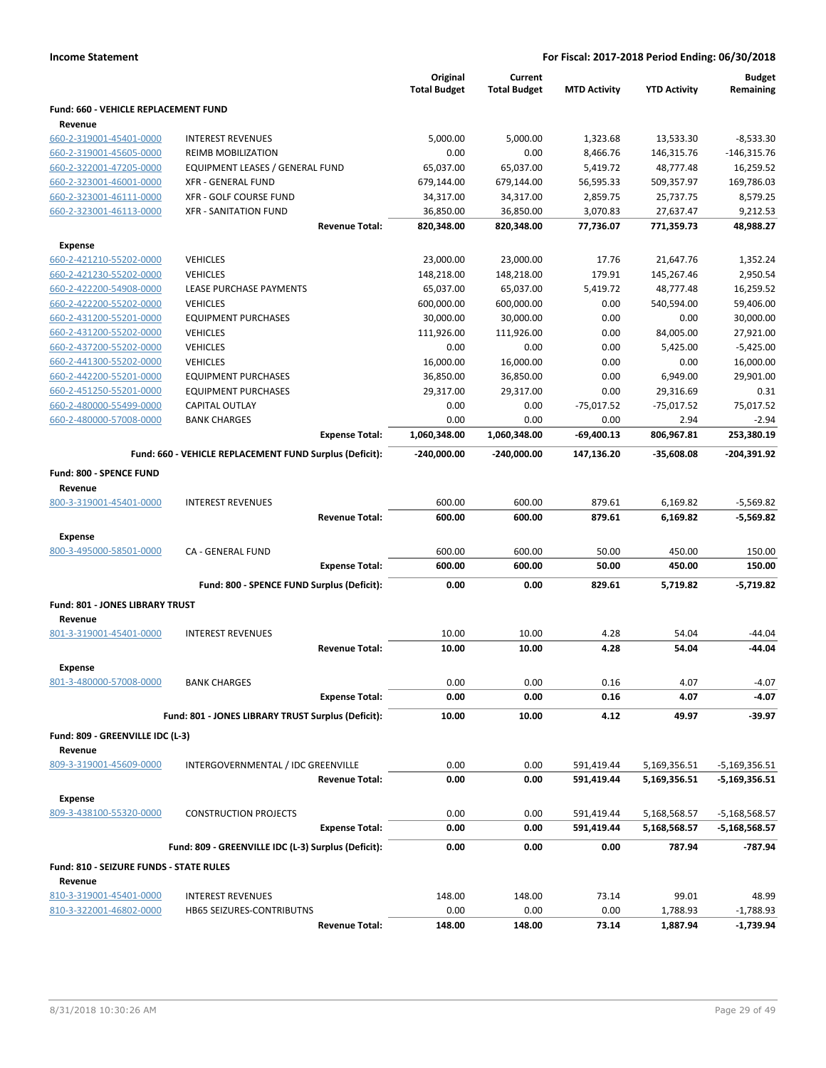**Income Statement** | **For Fiscal: 2017-2018 Period Ending: 06/30/2018**

| | | Original Total Budget | Current Total Budget | MTD Activity | YTD Activity | Budget Remaining |
|---|---|---|---|---|---|---|
| **Fund: 660 - VEHICLE REPLACEMENT FUND** | | | | | | |
| **Revenue** | | | | | | |
| 660-2-319001-45401-0000 | INTEREST REVENUES | 5,000.00 | 5,000.00 | 1,323.68 | 13,533.30 | -8,533.30 |
| 660-2-319001-45605-0000 | REIMB MOBILIZATION | 0.00 | 0.00 | 8,466.76 | 146,315.76 | -146,315.76 |
| 660-2-322001-47205-0000 | EQUIPMENT LEASES / GENERAL FUND | 65,037.00 | 65,037.00 | 5,419.72 | 48,777.48 | 16,259.52 |
| 660-2-323001-46001-0000 | XFR - GENERAL FUND | 679,144.00 | 679,144.00 | 56,595.33 | 509,357.97 | 169,786.03 |
| 660-2-323001-46111-0000 | XFR - GOLF COURSE FUND | 34,317.00 | 34,317.00 | 2,859.75 | 25,737.75 | 8,579.25 |
| 660-2-323001-46113-0000 | XFR - SANITATION FUND | 36,850.00 | 36,850.00 | 3,070.83 | 27,637.47 | 9,212.53 |
| | **Revenue Total:** | **820,348.00** | **820,348.00** | **77,736.07** | **771,359.73** | **48,988.27** |
| **Expense** | | | | | | |
| 660-2-421210-55202-0000 | VEHICLES | 23,000.00 | 23,000.00 | 17.76 | 21,647.76 | 1,352.24 |
| 660-2-421230-55202-0000 | VEHICLES | 148,218.00 | 148,218.00 | 179.91 | 145,267.46 | 2,950.54 |
| 660-2-422200-54908-0000 | LEASE PURCHASE PAYMENTS | 65,037.00 | 65,037.00 | 5,419.72 | 48,777.48 | 16,259.52 |
| 660-2-422200-55202-0000 | VEHICLES | 600,000.00 | 600,000.00 | 0.00 | 540,594.00 | 59,406.00 |
| 660-2-431200-55201-0000 | EQUIPMENT PURCHASES | 30,000.00 | 30,000.00 | 0.00 | 0.00 | 30,000.00 |
| 660-2-431200-55202-0000 | VEHICLES | 111,926.00 | 111,926.00 | 0.00 | 84,005.00 | 27,921.00 |
| 660-2-437200-55202-0000 | VEHICLES | 0.00 | 0.00 | 0.00 | 5,425.00 | -5,425.00 |
| 660-2-441300-55202-0000 | VEHICLES | 16,000.00 | 16,000.00 | 0.00 | 0.00 | 16,000.00 |
| 660-2-442200-55201-0000 | EQUIPMENT PURCHASES | 36,850.00 | 36,850.00 | 0.00 | 6,949.00 | 29,901.00 |
| 660-2-451250-55201-0000 | EQUIPMENT PURCHASES | 29,317.00 | 29,317.00 | 0.00 | 29,316.69 | 0.31 |
| 660-2-480000-55499-0000 | CAPITAL OUTLAY | 0.00 | 0.00 | -75,017.52 | -75,017.52 | 75,017.52 |
| 660-2-480000-57008-0000 | BANK CHARGES | 0.00 | 0.00 | 0.00 | 2.94 | -2.94 |
| | **Expense Total:** | **1,060,348.00** | **1,060,348.00** | **-69,400.13** | **806,967.81** | **253,380.19** |
| | **Fund: 660 - VEHICLE REPLACEMENT FUND Surplus (Deficit):** | **-240,000.00** | **-240,000.00** | **147,136.20** | **-35,608.08** | **-204,391.92** |
| **Fund: 800 - SPENCE FUND** | | | | | | |
| **Revenue** | | | | | | |
| 800-3-319001-45401-0000 | INTEREST REVENUES | 600.00 | 600.00 | 879.61 | 6,169.82 | -5,569.82 |
| | **Revenue Total:** | **600.00** | **600.00** | **879.61** | **6,169.82** | **-5,569.82** |
| **Expense** | | | | | | |
| 800-3-495000-58501-0000 | CA - GENERAL FUND | 600.00 | 600.00 | 50.00 | 450.00 | 150.00 |
| | **Expense Total:** | **600.00** | **600.00** | **50.00** | **450.00** | **150.00** |
| | **Fund: 800 - SPENCE FUND Surplus (Deficit):** | **0.00** | **0.00** | **829.61** | **5,719.82** | **-5,719.82** |
| **Fund: 801 - JONES LIBRARY TRUST** | | | | | | |
| **Revenue** | | | | | | |
| 801-3-319001-45401-0000 | INTEREST REVENUES | 10.00 | 10.00 | 4.28 | 54.04 | -44.04 |
| | **Revenue Total:** | **10.00** | **10.00** | **4.28** | **54.04** | **-44.04** |
| **Expense** | | | | | | |
| 801-3-480000-57008-0000 | BANK CHARGES | 0.00 | 0.00 | 0.16 | 4.07 | -4.07 |
| | **Expense Total:** | **0.00** | **0.00** | **0.16** | **4.07** | **-4.07** |
| | **Fund: 801 - JONES LIBRARY TRUST Surplus (Deficit):** | **10.00** | **10.00** | **4.12** | **49.97** | **-39.97** |
| **Fund: 809 - GREENVILLE IDC (L-3)** | | | | | | |
| **Revenue** | | | | | | |
| 809-3-319001-45609-0000 | INTERGOVERNMENTAL / IDC GREENVILLE | 0.00 | 0.00 | 591,419.44 | 5,169,356.51 | -5,169,356.51 |
| | **Revenue Total:** | **0.00** | **0.00** | **591,419.44** | **5,169,356.51** | **-5,169,356.51** |
| **Expense** | | | | | | |
| 809-3-438100-55320-0000 | CONSTRUCTION PROJECTS | 0.00 | 0.00 | 591,419.44 | 5,168,568.57 | -5,168,568.57 |
| | **Expense Total:** | **0.00** | **0.00** | **591,419.44** | **5,168,568.57** | **-5,168,568.57** |
| | **Fund: 809 - GREENVILLE IDC (L-3) Surplus (Deficit):** | **0.00** | **0.00** | **0.00** | **787.94** | **-787.94** |
| **Fund: 810 - SEIZURE FUNDS - STATE RULES** | | | | | | |
| **Revenue** | | | | | | |
| 810-3-319001-45401-0000 | INTEREST REVENUES | 148.00 | 148.00 | 73.14 | 99.01 | 48.99 |
| 810-3-322001-46802-0000 | HB65 SEIZURES-CONTRIBUTNS | 0.00 | 0.00 | 0.00 | 1,788.93 | -1,788.93 |
| | **Revenue Total:** | **148.00** | **148.00** | **73.14** | **1,887.94** | **-1,739.94** |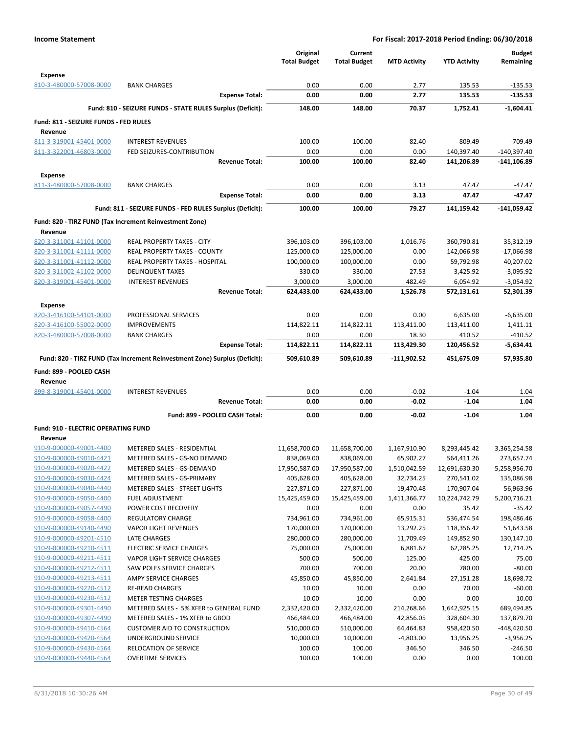**Income Statement** — **For Fiscal: 2017-2018 Period Ending: 06/30/2018**

| | | Original Total Budget | Current Total Budget | MTD Activity | YTD Activity | Budget Remaining |
|---|---|---|---|---|---|---|
| **Expense** | | | | | | |
| 810-3-480000-57008-0000 | BANK CHARGES | 0.00 | 0.00 | 2.77 | 135.53 | -135.53 |
| | **Expense Total:** | **0.00** | **0.00** | **2.77** | **135.53** | **-135.53** |
| | **Fund: 810 - SEIZURE FUNDS - STATE RULES Surplus (Deficit):** | **148.00** | **148.00** | **70.37** | **1,752.41** | **-1,604.41** |
| **Fund: 811 - SEIZURE FUNDS - FED RULES** | | | | | | |
| **Revenue** | | | | | | |
| 811-3-319001-45401-0000 | INTEREST REVENUES | 100.00 | 100.00 | 82.40 | 809.49 | -709.49 |
| 811-3-322001-46803-0000 | FED SEIZURES-CONTRIBUTION | 0.00 | 0.00 | 0.00 | 140,397.40 | -140,397.40 |
| | **Revenue Total:** | **100.00** | **100.00** | **82.40** | **141,206.89** | **-141,106.89** |
| **Expense** | | | | | | |
| 811-3-480000-57008-0000 | BANK CHARGES | 0.00 | 0.00 | 3.13 | 47.47 | -47.47 |
| | **Expense Total:** | **0.00** | **0.00** | **3.13** | **47.47** | **-47.47** |
| | **Fund: 811 - SEIZURE FUNDS - FED RULES Surplus (Deficit):** | **100.00** | **100.00** | **79.27** | **141,159.42** | **-141,059.42** |
| **Fund: 820 - TIRZ FUND (Tax Increment Reinvestment Zone)** | | | | | | |
| **Revenue** | | | | | | |
| 820-3-311001-41101-0000 | REAL PROPERTY TAXES - CITY | 396,103.00 | 396,103.00 | 1,016.76 | 360,790.81 | 35,312.19 |
| 820-3-311001-41111-0000 | REAL PROPERTY TAXES - COUNTY | 125,000.00 | 125,000.00 | 0.00 | 142,066.98 | -17,066.98 |
| 820-3-311001-41112-0000 | REAL PROPERTY TAXES - HOSPITAL | 100,000.00 | 100,000.00 | 0.00 | 59,792.98 | 40,207.02 |
| 820-3-311002-41102-0000 | DELINQUENT TAXES | 330.00 | 330.00 | 27.53 | 3,425.92 | -3,095.92 |
| 820-3-319001-45401-0000 | INTEREST REVENUES | 3,000.00 | 3,000.00 | 482.49 | 6,054.92 | -3,054.92 |
| | **Revenue Total:** | **624,433.00** | **624,433.00** | **1,526.78** | **572,131.61** | **52,301.39** |
| **Expense** | | | | | | |
| 820-3-416100-54101-0000 | PROFESSIONAL SERVICES | 0.00 | 0.00 | 0.00 | 6,635.00 | -6,635.00 |
| 820-3-416100-55002-0000 | IMPROVEMENTS | 114,822.11 | 114,822.11 | 113,411.00 | 113,411.00 | 1,411.11 |
| 820-3-480000-57008-0000 | BANK CHARGES | 0.00 | 0.00 | 18.30 | 410.52 | -410.52 |
| | **Expense Total:** | **114,822.11** | **114,822.11** | **113,429.30** | **120,456.52** | **-5,634.41** |
| | **Fund: 820 - TIRZ FUND (Tax Increment Reinvestment Zone) Surplus (Deficit):** | **509,610.89** | **509,610.89** | **-111,902.52** | **451,675.09** | **57,935.80** |
| **Fund: 899 - POOLED CASH** | | | | | | |
| **Revenue** | | | | | | |
| 899-8-319001-45401-0000 | INTEREST REVENUES | 0.00 | 0.00 | -0.02 | -1.04 | 1.04 |
| | **Revenue Total:** | **0.00** | **0.00** | **-0.02** | **-1.04** | **1.04** |
| | **Fund: 899 - POOLED CASH Total:** | **0.00** | **0.00** | **-0.02** | **-1.04** | **1.04** |
| **Fund: 910 - ELECTRIC OPERATING FUND** | | | | | | |
| **Revenue** | | | | | | |
| 910-9-000000-49001-4400 | METERED SALES - RESIDENTIAL | 11,658,700.00 | 11,658,700.00 | 1,167,910.90 | 8,293,445.42 | 3,365,254.58 |
| 910-9-000000-49010-4421 | METERED SALES - GS-NO DEMAND | 838,069.00 | 838,069.00 | 65,902.27 | 564,411.26 | 273,657.74 |
| 910-9-000000-49020-4422 | METERED SALES - GS-DEMAND | 17,950,587.00 | 17,950,587.00 | 1,510,042.59 | 12,691,630.30 | 5,258,956.70 |
| 910-9-000000-49030-4424 | METERED SALES - GS-PRIMARY | 405,628.00 | 405,628.00 | 32,734.25 | 270,541.02 | 135,086.98 |
| 910-9-000000-49040-4440 | METERED SALES - STREET LIGHTS | 227,871.00 | 227,871.00 | 19,470.48 | 170,907.04 | 56,963.96 |
| 910-9-000000-49050-4400 | FUEL ADJUSTMENT | 15,425,459.00 | 15,425,459.00 | 1,411,366.77 | 10,224,742.79 | 5,200,716.21 |
| 910-9-000000-49057-4490 | POWER COST RECOVERY | 0.00 | 0.00 | 0.00 | 35.42 | -35.42 |
| 910-9-000000-49058-4400 | REGULATORY CHARGE | 734,961.00 | 734,961.00 | 65,915.31 | 536,474.54 | 198,486.46 |
| 910-9-000000-49140-4490 | VAPOR LIGHT REVENUES | 170,000.00 | 170,000.00 | 13,292.25 | 118,356.42 | 51,643.58 |
| 910-9-000000-49201-4510 | LATE CHARGES | 280,000.00 | 280,000.00 | 11,709.49 | 149,852.90 | 130,147.10 |
| 910-9-000000-49210-4511 | ELECTRIC SERVICE CHARGES | 75,000.00 | 75,000.00 | 6,881.67 | 62,285.25 | 12,714.75 |
| 910-9-000000-49211-4511 | VAPOR LIGHT SERVICE CHARGES | 500.00 | 500.00 | 125.00 | 425.00 | 75.00 |
| 910-9-000000-49212-4511 | SAW POLES SERVICE CHARGES | 700.00 | 700.00 | 20.00 | 780.00 | -80.00 |
| 910-9-000000-49213-4511 | AMPY SERVICE CHARGES | 45,850.00 | 45,850.00 | 2,641.84 | 27,151.28 | 18,698.72 |
| 910-9-000000-49220-4512 | RE-READ CHARGES | 10.00 | 10.00 | 0.00 | 70.00 | -60.00 |
| 910-9-000000-49230-4512 | METER TESTING CHARGES | 10.00 | 10.00 | 0.00 | 0.00 | 10.00 |
| 910-9-000000-49301-4490 | METERED SALES - 5% XFER to GENERAL FUND | 2,332,420.00 | 2,332,420.00 | 214,268.66 | 1,642,925.15 | 689,494.85 |
| 910-9-000000-49307-4490 | METERED SALES - 1% XFER to GBOD | 466,484.00 | 466,484.00 | 42,856.05 | 328,604.30 | 137,879.70 |
| 910-9-000000-49410-4564 | CUSTOMER AID TO CONSTRUCTION | 510,000.00 | 510,000.00 | 64,464.83 | 958,420.50 | -448,420.50 |
| 910-9-000000-49420-4564 | UNDERGROUND SERVICE | 10,000.00 | 10,000.00 | -4,803.00 | 13,956.25 | -3,956.25 |
| 910-9-000000-49430-4564 | RELOCATION OF SERVICE | 100.00 | 100.00 | 346.50 | 346.50 | -246.50 |
| 910-9-000000-49440-4564 | OVERTIME SERVICES | 100.00 | 100.00 | 0.00 | 0.00 | 100.00 |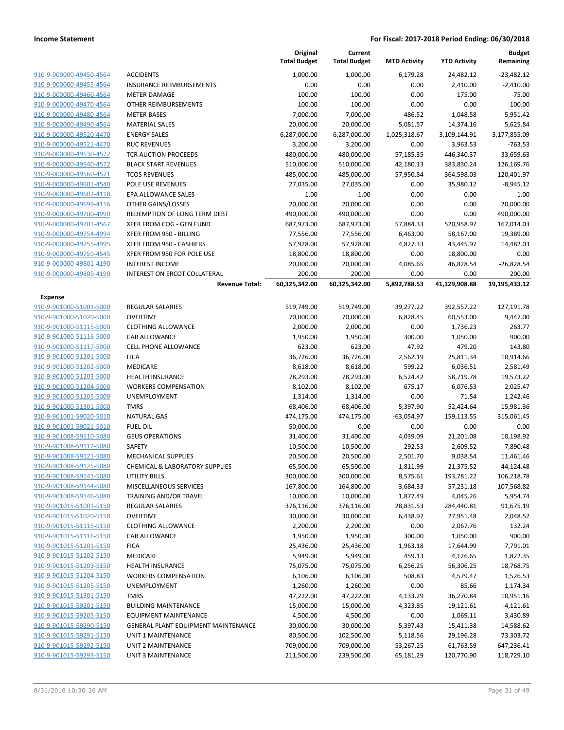**Income Statement** | **For Fiscal: 2017-2018 Period Ending: 06/30/2018**

| | | Original Total Budget | Current Total Budget | MTD Activity | YTD Activity | Budget Remaining |
|---|---|---|---|---|---|---|
| 910-9-000000-49450-4564 | ACCIDENTS | 1,000.00 | 1,000.00 | 6,179.28 | 24,482.12 | -23,482.12 |
| 910-9-000000-49455-4564 | INSURANCE REIMBURSEMENTS | 0.00 | 0.00 | 0.00 | 2,410.00 | -2,410.00 |
| 910-9-000000-49460-4564 | METER DAMAGE | 100.00 | 100.00 | 0.00 | 175.00 | -75.00 |
| 910-9-000000-49470-4564 | OTHER REIMBURSEMENTS | 100.00 | 100.00 | 0.00 | 0.00 | 100.00 |
| 910-9-000000-49480-4564 | METER BASES | 7,000.00 | 7,000.00 | 486.52 | 1,048.58 | 5,951.42 |
| 910-9-000000-49490-4564 | MATERIAL SALES | 20,000.00 | 20,000.00 | 5,081.57 | 14,374.16 | 5,625.84 |
| 910-9-000000-49520-4470 | ENERGY SALES | 6,287,000.00 | 6,287,000.00 | 1,025,318.67 | 3,109,144.91 | 3,177,855.09 |
| 910-9-000000-49521-4470 | RUC REVENUES | 3,200.00 | 3,200.00 | 0.00 | 3,963.53 | -763.53 |
| 910-9-000000-49530-4572 | TCR AUCTION PROCEEDS | 480,000.00 | 480,000.00 | 57,185.35 | 446,340.37 | 33,659.63 |
| 910-9-000000-49540-4572 | BLACK START REVENUES | 510,000.00 | 510,000.00 | 42,180.13 | 383,830.24 | 126,169.76 |
| 910-9-000000-49560-4571 | TCOS REVENUES | 485,000.00 | 485,000.00 | 57,950.84 | 364,598.03 | 120,401.97 |
| 910-9-000000-49601-4540 | POLE USE REVENUES | 27,035.00 | 27,035.00 | 0.00 | 35,980.12 | -8,945.12 |
| 910-9-000000-49602-4118 | EPA ALLOWANCE SALES | 1.00 | 1.00 | 0.00 | 0.00 | 1.00 |
| 910-9-000000-49699-4116 | OTHER GAINS/LOSSES | 20,000.00 | 20,000.00 | 0.00 | 0.00 | 20,000.00 |
| 910-9-000000-49700-4990 | REDEMPTION OF LONG TERM DEBT | 490,000.00 | 490,000.00 | 0.00 | 0.00 | 490,000.00 |
| 910-9-000000-49701-4567 | XFER FROM COG - GEN FUND | 687,973.00 | 687,973.00 | 57,884.33 | 520,958.97 | 167,014.03 |
| 910-9-000000-49754-4994 | XFER FROM 950 - BILLING | 77,556.00 | 77,556.00 | 6,463.00 | 58,167.00 | 19,389.00 |
| 910-9-000000-49755-4995 | XFER FROM 950 - CASHIERS | 57,928.00 | 57,928.00 | 4,827.33 | 43,445.97 | 14,482.03 |
| 910-9-000000-49759-4545 | XFER FROM 950 FOR POLE USE | 18,800.00 | 18,800.00 | 0.00 | 18,800.00 | 0.00 |
| 910-9-000000-49801-4190 | INTEREST INCOME | 20,000.00 | 20,000.00 | 4,085.65 | 46,828.54 | -26,828.54 |
| 910-9-000000-49809-4190 | INTEREST ON ERCOT COLLATERAL | 200.00 | 200.00 | 0.00 | 0.00 | 200.00 |
| | **Revenue Total:** | **60,325,342.00** | **60,325,342.00** | **5,892,788.53** | **41,129,908.88** | **19,195,433.12** |
| **Expense** | | | | | | |
| 910-9-901000-51001-5000 | REGULAR SALARIES | 519,749.00 | 519,749.00 | 39,277.22 | 392,557.22 | 127,191.78 |
| 910-9-901000-51020-5000 | OVERTIME | 70,000.00 | 70,000.00 | 6,828.45 | 60,553.00 | 9,447.00 |
| 910-9-901000-51115-5000 | CLOTHING ALLOWANCE | 2,000.00 | 2,000.00 | 0.00 | 1,736.23 | 263.77 |
| 910-9-901000-51116-5000 | CAR ALLOWANCE | 1,950.00 | 1,950.00 | 300.00 | 1,050.00 | 900.00 |
| 910-9-901000-51117-5000 | CELL PHONE ALLOWANCE | 623.00 | 623.00 | 47.92 | 479.20 | 143.80 |
| 910-9-901000-51201-5000 | FICA | 36,726.00 | 36,726.00 | 2,562.19 | 25,811.34 | 10,914.66 |
| 910-9-901000-51202-5000 | MEDICARE | 8,618.00 | 8,618.00 | 599.22 | 6,036.51 | 2,581.49 |
| 910-9-901000-51203-5000 | HEALTH INSURANCE | 78,293.00 | 78,293.00 | 6,524.42 | 58,719.78 | 19,573.22 |
| 910-9-901000-51204-5000 | WORKERS COMPENSATION | 8,102.00 | 8,102.00 | 675.17 | 6,076.53 | 2,025.47 |
| 910-9-901000-51205-5000 | UNEMPLOYMENT | 1,314.00 | 1,314.00 | 0.00 | 71.54 | 1,242.46 |
| 910-9-901000-51301-5000 | TMRS | 68,406.00 | 68,406.00 | 5,397.90 | 52,424.64 | 15,981.36 |
| 910-9-901001-59020-5010 | NATURAL GAS | 474,175.00 | 474,175.00 | -63,054.97 | 159,113.55 | 315,061.45 |
| 910-9-901001-59021-5010 | FUEL OIL | 50,000.00 | 0.00 | 0.00 | 0.00 | 0.00 |
| 910-9-901008-59110-5080 | GEUS OPERATIONS | 31,400.00 | 31,400.00 | 4,039.09 | 21,201.08 | 10,198.92 |
| 910-9-901008-59112-5080 | SAFETY | 10,500.00 | 10,500.00 | 292.53 | 2,609.52 | 7,890.48 |
| 910-9-901008-59121-5080 | MECHANICAL SUPPLIES | 20,500.00 | 20,500.00 | 2,501.70 | 9,038.54 | 11,461.46 |
| 910-9-901008-59125-5080 | CHEMICAL & LABORATORY SUPPLIES | 65,500.00 | 65,500.00 | 1,811.99 | 21,375.52 | 44,124.48 |
| 910-9-901008-59141-5080 | UTILITY BILLS | 300,000.00 | 300,000.00 | 8,575.61 | 193,781.22 | 106,218.78 |
| 910-9-901008-59144-5080 | MISCELLANEOUS SERVICES | 167,800.00 | 164,800.00 | 3,684.33 | 57,231.18 | 107,568.82 |
| 910-9-901008-59146-5080 | TRAINING AND/OR TRAVEL | 10,000.00 | 10,000.00 | 1,877.49 | 4,045.26 | 5,954.74 |
| 910-9-901015-51001-5150 | REGULAR SALARIES | 376,116.00 | 376,116.00 | 28,831.53 | 284,440.81 | 91,675.19 |
| 910-9-901015-51020-5150 | OVERTIME | 30,000.00 | 30,000.00 | 6,438.97 | 27,951.48 | 2,048.52 |
| 910-9-901015-51115-5150 | CLOTHING ALLOWANCE | 2,200.00 | 2,200.00 | 0.00 | 2,067.76 | 132.24 |
| 910-9-901015-51116-5150 | CAR ALLOWANCE | 1,950.00 | 1,950.00 | 300.00 | 1,050.00 | 900.00 |
| 910-9-901015-51201-5150 | FICA | 25,436.00 | 25,436.00 | 1,963.18 | 17,644.99 | 7,791.01 |
| 910-9-901015-51202-5150 | MEDICARE | 5,949.00 | 5,949.00 | 459.13 | 4,126.65 | 1,822.35 |
| 910-9-901015-51203-5150 | HEALTH INSURANCE | 75,075.00 | 75,075.00 | 6,256.25 | 56,306.25 | 18,768.75 |
| 910-9-901015-51204-5150 | WORKERS COMPENSATION | 6,106.00 | 6,106.00 | 508.83 | 4,579.47 | 1,526.53 |
| 910-9-901015-51205-5150 | UNEMPLOYMENT | 1,260.00 | 1,260.00 | 0.00 | 85.66 | 1,174.34 |
| 910-9-901015-51301-5150 | TMRS | 47,222.00 | 47,222.00 | 4,133.29 | 36,270.84 | 10,951.16 |
| 910-9-901015-59201-5150 | BUILDING MAINTENANCE | 15,000.00 | 15,000.00 | 4,323.85 | 19,121.61 | -4,121.61 |
| 910-9-901015-59205-5150 | EQUIPMENT MAINTENANCE | 4,500.00 | 4,500.00 | 0.00 | 1,069.11 | 3,430.89 |
| 910-9-901015-59290-5150 | GENERAL PLANT EQUIPMENT MAINTENANCE | 30,000.00 | 30,000.00 | 5,397.43 | 15,411.38 | 14,588.62 |
| 910-9-901015-59291-5150 | UNIT 1 MAINTENANCE | 80,500.00 | 102,500.00 | 5,118.56 | 29,196.28 | 73,303.72 |
| 910-9-901015-59292-5150 | UNIT 2 MAINTENANCE | 709,000.00 | 709,000.00 | 53,267.25 | 61,763.59 | 647,236.41 |
| 910-9-901015-59293-5150 | UNIT 3 MAINTENANCE | 211,500.00 | 239,500.00 | 65,181.29 | 120,770.90 | 118,729.10 |

8/31/2018 10:30:26 AM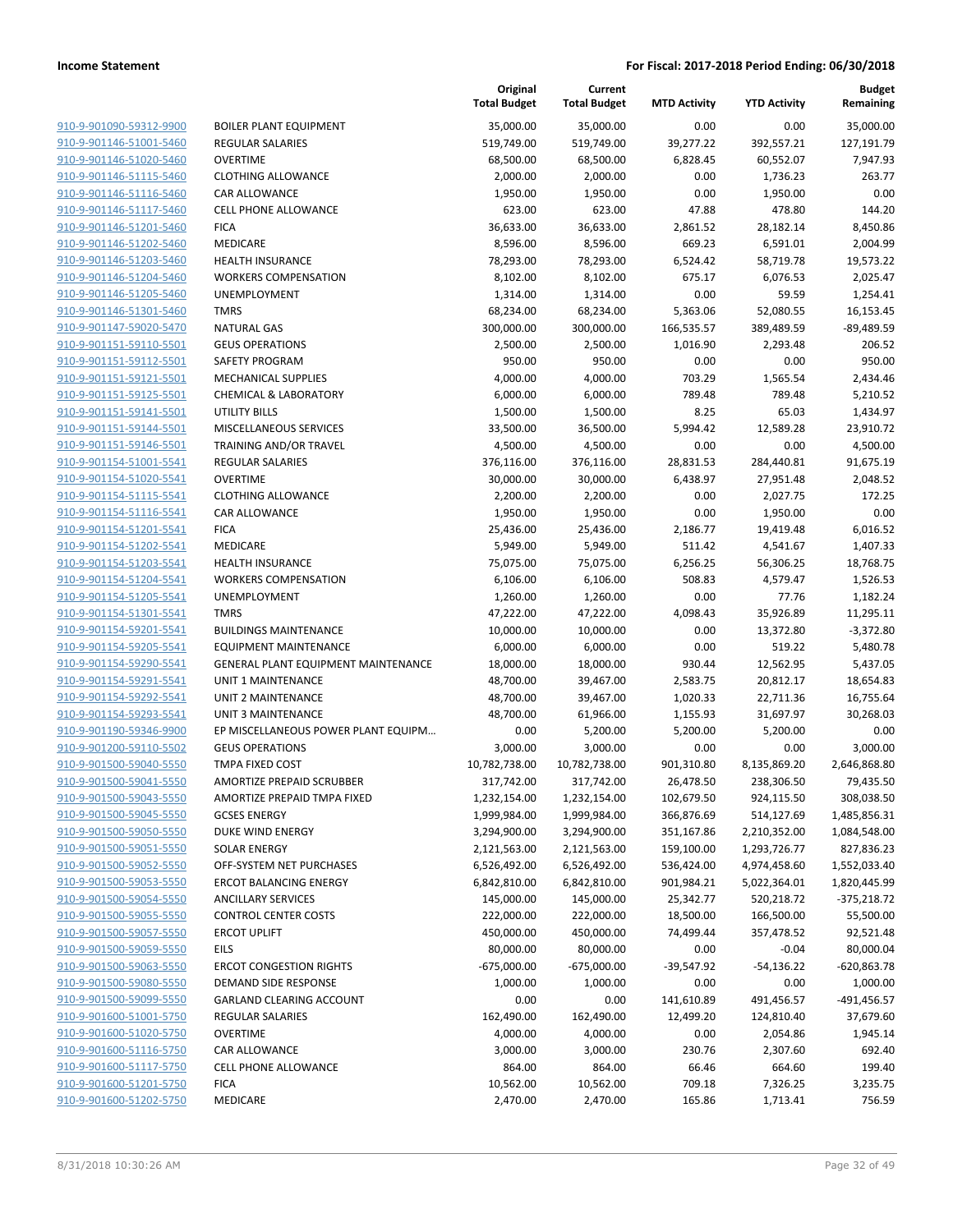| | | Original Total Budget | Current Total Budget | MTD Activity | YTD Activity | Budget Remaining |
|---|---|---|---|---|---|---|
| 910-9-901090-59312-9900 | BOILER PLANT EQUIPMENT | 35,000.00 | 35,000.00 | 0.00 | 0.00 | 35,000.00 |
| 910-9-901146-51001-5460 | REGULAR SALARIES | 519,749.00 | 519,749.00 | 39,277.22 | 392,557.21 | 127,191.79 |
| 910-9-901146-51020-5460 | OVERTIME | 68,500.00 | 68,500.00 | 6,828.45 | 60,552.07 | 7,947.93 |
| 910-9-901146-51115-5460 | CLOTHING ALLOWANCE | 2,000.00 | 2,000.00 | 0.00 | 1,736.23 | 263.77 |
| 910-9-901146-51116-5460 | CAR ALLOWANCE | 1,950.00 | 1,950.00 | 0.00 | 1,950.00 | 0.00 |
| 910-9-901146-51117-5460 | CELL PHONE ALLOWANCE | 623.00 | 623.00 | 47.88 | 478.80 | 144.20 |
| 910-9-901146-51201-5460 | FICA | 36,633.00 | 36,633.00 | 2,861.52 | 28,182.14 | 8,450.86 |
| 910-9-901146-51202-5460 | MEDICARE | 8,596.00 | 8,596.00 | 669.23 | 6,591.01 | 2,004.99 |
| 910-9-901146-51203-5460 | HEALTH INSURANCE | 78,293.00 | 78,293.00 | 6,524.42 | 58,719.78 | 19,573.22 |
| 910-9-901146-51204-5460 | WORKERS COMPENSATION | 8,102.00 | 8,102.00 | 675.17 | 6,076.53 | 2,025.47 |
| 910-9-901146-51205-5460 | UNEMPLOYMENT | 1,314.00 | 1,314.00 | 0.00 | 59.59 | 1,254.41 |
| 910-9-901146-51301-5460 | TMRS | 68,234.00 | 68,234.00 | 5,363.06 | 52,080.55 | 16,153.45 |
| 910-9-901147-59020-5470 | NATURAL GAS | 300,000.00 | 300,000.00 | 166,535.57 | 389,489.59 | -89,489.59 |
| 910-9-901151-59110-5501 | GEUS OPERATIONS | 2,500.00 | 2,500.00 | 1,016.90 | 2,293.48 | 206.52 |
| 910-9-901151-59112-5501 | SAFETY PROGRAM | 950.00 | 950.00 | 0.00 | 0.00 | 950.00 |
| 910-9-901151-59121-5501 | MECHANICAL SUPPLIES | 4,000.00 | 4,000.00 | 703.29 | 1,565.54 | 2,434.46 |
| 910-9-901151-59125-5501 | CHEMICAL & LABORATORY | 6,000.00 | 6,000.00 | 789.48 | 789.48 | 5,210.52 |
| 910-9-901151-59141-5501 | UTILITY BILLS | 1,500.00 | 1,500.00 | 8.25 | 65.03 | 1,434.97 |
| 910-9-901151-59144-5501 | MISCELLANEOUS SERVICES | 33,500.00 | 36,500.00 | 5,994.42 | 12,589.28 | 23,910.72 |
| 910-9-901151-59146-5501 | TRAINING AND/OR TRAVEL | 4,500.00 | 4,500.00 | 0.00 | 0.00 | 4,500.00 |
| 910-9-901154-51001-5541 | REGULAR SALARIES | 376,116.00 | 376,116.00 | 28,831.53 | 284,440.81 | 91,675.19 |
| 910-9-901154-51020-5541 | OVERTIME | 30,000.00 | 30,000.00 | 6,438.97 | 27,951.48 | 2,048.52 |
| 910-9-901154-51115-5541 | CLOTHING ALLOWANCE | 2,200.00 | 2,200.00 | 0.00 | 2,027.75 | 172.25 |
| 910-9-901154-51116-5541 | CAR ALLOWANCE | 1,950.00 | 1,950.00 | 0.00 | 1,950.00 | 0.00 |
| 910-9-901154-51201-5541 | FICA | 25,436.00 | 25,436.00 | 2,186.77 | 19,419.48 | 6,016.52 |
| 910-9-901154-51202-5541 | MEDICARE | 5,949.00 | 5,949.00 | 511.42 | 4,541.67 | 1,407.33 |
| 910-9-901154-51203-5541 | HEALTH INSURANCE | 75,075.00 | 75,075.00 | 6,256.25 | 56,306.25 | 18,768.75 |
| 910-9-901154-51204-5541 | WORKERS COMPENSATION | 6,106.00 | 6,106.00 | 508.83 | 4,579.47 | 1,526.53 |
| 910-9-901154-51205-5541 | UNEMPLOYMENT | 1,260.00 | 1,260.00 | 0.00 | 77.76 | 1,182.24 |
| 910-9-901154-51301-5541 | TMRS | 47,222.00 | 47,222.00 | 4,098.43 | 35,926.89 | 11,295.11 |
| 910-9-901154-59201-5541 | BUILDINGS MAINTENANCE | 10,000.00 | 10,000.00 | 0.00 | 13,372.80 | -3,372.80 |
| 910-9-901154-59205-5541 | EQUIPMENT MAINTENANCE | 6,000.00 | 6,000.00 | 0.00 | 519.22 | 5,480.78 |
| 910-9-901154-59290-5541 | GENERAL PLANT EQUIPMENT MAINTENANCE | 18,000.00 | 18,000.00 | 930.44 | 12,562.95 | 5,437.05 |
| 910-9-901154-59291-5541 | UNIT 1 MAINTENANCE | 48,700.00 | 39,467.00 | 2,583.75 | 20,812.17 | 18,654.83 |
| 910-9-901154-59292-5541 | UNIT 2 MAINTENANCE | 48,700.00 | 39,467.00 | 1,020.33 | 22,711.36 | 16,755.64 |
| 910-9-901154-59293-5541 | UNIT 3 MAINTENANCE | 48,700.00 | 61,966.00 | 1,155.93 | 31,697.97 | 30,268.03 |
| 910-9-901190-59346-9900 | EP MISCELLANEOUS POWER PLANT EQUIPM… | 0.00 | 5,200.00 | 5,200.00 | 5,200.00 | 0.00 |
| 910-9-901200-59110-5502 | GEUS OPERATIONS | 3,000.00 | 3,000.00 | 0.00 | 0.00 | 3,000.00 |
| 910-9-901500-59040-5550 | TMPA FIXED COST | 10,782,738.00 | 10,782,738.00 | 901,310.80 | 8,135,869.20 | 2,646,868.80 |
| 910-9-901500-59041-5550 | AMORTIZE PREPAID SCRUBBER | 317,742.00 | 317,742.00 | 26,478.50 | 238,306.50 | 79,435.50 |
| 910-9-901500-59043-5550 | AMORTIZE PREPAID TMPA FIXED | 1,232,154.00 | 1,232,154.00 | 102,679.50 | 924,115.50 | 308,038.50 |
| 910-9-901500-59045-5550 | GCSES ENERGY | 1,999,984.00 | 1,999,984.00 | 366,876.69 | 514,127.69 | 1,485,856.31 |
| 910-9-901500-59050-5550 | DUKE WIND ENERGY | 3,294,900.00 | 3,294,900.00 | 351,167.86 | 2,210,352.00 | 1,084,548.00 |
| 910-9-901500-59051-5550 | SOLAR ENERGY | 2,121,563.00 | 2,121,563.00 | 159,100.00 | 1,293,726.77 | 827,836.23 |
| 910-9-901500-59052-5550 | OFF-SYSTEM NET PURCHASES | 6,526,492.00 | 6,526,492.00 | 536,424.00 | 4,974,458.60 | 1,552,033.40 |
| 910-9-901500-59053-5550 | ERCOT BALANCING ENERGY | 6,842,810.00 | 6,842,810.00 | 901,984.21 | 5,022,364.01 | 1,820,445.99 |
| 910-9-901500-59054-5550 | ANCILLARY SERVICES | 145,000.00 | 145,000.00 | 25,342.77 | 520,218.72 | -375,218.72 |
| 910-9-901500-59055-5550 | CONTROL CENTER COSTS | 222,000.00 | 222,000.00 | 18,500.00 | 166,500.00 | 55,500.00 |
| 910-9-901500-59057-5550 | ERCOT UPLIFT | 450,000.00 | 450,000.00 | 74,499.44 | 357,478.52 | 92,521.48 |
| 910-9-901500-59059-5550 | EILS | 80,000.00 | 80,000.00 | 0.00 | -0.04 | 80,000.04 |
| 910-9-901500-59063-5550 | ERCOT CONGESTION RIGHTS | -675,000.00 | -675,000.00 | -39,547.92 | -54,136.22 | -620,863.78 |
| 910-9-901500-59080-5550 | DEMAND SIDE RESPONSE | 1,000.00 | 1,000.00 | 0.00 | 0.00 | 1,000.00 |
| 910-9-901500-59099-5550 | GARLAND CLEARING ACCOUNT | 0.00 | 0.00 | 141,610.89 | 491,456.57 | -491,456.57 |
| 910-9-901600-51001-5750 | REGULAR SALARIES | 162,490.00 | 162,490.00 | 12,499.20 | 124,810.40 | 37,679.60 |
| 910-9-901600-51020-5750 | OVERTIME | 4,000.00 | 4,000.00 | 0.00 | 2,054.86 | 1,945.14 |
| 910-9-901600-51116-5750 | CAR ALLOWANCE | 3,000.00 | 3,000.00 | 230.76 | 2,307.60 | 692.40 |
| 910-9-901600-51117-5750 | CELL PHONE ALLOWANCE | 864.00 | 864.00 | 66.46 | 664.60 | 199.40 |
| 910-9-901600-51201-5750 | FICA | 10,562.00 | 10,562.00 | 709.18 | 7,326.25 | 3,235.75 |
| 910-9-901600-51202-5750 | MEDICARE | 2,470.00 | 2,470.00 | 165.86 | 1,713.41 | 756.59 |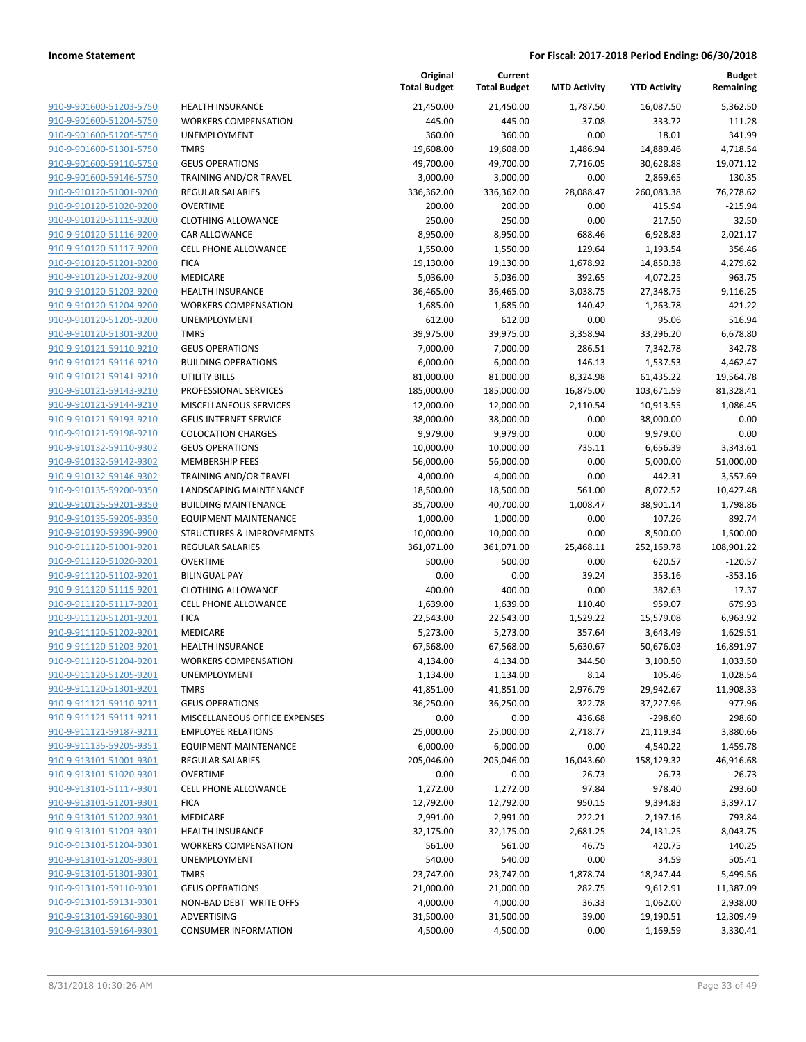**Income Statement** | **For Fiscal: 2017-2018 Period Ending: 06/30/2018**

| | | Original Total Budget | Current Total Budget | MTD Activity | YTD Activity | Budget Remaining |
|---|---|---|---|---|---|---|
| 910-9-901600-51203-5750 | HEALTH INSURANCE | 21,450.00 | 21,450.00 | 1,787.50 | 16,087.50 | 5,362.50 |
| 910-9-901600-51204-5750 | WORKERS COMPENSATION | 445.00 | 445.00 | 37.08 | 333.72 | 111.28 |
| 910-9-901600-51205-5750 | UNEMPLOYMENT | 360.00 | 360.00 | 0.00 | 18.01 | 341.99 |
| 910-9-901600-51301-5750 | TMRS | 19,608.00 | 19,608.00 | 1,486.94 | 14,889.46 | 4,718.54 |
| 910-9-901600-59110-5750 | GEUS OPERATIONS | 49,700.00 | 49,700.00 | 7,716.05 | 30,628.88 | 19,071.12 |
| 910-9-901600-59146-5750 | TRAINING AND/OR TRAVEL | 3,000.00 | 3,000.00 | 0.00 | 2,869.65 | 130.35 |
| 910-9-910120-51001-9200 | REGULAR SALARIES | 336,362.00 | 336,362.00 | 28,088.47 | 260,083.38 | 76,278.62 |
| 910-9-910120-51020-9200 | OVERTIME | 200.00 | 200.00 | 0.00 | 415.94 | -215.94 |
| 910-9-910120-51115-9200 | CLOTHING ALLOWANCE | 250.00 | 250.00 | 0.00 | 217.50 | 32.50 |
| 910-9-910120-51116-9200 | CAR ALLOWANCE | 8,950.00 | 8,950.00 | 688.46 | 6,928.83 | 2,021.17 |
| 910-9-910120-51117-9200 | CELL PHONE ALLOWANCE | 1,550.00 | 1,550.00 | 129.64 | 1,193.54 | 356.46 |
| 910-9-910120-51201-9200 | FICA | 19,130.00 | 19,130.00 | 1,678.92 | 14,850.38 | 4,279.62 |
| 910-9-910120-51202-9200 | MEDICARE | 5,036.00 | 5,036.00 | 392.65 | 4,072.25 | 963.75 |
| 910-9-910120-51203-9200 | HEALTH INSURANCE | 36,465.00 | 36,465.00 | 3,038.75 | 27,348.75 | 9,116.25 |
| 910-9-910120-51204-9200 | WORKERS COMPENSATION | 1,685.00 | 1,685.00 | 140.42 | 1,263.78 | 421.22 |
| 910-9-910120-51205-9200 | UNEMPLOYMENT | 612.00 | 612.00 | 0.00 | 95.06 | 516.94 |
| 910-9-910120-51301-9200 | TMRS | 39,975.00 | 39,975.00 | 3,358.94 | 33,296.20 | 6,678.80 |
| 910-9-910121-59110-9210 | GEUS OPERATIONS | 7,000.00 | 7,000.00 | 286.51 | 7,342.78 | -342.78 |
| 910-9-910121-59116-9210 | BUILDING OPERATIONS | 6,000.00 | 6,000.00 | 146.13 | 1,537.53 | 4,462.47 |
| 910-9-910121-59141-9210 | UTILITY BILLS | 81,000.00 | 81,000.00 | 8,324.98 | 61,435.22 | 19,564.78 |
| 910-9-910121-59143-9210 | PROFESSIONAL SERVICES | 185,000.00 | 185,000.00 | 16,875.00 | 103,671.59 | 81,328.41 |
| 910-9-910121-59144-9210 | MISCELLANEOUS SERVICES | 12,000.00 | 12,000.00 | 2,110.54 | 10,913.55 | 1,086.45 |
| 910-9-910121-59193-9210 | GEUS INTERNET SERVICE | 38,000.00 | 38,000.00 | 0.00 | 38,000.00 | 0.00 |
| 910-9-910121-59198-9210 | COLOCATION CHARGES | 9,979.00 | 9,979.00 | 0.00 | 9,979.00 | 0.00 |
| 910-9-910132-59110-9302 | GEUS OPERATIONS | 10,000.00 | 10,000.00 | 735.11 | 6,656.39 | 3,343.61 |
| 910-9-910132-59142-9302 | MEMBERSHIP FEES | 56,000.00 | 56,000.00 | 0.00 | 5,000.00 | 51,000.00 |
| 910-9-910132-59146-9302 | TRAINING AND/OR TRAVEL | 4,000.00 | 4,000.00 | 0.00 | 442.31 | 3,557.69 |
| 910-9-910135-59200-9350 | LANDSCAPING MAINTENANCE | 18,500.00 | 18,500.00 | 561.00 | 8,072.52 | 10,427.48 |
| 910-9-910135-59201-9350 | BUILDING MAINTENANCE | 35,700.00 | 40,700.00 | 1,008.47 | 38,901.14 | 1,798.86 |
| 910-9-910135-59205-9350 | EQUIPMENT MAINTENANCE | 1,000.00 | 1,000.00 | 0.00 | 107.26 | 892.74 |
| 910-9-910190-59390-9900 | STRUCTURES & IMPROVEMENTS | 10,000.00 | 10,000.00 | 0.00 | 8,500.00 | 1,500.00 |
| 910-9-911120-51001-9201 | REGULAR SALARIES | 361,071.00 | 361,071.00 | 25,468.11 | 252,169.78 | 108,901.22 |
| 910-9-911120-51020-9201 | OVERTIME | 500.00 | 500.00 | 0.00 | 620.57 | -120.57 |
| 910-9-911120-51102-9201 | BILINGUAL PAY | 0.00 | 0.00 | 39.24 | 353.16 | -353.16 |
| 910-9-911120-51115-9201 | CLOTHING ALLOWANCE | 400.00 | 400.00 | 0.00 | 382.63 | 17.37 |
| 910-9-911120-51117-9201 | CELL PHONE ALLOWANCE | 1,639.00 | 1,639.00 | 110.40 | 959.07 | 679.93 |
| 910-9-911120-51201-9201 | FICA | 22,543.00 | 22,543.00 | 1,529.22 | 15,579.08 | 6,963.92 |
| 910-9-911120-51202-9201 | MEDICARE | 5,273.00 | 5,273.00 | 357.64 | 3,643.49 | 1,629.51 |
| 910-9-911120-51203-9201 | HEALTH INSURANCE | 67,568.00 | 67,568.00 | 5,630.67 | 50,676.03 | 16,891.97 |
| 910-9-911120-51204-9201 | WORKERS COMPENSATION | 4,134.00 | 4,134.00 | 344.50 | 3,100.50 | 1,033.50 |
| 910-9-911120-51205-9201 | UNEMPLOYMENT | 1,134.00 | 1,134.00 | 8.14 | 105.46 | 1,028.54 |
| 910-9-911120-51301-9201 | TMRS | 41,851.00 | 41,851.00 | 2,976.79 | 29,942.67 | 11,908.33 |
| 910-9-911121-59110-9211 | GEUS OPERATIONS | 36,250.00 | 36,250.00 | 322.78 | 37,227.96 | -977.96 |
| 910-9-911121-59111-9211 | MISCELLANEOUS OFFICE EXPENSES | 0.00 | 0.00 | 436.68 | -298.60 | 298.60 |
| 910-9-911121-59187-9211 | EMPLOYEE RELATIONS | 25,000.00 | 25,000.00 | 2,718.77 | 21,119.34 | 3,880.66 |
| 910-9-911135-59205-9351 | EQUIPMENT MAINTENANCE | 6,000.00 | 6,000.00 | 0.00 | 4,540.22 | 1,459.78 |
| 910-9-913101-51001-9301 | REGULAR SALARIES | 205,046.00 | 205,046.00 | 16,043.60 | 158,129.32 | 46,916.68 |
| 910-9-913101-51020-9301 | OVERTIME | 0.00 | 0.00 | 26.73 | 26.73 | -26.73 |
| 910-9-913101-51117-9301 | CELL PHONE ALLOWANCE | 1,272.00 | 1,272.00 | 97.84 | 978.40 | 293.60 |
| 910-9-913101-51201-9301 | FICA | 12,792.00 | 12,792.00 | 950.15 | 9,394.83 | 3,397.17 |
| 910-9-913101-51202-9301 | MEDICARE | 2,991.00 | 2,991.00 | 222.21 | 2,197.16 | 793.84 |
| 910-9-913101-51203-9301 | HEALTH INSURANCE | 32,175.00 | 32,175.00 | 2,681.25 | 24,131.25 | 8,043.75 |
| 910-9-913101-51204-9301 | WORKERS COMPENSATION | 561.00 | 561.00 | 46.75 | 420.75 | 140.25 |
| 910-9-913101-51205-9301 | UNEMPLOYMENT | 540.00 | 540.00 | 0.00 | 34.59 | 505.41 |
| 910-9-913101-51301-9301 | TMRS | 23,747.00 | 23,747.00 | 1,878.74 | 18,247.44 | 5,499.56 |
| 910-9-913101-59110-9301 | GEUS OPERATIONS | 21,000.00 | 21,000.00 | 282.75 | 9,612.91 | 11,387.09 |
| 910-9-913101-59131-9301 | NON-BAD DEBT WRITE OFFS | 4,000.00 | 4,000.00 | 36.33 | 1,062.00 | 2,938.00 |
| 910-9-913101-59160-9301 | ADVERTISING | 31,500.00 | 31,500.00 | 39.00 | 19,190.51 | 12,309.49 |
| 910-9-913101-59164-9301 | CONSUMER INFORMATION | 4,500.00 | 4,500.00 | 0.00 | 1,169.59 | 3,330.41 |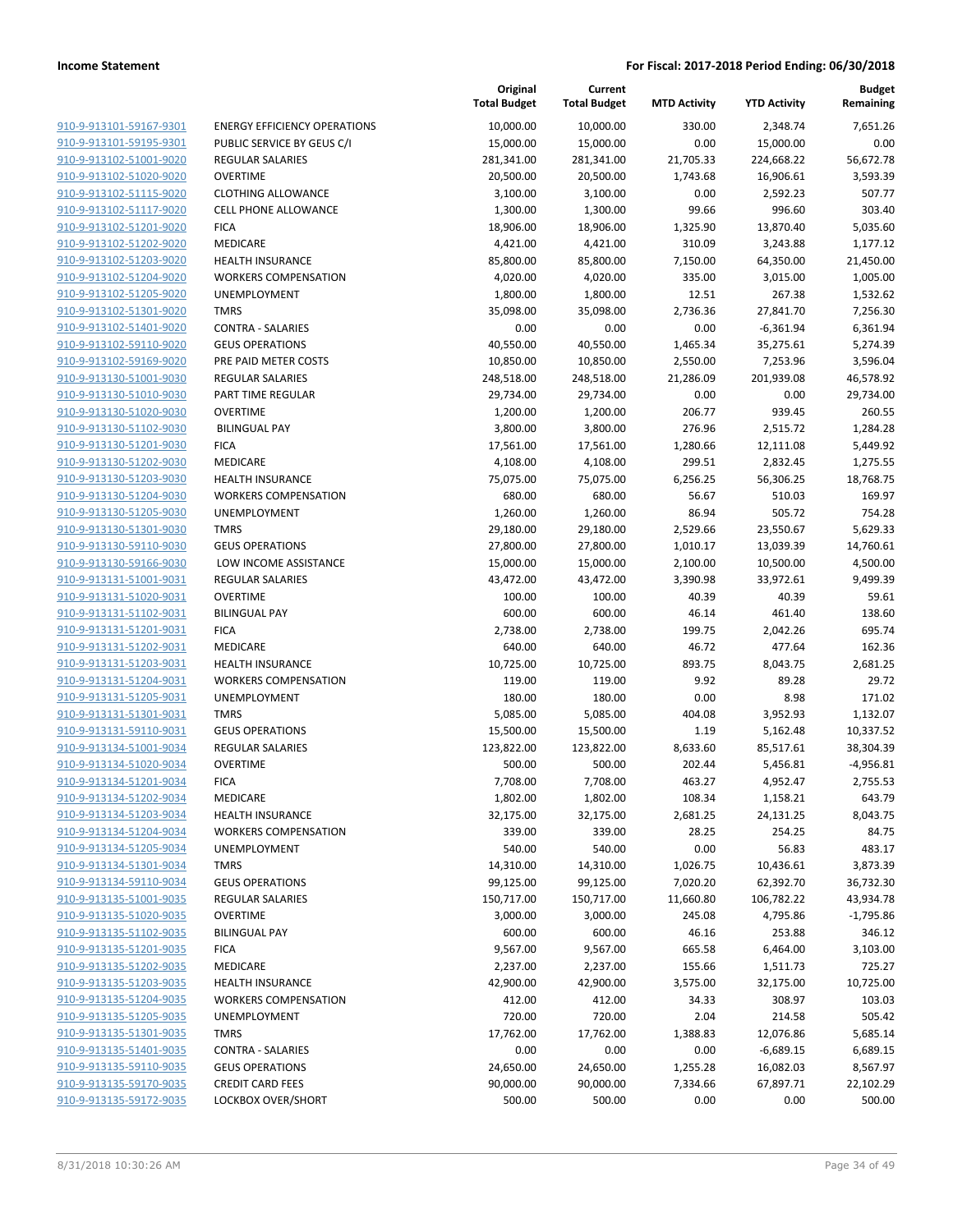**Income Statement** | **For Fiscal: 2017-2018 Period Ending: 06/30/2018**

| | | Original Total Budget | Current Total Budget | MTD Activity | YTD Activity | Budget Remaining |
|---|---|---|---|---|---|---|
| 910-9-913101-59167-9301 | ENERGY EFFICIENCY OPERATIONS | 10,000.00 | 10,000.00 | 330.00 | 2,348.74 | 7,651.26 |
| 910-9-913101-59195-9301 | PUBLIC SERVICE BY GEUS C/I | 15,000.00 | 15,000.00 | 0.00 | 15,000.00 | 0.00 |
| 910-9-913102-51001-9020 | REGULAR SALARIES | 281,341.00 | 281,341.00 | 21,705.33 | 224,668.22 | 56,672.78 |
| 910-9-913102-51020-9020 | OVERTIME | 20,500.00 | 20,500.00 | 1,743.68 | 16,906.61 | 3,593.39 |
| 910-9-913102-51115-9020 | CLOTHING ALLOWANCE | 3,100.00 | 3,100.00 | 0.00 | 2,592.23 | 507.77 |
| 910-9-913102-51117-9020 | CELL PHONE ALLOWANCE | 1,300.00 | 1,300.00 | 99.66 | 996.60 | 303.40 |
| 910-9-913102-51201-9020 | FICA | 18,906.00 | 18,906.00 | 1,325.90 | 13,870.40 | 5,035.60 |
| 910-9-913102-51202-9020 | MEDICARE | 4,421.00 | 4,421.00 | 310.09 | 3,243.88 | 1,177.12 |
| 910-9-913102-51203-9020 | HEALTH INSURANCE | 85,800.00 | 85,800.00 | 7,150.00 | 64,350.00 | 21,450.00 |
| 910-9-913102-51204-9020 | WORKERS COMPENSATION | 4,020.00 | 4,020.00 | 335.00 | 3,015.00 | 1,005.00 |
| 910-9-913102-51205-9020 | UNEMPLOYMENT | 1,800.00 | 1,800.00 | 12.51 | 267.38 | 1,532.62 |
| 910-9-913102-51301-9020 | TMRS | 35,098.00 | 35,098.00 | 2,736.36 | 27,841.70 | 7,256.30 |
| 910-9-913102-51401-9020 | CONTRA - SALARIES | 0.00 | 0.00 | 0.00 | -6,361.94 | 6,361.94 |
| 910-9-913102-59110-9020 | GEUS OPERATIONS | 40,550.00 | 40,550.00 | 1,465.34 | 35,275.61 | 5,274.39 |
| 910-9-913102-59169-9020 | PRE PAID METER COSTS | 10,850.00 | 10,850.00 | 2,550.00 | 7,253.96 | 3,596.04 |
| 910-9-913130-51001-9030 | REGULAR SALARIES | 248,518.00 | 248,518.00 | 21,286.09 | 201,939.08 | 46,578.92 |
| 910-9-913130-51010-9030 | PART TIME REGULAR | 29,734.00 | 29,734.00 | 0.00 | 0.00 | 29,734.00 |
| 910-9-913130-51020-9030 | OVERTIME | 1,200.00 | 1,200.00 | 206.77 | 939.45 | 260.55 |
| 910-9-913130-51102-9030 | BILINGUAL PAY | 3,800.00 | 3,800.00 | 276.96 | 2,515.72 | 1,284.28 |
| 910-9-913130-51201-9030 | FICA | 17,561.00 | 17,561.00 | 1,280.66 | 12,111.08 | 5,449.92 |
| 910-9-913130-51202-9030 | MEDICARE | 4,108.00 | 4,108.00 | 299.51 | 2,832.45 | 1,275.55 |
| 910-9-913130-51203-9030 | HEALTH INSURANCE | 75,075.00 | 75,075.00 | 6,256.25 | 56,306.25 | 18,768.75 |
| 910-9-913130-51204-9030 | WORKERS COMPENSATION | 680.00 | 680.00 | 56.67 | 510.03 | 169.97 |
| 910-9-913130-51205-9030 | UNEMPLOYMENT | 1,260.00 | 1,260.00 | 86.94 | 505.72 | 754.28 |
| 910-9-913130-51301-9030 | TMRS | 29,180.00 | 29,180.00 | 2,529.66 | 23,550.67 | 5,629.33 |
| 910-9-913130-59110-9030 | GEUS OPERATIONS | 27,800.00 | 27,800.00 | 1,010.17 | 13,039.39 | 14,760.61 |
| 910-9-913130-59166-9030 | LOW INCOME ASSISTANCE | 15,000.00 | 15,000.00 | 2,100.00 | 10,500.00 | 4,500.00 |
| 910-9-913131-51001-9031 | REGULAR SALARIES | 43,472.00 | 43,472.00 | 3,390.98 | 33,972.61 | 9,499.39 |
| 910-9-913131-51020-9031 | OVERTIME | 100.00 | 100.00 | 40.39 | 40.39 | 59.61 |
| 910-9-913131-51102-9031 | BILINGUAL PAY | 600.00 | 600.00 | 46.14 | 461.40 | 138.60 |
| 910-9-913131-51201-9031 | FICA | 2,738.00 | 2,738.00 | 199.75 | 2,042.26 | 695.74 |
| 910-9-913131-51202-9031 | MEDICARE | 640.00 | 640.00 | 46.72 | 477.64 | 162.36 |
| 910-9-913131-51203-9031 | HEALTH INSURANCE | 10,725.00 | 10,725.00 | 893.75 | 8,043.75 | 2,681.25 |
| 910-9-913131-51204-9031 | WORKERS COMPENSATION | 119.00 | 119.00 | 9.92 | 89.28 | 29.72 |
| 910-9-913131-51205-9031 | UNEMPLOYMENT | 180.00 | 180.00 | 0.00 | 8.98 | 171.02 |
| 910-9-913131-51301-9031 | TMRS | 5,085.00 | 5,085.00 | 404.08 | 3,952.93 | 1,132.07 |
| 910-9-913131-59110-9031 | GEUS OPERATIONS | 15,500.00 | 15,500.00 | 1.19 | 5,162.48 | 10,337.52 |
| 910-9-913134-51001-9034 | REGULAR SALARIES | 123,822.00 | 123,822.00 | 8,633.60 | 85,517.61 | 38,304.39 |
| 910-9-913134-51020-9034 | OVERTIME | 500.00 | 500.00 | 202.44 | 5,456.81 | -4,956.81 |
| 910-9-913134-51201-9034 | FICA | 7,708.00 | 7,708.00 | 463.27 | 4,952.47 | 2,755.53 |
| 910-9-913134-51202-9034 | MEDICARE | 1,802.00 | 1,802.00 | 108.34 | 1,158.21 | 643.79 |
| 910-9-913134-51203-9034 | HEALTH INSURANCE | 32,175.00 | 32,175.00 | 2,681.25 | 24,131.25 | 8,043.75 |
| 910-9-913134-51204-9034 | WORKERS COMPENSATION | 339.00 | 339.00 | 28.25 | 254.25 | 84.75 |
| 910-9-913134-51205-9034 | UNEMPLOYMENT | 540.00 | 540.00 | 0.00 | 56.83 | 483.17 |
| 910-9-913134-51301-9034 | TMRS | 14,310.00 | 14,310.00 | 1,026.75 | 10,436.61 | 3,873.39 |
| 910-9-913134-59110-9034 | GEUS OPERATIONS | 99,125.00 | 99,125.00 | 7,020.20 | 62,392.70 | 36,732.30 |
| 910-9-913135-51001-9035 | REGULAR SALARIES | 150,717.00 | 150,717.00 | 11,660.80 | 106,782.22 | 43,934.78 |
| 910-9-913135-51020-9035 | OVERTIME | 3,000.00 | 3,000.00 | 245.08 | 4,795.86 | -1,795.86 |
| 910-9-913135-51102-9035 | BILINGUAL PAY | 600.00 | 600.00 | 46.16 | 253.88 | 346.12 |
| 910-9-913135-51201-9035 | FICA | 9,567.00 | 9,567.00 | 665.58 | 6,464.00 | 3,103.00 |
| 910-9-913135-51202-9035 | MEDICARE | 2,237.00 | 2,237.00 | 155.66 | 1,511.73 | 725.27 |
| 910-9-913135-51203-9035 | HEALTH INSURANCE | 42,900.00 | 42,900.00 | 3,575.00 | 32,175.00 | 10,725.00 |
| 910-9-913135-51204-9035 | WORKERS COMPENSATION | 412.00 | 412.00 | 34.33 | 308.97 | 103.03 |
| 910-9-913135-51205-9035 | UNEMPLOYMENT | 720.00 | 720.00 | 2.04 | 214.58 | 505.42 |
| 910-9-913135-51301-9035 | TMRS | 17,762.00 | 17,762.00 | 1,388.83 | 12,076.86 | 5,685.14 |
| 910-9-913135-51401-9035 | CONTRA - SALARIES | 0.00 | 0.00 | 0.00 | -6,689.15 | 6,689.15 |
| 910-9-913135-59110-9035 | GEUS OPERATIONS | 24,650.00 | 24,650.00 | 1,255.28 | 16,082.03 | 8,567.97 |
| 910-9-913135-59170-9035 | CREDIT CARD FEES | 90,000.00 | 90,000.00 | 7,334.66 | 67,897.71 | 22,102.29 |
| 910-9-913135-59172-9035 | LOCKBOX OVER/SHORT | 500.00 | 500.00 | 0.00 | 0.00 | 500.00 |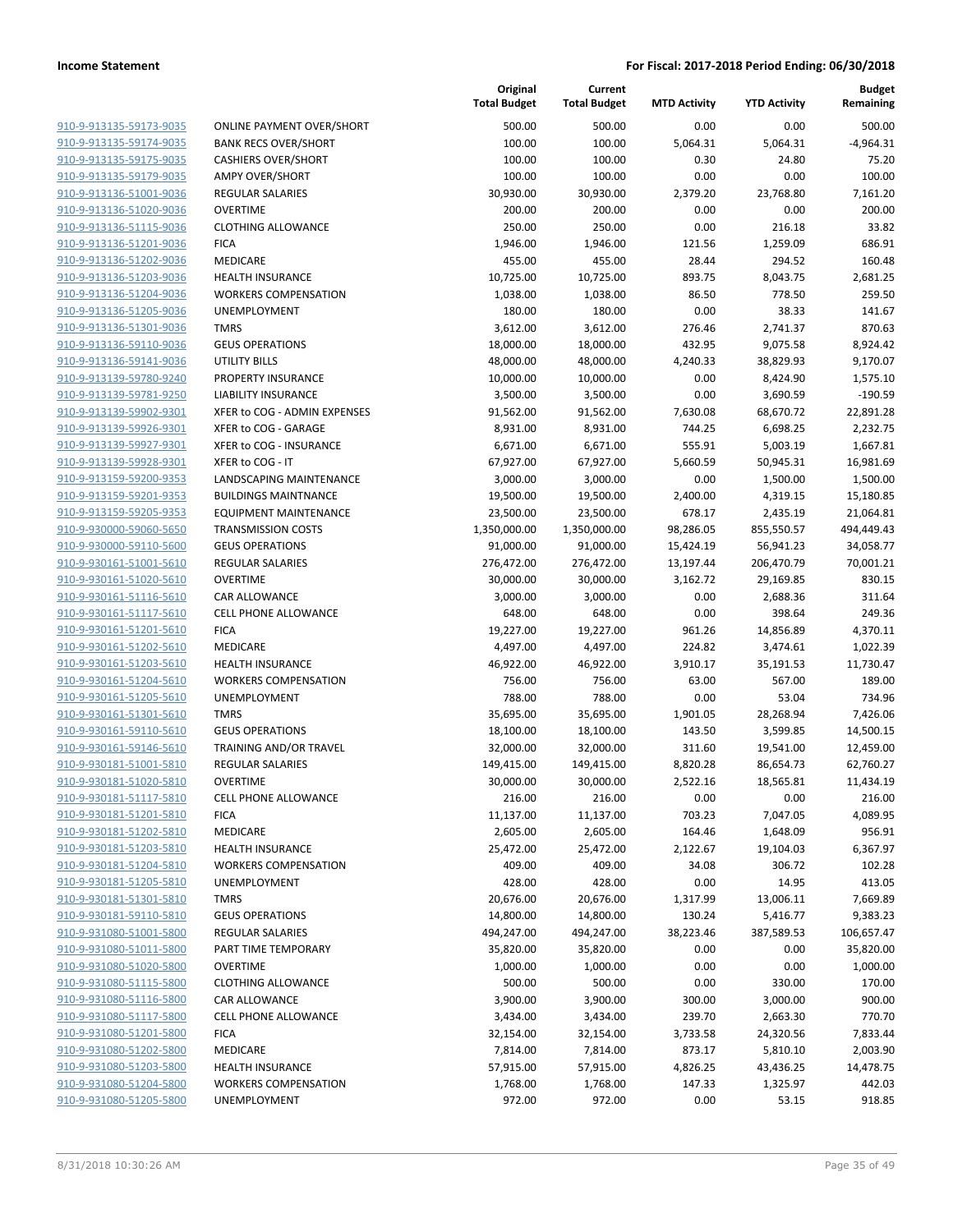|  |  | Original Total Budget | Current Total Budget | MTD Activity | YTD Activity | Budget Remaining |
|---|---|---|---|---|---|---|
| 910-9-913135-59173-9035 | ONLINE PAYMENT OVER/SHORT | 500.00 | 500.00 | 0.00 | 0.00 | 500.00 |
| 910-9-913135-59174-9035 | BANK RECS OVER/SHORT | 100.00 | 100.00 | 5,064.31 | 5,064.31 | -4,964.31 |
| 910-9-913135-59175-9035 | CASHIERS OVER/SHORT | 100.00 | 100.00 | 0.30 | 24.80 | 75.20 |
| 910-9-913135-59179-9035 | AMPY OVER/SHORT | 100.00 | 100.00 | 0.00 | 0.00 | 100.00 |
| 910-9-913136-51001-9036 | REGULAR SALARIES | 30,930.00 | 30,930.00 | 2,379.20 | 23,768.80 | 7,161.20 |
| 910-9-913136-51020-9036 | OVERTIME | 200.00 | 200.00 | 0.00 | 0.00 | 200.00 |
| 910-9-913136-51115-9036 | CLOTHING ALLOWANCE | 250.00 | 250.00 | 0.00 | 216.18 | 33.82 |
| 910-9-913136-51201-9036 | FICA | 1,946.00 | 1,946.00 | 121.56 | 1,259.09 | 686.91 |
| 910-9-913136-51202-9036 | MEDICARE | 455.00 | 455.00 | 28.44 | 294.52 | 160.48 |
| 910-9-913136-51203-9036 | HEALTH INSURANCE | 10,725.00 | 10,725.00 | 893.75 | 8,043.75 | 2,681.25 |
| 910-9-913136-51204-9036 | WORKERS COMPENSATION | 1,038.00 | 1,038.00 | 86.50 | 778.50 | 259.50 |
| 910-9-913136-51205-9036 | UNEMPLOYMENT | 180.00 | 180.00 | 0.00 | 38.33 | 141.67 |
| 910-9-913136-51301-9036 | TMRS | 3,612.00 | 3,612.00 | 276.46 | 2,741.37 | 870.63 |
| 910-9-913136-59110-9036 | GEUS OPERATIONS | 18,000.00 | 18,000.00 | 432.95 | 9,075.58 | 8,924.42 |
| 910-9-913136-59141-9036 | UTILITY BILLS | 48,000.00 | 48,000.00 | 4,240.33 | 38,829.93 | 9,170.07 |
| 910-9-913139-59780-9240 | PROPERTY INSURANCE | 10,000.00 | 10,000.00 | 0.00 | 8,424.90 | 1,575.10 |
| 910-9-913139-59781-9250 | LIABILITY INSURANCE | 3,500.00 | 3,500.00 | 0.00 | 3,690.59 | -190.59 |
| 910-9-913139-59902-9301 | XFER to COG - ADMIN EXPENSES | 91,562.00 | 91,562.00 | 7,630.08 | 68,670.72 | 22,891.28 |
| 910-9-913139-59926-9301 | XFER to COG - GARAGE | 8,931.00 | 8,931.00 | 744.25 | 6,698.25 | 2,232.75 |
| 910-9-913139-59927-9301 | XFER to COG - INSURANCE | 6,671.00 | 6,671.00 | 555.91 | 5,003.19 | 1,667.81 |
| 910-9-913139-59928-9301 | XFER to COG - IT | 67,927.00 | 67,927.00 | 5,660.59 | 50,945.31 | 16,981.69 |
| 910-9-913159-59200-9353 | LANDSCAPING MAINTENANCE | 3,000.00 | 3,000.00 | 0.00 | 1,500.00 | 1,500.00 |
| 910-9-913159-59201-9353 | BUILDINGS MAINTNANCE | 19,500.00 | 19,500.00 | 2,400.00 | 4,319.15 | 15,180.85 |
| 910-9-913159-59205-9353 | EQUIPMENT MAINTENANCE | 23,500.00 | 23,500.00 | 678.17 | 2,435.19 | 21,064.81 |
| 910-9-930000-59060-5650 | TRANSMISSION COSTS | 1,350,000.00 | 1,350,000.00 | 98,286.05 | 855,550.57 | 494,449.43 |
| 910-9-930000-59110-5600 | GEUS OPERATIONS | 91,000.00 | 91,000.00 | 15,424.19 | 56,941.23 | 34,058.77 |
| 910-9-930161-51001-5610 | REGULAR SALARIES | 276,472.00 | 276,472.00 | 13,197.44 | 206,470.79 | 70,001.21 |
| 910-9-930161-51020-5610 | OVERTIME | 30,000.00 | 30,000.00 | 3,162.72 | 29,169.85 | 830.15 |
| 910-9-930161-51116-5610 | CAR ALLOWANCE | 3,000.00 | 3,000.00 | 0.00 | 2,688.36 | 311.64 |
| 910-9-930161-51117-5610 | CELL PHONE ALLOWANCE | 648.00 | 648.00 | 0.00 | 398.64 | 249.36 |
| 910-9-930161-51201-5610 | FICA | 19,227.00 | 19,227.00 | 961.26 | 14,856.89 | 4,370.11 |
| 910-9-930161-51202-5610 | MEDICARE | 4,497.00 | 4,497.00 | 224.82 | 3,474.61 | 1,022.39 |
| 910-9-930161-51203-5610 | HEALTH INSURANCE | 46,922.00 | 46,922.00 | 3,910.17 | 35,191.53 | 11,730.47 |
| 910-9-930161-51204-5610 | WORKERS COMPENSATION | 756.00 | 756.00 | 63.00 | 567.00 | 189.00 |
| 910-9-930161-51205-5610 | UNEMPLOYMENT | 788.00 | 788.00 | 0.00 | 53.04 | 734.96 |
| 910-9-930161-51301-5610 | TMRS | 35,695.00 | 35,695.00 | 1,901.05 | 28,268.94 | 7,426.06 |
| 910-9-930161-59110-5610 | GEUS OPERATIONS | 18,100.00 | 18,100.00 | 143.50 | 3,599.85 | 14,500.15 |
| 910-9-930161-59146-5610 | TRAINING AND/OR TRAVEL | 32,000.00 | 32,000.00 | 311.60 | 19,541.00 | 12,459.00 |
| 910-9-930181-51001-5810 | REGULAR SALARIES | 149,415.00 | 149,415.00 | 8,820.28 | 86,654.73 | 62,760.27 |
| 910-9-930181-51020-5810 | OVERTIME | 30,000.00 | 30,000.00 | 2,522.16 | 18,565.81 | 11,434.19 |
| 910-9-930181-51117-5810 | CELL PHONE ALLOWANCE | 216.00 | 216.00 | 0.00 | 0.00 | 216.00 |
| 910-9-930181-51201-5810 | FICA | 11,137.00 | 11,137.00 | 703.23 | 7,047.05 | 4,089.95 |
| 910-9-930181-51202-5810 | MEDICARE | 2,605.00 | 2,605.00 | 164.46 | 1,648.09 | 956.91 |
| 910-9-930181-51203-5810 | HEALTH INSURANCE | 25,472.00 | 25,472.00 | 2,122.67 | 19,104.03 | 6,367.97 |
| 910-9-930181-51204-5810 | WORKERS COMPENSATION | 409.00 | 409.00 | 34.08 | 306.72 | 102.28 |
| 910-9-930181-51205-5810 | UNEMPLOYMENT | 428.00 | 428.00 | 0.00 | 14.95 | 413.05 |
| 910-9-930181-51301-5810 | TMRS | 20,676.00 | 20,676.00 | 1,317.99 | 13,006.11 | 7,669.89 |
| 910-9-930181-59110-5810 | GEUS OPERATIONS | 14,800.00 | 14,800.00 | 130.24 | 5,416.77 | 9,383.23 |
| 910-9-931080-51001-5800 | REGULAR SALARIES | 494,247.00 | 494,247.00 | 38,223.46 | 387,589.53 | 106,657.47 |
| 910-9-931080-51011-5800 | PART TIME TEMPORARY | 35,820.00 | 35,820.00 | 0.00 | 0.00 | 35,820.00 |
| 910-9-931080-51020-5800 | OVERTIME | 1,000.00 | 1,000.00 | 0.00 | 0.00 | 1,000.00 |
| 910-9-931080-51115-5800 | CLOTHING ALLOWANCE | 500.00 | 500.00 | 0.00 | 330.00 | 170.00 |
| 910-9-931080-51116-5800 | CAR ALLOWANCE | 3,900.00 | 3,900.00 | 300.00 | 3,000.00 | 900.00 |
| 910-9-931080-51117-5800 | CELL PHONE ALLOWANCE | 3,434.00 | 3,434.00 | 239.70 | 2,663.30 | 770.70 |
| 910-9-931080-51201-5800 | FICA | 32,154.00 | 32,154.00 | 3,733.58 | 24,320.56 | 7,833.44 |
| 910-9-931080-51202-5800 | MEDICARE | 7,814.00 | 7,814.00 | 873.17 | 5,810.10 | 2,003.90 |
| 910-9-931080-51203-5800 | HEALTH INSURANCE | 57,915.00 | 57,915.00 | 4,826.25 | 43,436.25 | 14,478.75 |
| 910-9-931080-51204-5800 | WORKERS COMPENSATION | 1,768.00 | 1,768.00 | 147.33 | 1,325.97 | 442.03 |
| 910-9-931080-51205-5800 | UNEMPLOYMENT | 972.00 | 972.00 | 0.00 | 53.15 | 918.85 |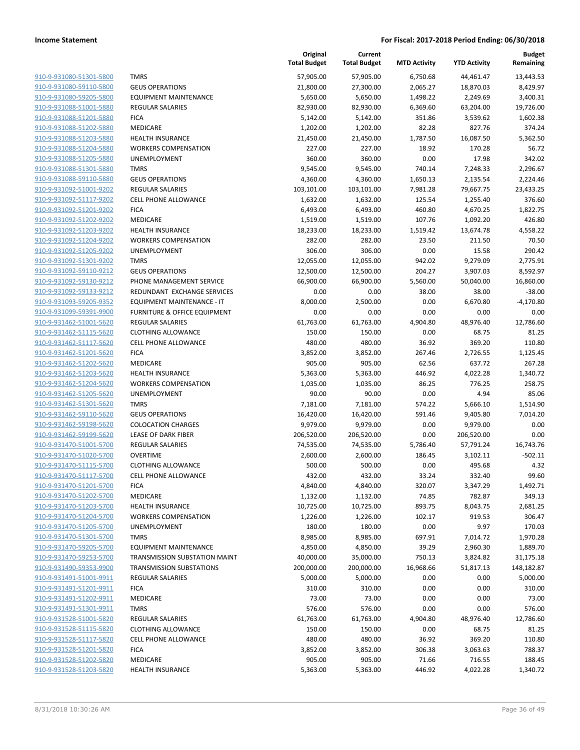**Income Statement** — **For Fiscal: 2017-2018 Period Ending: 06/30/2018**

| | | Original Total Budget | Current Total Budget | MTD Activity | YTD Activity | Budget Remaining |
|---|---|---|---|---|---|---|
| 910-9-931080-51301-5800 | TMRS | 57,905.00 | 57,905.00 | 6,750.68 | 44,461.47 | 13,443.53 |
| 910-9-931080-59110-5800 | GEUS OPERATIONS | 21,800.00 | 27,300.00 | 2,065.27 | 18,870.03 | 8,429.97 |
| 910-9-931080-59205-5800 | EQUIPMENT MAINTENANCE | 5,650.00 | 5,650.00 | 1,498.22 | 2,249.69 | 3,400.31 |
| 910-9-931088-51001-5880 | REGULAR SALARIES | 82,930.00 | 82,930.00 | 6,369.60 | 63,204.00 | 19,726.00 |
| 910-9-931088-51201-5880 | FICA | 5,142.00 | 5,142.00 | 351.86 | 3,539.62 | 1,602.38 |
| 910-9-931088-51202-5880 | MEDICARE | 1,202.00 | 1,202.00 | 82.28 | 827.76 | 374.24 |
| 910-9-931088-51203-5880 | HEALTH INSURANCE | 21,450.00 | 21,450.00 | 1,787.50 | 16,087.50 | 5,362.50 |
| 910-9-931088-51204-5880 | WORKERS COMPENSATION | 227.00 | 227.00 | 18.92 | 170.28 | 56.72 |
| 910-9-931088-51205-5880 | UNEMPLOYMENT | 360.00 | 360.00 | 0.00 | 17.98 | 342.02 |
| 910-9-931088-51301-5880 | TMRS | 9,545.00 | 9,545.00 | 740.14 | 7,248.33 | 2,296.67 |
| 910-9-931088-59110-5880 | GEUS OPERATIONS | 4,360.00 | 4,360.00 | 1,650.13 | 2,135.54 | 2,224.46 |
| 910-9-931092-51001-9202 | REGULAR SALARIES | 103,101.00 | 103,101.00 | 7,981.28 | 79,667.75 | 23,433.25 |
| 910-9-931092-51117-9202 | CELL PHONE ALLOWANCE | 1,632.00 | 1,632.00 | 125.54 | 1,255.40 | 376.60 |
| 910-9-931092-51201-9202 | FICA | 6,493.00 | 6,493.00 | 460.80 | 4,670.25 | 1,822.75 |
| 910-9-931092-51202-9202 | MEDICARE | 1,519.00 | 1,519.00 | 107.76 | 1,092.20 | 426.80 |
| 910-9-931092-51203-9202 | HEALTH INSURANCE | 18,233.00 | 18,233.00 | 1,519.42 | 13,674.78 | 4,558.22 |
| 910-9-931092-51204-9202 | WORKERS COMPENSATION | 282.00 | 282.00 | 23.50 | 211.50 | 70.50 |
| 910-9-931092-51205-9202 | UNEMPLOYMENT | 306.00 | 306.00 | 0.00 | 15.58 | 290.42 |
| 910-9-931092-51301-9202 | TMRS | 12,055.00 | 12,055.00 | 942.02 | 9,279.09 | 2,775.91 |
| 910-9-931092-59110-9212 | GEUS OPERATIONS | 12,500.00 | 12,500.00 | 204.27 | 3,907.03 | 8,592.97 |
| 910-9-931092-59130-9212 | PHONE MANAGEMENT SERVICE | 66,900.00 | 66,900.00 | 5,560.00 | 50,040.00 | 16,860.00 |
| 910-9-931092-59133-9212 | REDUNDANT EXCHANGE SERVICES | 0.00 | 0.00 | 38.00 | 38.00 | -38.00 |
| 910-9-931093-59205-9352 | EQUIPMENT MAINTENANCE - IT | 8,000.00 | 2,500.00 | 0.00 | 6,670.80 | -4,170.80 |
| 910-9-931099-59391-9900 | FURNITURE & OFFICE EQUIPMENT | 0.00 | 0.00 | 0.00 | 0.00 | 0.00 |
| 910-9-931462-51001-5620 | REGULAR SALARIES | 61,763.00 | 61,763.00 | 4,904.80 | 48,976.40 | 12,786.60 |
| 910-9-931462-51115-5620 | CLOTHING ALLOWANCE | 150.00 | 150.00 | 0.00 | 68.75 | 81.25 |
| 910-9-931462-51117-5620 | CELL PHONE ALLOWANCE | 480.00 | 480.00 | 36.92 | 369.20 | 110.80 |
| 910-9-931462-51201-5620 | FICA | 3,852.00 | 3,852.00 | 267.46 | 2,726.55 | 1,125.45 |
| 910-9-931462-51202-5620 | MEDICARE | 905.00 | 905.00 | 62.56 | 637.72 | 267.28 |
| 910-9-931462-51203-5620 | HEALTH INSURANCE | 5,363.00 | 5,363.00 | 446.92 | 4,022.28 | 1,340.72 |
| 910-9-931462-51204-5620 | WORKERS COMPENSATION | 1,035.00 | 1,035.00 | 86.25 | 776.25 | 258.75 |
| 910-9-931462-51205-5620 | UNEMPLOYMENT | 90.00 | 90.00 | 0.00 | 4.94 | 85.06 |
| 910-9-931462-51301-5620 | TMRS | 7,181.00 | 7,181.00 | 574.22 | 5,666.10 | 1,514.90 |
| 910-9-931462-59110-5620 | GEUS OPERATIONS | 16,420.00 | 16,420.00 | 591.46 | 9,405.80 | 7,014.20 |
| 910-9-931462-59198-5620 | COLOCATION CHARGES | 9,979.00 | 9,979.00 | 0.00 | 9,979.00 | 0.00 |
| 910-9-931462-59199-5620 | LEASE OF DARK FIBER | 206,520.00 | 206,520.00 | 0.00 | 206,520.00 | 0.00 |
| 910-9-931470-51001-5700 | REGULAR SALARIES | 74,535.00 | 74,535.00 | 5,786.40 | 57,791.24 | 16,743.76 |
| 910-9-931470-51020-5700 | OVERTIME | 2,600.00 | 2,600.00 | 186.45 | 3,102.11 | -502.11 |
| 910-9-931470-51115-5700 | CLOTHING ALLOWANCE | 500.00 | 500.00 | 0.00 | 495.68 | 4.32 |
| 910-9-931470-51117-5700 | CELL PHONE ALLOWANCE | 432.00 | 432.00 | 33.24 | 332.40 | 99.60 |
| 910-9-931470-51201-5700 | FICA | 4,840.00 | 4,840.00 | 320.07 | 3,347.29 | 1,492.71 |
| 910-9-931470-51202-5700 | MEDICARE | 1,132.00 | 1,132.00 | 74.85 | 782.87 | 349.13 |
| 910-9-931470-51203-5700 | HEALTH INSURANCE | 10,725.00 | 10,725.00 | 893.75 | 8,043.75 | 2,681.25 |
| 910-9-931470-51204-5700 | WORKERS COMPENSATION | 1,226.00 | 1,226.00 | 102.17 | 919.53 | 306.47 |
| 910-9-931470-51205-5700 | UNEMPLOYMENT | 180.00 | 180.00 | 0.00 | 9.97 | 170.03 |
| 910-9-931470-51301-5700 | TMRS | 8,985.00 | 8,985.00 | 697.91 | 7,014.72 | 1,970.28 |
| 910-9-931470-59205-5700 | EQUIPMENT MAINTENANCE | 4,850.00 | 4,850.00 | 39.29 | 2,960.30 | 1,889.70 |
| 910-9-931470-59253-5700 | TRANSMISSION SUBSTATION MAINT | 40,000.00 | 35,000.00 | 750.13 | 3,824.82 | 31,175.18 |
| 910-9-931490-59353-9900 | TRANSMISSION SUBSTATIONS | 200,000.00 | 200,000.00 | 16,968.66 | 51,817.13 | 148,182.87 |
| 910-9-931491-51001-9911 | REGULAR SALARIES | 5,000.00 | 5,000.00 | 0.00 | 0.00 | 5,000.00 |
| 910-9-931491-51201-9911 | FICA | 310.00 | 310.00 | 0.00 | 0.00 | 310.00 |
| 910-9-931491-51202-9911 | MEDICARE | 73.00 | 73.00 | 0.00 | 0.00 | 73.00 |
| 910-9-931491-51301-9911 | TMRS | 576.00 | 576.00 | 0.00 | 0.00 | 576.00 |
| 910-9-931528-51001-5820 | REGULAR SALARIES | 61,763.00 | 61,763.00 | 4,904.80 | 48,976.40 | 12,786.60 |
| 910-9-931528-51115-5820 | CLOTHING ALLOWANCE | 150.00 | 150.00 | 0.00 | 68.75 | 81.25 |
| 910-9-931528-51117-5820 | CELL PHONE ALLOWANCE | 480.00 | 480.00 | 36.92 | 369.20 | 110.80 |
| 910-9-931528-51201-5820 | FICA | 3,852.00 | 3,852.00 | 306.38 | 3,063.63 | 788.37 |
| 910-9-931528-51202-5820 | MEDICARE | 905.00 | 905.00 | 71.66 | 716.55 | 188.45 |
| 910-9-931528-51203-5820 | HEALTH INSURANCE | 5,363.00 | 5,363.00 | 446.92 | 4,022.28 | 1,340.72 |

8/31/2018 10:30:26 AM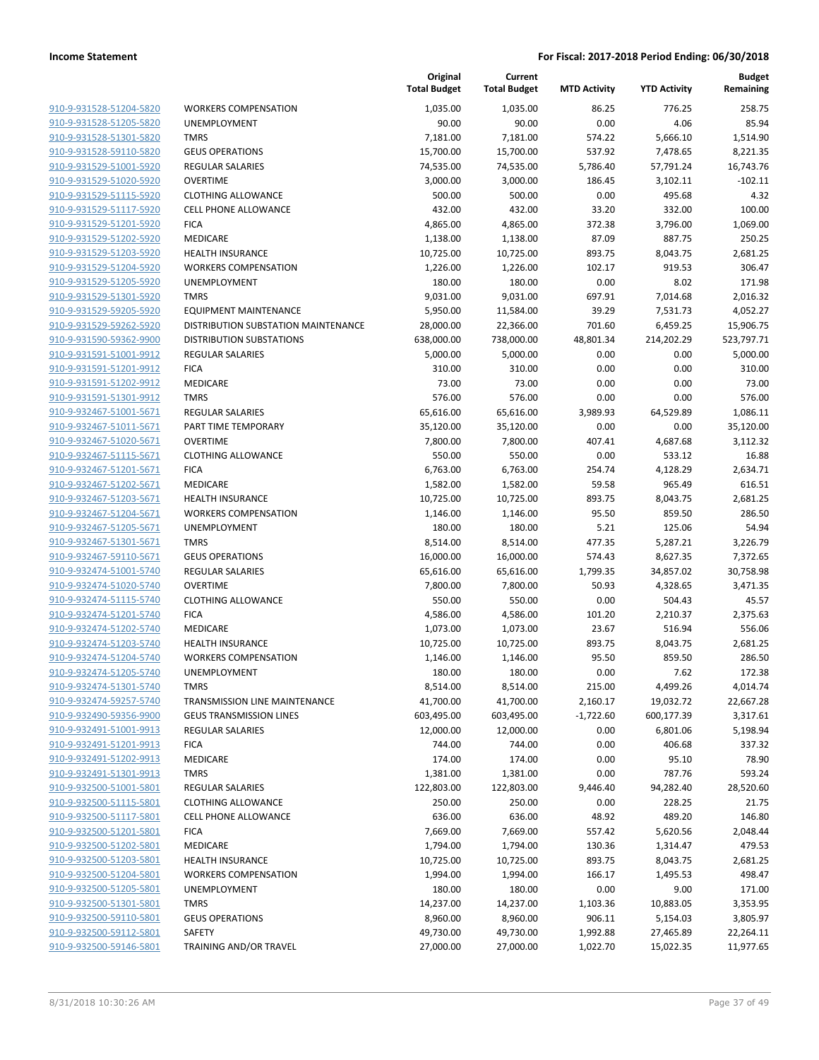| | | Original Total Budget | Current Total Budget | MTD Activity | YTD Activity | Budget Remaining |
|---|---|---|---|---|---|---|
| 910-9-931528-51204-5820 | WORKERS COMPENSATION | 1,035.00 | 1,035.00 | 86.25 | 776.25 | 258.75 |
| 910-9-931528-51205-5820 | UNEMPLOYMENT | 90.00 | 90.00 | 0.00 | 4.06 | 85.94 |
| 910-9-931528-51301-5820 | TMRS | 7,181.00 | 7,181.00 | 574.22 | 5,666.10 | 1,514.90 |
| 910-9-931528-59110-5820 | GEUS OPERATIONS | 15,700.00 | 15,700.00 | 537.92 | 7,478.65 | 8,221.35 |
| 910-9-931529-51001-5920 | REGULAR SALARIES | 74,535.00 | 74,535.00 | 5,786.40 | 57,791.24 | 16,743.76 |
| 910-9-931529-51020-5920 | OVERTIME | 3,000.00 | 3,000.00 | 186.45 | 3,102.11 | -102.11 |
| 910-9-931529-51115-5920 | CLOTHING ALLOWANCE | 500.00 | 500.00 | 0.00 | 495.68 | 4.32 |
| 910-9-931529-51117-5920 | CELL PHONE ALLOWANCE | 432.00 | 432.00 | 33.20 | 332.00 | 100.00 |
| 910-9-931529-51201-5920 | FICA | 4,865.00 | 4,865.00 | 372.38 | 3,796.00 | 1,069.00 |
| 910-9-931529-51202-5920 | MEDICARE | 1,138.00 | 1,138.00 | 87.09 | 887.75 | 250.25 |
| 910-9-931529-51203-5920 | HEALTH INSURANCE | 10,725.00 | 10,725.00 | 893.75 | 8,043.75 | 2,681.25 |
| 910-9-931529-51204-5920 | WORKERS COMPENSATION | 1,226.00 | 1,226.00 | 102.17 | 919.53 | 306.47 |
| 910-9-931529-51205-5920 | UNEMPLOYMENT | 180.00 | 180.00 | 0.00 | 8.02 | 171.98 |
| 910-9-931529-51301-5920 | TMRS | 9,031.00 | 9,031.00 | 697.91 | 7,014.68 | 2,016.32 |
| 910-9-931529-59205-5920 | EQUIPMENT MAINTENANCE | 5,950.00 | 11,584.00 | 39.29 | 7,531.73 | 4,052.27 |
| 910-9-931529-59262-5920 | DISTRIBUTION SUBSTATION MAINTENANCE | 28,000.00 | 22,366.00 | 701.60 | 6,459.25 | 15,906.75 |
| 910-9-931590-59362-9900 | DISTRIBUTION SUBSTATIONS | 638,000.00 | 738,000.00 | 48,801.34 | 214,202.29 | 523,797.71 |
| 910-9-931591-51001-9912 | REGULAR SALARIES | 5,000.00 | 5,000.00 | 0.00 | 0.00 | 5,000.00 |
| 910-9-931591-51201-9912 | FICA | 310.00 | 310.00 | 0.00 | 0.00 | 310.00 |
| 910-9-931591-51202-9912 | MEDICARE | 73.00 | 73.00 | 0.00 | 0.00 | 73.00 |
| 910-9-931591-51301-9912 | TMRS | 576.00 | 576.00 | 0.00 | 0.00 | 576.00 |
| 910-9-932467-51001-5671 | REGULAR SALARIES | 65,616.00 | 65,616.00 | 3,989.93 | 64,529.89 | 1,086.11 |
| 910-9-932467-51011-5671 | PART TIME TEMPORARY | 35,120.00 | 35,120.00 | 0.00 | 0.00 | 35,120.00 |
| 910-9-932467-51020-5671 | OVERTIME | 7,800.00 | 7,800.00 | 407.41 | 4,687.68 | 3,112.32 |
| 910-9-932467-51115-5671 | CLOTHING ALLOWANCE | 550.00 | 550.00 | 0.00 | 533.12 | 16.88 |
| 910-9-932467-51201-5671 | FICA | 6,763.00 | 6,763.00 | 254.74 | 4,128.29 | 2,634.71 |
| 910-9-932467-51202-5671 | MEDICARE | 1,582.00 | 1,582.00 | 59.58 | 965.49 | 616.51 |
| 910-9-932467-51203-5671 | HEALTH INSURANCE | 10,725.00 | 10,725.00 | 893.75 | 8,043.75 | 2,681.25 |
| 910-9-932467-51204-5671 | WORKERS COMPENSATION | 1,146.00 | 1,146.00 | 95.50 | 859.50 | 286.50 |
| 910-9-932467-51205-5671 | UNEMPLOYMENT | 180.00 | 180.00 | 5.21 | 125.06 | 54.94 |
| 910-9-932467-51301-5671 | TMRS | 8,514.00 | 8,514.00 | 477.35 | 5,287.21 | 3,226.79 |
| 910-9-932467-59110-5671 | GEUS OPERATIONS | 16,000.00 | 16,000.00 | 574.43 | 8,627.35 | 7,372.65 |
| 910-9-932474-51001-5740 | REGULAR SALARIES | 65,616.00 | 65,616.00 | 1,799.35 | 34,857.02 | 30,758.98 |
| 910-9-932474-51020-5740 | OVERTIME | 7,800.00 | 7,800.00 | 50.93 | 4,328.65 | 3,471.35 |
| 910-9-932474-51115-5740 | CLOTHING ALLOWANCE | 550.00 | 550.00 | 0.00 | 504.43 | 45.57 |
| 910-9-932474-51201-5740 | FICA | 4,586.00 | 4,586.00 | 101.20 | 2,210.37 | 2,375.63 |
| 910-9-932474-51202-5740 | MEDICARE | 1,073.00 | 1,073.00 | 23.67 | 516.94 | 556.06 |
| 910-9-932474-51203-5740 | HEALTH INSURANCE | 10,725.00 | 10,725.00 | 893.75 | 8,043.75 | 2,681.25 |
| 910-9-932474-51204-5740 | WORKERS COMPENSATION | 1,146.00 | 1,146.00 | 95.50 | 859.50 | 286.50 |
| 910-9-932474-51205-5740 | UNEMPLOYMENT | 180.00 | 180.00 | 0.00 | 7.62 | 172.38 |
| 910-9-932474-51301-5740 | TMRS | 8,514.00 | 8,514.00 | 215.00 | 4,499.26 | 4,014.74 |
| 910-9-932474-59257-5740 | TRANSMISSION LINE MAINTENANCE | 41,700.00 | 41,700.00 | 2,160.17 | 19,032.72 | 22,667.28 |
| 910-9-932490-59356-9900 | GEUS TRANSMISSION LINES | 603,495.00 | 603,495.00 | -1,722.60 | 600,177.39 | 3,317.61 |
| 910-9-932491-51001-9913 | REGULAR SALARIES | 12,000.00 | 12,000.00 | 0.00 | 6,801.06 | 5,198.94 |
| 910-9-932491-51201-9913 | FICA | 744.00 | 744.00 | 0.00 | 406.68 | 337.32 |
| 910-9-932491-51202-9913 | MEDICARE | 174.00 | 174.00 | 0.00 | 95.10 | 78.90 |
| 910-9-932491-51301-9913 | TMRS | 1,381.00 | 1,381.00 | 0.00 | 787.76 | 593.24 |
| 910-9-932500-51001-5801 | REGULAR SALARIES | 122,803.00 | 122,803.00 | 9,446.40 | 94,282.40 | 28,520.60 |
| 910-9-932500-51115-5801 | CLOTHING ALLOWANCE | 250.00 | 250.00 | 0.00 | 228.25 | 21.75 |
| 910-9-932500-51117-5801 | CELL PHONE ALLOWANCE | 636.00 | 636.00 | 48.92 | 489.20 | 146.80 |
| 910-9-932500-51201-5801 | FICA | 7,669.00 | 7,669.00 | 557.42 | 5,620.56 | 2,048.44 |
| 910-9-932500-51202-5801 | MEDICARE | 1,794.00 | 1,794.00 | 130.36 | 1,314.47 | 479.53 |
| 910-9-932500-51203-5801 | HEALTH INSURANCE | 10,725.00 | 10,725.00 | 893.75 | 8,043.75 | 2,681.25 |
| 910-9-932500-51204-5801 | WORKERS COMPENSATION | 1,994.00 | 1,994.00 | 166.17 | 1,495.53 | 498.47 |
| 910-9-932500-51205-5801 | UNEMPLOYMENT | 180.00 | 180.00 | 0.00 | 9.00 | 171.00 |
| 910-9-932500-51301-5801 | TMRS | 14,237.00 | 14,237.00 | 1,103.36 | 10,883.05 | 3,353.95 |
| 910-9-932500-59110-5801 | GEUS OPERATIONS | 8,960.00 | 8,960.00 | 906.11 | 5,154.03 | 3,805.97 |
| 910-9-932500-59112-5801 | SAFETY | 49,730.00 | 49,730.00 | 1,992.88 | 27,465.89 | 22,264.11 |
| 910-9-932500-59146-5801 | TRAINING AND/OR TRAVEL | 27,000.00 | 27,000.00 | 1,022.70 | 15,022.35 | 11,977.65 |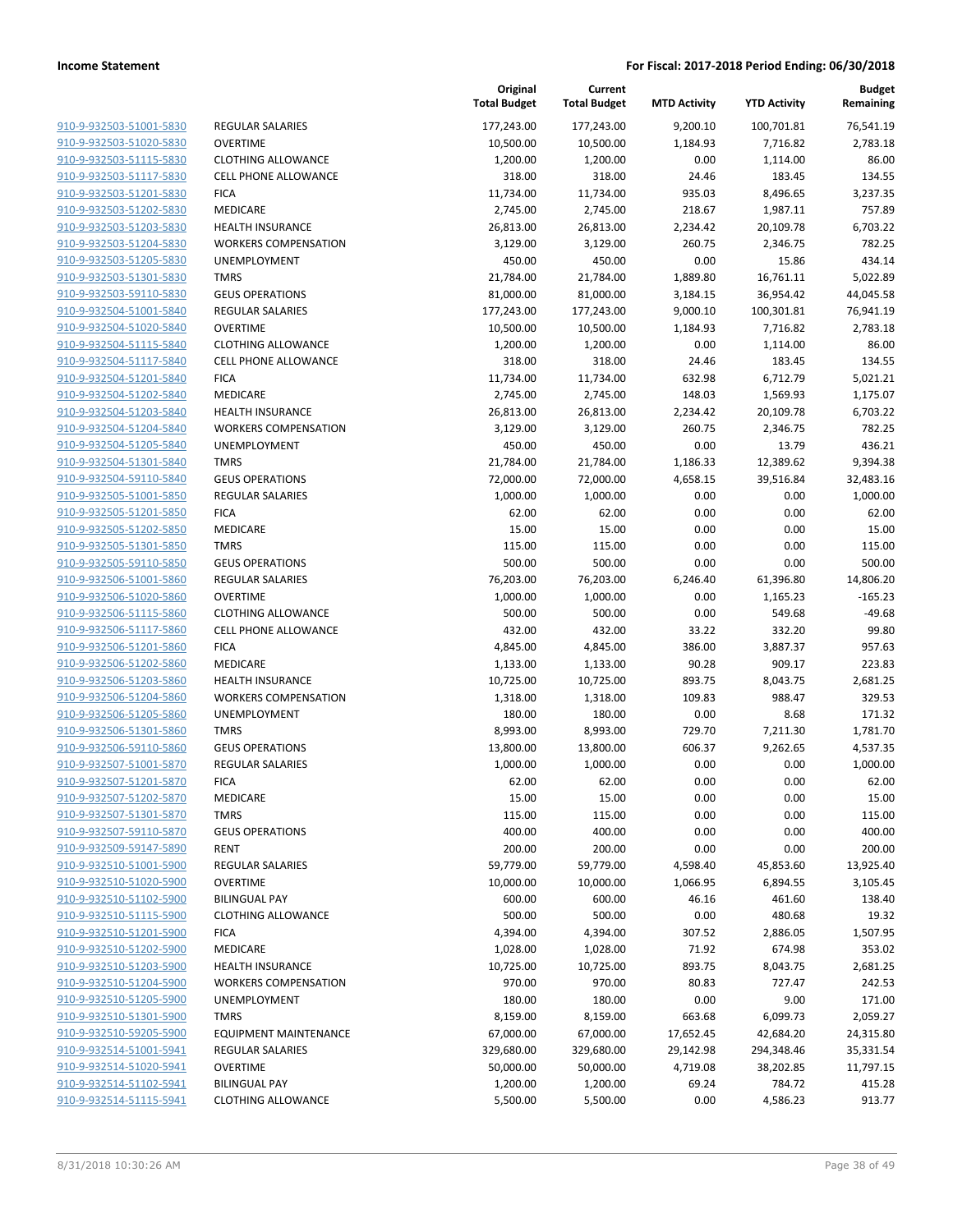| | | Original Total Budget | Current Total Budget | MTD Activity | YTD Activity | Budget Remaining |
|---|---|---|---|---|---|---|
| 910-9-932503-51001-5830 | REGULAR SALARIES | 177,243.00 | 177,243.00 | 9,200.10 | 100,701.81 | 76,541.19 |
| 910-9-932503-51020-5830 | OVERTIME | 10,500.00 | 10,500.00 | 1,184.93 | 7,716.82 | 2,783.18 |
| 910-9-932503-51115-5830 | CLOTHING ALLOWANCE | 1,200.00 | 1,200.00 | 0.00 | 1,114.00 | 86.00 |
| 910-9-932503-51117-5830 | CELL PHONE ALLOWANCE | 318.00 | 318.00 | 24.46 | 183.45 | 134.55 |
| 910-9-932503-51201-5830 | FICA | 11,734.00 | 11,734.00 | 935.03 | 8,496.65 | 3,237.35 |
| 910-9-932503-51202-5830 | MEDICARE | 2,745.00 | 2,745.00 | 218.67 | 1,987.11 | 757.89 |
| 910-9-932503-51203-5830 | HEALTH INSURANCE | 26,813.00 | 26,813.00 | 2,234.42 | 20,109.78 | 6,703.22 |
| 910-9-932503-51204-5830 | WORKERS COMPENSATION | 3,129.00 | 3,129.00 | 260.75 | 2,346.75 | 782.25 |
| 910-9-932503-51205-5830 | UNEMPLOYMENT | 450.00 | 450.00 | 0.00 | 15.86 | 434.14 |
| 910-9-932503-51301-5830 | TMRS | 21,784.00 | 21,784.00 | 1,889.80 | 16,761.11 | 5,022.89 |
| 910-9-932503-59110-5830 | GEUS OPERATIONS | 81,000.00 | 81,000.00 | 3,184.15 | 36,954.42 | 44,045.58 |
| 910-9-932504-51001-5840 | REGULAR SALARIES | 177,243.00 | 177,243.00 | 9,000.10 | 100,301.81 | 76,941.19 |
| 910-9-932504-51020-5840 | OVERTIME | 10,500.00 | 10,500.00 | 1,184.93 | 7,716.82 | 2,783.18 |
| 910-9-932504-51115-5840 | CLOTHING ALLOWANCE | 1,200.00 | 1,200.00 | 0.00 | 1,114.00 | 86.00 |
| 910-9-932504-51117-5840 | CELL PHONE ALLOWANCE | 318.00 | 318.00 | 24.46 | 183.45 | 134.55 |
| 910-9-932504-51201-5840 | FICA | 11,734.00 | 11,734.00 | 632.98 | 6,712.79 | 5,021.21 |
| 910-9-932504-51202-5840 | MEDICARE | 2,745.00 | 2,745.00 | 148.03 | 1,569.93 | 1,175.07 |
| 910-9-932504-51203-5840 | HEALTH INSURANCE | 26,813.00 | 26,813.00 | 2,234.42 | 20,109.78 | 6,703.22 |
| 910-9-932504-51204-5840 | WORKERS COMPENSATION | 3,129.00 | 3,129.00 | 260.75 | 2,346.75 | 782.25 |
| 910-9-932504-51205-5840 | UNEMPLOYMENT | 450.00 | 450.00 | 0.00 | 13.79 | 436.21 |
| 910-9-932504-51301-5840 | TMRS | 21,784.00 | 21,784.00 | 1,186.33 | 12,389.62 | 9,394.38 |
| 910-9-932504-59110-5840 | GEUS OPERATIONS | 72,000.00 | 72,000.00 | 4,658.15 | 39,516.84 | 32,483.16 |
| 910-9-932505-51001-5850 | REGULAR SALARIES | 1,000.00 | 1,000.00 | 0.00 | 0.00 | 1,000.00 |
| 910-9-932505-51201-5850 | FICA | 62.00 | 62.00 | 0.00 | 0.00 | 62.00 |
| 910-9-932505-51202-5850 | MEDICARE | 15.00 | 15.00 | 0.00 | 0.00 | 15.00 |
| 910-9-932505-51301-5850 | TMRS | 115.00 | 115.00 | 0.00 | 0.00 | 115.00 |
| 910-9-932505-59110-5850 | GEUS OPERATIONS | 500.00 | 500.00 | 0.00 | 0.00 | 500.00 |
| 910-9-932506-51001-5860 | REGULAR SALARIES | 76,203.00 | 76,203.00 | 6,246.40 | 61,396.80 | 14,806.20 |
| 910-9-932506-51020-5860 | OVERTIME | 1,000.00 | 1,000.00 | 0.00 | 1,165.23 | -165.23 |
| 910-9-932506-51115-5860 | CLOTHING ALLOWANCE | 500.00 | 500.00 | 0.00 | 549.68 | -49.68 |
| 910-9-932506-51117-5860 | CELL PHONE ALLOWANCE | 432.00 | 432.00 | 33.22 | 332.20 | 99.80 |
| 910-9-932506-51201-5860 | FICA | 4,845.00 | 4,845.00 | 386.00 | 3,887.37 | 957.63 |
| 910-9-932506-51202-5860 | MEDICARE | 1,133.00 | 1,133.00 | 90.28 | 909.17 | 223.83 |
| 910-9-932506-51203-5860 | HEALTH INSURANCE | 10,725.00 | 10,725.00 | 893.75 | 8,043.75 | 2,681.25 |
| 910-9-932506-51204-5860 | WORKERS COMPENSATION | 1,318.00 | 1,318.00 | 109.83 | 988.47 | 329.53 |
| 910-9-932506-51205-5860 | UNEMPLOYMENT | 180.00 | 180.00 | 0.00 | 8.68 | 171.32 |
| 910-9-932506-51301-5860 | TMRS | 8,993.00 | 8,993.00 | 729.70 | 7,211.30 | 1,781.70 |
| 910-9-932506-59110-5860 | GEUS OPERATIONS | 13,800.00 | 13,800.00 | 606.37 | 9,262.65 | 4,537.35 |
| 910-9-932507-51001-5870 | REGULAR SALARIES | 1,000.00 | 1,000.00 | 0.00 | 0.00 | 1,000.00 |
| 910-9-932507-51201-5870 | FICA | 62.00 | 62.00 | 0.00 | 0.00 | 62.00 |
| 910-9-932507-51202-5870 | MEDICARE | 15.00 | 15.00 | 0.00 | 0.00 | 15.00 |
| 910-9-932507-51301-5870 | TMRS | 115.00 | 115.00 | 0.00 | 0.00 | 115.00 |
| 910-9-932507-59110-5870 | GEUS OPERATIONS | 400.00 | 400.00 | 0.00 | 0.00 | 400.00 |
| 910-9-932509-59147-5890 | RENT | 200.00 | 200.00 | 0.00 | 0.00 | 200.00 |
| 910-9-932510-51001-5900 | REGULAR SALARIES | 59,779.00 | 59,779.00 | 4,598.40 | 45,853.60 | 13,925.40 |
| 910-9-932510-51020-5900 | OVERTIME | 10,000.00 | 10,000.00 | 1,066.95 | 6,894.55 | 3,105.45 |
| 910-9-932510-51102-5900 | BILINGUAL PAY | 600.00 | 600.00 | 46.16 | 461.60 | 138.40 |
| 910-9-932510-51115-5900 | CLOTHING ALLOWANCE | 500.00 | 500.00 | 0.00 | 480.68 | 19.32 |
| 910-9-932510-51201-5900 | FICA | 4,394.00 | 4,394.00 | 307.52 | 2,886.05 | 1,507.95 |
| 910-9-932510-51202-5900 | MEDICARE | 1,028.00 | 1,028.00 | 71.92 | 674.98 | 353.02 |
| 910-9-932510-51203-5900 | HEALTH INSURANCE | 10,725.00 | 10,725.00 | 893.75 | 8,043.75 | 2,681.25 |
| 910-9-932510-51204-5900 | WORKERS COMPENSATION | 970.00 | 970.00 | 80.83 | 727.47 | 242.53 |
| 910-9-932510-51205-5900 | UNEMPLOYMENT | 180.00 | 180.00 | 0.00 | 9.00 | 171.00 |
| 910-9-932510-51301-5900 | TMRS | 8,159.00 | 8,159.00 | 663.68 | 6,099.73 | 2,059.27 |
| 910-9-932510-59205-5900 | EQUIPMENT MAINTENANCE | 67,000.00 | 67,000.00 | 17,652.45 | 42,684.20 | 24,315.80 |
| 910-9-932514-51001-5941 | REGULAR SALARIES | 329,680.00 | 329,680.00 | 29,142.98 | 294,348.46 | 35,331.54 |
| 910-9-932514-51020-5941 | OVERTIME | 50,000.00 | 50,000.00 | 4,719.08 | 38,202.85 | 11,797.15 |
| 910-9-932514-51102-5941 | BILINGUAL PAY | 1,200.00 | 1,200.00 | 69.24 | 784.72 | 415.28 |
| 910-9-932514-51115-5941 | CLOTHING ALLOWANCE | 5,500.00 | 5,500.00 | 0.00 | 4,586.23 | 913.77 |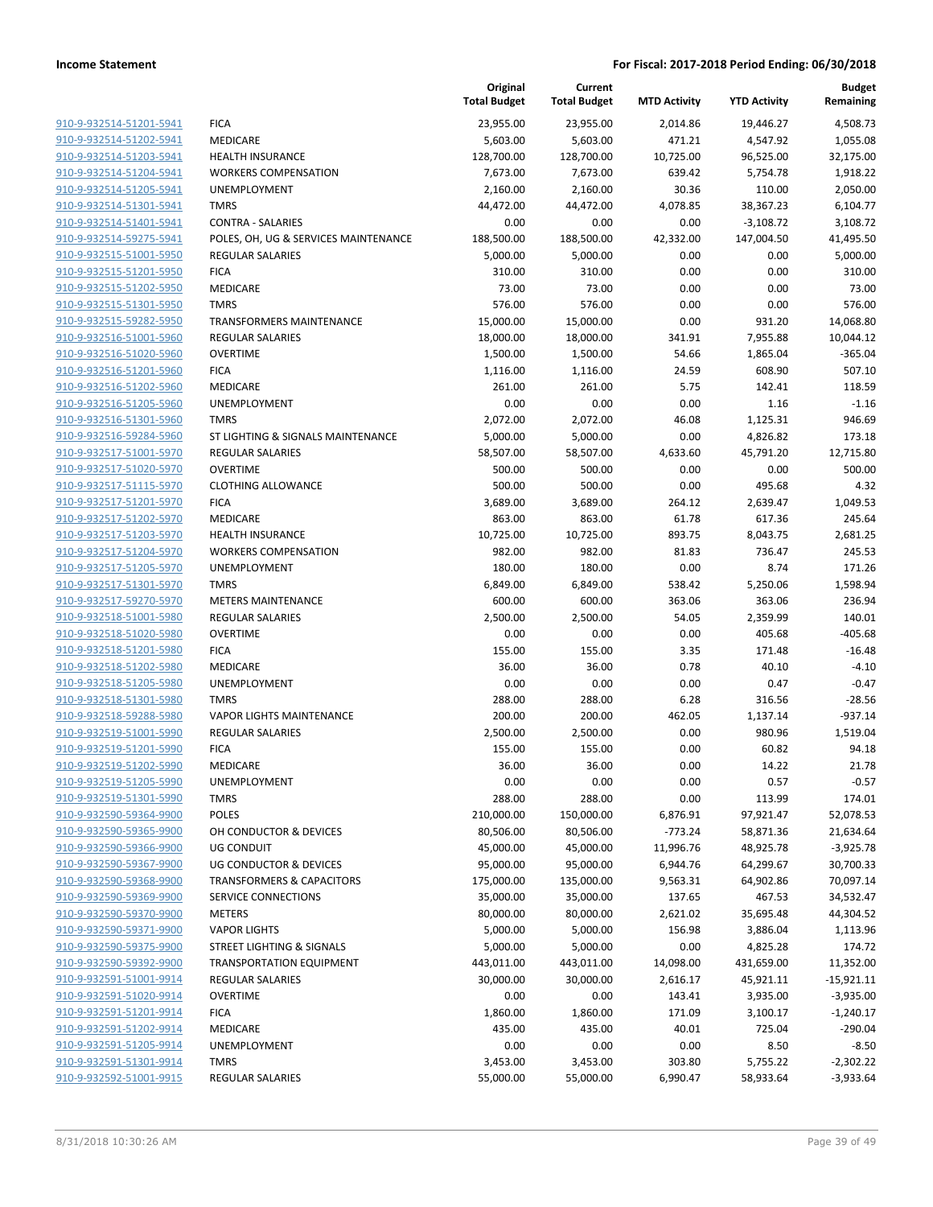| | | Original Total Budget | Current Total Budget | MTD Activity | YTD Activity | Budget Remaining |
|---|---|---|---|---|---|---|
| 910-9-932514-51201-5941 | FICA | 23,955.00 | 23,955.00 | 2,014.86 | 19,446.27 | 4,508.73 |
| 910-9-932514-51202-5941 | MEDICARE | 5,603.00 | 5,603.00 | 471.21 | 4,547.92 | 1,055.08 |
| 910-9-932514-51203-5941 | HEALTH INSURANCE | 128,700.00 | 128,700.00 | 10,725.00 | 96,525.00 | 32,175.00 |
| 910-9-932514-51204-5941 | WORKERS COMPENSATION | 7,673.00 | 7,673.00 | 639.42 | 5,754.78 | 1,918.22 |
| 910-9-932514-51205-5941 | UNEMPLOYMENT | 2,160.00 | 2,160.00 | 30.36 | 110.00 | 2,050.00 |
| 910-9-932514-51301-5941 | TMRS | 44,472.00 | 44,472.00 | 4,078.85 | 38,367.23 | 6,104.77 |
| 910-9-932514-51401-5941 | CONTRA - SALARIES | 0.00 | 0.00 | 0.00 | -3,108.72 | 3,108.72 |
| 910-9-932514-59275-5941 | POLES, OH, UG & SERVICES MAINTENANCE | 188,500.00 | 188,500.00 | 42,332.00 | 147,004.50 | 41,495.50 |
| 910-9-932515-51001-5950 | REGULAR SALARIES | 5,000.00 | 5,000.00 | 0.00 | 0.00 | 5,000.00 |
| 910-9-932515-51201-5950 | FICA | 310.00 | 310.00 | 0.00 | 0.00 | 310.00 |
| 910-9-932515-51202-5950 | MEDICARE | 73.00 | 73.00 | 0.00 | 0.00 | 73.00 |
| 910-9-932515-51301-5950 | TMRS | 576.00 | 576.00 | 0.00 | 0.00 | 576.00 |
| 910-9-932515-59282-5950 | TRANSFORMERS MAINTENANCE | 15,000.00 | 15,000.00 | 0.00 | 931.20 | 14,068.80 |
| 910-9-932516-51001-5960 | REGULAR SALARIES | 18,000.00 | 18,000.00 | 341.91 | 7,955.88 | 10,044.12 |
| 910-9-932516-51020-5960 | OVERTIME | 1,500.00 | 1,500.00 | 54.66 | 1,865.04 | -365.04 |
| 910-9-932516-51201-5960 | FICA | 1,116.00 | 1,116.00 | 24.59 | 608.90 | 507.10 |
| 910-9-932516-51202-5960 | MEDICARE | 261.00 | 261.00 | 5.75 | 142.41 | 118.59 |
| 910-9-932516-51205-5960 | UNEMPLOYMENT | 0.00 | 0.00 | 0.00 | 1.16 | -1.16 |
| 910-9-932516-51301-5960 | TMRS | 2,072.00 | 2,072.00 | 46.08 | 1,125.31 | 946.69 |
| 910-9-932516-59284-5960 | ST LIGHTING & SIGNALS MAINTENANCE | 5,000.00 | 5,000.00 | 0.00 | 4,826.82 | 173.18 |
| 910-9-932517-51001-5970 | REGULAR SALARIES | 58,507.00 | 58,507.00 | 4,633.60 | 45,791.20 | 12,715.80 |
| 910-9-932517-51020-5970 | OVERTIME | 500.00 | 500.00 | 0.00 | 0.00 | 500.00 |
| 910-9-932517-51115-5970 | CLOTHING ALLOWANCE | 500.00 | 500.00 | 0.00 | 495.68 | 4.32 |
| 910-9-932517-51201-5970 | FICA | 3,689.00 | 3,689.00 | 264.12 | 2,639.47 | 1,049.53 |
| 910-9-932517-51202-5970 | MEDICARE | 863.00 | 863.00 | 61.78 | 617.36 | 245.64 |
| 910-9-932517-51203-5970 | HEALTH INSURANCE | 10,725.00 | 10,725.00 | 893.75 | 8,043.75 | 2,681.25 |
| 910-9-932517-51204-5970 | WORKERS COMPENSATION | 982.00 | 982.00 | 81.83 | 736.47 | 245.53 |
| 910-9-932517-51205-5970 | UNEMPLOYMENT | 180.00 | 180.00 | 0.00 | 8.74 | 171.26 |
| 910-9-932517-51301-5970 | TMRS | 6,849.00 | 6,849.00 | 538.42 | 5,250.06 | 1,598.94 |
| 910-9-932517-59270-5970 | METERS MAINTENANCE | 600.00 | 600.00 | 363.06 | 363.06 | 236.94 |
| 910-9-932518-51001-5980 | REGULAR SALARIES | 2,500.00 | 2,500.00 | 54.05 | 2,359.99 | 140.01 |
| 910-9-932518-51020-5980 | OVERTIME | 0.00 | 0.00 | 0.00 | 405.68 | -405.68 |
| 910-9-932518-51201-5980 | FICA | 155.00 | 155.00 | 3.35 | 171.48 | -16.48 |
| 910-9-932518-51202-5980 | MEDICARE | 36.00 | 36.00 | 0.78 | 40.10 | -4.10 |
| 910-9-932518-51205-5980 | UNEMPLOYMENT | 0.00 | 0.00 | 0.00 | 0.47 | -0.47 |
| 910-9-932518-51301-5980 | TMRS | 288.00 | 288.00 | 6.28 | 316.56 | -28.56 |
| 910-9-932518-59288-5980 | VAPOR LIGHTS MAINTENANCE | 200.00 | 200.00 | 462.05 | 1,137.14 | -937.14 |
| 910-9-932519-51001-5990 | REGULAR SALARIES | 2,500.00 | 2,500.00 | 0.00 | 980.96 | 1,519.04 |
| 910-9-932519-51201-5990 | FICA | 155.00 | 155.00 | 0.00 | 60.82 | 94.18 |
| 910-9-932519-51202-5990 | MEDICARE | 36.00 | 36.00 | 0.00 | 14.22 | 21.78 |
| 910-9-932519-51205-5990 | UNEMPLOYMENT | 0.00 | 0.00 | 0.00 | 0.57 | -0.57 |
| 910-9-932519-51301-5990 | TMRS | 288.00 | 288.00 | 0.00 | 113.99 | 174.01 |
| 910-9-932590-59364-9900 | POLES | 210,000.00 | 150,000.00 | 6,876.91 | 97,921.47 | 52,078.53 |
| 910-9-932590-59365-9900 | OH CONDUCTOR & DEVICES | 80,506.00 | 80,506.00 | -773.24 | 58,871.36 | 21,634.64 |
| 910-9-932590-59366-9900 | UG CONDUIT | 45,000.00 | 45,000.00 | 11,996.76 | 48,925.78 | -3,925.78 |
| 910-9-932590-59367-9900 | UG CONDUCTOR & DEVICES | 95,000.00 | 95,000.00 | 6,944.76 | 64,299.67 | 30,700.33 |
| 910-9-932590-59368-9900 | TRANSFORMERS & CAPACITORS | 175,000.00 | 135,000.00 | 9,563.31 | 64,902.86 | 70,097.14 |
| 910-9-932590-59369-9900 | SERVICE CONNECTIONS | 35,000.00 | 35,000.00 | 137.65 | 467.53 | 34,532.47 |
| 910-9-932590-59370-9900 | METERS | 80,000.00 | 80,000.00 | 2,621.02 | 35,695.48 | 44,304.52 |
| 910-9-932590-59371-9900 | VAPOR LIGHTS | 5,000.00 | 5,000.00 | 156.98 | 3,886.04 | 1,113.96 |
| 910-9-932590-59375-9900 | STREET LIGHTING & SIGNALS | 5,000.00 | 5,000.00 | 0.00 | 4,825.28 | 174.72 |
| 910-9-932590-59392-9900 | TRANSPORTATION EQUIPMENT | 443,011.00 | 443,011.00 | 14,098.00 | 431,659.00 | 11,352.00 |
| 910-9-932591-51001-9914 | REGULAR SALARIES | 30,000.00 | 30,000.00 | 2,616.17 | 45,921.11 | -15,921.11 |
| 910-9-932591-51020-9914 | OVERTIME | 0.00 | 0.00 | 143.41 | 3,935.00 | -3,935.00 |
| 910-9-932591-51201-9914 | FICA | 1,860.00 | 1,860.00 | 171.09 | 3,100.17 | -1,240.17 |
| 910-9-932591-51202-9914 | MEDICARE | 435.00 | 435.00 | 40.01 | 725.04 | -290.04 |
| 910-9-932591-51205-9914 | UNEMPLOYMENT | 0.00 | 0.00 | 0.00 | 8.50 | -8.50 |
| 910-9-932591-51301-9914 | TMRS | 3,453.00 | 3,453.00 | 303.80 | 5,755.22 | -2,302.22 |
| 910-9-932592-51001-9915 | REGULAR SALARIES | 55,000.00 | 55,000.00 | 6,990.47 | 58,933.64 | -3,933.64 |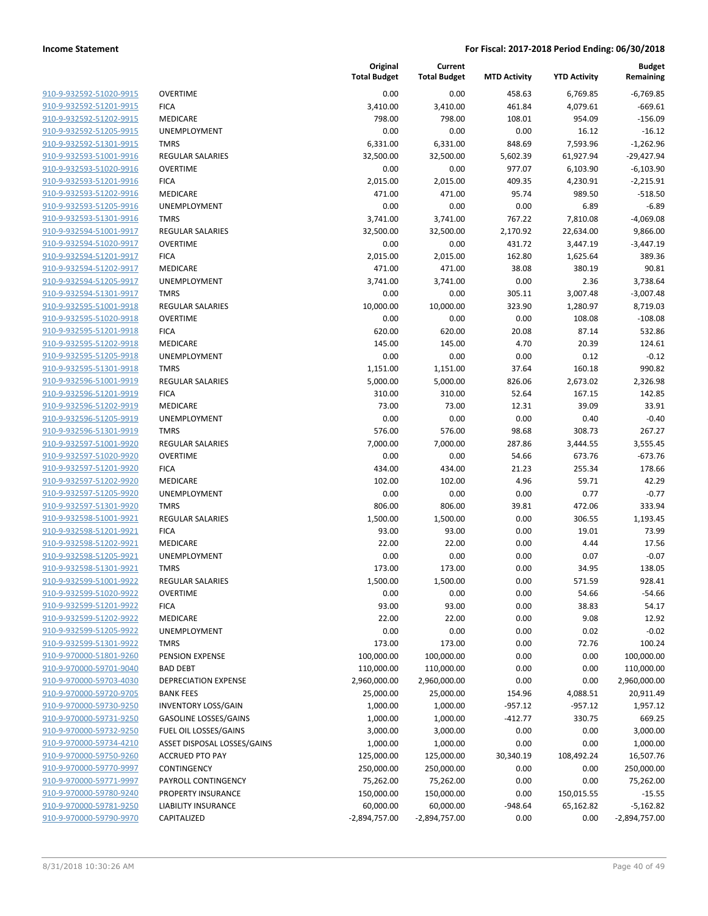| | | Original Total Budget | Current Total Budget | MTD Activity | YTD Activity | Budget Remaining |
|---|---|---|---|---|---|---|
| 910-9-932592-51020-9915 | OVERTIME | 0.00 | 0.00 | 458.63 | 6,769.85 | -6,769.85 |
| 910-9-932592-51201-9915 | FICA | 3,410.00 | 3,410.00 | 461.84 | 4,079.61 | -669.61 |
| 910-9-932592-51202-9915 | MEDICARE | 798.00 | 798.00 | 108.01 | 954.09 | -156.09 |
| 910-9-932592-51205-9915 | UNEMPLOYMENT | 0.00 | 0.00 | 0.00 | 16.12 | -16.12 |
| 910-9-932592-51301-9915 | TMRS | 6,331.00 | 6,331.00 | 848.69 | 7,593.96 | -1,262.96 |
| 910-9-932593-51001-9916 | REGULAR SALARIES | 32,500.00 | 32,500.00 | 5,602.39 | 61,927.94 | -29,427.94 |
| 910-9-932593-51020-9916 | OVERTIME | 0.00 | 0.00 | 977.07 | 6,103.90 | -6,103.90 |
| 910-9-932593-51201-9916 | FICA | 2,015.00 | 2,015.00 | 409.35 | 4,230.91 | -2,215.91 |
| 910-9-932593-51202-9916 | MEDICARE | 471.00 | 471.00 | 95.74 | 989.50 | -518.50 |
| 910-9-932593-51205-9916 | UNEMPLOYMENT | 0.00 | 0.00 | 0.00 | 6.89 | -6.89 |
| 910-9-932593-51301-9916 | TMRS | 3,741.00 | 3,741.00 | 767.22 | 7,810.08 | -4,069.08 |
| 910-9-932594-51001-9917 | REGULAR SALARIES | 32,500.00 | 32,500.00 | 2,170.92 | 22,634.00 | 9,866.00 |
| 910-9-932594-51020-9917 | OVERTIME | 0.00 | 0.00 | 431.72 | 3,447.19 | -3,447.19 |
| 910-9-932594-51201-9917 | FICA | 2,015.00 | 2,015.00 | 162.80 | 1,625.64 | 389.36 |
| 910-9-932594-51202-9917 | MEDICARE | 471.00 | 471.00 | 38.08 | 380.19 | 90.81 |
| 910-9-932594-51205-9917 | UNEMPLOYMENT | 3,741.00 | 3,741.00 | 0.00 | 2.36 | 3,738.64 |
| 910-9-932594-51301-9917 | TMRS | 0.00 | 0.00 | 305.11 | 3,007.48 | -3,007.48 |
| 910-9-932595-51001-9918 | REGULAR SALARIES | 10,000.00 | 10,000.00 | 323.90 | 1,280.97 | 8,719.03 |
| 910-9-932595-51020-9918 | OVERTIME | 0.00 | 0.00 | 0.00 | 108.08 | -108.08 |
| 910-9-932595-51201-9918 | FICA | 620.00 | 620.00 | 20.08 | 87.14 | 532.86 |
| 910-9-932595-51202-9918 | MEDICARE | 145.00 | 145.00 | 4.70 | 20.39 | 124.61 |
| 910-9-932595-51205-9918 | UNEMPLOYMENT | 0.00 | 0.00 | 0.00 | 0.12 | -0.12 |
| 910-9-932595-51301-9918 | TMRS | 1,151.00 | 1,151.00 | 37.64 | 160.18 | 990.82 |
| 910-9-932596-51001-9919 | REGULAR SALARIES | 5,000.00 | 5,000.00 | 826.06 | 2,673.02 | 2,326.98 |
| 910-9-932596-51201-9919 | FICA | 310.00 | 310.00 | 52.64 | 167.15 | 142.85 |
| 910-9-932596-51202-9919 | MEDICARE | 73.00 | 73.00 | 12.31 | 39.09 | 33.91 |
| 910-9-932596-51205-9919 | UNEMPLOYMENT | 0.00 | 0.00 | 0.00 | 0.40 | -0.40 |
| 910-9-932596-51301-9919 | TMRS | 576.00 | 576.00 | 98.68 | 308.73 | 267.27 |
| 910-9-932597-51001-9920 | REGULAR SALARIES | 7,000.00 | 7,000.00 | 287.86 | 3,444.55 | 3,555.45 |
| 910-9-932597-51020-9920 | OVERTIME | 0.00 | 0.00 | 54.66 | 673.76 | -673.76 |
| 910-9-932597-51201-9920 | FICA | 434.00 | 434.00 | 21.23 | 255.34 | 178.66 |
| 910-9-932597-51202-9920 | MEDICARE | 102.00 | 102.00 | 4.96 | 59.71 | 42.29 |
| 910-9-932597-51205-9920 | UNEMPLOYMENT | 0.00 | 0.00 | 0.00 | 0.77 | -0.77 |
| 910-9-932597-51301-9920 | TMRS | 806.00 | 806.00 | 39.81 | 472.06 | 333.94 |
| 910-9-932598-51001-9921 | REGULAR SALARIES | 1,500.00 | 1,500.00 | 0.00 | 306.55 | 1,193.45 |
| 910-9-932598-51201-9921 | FICA | 93.00 | 93.00 | 0.00 | 19.01 | 73.99 |
| 910-9-932598-51202-9921 | MEDICARE | 22.00 | 22.00 | 0.00 | 4.44 | 17.56 |
| 910-9-932598-51205-9921 | UNEMPLOYMENT | 0.00 | 0.00 | 0.00 | 0.07 | -0.07 |
| 910-9-932598-51301-9921 | TMRS | 173.00 | 173.00 | 0.00 | 34.95 | 138.05 |
| 910-9-932599-51001-9922 | REGULAR SALARIES | 1,500.00 | 1,500.00 | 0.00 | 571.59 | 928.41 |
| 910-9-932599-51020-9922 | OVERTIME | 0.00 | 0.00 | 0.00 | 54.66 | -54.66 |
| 910-9-932599-51201-9922 | FICA | 93.00 | 93.00 | 0.00 | 38.83 | 54.17 |
| 910-9-932599-51202-9922 | MEDICARE | 22.00 | 22.00 | 0.00 | 9.08 | 12.92 |
| 910-9-932599-51205-9922 | UNEMPLOYMENT | 0.00 | 0.00 | 0.00 | 0.02 | -0.02 |
| 910-9-932599-51301-9922 | TMRS | 173.00 | 173.00 | 0.00 | 72.76 | 100.24 |
| 910-9-970000-51801-9260 | PENSION EXPENSE | 100,000.00 | 100,000.00 | 0.00 | 0.00 | 100,000.00 |
| 910-9-970000-59701-9040 | BAD DEBT | 110,000.00 | 110,000.00 | 0.00 | 0.00 | 110,000.00 |
| 910-9-970000-59703-4030 | DEPRECIATION EXPENSE | 2,960,000.00 | 2,960,000.00 | 0.00 | 0.00 | 2,960,000.00 |
| 910-9-970000-59720-9705 | BANK FEES | 25,000.00 | 25,000.00 | 154.96 | 4,088.51 | 20,911.49 |
| 910-9-970000-59730-9250 | INVENTORY LOSS/GAIN | 1,000.00 | 1,000.00 | -957.12 | -957.12 | 1,957.12 |
| 910-9-970000-59731-9250 | GASOLINE LOSSES/GAINS | 1,000.00 | 1,000.00 | -412.77 | 330.75 | 669.25 |
| 910-9-970000-59732-9250 | FUEL OIL LOSSES/GAINS | 3,000.00 | 3,000.00 | 0.00 | 0.00 | 3,000.00 |
| 910-9-970000-59734-4210 | ASSET DISPOSAL LOSSES/GAINS | 1,000.00 | 1,000.00 | 0.00 | 0.00 | 1,000.00 |
| 910-9-970000-59750-9260 | ACCRUED PTO PAY | 125,000.00 | 125,000.00 | 30,340.19 | 108,492.24 | 16,507.76 |
| 910-9-970000-59770-9997 | CONTINGENCY | 250,000.00 | 250,000.00 | 0.00 | 0.00 | 250,000.00 |
| 910-9-970000-59771-9997 | PAYROLL CONTINGENCY | 75,262.00 | 75,262.00 | 0.00 | 0.00 | 75,262.00 |
| 910-9-970000-59780-9240 | PROPERTY INSURANCE | 150,000.00 | 150,000.00 | 0.00 | 150,015.55 | -15.55 |
| 910-9-970000-59781-9250 | LIABILITY INSURANCE | 60,000.00 | 60,000.00 | -948.64 | 65,162.82 | -5,162.82 |
| 910-9-970000-59790-9970 | CAPITALIZED | -2,894,757.00 | -2,894,757.00 | 0.00 | 0.00 | -2,894,757.00 |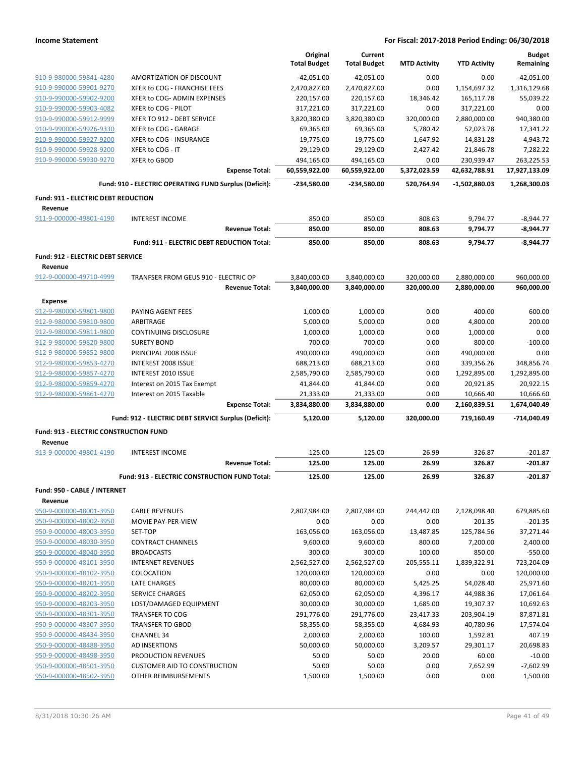**Income Statement** — **For Fiscal: 2017-2018 Period Ending: 06/30/2018**

| | | Original Total Budget | Current Total Budget | MTD Activity | YTD Activity | Budget Remaining |
|---|---|---|---|---|---|---|
| 910-9-980000-59841-4280 | AMORTIZATION OF DISCOUNT | -42,051.00 | -42,051.00 | 0.00 | 0.00 | -42,051.00 |
| 910-9-990000-59901-9270 | XFER to COG - FRANCHISE FEES | 2,470,827.00 | 2,470,827.00 | 0.00 | 1,154,697.32 | 1,316,129.68 |
| 910-9-990000-59902-9200 | XFER to COG- ADMIN EXPENSES | 220,157.00 | 220,157.00 | 18,346.42 | 165,117.78 | 55,039.22 |
| 910-9-990000-59903-4082 | XFER to COG - PILOT | 317,221.00 | 317,221.00 | 0.00 | 317,221.00 | 0.00 |
| 910-9-990000-59912-9999 | XFER TO 912 - DEBT SERVICE | 3,820,380.00 | 3,820,380.00 | 320,000.00 | 2,880,000.00 | 940,380.00 |
| 910-9-990000-59926-9330 | XFER to COG - GARAGE | 69,365.00 | 69,365.00 | 5,780.42 | 52,023.78 | 17,341.22 |
| 910-9-990000-59927-9200 | XFER to COG - INSURANCE | 19,775.00 | 19,775.00 | 1,647.92 | 14,831.28 | 4,943.72 |
| 910-9-990000-59928-9200 | XFER to COG - IT | 29,129.00 | 29,129.00 | 2,427.42 | 21,846.78 | 7,282.22 |
| 910-9-990000-59930-9270 | XFER to GBOD | 494,165.00 | 494,165.00 | 0.00 | 230,939.47 | 263,225.53 |
| | **Expense Total:** | **60,559,922.00** | **60,559,922.00** | **5,372,023.59** | **42,632,788.91** | **17,927,133.09** |
| | **Fund: 910 - ELECTRIC OPERATING FUND Surplus (Deficit):** | **-234,580.00** | **-234,580.00** | **520,764.94** | **-1,502,880.03** | **1,268,300.03** |
| **Fund: 911 - ELECTRIC DEBT REDUCTION** | | | | | | |
| **Revenue** | | | | | | |
| 911-9-000000-49801-4190 | INTEREST INCOME | 850.00 | 850.00 | 808.63 | 9,794.77 | -8,944.77 |
| | **Revenue Total:** | **850.00** | **850.00** | **808.63** | **9,794.77** | **-8,944.77** |
| | **Fund: 911 - ELECTRIC DEBT REDUCTION Total:** | **850.00** | **850.00** | **808.63** | **9,794.77** | **-8,944.77** |
| **Fund: 912 - ELECTRIC DEBT SERVICE** | | | | | | |
| **Revenue** | | | | | | |
| 912-9-000000-49710-4999 | TRANFSER FROM GEUS 910 - ELECTRIC OP | 3,840,000.00 | 3,840,000.00 | 320,000.00 | 2,880,000.00 | 960,000.00 |
| | **Revenue Total:** | **3,840,000.00** | **3,840,000.00** | **320,000.00** | **2,880,000.00** | **960,000.00** |
| **Expense** | | | | | | |
| 912-9-980000-59801-9800 | PAYING AGENT FEES | 1,000.00 | 1,000.00 | 0.00 | 400.00 | 600.00 |
| 912-9-980000-59810-9800 | ARBITRAGE | 5,000.00 | 5,000.00 | 0.00 | 4,800.00 | 200.00 |
| 912-9-980000-59811-9800 | CONTINUING DISCLOSURE | 1,000.00 | 1,000.00 | 0.00 | 1,000.00 | 0.00 |
| 912-9-980000-59820-9800 | SURETY BOND | 700.00 | 700.00 | 0.00 | 800.00 | -100.00 |
| 912-9-980000-59852-9800 | PRINCIPAL 2008 ISSUE | 490,000.00 | 490,000.00 | 0.00 | 490,000.00 | 0.00 |
| 912-9-980000-59853-4270 | INTEREST 2008 ISSUE | 688,213.00 | 688,213.00 | 0.00 | 339,356.26 | 348,856.74 |
| 912-9-980000-59857-4270 | INTEREST 2010 ISSUE | 2,585,790.00 | 2,585,790.00 | 0.00 | 1,292,895.00 | 1,292,895.00 |
| 912-9-980000-59859-4270 | Interest on 2015 Tax Exempt | 41,844.00 | 41,844.00 | 0.00 | 20,921.85 | 20,922.15 |
| 912-9-980000-59861-4270 | Interest on 2015 Taxable | 21,333.00 | 21,333.00 | 0.00 | 10,666.40 | 10,666.60 |
| | **Expense Total:** | **3,834,880.00** | **3,834,880.00** | **0.00** | **2,160,839.51** | **1,674,040.49** |
| | **Fund: 912 - ELECTRIC DEBT SERVICE Surplus (Deficit):** | **5,120.00** | **5,120.00** | **320,000.00** | **719,160.49** | **-714,040.49** |
| **Fund: 913 - ELECTRIC CONSTRUCTION FUND** | | | | | | |
| **Revenue** | | | | | | |
| 913-9-000000-49801-4190 | INTEREST INCOME | 125.00 | 125.00 | 26.99 | 326.87 | -201.87 |
| | **Revenue Total:** | **125.00** | **125.00** | **26.99** | **326.87** | **-201.87** |
| | **Fund: 913 - ELECTRIC CONSTRUCTION FUND Total:** | **125.00** | **125.00** | **26.99** | **326.87** | **-201.87** |
| **Fund: 950 - CABLE / INTERNET** | | | | | | |
| **Revenue** | | | | | | |
| 950-9-000000-48001-3950 | CABLE REVENUES | 2,807,984.00 | 2,807,984.00 | 244,442.00 | 2,128,098.40 | 679,885.60 |
| 950-9-000000-48002-3950 | MOVIE PAY-PER-VIEW | 0.00 | 0.00 | 0.00 | 201.35 | -201.35 |
| 950-9-000000-48003-3950 | SET-TOP | 163,056.00 | 163,056.00 | 13,487.85 | 125,784.56 | 37,271.44 |
| 950-9-000000-48030-3950 | CONTRACT CHANNELS | 9,600.00 | 9,600.00 | 800.00 | 7,200.00 | 2,400.00 |
| 950-9-000000-48040-3950 | BROADCASTS | 300.00 | 300.00 | 100.00 | 850.00 | -550.00 |
| 950-9-000000-48101-3950 | INTERNET REVENUES | 2,562,527.00 | 2,562,527.00 | 205,555.11 | 1,839,322.91 | 723,204.09 |
| 950-9-000000-48102-3950 | COLOCATION | 120,000.00 | 120,000.00 | 0.00 | 0.00 | 120,000.00 |
| 950-9-000000-48201-3950 | LATE CHARGES | 80,000.00 | 80,000.00 | 5,425.25 | 54,028.40 | 25,971.60 |
| 950-9-000000-48202-3950 | SERVICE CHARGES | 62,050.00 | 62,050.00 | 4,396.17 | 44,988.36 | 17,061.64 |
| 950-9-000000-48203-3950 | LOST/DAMAGED EQUIPMENT | 30,000.00 | 30,000.00 | 1,685.00 | 19,307.37 | 10,692.63 |
| 950-9-000000-48301-3950 | TRANSFER TO COG | 291,776.00 | 291,776.00 | 23,417.33 | 203,904.19 | 87,871.81 |
| 950-9-000000-48307-3950 | TRANSFER TO GBOD | 58,355.00 | 58,355.00 | 4,684.93 | 40,780.96 | 17,574.04 |
| 950-9-000000-48434-3950 | CHANNEL 34 | 2,000.00 | 2,000.00 | 100.00 | 1,592.81 | 407.19 |
| 950-9-000000-48488-3950 | AD INSERTIONS | 50,000.00 | 50,000.00 | 3,209.57 | 29,301.17 | 20,698.83 |
| 950-9-000000-48498-3950 | PRODUCTION REVENUES | 50.00 | 50.00 | 20.00 | 60.00 | -10.00 |
| 950-9-000000-48501-3950 | CUSTOMER AID TO CONSTRUCTION | 50.00 | 50.00 | 0.00 | 7,652.99 | -7,602.99 |
| 950-9-000000-48502-3950 | OTHER REIMBURSEMENTS | 1,500.00 | 1,500.00 | 0.00 | 0.00 | 1,500.00 |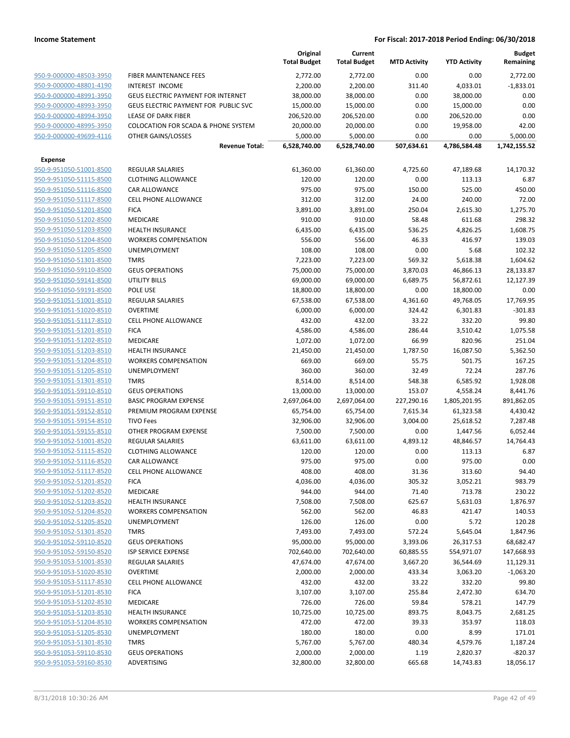**Income Statement** — **For Fiscal: 2017-2018 Period Ending: 06/30/2018**

| | | Original Total Budget | Current Total Budget | MTD Activity | YTD Activity | Budget Remaining |
|---|---|---|---|---|---|---|
| 950-9-000000-48503-3950 | FIBER MAINTENANCE FEES | 2,772.00 | 2,772.00 | 0.00 | 0.00 | 2,772.00 |
| 950-9-000000-48801-4190 | INTEREST INCOME | 2,200.00 | 2,200.00 | 311.40 | 4,033.01 | -1,833.01 |
| 950-9-000000-48991-3950 | GEUS ELECTRIC PAYMENT FOR INTERNET | 38,000.00 | 38,000.00 | 0.00 | 38,000.00 | 0.00 |
| 950-9-000000-48993-3950 | GEUS ELECTRIC PAYMENT FOR PUBLIC SVC | 15,000.00 | 15,000.00 | 0.00 | 15,000.00 | 0.00 |
| 950-9-000000-48994-3950 | LEASE OF DARK FIBER | 206,520.00 | 206,520.00 | 0.00 | 206,520.00 | 0.00 |
| 950-9-000000-48995-3950 | COLOCATION FOR SCADA & PHONE SYSTEM | 20,000.00 | 20,000.00 | 0.00 | 19,958.00 | 42.00 |
| 950-9-000000-49699-4116 | OTHER GAINS/LOSSES | 5,000.00 | 5,000.00 | 0.00 | 0.00 | 5,000.00 |
| | **Revenue Total:** | **6,528,740.00** | **6,528,740.00** | **507,634.61** | **4,786,584.48** | **1,742,155.52** |
| **Expense** | | | | | | |
| 950-9-951050-51001-8500 | REGULAR SALARIES | 61,360.00 | 61,360.00 | 4,725.60 | 47,189.68 | 14,170.32 |
| 950-9-951050-51115-8500 | CLOTHING ALLOWANCE | 120.00 | 120.00 | 0.00 | 113.13 | 6.87 |
| 950-9-951050-51116-8500 | CAR ALLOWANCE | 975.00 | 975.00 | 150.00 | 525.00 | 450.00 |
| 950-9-951050-51117-8500 | CELL PHONE ALLOWANCE | 312.00 | 312.00 | 24.00 | 240.00 | 72.00 |
| 950-9-951050-51201-8500 | FICA | 3,891.00 | 3,891.00 | 250.04 | 2,615.30 | 1,275.70 |
| 950-9-951050-51202-8500 | MEDICARE | 910.00 | 910.00 | 58.48 | 611.68 | 298.32 |
| 950-9-951050-51203-8500 | HEALTH INSURANCE | 6,435.00 | 6,435.00 | 536.25 | 4,826.25 | 1,608.75 |
| 950-9-951050-51204-8500 | WORKERS COMPENSATION | 556.00 | 556.00 | 46.33 | 416.97 | 139.03 |
| 950-9-951050-51205-8500 | UNEMPLOYMENT | 108.00 | 108.00 | 0.00 | 5.68 | 102.32 |
| 950-9-951050-51301-8500 | TMRS | 7,223.00 | 7,223.00 | 569.32 | 5,618.38 | 1,604.62 |
| 950-9-951050-59110-8500 | GEUS OPERATIONS | 75,000.00 | 75,000.00 | 3,870.03 | 46,866.13 | 28,133.87 |
| 950-9-951050-59141-8500 | UTILITY BILLS | 69,000.00 | 69,000.00 | 6,689.75 | 56,872.61 | 12,127.39 |
| 950-9-951050-59191-8500 | POLE USE | 18,800.00 | 18,800.00 | 0.00 | 18,800.00 | 0.00 |
| 950-9-951051-51001-8510 | REGULAR SALARIES | 67,538.00 | 67,538.00 | 4,361.60 | 49,768.05 | 17,769.95 |
| 950-9-951051-51020-8510 | OVERTIME | 6,000.00 | 6,000.00 | 324.42 | 6,301.83 | -301.83 |
| 950-9-951051-51117-8510 | CELL PHONE ALLOWANCE | 432.00 | 432.00 | 33.22 | 332.20 | 99.80 |
| 950-9-951051-51201-8510 | FICA | 4,586.00 | 4,586.00 | 286.44 | 3,510.42 | 1,075.58 |
| 950-9-951051-51202-8510 | MEDICARE | 1,072.00 | 1,072.00 | 66.99 | 820.96 | 251.04 |
| 950-9-951051-51203-8510 | HEALTH INSURANCE | 21,450.00 | 21,450.00 | 1,787.50 | 16,087.50 | 5,362.50 |
| 950-9-951051-51204-8510 | WORKERS COMPENSATION | 669.00 | 669.00 | 55.75 | 501.75 | 167.25 |
| 950-9-951051-51205-8510 | UNEMPLOYMENT | 360.00 | 360.00 | 32.49 | 72.24 | 287.76 |
| 950-9-951051-51301-8510 | TMRS | 8,514.00 | 8,514.00 | 548.38 | 6,585.92 | 1,928.08 |
| 950-9-951051-59110-8510 | GEUS OPERATIONS | 13,000.00 | 13,000.00 | 153.07 | 4,558.24 | 8,441.76 |
| 950-9-951051-59151-8510 | BASIC PROGRAM EXPENSE | 2,697,064.00 | 2,697,064.00 | 227,290.16 | 1,805,201.95 | 891,862.05 |
| 950-9-951051-59152-8510 | PREMIUM PROGRAM EXPENSE | 65,754.00 | 65,754.00 | 7,615.34 | 61,323.58 | 4,430.42 |
| 950-9-951051-59154-8510 | TIVO Fees | 32,906.00 | 32,906.00 | 3,004.00 | 25,618.52 | 7,287.48 |
| 950-9-951051-59155-8510 | OTHER PROGRAM EXPENSE | 7,500.00 | 7,500.00 | 0.00 | 1,447.56 | 6,052.44 |
| 950-9-951052-51001-8520 | REGULAR SALARIES | 63,611.00 | 63,611.00 | 4,893.12 | 48,846.57 | 14,764.43 |
| 950-9-951052-51115-8520 | CLOTHING ALLOWANCE | 120.00 | 120.00 | 0.00 | 113.13 | 6.87 |
| 950-9-951052-51116-8520 | CAR ALLOWANCE | 975.00 | 975.00 | 0.00 | 975.00 | 0.00 |
| 950-9-951052-51117-8520 | CELL PHONE ALLOWANCE | 408.00 | 408.00 | 31.36 | 313.60 | 94.40 |
| 950-9-951052-51201-8520 | FICA | 4,036.00 | 4,036.00 | 305.32 | 3,052.21 | 983.79 |
| 950-9-951052-51202-8520 | MEDICARE | 944.00 | 944.00 | 71.40 | 713.78 | 230.22 |
| 950-9-951052-51203-8520 | HEALTH INSURANCE | 7,508.00 | 7,508.00 | 625.67 | 5,631.03 | 1,876.97 |
| 950-9-951052-51204-8520 | WORKERS COMPENSATION | 562.00 | 562.00 | 46.83 | 421.47 | 140.53 |
| 950-9-951052-51205-8520 | UNEMPLOYMENT | 126.00 | 126.00 | 0.00 | 5.72 | 120.28 |
| 950-9-951052-51301-8520 | TMRS | 7,493.00 | 7,493.00 | 572.24 | 5,645.04 | 1,847.96 |
| 950-9-951052-59110-8520 | GEUS OPERATIONS | 95,000.00 | 95,000.00 | 3,393.06 | 26,317.53 | 68,682.47 |
| 950-9-951052-59150-8520 | ISP SERVICE EXPENSE | 702,640.00 | 702,640.00 | 60,885.55 | 554,971.07 | 147,668.93 |
| 950-9-951053-51001-8530 | REGULAR SALARIES | 47,674.00 | 47,674.00 | 3,667.20 | 36,544.69 | 11,129.31 |
| 950-9-951053-51020-8530 | OVERTIME | 2,000.00 | 2,000.00 | 433.34 | 3,063.20 | -1,063.20 |
| 950-9-951053-51117-8530 | CELL PHONE ALLOWANCE | 432.00 | 432.00 | 33.22 | 332.20 | 99.80 |
| 950-9-951053-51201-8530 | FICA | 3,107.00 | 3,107.00 | 255.84 | 2,472.30 | 634.70 |
| 950-9-951053-51202-8530 | MEDICARE | 726.00 | 726.00 | 59.84 | 578.21 | 147.79 |
| 950-9-951053-51203-8530 | HEALTH INSURANCE | 10,725.00 | 10,725.00 | 893.75 | 8,043.75 | 2,681.25 |
| 950-9-951053-51204-8530 | WORKERS COMPENSATION | 472.00 | 472.00 | 39.33 | 353.97 | 118.03 |
| 950-9-951053-51205-8530 | UNEMPLOYMENT | 180.00 | 180.00 | 0.00 | 8.99 | 171.01 |
| 950-9-951053-51301-8530 | TMRS | 5,767.00 | 5,767.00 | 480.34 | 4,579.76 | 1,187.24 |
| 950-9-951053-59110-8530 | GEUS OPERATIONS | 2,000.00 | 2,000.00 | 1.19 | 2,820.37 | -820.37 |
| 950-9-951053-59160-8530 | ADVERTISING | 32,800.00 | 32,800.00 | 665.68 | 14,743.83 | 18,056.17 |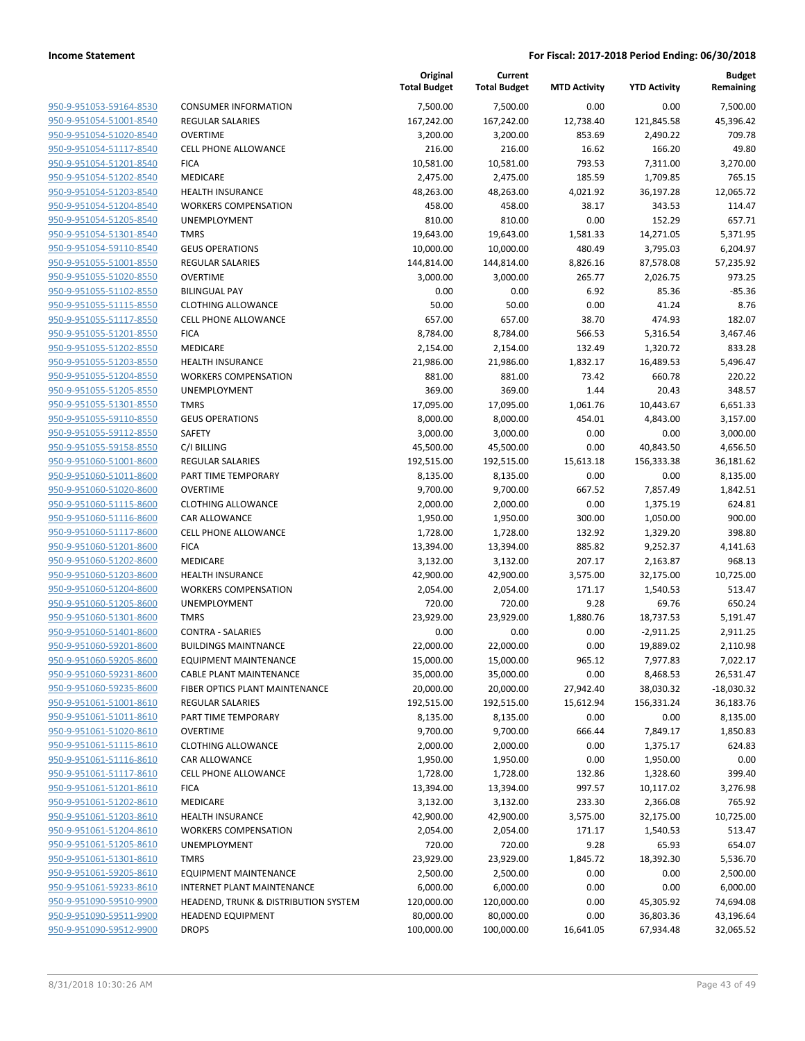| | | Original Total Budget | Current Total Budget | MTD Activity | YTD Activity | Budget Remaining |
|---|---|---|---|---|---|---|
| 950-9-951053-59164-8530 | CONSUMER INFORMATION | 7,500.00 | 7,500.00 | 0.00 | 0.00 | 7,500.00 |
| 950-9-951054-51001-8540 | REGULAR SALARIES | 167,242.00 | 167,242.00 | 12,738.40 | 121,845.58 | 45,396.42 |
| 950-9-951054-51020-8540 | OVERTIME | 3,200.00 | 3,200.00 | 853.69 | 2,490.22 | 709.78 |
| 950-9-951054-51117-8540 | CELL PHONE ALLOWANCE | 216.00 | 216.00 | 16.62 | 166.20 | 49.80 |
| 950-9-951054-51201-8540 | FICA | 10,581.00 | 10,581.00 | 793.53 | 7,311.00 | 3,270.00 |
| 950-9-951054-51202-8540 | MEDICARE | 2,475.00 | 2,475.00 | 185.59 | 1,709.85 | 765.15 |
| 950-9-951054-51203-8540 | HEALTH INSURANCE | 48,263.00 | 48,263.00 | 4,021.92 | 36,197.28 | 12,065.72 |
| 950-9-951054-51204-8540 | WORKERS COMPENSATION | 458.00 | 458.00 | 38.17 | 343.53 | 114.47 |
| 950-9-951054-51205-8540 | UNEMPLOYMENT | 810.00 | 810.00 | 0.00 | 152.29 | 657.71 |
| 950-9-951054-51301-8540 | TMRS | 19,643.00 | 19,643.00 | 1,581.33 | 14,271.05 | 5,371.95 |
| 950-9-951054-59110-8540 | GEUS OPERATIONS | 10,000.00 | 10,000.00 | 480.49 | 3,795.03 | 6,204.97 |
| 950-9-951055-51001-8550 | REGULAR SALARIES | 144,814.00 | 144,814.00 | 8,826.16 | 87,578.08 | 57,235.92 |
| 950-9-951055-51020-8550 | OVERTIME | 3,000.00 | 3,000.00 | 265.77 | 2,026.75 | 973.25 |
| 950-9-951055-51102-8550 | BILINGUAL PAY | 0.00 | 0.00 | 6.92 | 85.36 | -85.36 |
| 950-9-951055-51115-8550 | CLOTHING ALLOWANCE | 50.00 | 50.00 | 0.00 | 41.24 | 8.76 |
| 950-9-951055-51117-8550 | CELL PHONE ALLOWANCE | 657.00 | 657.00 | 38.70 | 474.93 | 182.07 |
| 950-9-951055-51201-8550 | FICA | 8,784.00 | 8,784.00 | 566.53 | 5,316.54 | 3,467.46 |
| 950-9-951055-51202-8550 | MEDICARE | 2,154.00 | 2,154.00 | 132.49 | 1,320.72 | 833.28 |
| 950-9-951055-51203-8550 | HEALTH INSURANCE | 21,986.00 | 21,986.00 | 1,832.17 | 16,489.53 | 5,496.47 |
| 950-9-951055-51204-8550 | WORKERS COMPENSATION | 881.00 | 881.00 | 73.42 | 660.78 | 220.22 |
| 950-9-951055-51205-8550 | UNEMPLOYMENT | 369.00 | 369.00 | 1.44 | 20.43 | 348.57 |
| 950-9-951055-51301-8550 | TMRS | 17,095.00 | 17,095.00 | 1,061.76 | 10,443.67 | 6,651.33 |
| 950-9-951055-59110-8550 | GEUS OPERATIONS | 8,000.00 | 8,000.00 | 454.01 | 4,843.00 | 3,157.00 |
| 950-9-951055-59112-8550 | SAFETY | 3,000.00 | 3,000.00 | 0.00 | 0.00 | 3,000.00 |
| 950-9-951055-59158-8550 | C/I BILLING | 45,500.00 | 45,500.00 | 0.00 | 40,843.50 | 4,656.50 |
| 950-9-951060-51001-8600 | REGULAR SALARIES | 192,515.00 | 192,515.00 | 15,613.18 | 156,333.38 | 36,181.62 |
| 950-9-951060-51011-8600 | PART TIME TEMPORARY | 8,135.00 | 8,135.00 | 0.00 | 0.00 | 8,135.00 |
| 950-9-951060-51020-8600 | OVERTIME | 9,700.00 | 9,700.00 | 667.52 | 7,857.49 | 1,842.51 |
| 950-9-951060-51115-8600 | CLOTHING ALLOWANCE | 2,000.00 | 2,000.00 | 0.00 | 1,375.19 | 624.81 |
| 950-9-951060-51116-8600 | CAR ALLOWANCE | 1,950.00 | 1,950.00 | 300.00 | 1,050.00 | 900.00 |
| 950-9-951060-51117-8600 | CELL PHONE ALLOWANCE | 1,728.00 | 1,728.00 | 132.92 | 1,329.20 | 398.80 |
| 950-9-951060-51201-8600 | FICA | 13,394.00 | 13,394.00 | 885.82 | 9,252.37 | 4,141.63 |
| 950-9-951060-51202-8600 | MEDICARE | 3,132.00 | 3,132.00 | 207.17 | 2,163.87 | 968.13 |
| 950-9-951060-51203-8600 | HEALTH INSURANCE | 42,900.00 | 42,900.00 | 3,575.00 | 32,175.00 | 10,725.00 |
| 950-9-951060-51204-8600 | WORKERS COMPENSATION | 2,054.00 | 2,054.00 | 171.17 | 1,540.53 | 513.47 |
| 950-9-951060-51205-8600 | UNEMPLOYMENT | 720.00 | 720.00 | 9.28 | 69.76 | 650.24 |
| 950-9-951060-51301-8600 | TMRS | 23,929.00 | 23,929.00 | 1,880.76 | 18,737.53 | 5,191.47 |
| 950-9-951060-51401-8600 | CONTRA - SALARIES | 0.00 | 0.00 | 0.00 | -2,911.25 | 2,911.25 |
| 950-9-951060-59201-8600 | BUILDINGS MAINTNANCE | 22,000.00 | 22,000.00 | 0.00 | 19,889.02 | 2,110.98 |
| 950-9-951060-59205-8600 | EQUIPMENT MAINTENANCE | 15,000.00 | 15,000.00 | 965.12 | 7,977.83 | 7,022.17 |
| 950-9-951060-59231-8600 | CABLE PLANT MAINTENANCE | 35,000.00 | 35,000.00 | 0.00 | 8,468.53 | 26,531.47 |
| 950-9-951060-59235-8600 | FIBER OPTICS PLANT MAINTENANCE | 20,000.00 | 20,000.00 | 27,942.40 | 38,030.32 | -18,030.32 |
| 950-9-951061-51001-8610 | REGULAR SALARIES | 192,515.00 | 192,515.00 | 15,612.94 | 156,331.24 | 36,183.76 |
| 950-9-951061-51011-8610 | PART TIME TEMPORARY | 8,135.00 | 8,135.00 | 0.00 | 0.00 | 8,135.00 |
| 950-9-951061-51020-8610 | OVERTIME | 9,700.00 | 9,700.00 | 666.44 | 7,849.17 | 1,850.83 |
| 950-9-951061-51115-8610 | CLOTHING ALLOWANCE | 2,000.00 | 2,000.00 | 0.00 | 1,375.17 | 624.83 |
| 950-9-951061-51116-8610 | CAR ALLOWANCE | 1,950.00 | 1,950.00 | 0.00 | 1,950.00 | 0.00 |
| 950-9-951061-51117-8610 | CELL PHONE ALLOWANCE | 1,728.00 | 1,728.00 | 132.86 | 1,328.60 | 399.40 |
| 950-9-951061-51201-8610 | FICA | 13,394.00 | 13,394.00 | 997.57 | 10,117.02 | 3,276.98 |
| 950-9-951061-51202-8610 | MEDICARE | 3,132.00 | 3,132.00 | 233.30 | 2,366.08 | 765.92 |
| 950-9-951061-51203-8610 | HEALTH INSURANCE | 42,900.00 | 42,900.00 | 3,575.00 | 32,175.00 | 10,725.00 |
| 950-9-951061-51204-8610 | WORKERS COMPENSATION | 2,054.00 | 2,054.00 | 171.17 | 1,540.53 | 513.47 |
| 950-9-951061-51205-8610 | UNEMPLOYMENT | 720.00 | 720.00 | 9.28 | 65.93 | 654.07 |
| 950-9-951061-51301-8610 | TMRS | 23,929.00 | 23,929.00 | 1,845.72 | 18,392.30 | 5,536.70 |
| 950-9-951061-59205-8610 | EQUIPMENT MAINTENANCE | 2,500.00 | 2,500.00 | 0.00 | 0.00 | 2,500.00 |
| 950-9-951061-59233-8610 | INTERNET PLANT MAINTENANCE | 6,000.00 | 6,000.00 | 0.00 | 0.00 | 6,000.00 |
| 950-9-951090-59510-9900 | HEADEND, TRUNK & DISTRIBUTION SYSTEM | 120,000.00 | 120,000.00 | 0.00 | 45,305.92 | 74,694.08 |
| 950-9-951090-59511-9900 | HEADEND EQUIPMENT | 80,000.00 | 80,000.00 | 0.00 | 36,803.36 | 43,196.64 |
| 950-9-951090-59512-9900 | DROPS | 100,000.00 | 100,000.00 | 16,641.05 | 67,934.48 | 32,065.52 |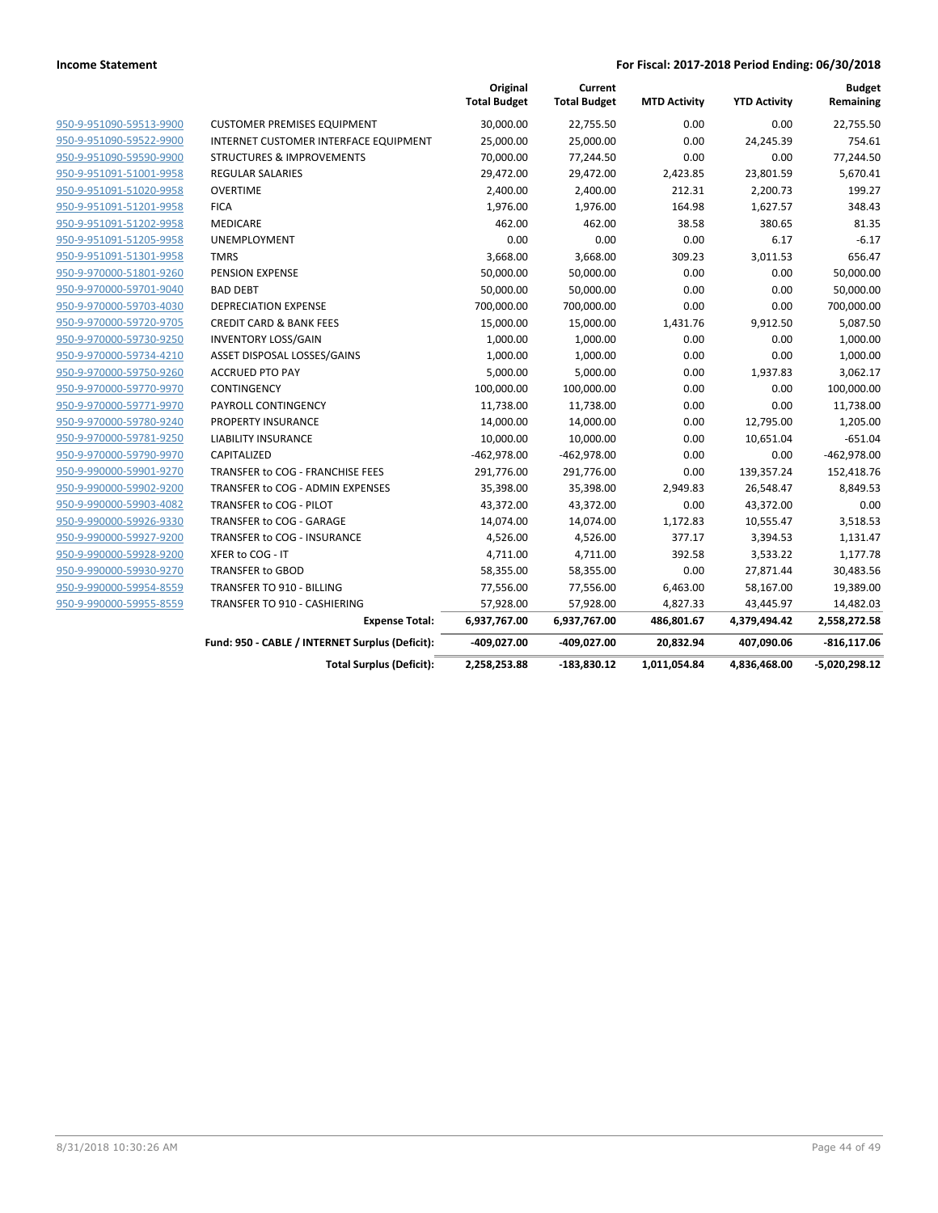| | | Original Total Budget | Current Total Budget | MTD Activity | YTD Activity | Budget Remaining |
|---|---|---|---|---|---|---|
| 950-9-951090-59513-9900 | CUSTOMER PREMISES EQUIPMENT | 30,000.00 | 22,755.50 | 0.00 | 0.00 | 22,755.50 |
| 950-9-951090-59522-9900 | INTERNET CUSTOMER INTERFACE EQUIPMENT | 25,000.00 | 25,000.00 | 0.00 | 24,245.39 | 754.61 |
| 950-9-951090-59590-9900 | STRUCTURES & IMPROVEMENTS | 70,000.00 | 77,244.50 | 0.00 | 0.00 | 77,244.50 |
| 950-9-951091-51001-9958 | REGULAR SALARIES | 29,472.00 | 29,472.00 | 2,423.85 | 23,801.59 | 5,670.41 |
| 950-9-951091-51020-9958 | OVERTIME | 2,400.00 | 2,400.00 | 212.31 | 2,200.73 | 199.27 |
| 950-9-951091-51201-9958 | FICA | 1,976.00 | 1,976.00 | 164.98 | 1,627.57 | 348.43 |
| 950-9-951091-51202-9958 | MEDICARE | 462.00 | 462.00 | 38.58 | 380.65 | 81.35 |
| 950-9-951091-51205-9958 | UNEMPLOYMENT | 0.00 | 0.00 | 0.00 | 6.17 | -6.17 |
| 950-9-951091-51301-9958 | TMRS | 3,668.00 | 3,668.00 | 309.23 | 3,011.53 | 656.47 |
| 950-9-970000-51801-9260 | PENSION EXPENSE | 50,000.00 | 50,000.00 | 0.00 | 0.00 | 50,000.00 |
| 950-9-970000-59701-9040 | BAD DEBT | 50,000.00 | 50,000.00 | 0.00 | 0.00 | 50,000.00 |
| 950-9-970000-59703-4030 | DEPRECIATION EXPENSE | 700,000.00 | 700,000.00 | 0.00 | 0.00 | 700,000.00 |
| 950-9-970000-59720-9705 | CREDIT CARD & BANK FEES | 15,000.00 | 15,000.00 | 1,431.76 | 9,912.50 | 5,087.50 |
| 950-9-970000-59730-9250 | INVENTORY LOSS/GAIN | 1,000.00 | 1,000.00 | 0.00 | 0.00 | 1,000.00 |
| 950-9-970000-59734-4210 | ASSET DISPOSAL LOSSES/GAINS | 1,000.00 | 1,000.00 | 0.00 | 0.00 | 1,000.00 |
| 950-9-970000-59750-9260 | ACCRUED PTO PAY | 5,000.00 | 5,000.00 | 0.00 | 1,937.83 | 3,062.17 |
| 950-9-970000-59770-9970 | CONTINGENCY | 100,000.00 | 100,000.00 | 0.00 | 0.00 | 100,000.00 |
| 950-9-970000-59771-9970 | PAYROLL CONTINGENCY | 11,738.00 | 11,738.00 | 0.00 | 0.00 | 11,738.00 |
| 950-9-970000-59780-9240 | PROPERTY INSURANCE | 14,000.00 | 14,000.00 | 0.00 | 12,795.00 | 1,205.00 |
| 950-9-970000-59781-9250 | LIABILITY INSURANCE | 10,000.00 | 10,000.00 | 0.00 | 10,651.04 | -651.04 |
| 950-9-970000-59790-9970 | CAPITALIZED | -462,978.00 | -462,978.00 | 0.00 | 0.00 | -462,978.00 |
| 950-9-990000-59901-9270 | TRANSFER to COG - FRANCHISE FEES | 291,776.00 | 291,776.00 | 0.00 | 139,357.24 | 152,418.76 |
| 950-9-990000-59902-9200 | TRANSFER to COG - ADMIN EXPENSES | 35,398.00 | 35,398.00 | 2,949.83 | 26,548.47 | 8,849.53 |
| 950-9-990000-59903-4082 | TRANSFER to COG - PILOT | 43,372.00 | 43,372.00 | 0.00 | 43,372.00 | 0.00 |
| 950-9-990000-59926-9330 | TRANSFER to COG - GARAGE | 14,074.00 | 14,074.00 | 1,172.83 | 10,555.47 | 3,518.53 |
| 950-9-990000-59927-9200 | TRANSFER to COG - INSURANCE | 4,526.00 | 4,526.00 | 377.17 | 3,394.53 | 1,131.47 |
| 950-9-990000-59928-9200 | XFER to COG - IT | 4,711.00 | 4,711.00 | 392.58 | 3,533.22 | 1,177.78 |
| 950-9-990000-59930-9270 | TRANSFER to GBOD | 58,355.00 | 58,355.00 | 0.00 | 27,871.44 | 30,483.56 |
| 950-9-990000-59954-8559 | TRANSFER TO 910 - BILLING | 77,556.00 | 77,556.00 | 6,463.00 | 58,167.00 | 19,389.00 |
| 950-9-990000-59955-8559 | TRANSFER TO 910 - CASHIERING | 57,928.00 | 57,928.00 | 4,827.33 | 43,445.97 | 14,482.03 |
| | **Expense Total:** | **6,937,767.00** | **6,937,767.00** | **486,801.67** | **4,379,494.42** | **2,558,272.58** |
| | **Fund: 950 - CABLE / INTERNET Surplus (Deficit):** | **-409,027.00** | **-409,027.00** | **20,832.94** | **407,090.06** | **-816,117.06** |
| | **Total Surplus (Deficit):** | **2,258,253.88** | **-183,830.12** | **1,011,054.84** | **4,836,468.00** | **-5,020,298.12** |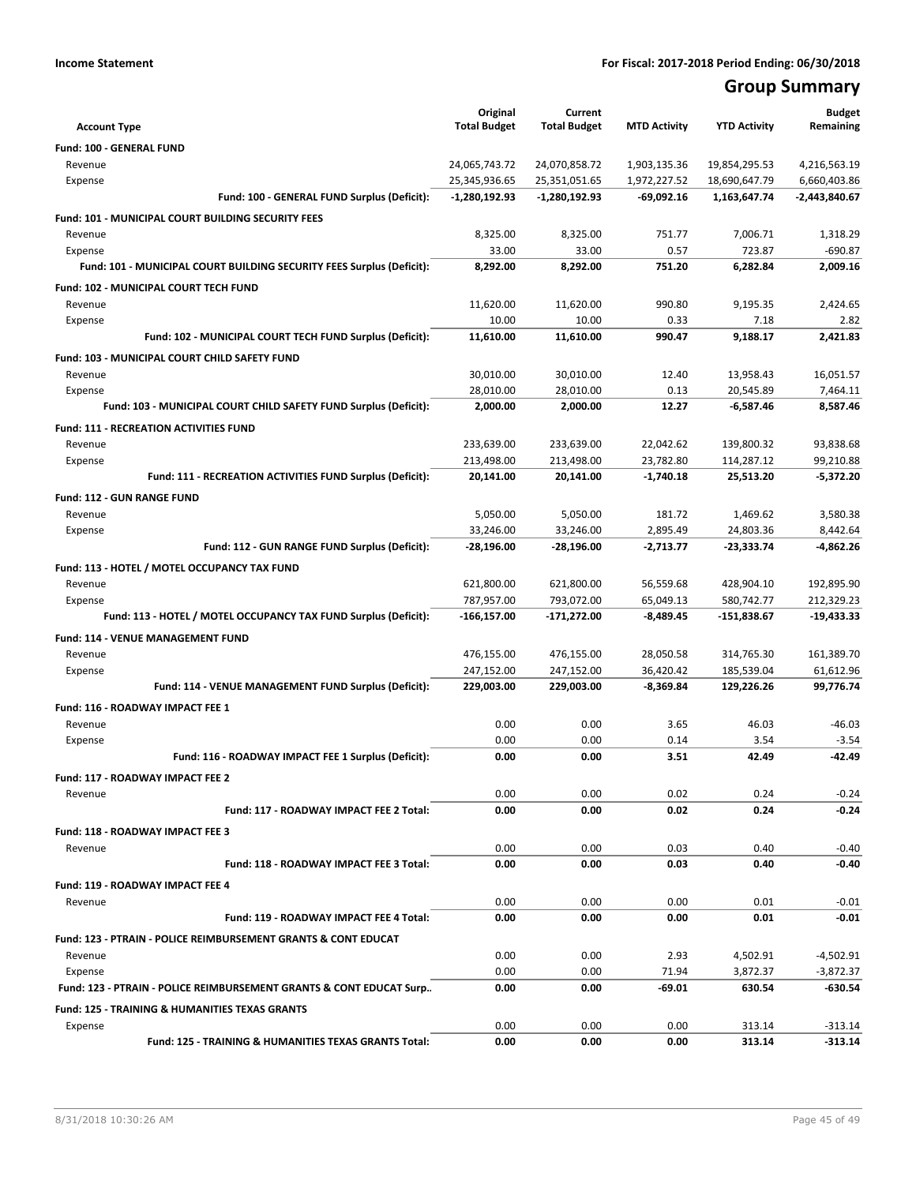**Income Statement** | **For Fiscal: 2017-2018 Period Ending: 06/30/2018**

# Group Summary

| Account Type | Original Total Budget | Current Total Budget | MTD Activity | YTD Activity | Budget Remaining |
|---|---|---|---|---|---|
| **Fund: 100 - GENERAL FUND** | | | | | |
| Revenue | 24,065,743.72 | 24,070,858.72 | 1,903,135.36 | 19,854,295.53 | 4,216,563.19 |
| Expense | 25,345,936.65 | 25,351,051.65 | 1,972,227.52 | 18,690,647.79 | 6,660,403.86 |
| **Fund: 100 - GENERAL FUND Surplus (Deficit):** | **-1,280,192.93** | **-1,280,192.93** | **-69,092.16** | **1,163,647.74** | **-2,443,840.67** |
| **Fund: 101 - MUNICIPAL COURT BUILDING SECURITY FEES** | | | | | |
| Revenue | 8,325.00 | 8,325.00 | 751.77 | 7,006.71 | 1,318.29 |
| Expense | 33.00 | 33.00 | 0.57 | 723.87 | -690.87 |
| **Fund: 101 - MUNICIPAL COURT BUILDING SECURITY FEES Surplus (Deficit):** | **8,292.00** | **8,292.00** | **751.20** | **6,282.84** | **2,009.16** |
| **Fund: 102 - MUNICIPAL COURT TECH FUND** | | | | | |
| Revenue | 11,620.00 | 11,620.00 | 990.80 | 9,195.35 | 2,424.65 |
| Expense | 10.00 | 10.00 | 0.33 | 7.18 | 2.82 |
| **Fund: 102 - MUNICIPAL COURT TECH FUND Surplus (Deficit):** | **11,610.00** | **11,610.00** | **990.47** | **9,188.17** | **2,421.83** |
| **Fund: 103 - MUNICIPAL COURT CHILD SAFETY FUND** | | | | | |
| Revenue | 30,010.00 | 30,010.00 | 12.40 | 13,958.43 | 16,051.57 |
| Expense | 28,010.00 | 28,010.00 | 0.13 | 20,545.89 | 7,464.11 |
| **Fund: 103 - MUNICIPAL COURT CHILD SAFETY FUND Surplus (Deficit):** | **2,000.00** | **2,000.00** | **12.27** | **-6,587.46** | **8,587.46** |
| **Fund: 111 - RECREATION ACTIVITIES FUND** | | | | | |
| Revenue | 233,639.00 | 233,639.00 | 22,042.62 | 139,800.32 | 93,838.68 |
| Expense | 213,498.00 | 213,498.00 | 23,782.80 | 114,287.12 | 99,210.88 |
| **Fund: 111 - RECREATION ACTIVITIES FUND Surplus (Deficit):** | **20,141.00** | **20,141.00** | **-1,740.18** | **25,513.20** | **-5,372.20** |
| **Fund: 112 - GUN RANGE FUND** | | | | | |
| Revenue | 5,050.00 | 5,050.00 | 181.72 | 1,469.62 | 3,580.38 |
| Expense | 33,246.00 | 33,246.00 | 2,895.49 | 24,803.36 | 8,442.64 |
| **Fund: 112 - GUN RANGE FUND Surplus (Deficit):** | **-28,196.00** | **-28,196.00** | **-2,713.77** | **-23,333.74** | **-4,862.26** |
| **Fund: 113 - HOTEL / MOTEL OCCUPANCY TAX FUND** | | | | | |
| Revenue | 621,800.00 | 621,800.00 | 56,559.68 | 428,904.10 | 192,895.90 |
| Expense | 787,957.00 | 793,072.00 | 65,049.13 | 580,742.77 | 212,329.23 |
| **Fund: 113 - HOTEL / MOTEL OCCUPANCY TAX FUND Surplus (Deficit):** | **-166,157.00** | **-171,272.00** | **-8,489.45** | **-151,838.67** | **-19,433.33** |
| **Fund: 114 - VENUE MANAGEMENT FUND** | | | | | |
| Revenue | 476,155.00 | 476,155.00 | 28,050.58 | 314,765.30 | 161,389.70 |
| Expense | 247,152.00 | 247,152.00 | 36,420.42 | 185,539.04 | 61,612.96 |
| **Fund: 114 - VENUE MANAGEMENT FUND Surplus (Deficit):** | **229,003.00** | **229,003.00** | **-8,369.84** | **129,226.26** | **99,776.74** |
| **Fund: 116 - ROADWAY IMPACT FEE 1** | | | | | |
| Revenue | 0.00 | 0.00 | 3.65 | 46.03 | -46.03 |
| Expense | 0.00 | 0.00 | 0.14 | 3.54 | -3.54 |
| **Fund: 116 - ROADWAY IMPACT FEE 1 Surplus (Deficit):** | **0.00** | **0.00** | **3.51** | **42.49** | **-42.49** |
| **Fund: 117 - ROADWAY IMPACT FEE 2** | | | | | |
| Revenue | 0.00 | 0.00 | 0.02 | 0.24 | -0.24 |
| **Fund: 117 - ROADWAY IMPACT FEE 2 Total:** | **0.00** | **0.00** | **0.02** | **0.24** | **-0.24** |
| **Fund: 118 - ROADWAY IMPACT FEE 3** | | | | | |
| Revenue | 0.00 | 0.00 | 0.03 | 0.40 | -0.40 |
| **Fund: 118 - ROADWAY IMPACT FEE 3 Total:** | **0.00** | **0.00** | **0.03** | **0.40** | **-0.40** |
| **Fund: 119 - ROADWAY IMPACT FEE 4** | | | | | |
| Revenue | 0.00 | 0.00 | 0.00 | 0.01 | -0.01 |
| **Fund: 119 - ROADWAY IMPACT FEE 4 Total:** | **0.00** | **0.00** | **0.00** | **0.01** | **-0.01** |
| **Fund: 123 - PTRAIN - POLICE REIMBURSEMENT GRANTS & CONT EDUCAT** | | | | | |
| Revenue | 0.00 | 0.00 | 2.93 | 4,502.91 | -4,502.91 |
| Expense | 0.00 | 0.00 | 71.94 | 3,872.37 | -3,872.37 |
| **Fund: 123 - PTRAIN - POLICE REIMBURSEMENT GRANTS & CONT EDUCAT Surp..** | **0.00** | **0.00** | **-69.01** | **630.54** | **-630.54** |
| **Fund: 125 - TRAINING & HUMANITIES TEXAS GRANTS** | | | | | |
| Expense | 0.00 | 0.00 | 0.00 | 313.14 | -313.14 |
| **Fund: 125 - TRAINING & HUMANITIES TEXAS GRANTS Total:** | **0.00** | **0.00** | **0.00** | **313.14** | **-313.14** |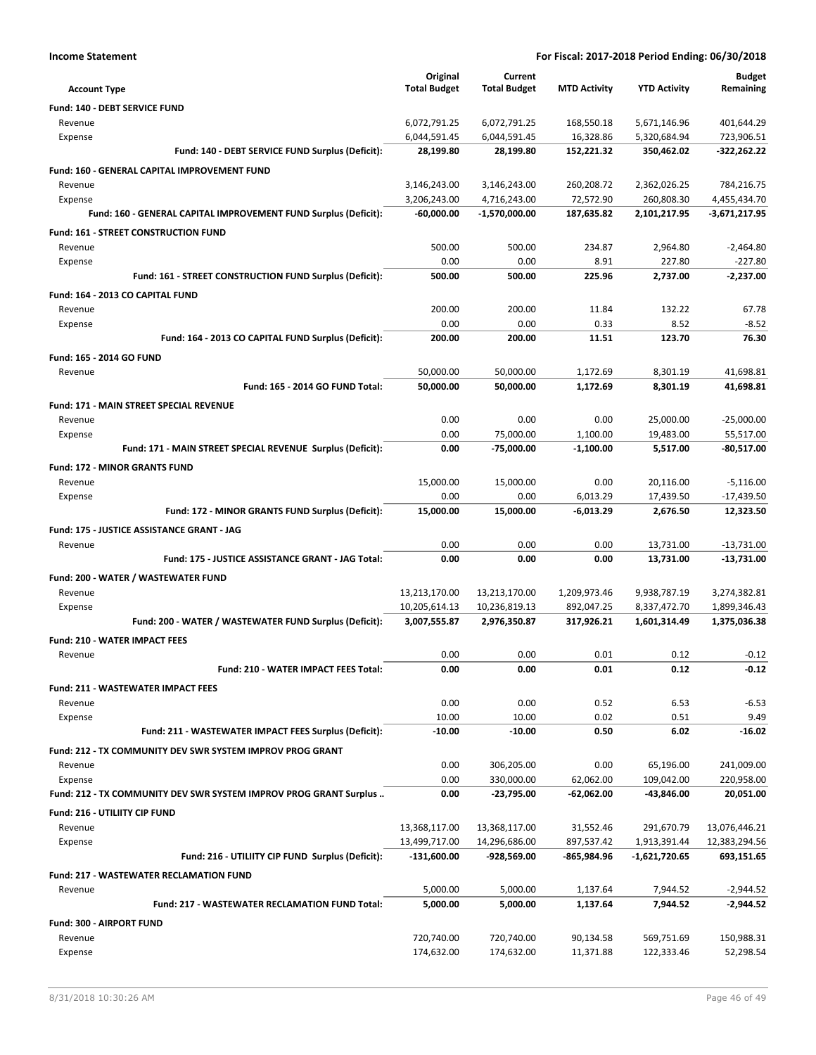**Income Statement** — **For Fiscal: 2017-2018 Period Ending: 06/30/2018**

| Account Type | Original Total Budget | Current Total Budget | MTD Activity | YTD Activity | Budget Remaining |
|---|---|---|---|---|---|
| **Fund: 140 - DEBT SERVICE FUND** | | | | | |
| Revenue | 6,072,791.25 | 6,072,791.25 | 168,550.18 | 5,671,146.96 | 401,644.29 |
| Expense | 6,044,591.45 | 6,044,591.45 | 16,328.86 | 5,320,684.94 | 723,906.51 |
| **Fund: 140 - DEBT SERVICE FUND Surplus (Deficit):** | **28,199.80** | **28,199.80** | **152,221.32** | **350,462.02** | **-322,262.22** |
| **Fund: 160 - GENERAL CAPITAL IMPROVEMENT FUND** | | | | | |
| Revenue | 3,146,243.00 | 3,146,243.00 | 260,208.72 | 2,362,026.25 | 784,216.75 |
| Expense | 3,206,243.00 | 4,716,243.00 | 72,572.90 | 260,808.30 | 4,455,434.70 |
| **Fund: 160 - GENERAL CAPITAL IMPROVEMENT FUND Surplus (Deficit):** | **-60,000.00** | **-1,570,000.00** | **187,635.82** | **2,101,217.95** | **-3,671,217.95** |
| **Fund: 161 - STREET CONSTRUCTION FUND** | | | | | |
| Revenue | 500.00 | 500.00 | 234.87 | 2,964.80 | -2,464.80 |
| Expense | 0.00 | 0.00 | 8.91 | 227.80 | -227.80 |
| **Fund: 161 - STREET CONSTRUCTION FUND Surplus (Deficit):** | **500.00** | **500.00** | **225.96** | **2,737.00** | **-2,237.00** |
| **Fund: 164 - 2013 CO CAPITAL FUND** | | | | | |
| Revenue | 200.00 | 200.00 | 11.84 | 132.22 | 67.78 |
| Expense | 0.00 | 0.00 | 0.33 | 8.52 | -8.52 |
| **Fund: 164 - 2013 CO CAPITAL FUND Surplus (Deficit):** | **200.00** | **200.00** | **11.51** | **123.70** | **76.30** |
| **Fund: 165 - 2014 GO FUND** | | | | | |
| Revenue | 50,000.00 | 50,000.00 | 1,172.69 | 8,301.19 | 41,698.81 |
| **Fund: 165 - 2014 GO FUND Total:** | **50,000.00** | **50,000.00** | **1,172.69** | **8,301.19** | **41,698.81** |
| **Fund: 171 - MAIN STREET SPECIAL REVENUE** | | | | | |
| Revenue | 0.00 | 0.00 | 0.00 | 25,000.00 | -25,000.00 |
| Expense | 0.00 | 75,000.00 | 1,100.00 | 19,483.00 | 55,517.00 |
| **Fund: 171 - MAIN STREET SPECIAL REVENUE Surplus (Deficit):** | **0.00** | **-75,000.00** | **-1,100.00** | **5,517.00** | **-80,517.00** |
| **Fund: 172 - MINOR GRANTS FUND** | | | | | |
| Revenue | 15,000.00 | 15,000.00 | 0.00 | 20,116.00 | -5,116.00 |
| Expense | 0.00 | 0.00 | 6,013.29 | 17,439.50 | -17,439.50 |
| **Fund: 172 - MINOR GRANTS FUND Surplus (Deficit):** | **15,000.00** | **15,000.00** | **-6,013.29** | **2,676.50** | **12,323.50** |
| **Fund: 175 - JUSTICE ASSISTANCE GRANT - JAG** | | | | | |
| Revenue | 0.00 | 0.00 | 0.00 | 13,731.00 | -13,731.00 |
| **Fund: 175 - JUSTICE ASSISTANCE GRANT - JAG Total:** | **0.00** | **0.00** | **0.00** | **13,731.00** | **-13,731.00** |
| **Fund: 200 - WATER / WASTEWATER FUND** | | | | | |
| Revenue | 13,213,170.00 | 13,213,170.00 | 1,209,973.46 | 9,938,787.19 | 3,274,382.81 |
| Expense | 10,205,614.13 | 10,236,819.13 | 892,047.25 | 8,337,472.70 | 1,899,346.43 |
| **Fund: 200 - WATER / WASTEWATER FUND Surplus (Deficit):** | **3,007,555.87** | **2,976,350.87** | **317,926.21** | **1,601,314.49** | **1,375,036.38** |
| **Fund: 210 - WATER IMPACT FEES** | | | | | |
| Revenue | 0.00 | 0.00 | 0.01 | 0.12 | -0.12 |
| **Fund: 210 - WATER IMPACT FEES Total:** | **0.00** | **0.00** | **0.01** | **0.12** | **-0.12** |
| **Fund: 211 - WASTEWATER IMPACT FEES** | | | | | |
| Revenue | 0.00 | 0.00 | 0.52 | 6.53 | -6.53 |
| Expense | 10.00 | 10.00 | 0.02 | 0.51 | 9.49 |
| **Fund: 211 - WASTEWATER IMPACT FEES Surplus (Deficit):** | **-10.00** | **-10.00** | **0.50** | **6.02** | **-16.02** |
| **Fund: 212 - TX COMMUNITY DEV SWR SYSTEM IMPROV PROG GRANT** | | | | | |
| Revenue | 0.00 | 306,205.00 | 0.00 | 65,196.00 | 241,009.00 |
| Expense | 0.00 | 330,000.00 | 62,062.00 | 109,042.00 | 220,958.00 |
| **Fund: 212 - TX COMMUNITY DEV SWR SYSTEM IMPROV PROG GRANT Surplus ..** | **0.00** | **-23,795.00** | **-62,062.00** | **-43,846.00** | **20,051.00** |
| **Fund: 216 - UTILIITY CIP FUND** | | | | | |
| Revenue | 13,368,117.00 | 13,368,117.00 | 31,552.46 | 291,670.79 | 13,076,446.21 |
| Expense | 13,499,717.00 | 14,296,686.00 | 897,537.42 | 1,913,391.44 | 12,383,294.56 |
| **Fund: 216 - UTILIITY CIP FUND Surplus (Deficit):** | **-131,600.00** | **-928,569.00** | **-865,984.96** | **-1,621,720.65** | **693,151.65** |
| **Fund: 217 - WASTEWATER RECLAMATION FUND** | | | | | |
| Revenue | 5,000.00 | 5,000.00 | 1,137.64 | 7,944.52 | -2,944.52 |
| **Fund: 217 - WASTEWATER RECLAMATION FUND Total:** | **5,000.00** | **5,000.00** | **1,137.64** | **7,944.52** | **-2,944.52** |
| **Fund: 300 - AIRPORT FUND** | | | | | |
| Revenue | 720,740.00 | 720,740.00 | 90,134.58 | 569,751.69 | 150,988.31 |
| Expense | 174,632.00 | 174,632.00 | 11,371.88 | 122,333.46 | 52,298.54 |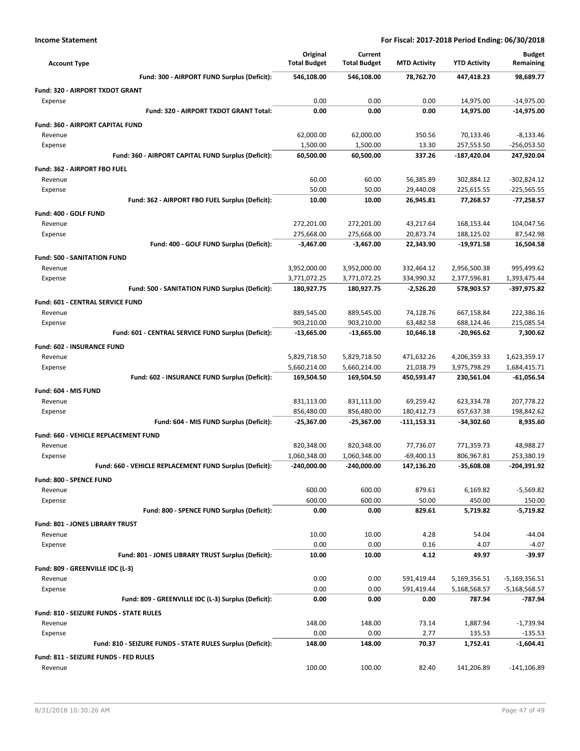**Income Statement** — For Fiscal: 2017-2018 Period Ending: 06/30/2018

| Account Type | Original Total Budget | Current Total Budget | MTD Activity | YTD Activity | Budget Remaining |
|---|---|---|---|---|---|
| **Fund: 300 - AIRPORT FUND Surplus (Deficit):** | **546,108.00** | **546,108.00** | **78,762.70** | **447,418.23** | **98,689.77** |
| **Fund: 320 - AIRPORT TXDOT GRANT** | | | | | |
| Expense | 0.00 | 0.00 | 0.00 | 14,975.00 | -14,975.00 |
| **Fund: 320 - AIRPORT TXDOT GRANT Total:** | **0.00** | **0.00** | **0.00** | **14,975.00** | **-14,975.00** |
| **Fund: 360 - AIRPORT CAPITAL FUND** | | | | | |
| Revenue | 62,000.00 | 62,000.00 | 350.56 | 70,133.46 | -8,133.46 |
| Expense | 1,500.00 | 1,500.00 | 13.30 | 257,553.50 | -256,053.50 |
| **Fund: 360 - AIRPORT CAPITAL FUND Surplus (Deficit):** | **60,500.00** | **60,500.00** | **337.26** | **-187,420.04** | **247,920.04** |
| **Fund: 362 - AIRPORT FBO FUEL** | | | | | |
| Revenue | 60.00 | 60.00 | 56,385.89 | 302,884.12 | -302,824.12 |
| Expense | 50.00 | 50.00 | 29,440.08 | 225,615.55 | -225,565.55 |
| **Fund: 362 - AIRPORT FBO FUEL Surplus (Deficit):** | **10.00** | **10.00** | **26,945.81** | **77,268.57** | **-77,258.57** |
| **Fund: 400 - GOLF FUND** | | | | | |
| Revenue | 272,201.00 | 272,201.00 | 43,217.64 | 168,153.44 | 104,047.56 |
| Expense | 275,668.00 | 275,668.00 | 20,873.74 | 188,125.02 | 87,542.98 |
| **Fund: 400 - GOLF FUND Surplus (Deficit):** | **-3,467.00** | **-3,467.00** | **22,343.90** | **-19,971.58** | **16,504.58** |
| **Fund: 500 - SANITATION FUND** | | | | | |
| Revenue | 3,952,000.00 | 3,952,000.00 | 332,464.12 | 2,956,500.38 | 995,499.62 |
| Expense | 3,771,072.25 | 3,771,072.25 | 334,990.32 | 2,377,596.81 | 1,393,475.44 |
| **Fund: 500 - SANITATION FUND Surplus (Deficit):** | **180,927.75** | **180,927.75** | **-2,526.20** | **578,903.57** | **-397,975.82** |
| **Fund: 601 - CENTRAL SERVICE FUND** | | | | | |
| Revenue | 889,545.00 | 889,545.00 | 74,128.76 | 667,158.84 | 222,386.16 |
| Expense | 903,210.00 | 903,210.00 | 63,482.58 | 688,124.46 | 215,085.54 |
| **Fund: 601 - CENTRAL SERVICE FUND Surplus (Deficit):** | **-13,665.00** | **-13,665.00** | **10,646.18** | **-20,965.62** | **7,300.62** |
| **Fund: 602 - INSURANCE FUND** | | | | | |
| Revenue | 5,829,718.50 | 5,829,718.50 | 471,632.26 | 4,206,359.33 | 1,623,359.17 |
| Expense | 5,660,214.00 | 5,660,214.00 | 21,038.79 | 3,975,798.29 | 1,684,415.71 |
| **Fund: 602 - INSURANCE FUND Surplus (Deficit):** | **169,504.50** | **169,504.50** | **450,593.47** | **230,561.04** | **-61,056.54** |
| **Fund: 604 - MIS FUND** | | | | | |
| Revenue | 831,113.00 | 831,113.00 | 69,259.42 | 623,334.78 | 207,778.22 |
| Expense | 856,480.00 | 856,480.00 | 180,412.73 | 657,637.38 | 198,842.62 |
| **Fund: 604 - MIS FUND Surplus (Deficit):** | **-25,367.00** | **-25,367.00** | **-111,153.31** | **-34,302.60** | **8,935.60** |
| **Fund: 660 - VEHICLE REPLACEMENT FUND** | | | | | |
| Revenue | 820,348.00 | 820,348.00 | 77,736.07 | 771,359.73 | 48,988.27 |
| Expense | 1,060,348.00 | 1,060,348.00 | -69,400.13 | 806,967.81 | 253,380.19 |
| **Fund: 660 - VEHICLE REPLACEMENT FUND Surplus (Deficit):** | **-240,000.00** | **-240,000.00** | **147,136.20** | **-35,608.08** | **-204,391.92** |
| **Fund: 800 - SPENCE FUND** | | | | | |
| Revenue | 600.00 | 600.00 | 879.61 | 6,169.82 | -5,569.82 |
| Expense | 600.00 | 600.00 | 50.00 | 450.00 | 150.00 |
| **Fund: 800 - SPENCE FUND Surplus (Deficit):** | **0.00** | **0.00** | **829.61** | **5,719.82** | **-5,719.82** |
| **Fund: 801 - JONES LIBRARY TRUST** | | | | | |
| Revenue | 10.00 | 10.00 | 4.28 | 54.04 | -44.04 |
| Expense | 0.00 | 0.00 | 0.16 | 4.07 | -4.07 |
| **Fund: 801 - JONES LIBRARY TRUST Surplus (Deficit):** | **10.00** | **10.00** | **4.12** | **49.97** | **-39.97** |
| **Fund: 809 - GREENVILLE IDC (L-3)** | | | | | |
| Revenue | 0.00 | 0.00 | 591,419.44 | 5,169,356.51 | -5,169,356.51 |
| Expense | 0.00 | 0.00 | 591,419.44 | 5,168,568.57 | -5,168,568.57 |
| **Fund: 809 - GREENVILLE IDC (L-3) Surplus (Deficit):** | **0.00** | **0.00** | **0.00** | **787.94** | **-787.94** |
| **Fund: 810 - SEIZURE FUNDS - STATE RULES** | | | | | |
| Revenue | 148.00 | 148.00 | 73.14 | 1,887.94 | -1,739.94 |
| Expense | 0.00 | 0.00 | 2.77 | 135.53 | -135.53 |
| **Fund: 810 - SEIZURE FUNDS - STATE RULES Surplus (Deficit):** | **148.00** | **148.00** | **70.37** | **1,752.41** | **-1,604.41** |
| **Fund: 811 - SEIZURE FUNDS - FED RULES** | | | | | |
| Revenue | 100.00 | 100.00 | 82.40 | 141,206.89 | -141,106.89 |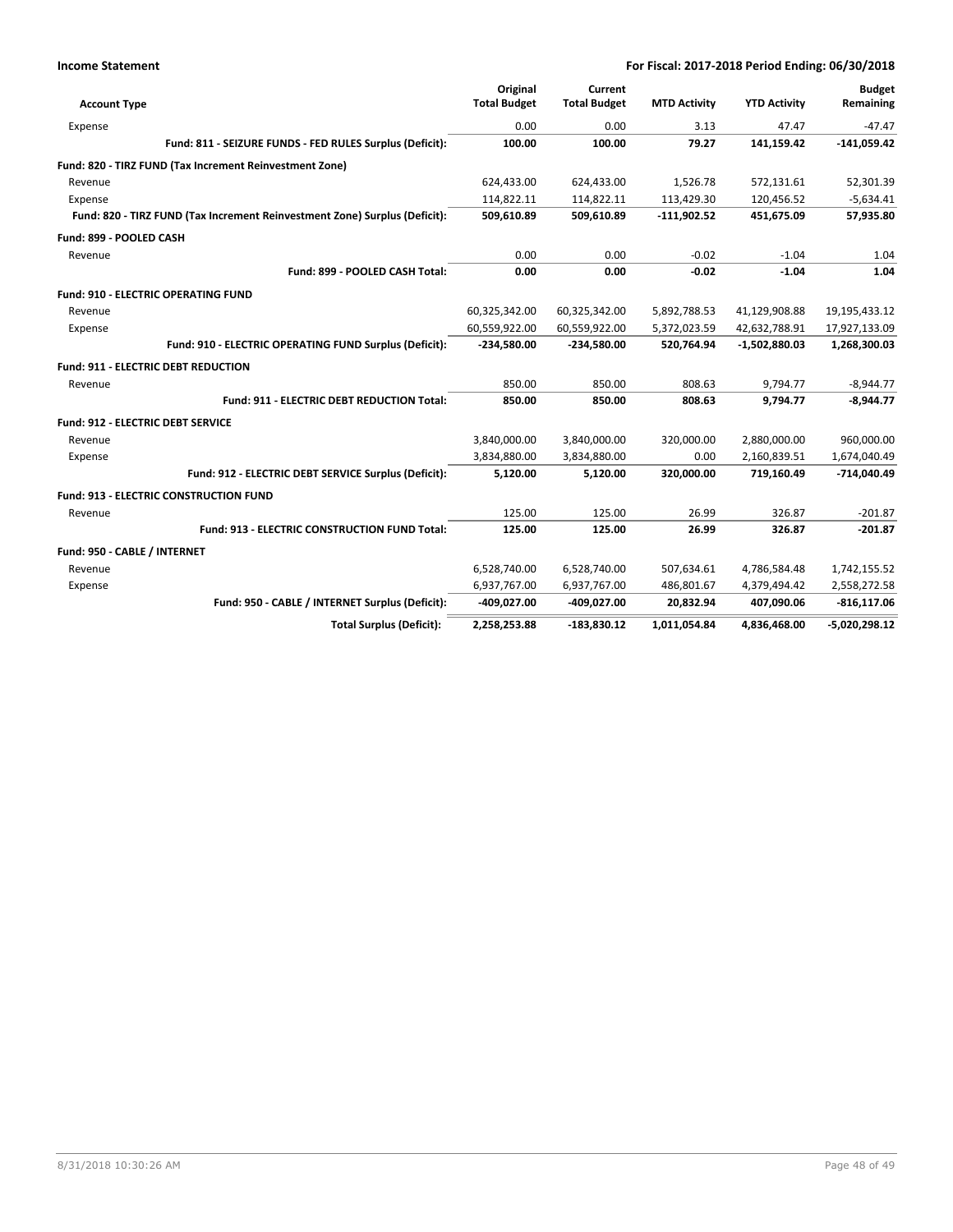| Account Type | Original Total Budget | Current Total Budget | MTD Activity | YTD Activity | Budget Remaining |
|---|---|---|---|---|---|
| Expense | 0.00 | 0.00 | 3.13 | 47.47 | -47.47 |
| **Fund: 811 - SEIZURE FUNDS - FED RULES Surplus (Deficit):** | **100.00** | **100.00** | **79.27** | **141,159.42** | **-141,059.42** |
| **Fund: 820 - TIRZ FUND (Tax Increment Reinvestment Zone)** | | | | | |
| Revenue | 624,433.00 | 624,433.00 | 1,526.78 | 572,131.61 | 52,301.39 |
| Expense | 114,822.11 | 114,822.11 | 113,429.30 | 120,456.52 | -5,634.41 |
| **Fund: 820 - TIRZ FUND (Tax Increment Reinvestment Zone) Surplus (Deficit):** | **509,610.89** | **509,610.89** | **-111,902.52** | **451,675.09** | **57,935.80** |
| **Fund: 899 - POOLED CASH** | | | | | |
| Revenue | 0.00 | 0.00 | -0.02 | -1.04 | 1.04 |
| **Fund: 899 - POOLED CASH Total:** | **0.00** | **0.00** | **-0.02** | **-1.04** | **1.04** |
| **Fund: 910 - ELECTRIC OPERATING FUND** | | | | | |
| Revenue | 60,325,342.00 | 60,325,342.00 | 5,892,788.53 | 41,129,908.88 | 19,195,433.12 |
| Expense | 60,559,922.00 | 60,559,922.00 | 5,372,023.59 | 42,632,788.91 | 17,927,133.09 |
| **Fund: 910 - ELECTRIC OPERATING FUND Surplus (Deficit):** | **-234,580.00** | **-234,580.00** | **520,764.94** | **-1,502,880.03** | **1,268,300.03** |
| **Fund: 911 - ELECTRIC DEBT REDUCTION** | | | | | |
| Revenue | 850.00 | 850.00 | 808.63 | 9,794.77 | -8,944.77 |
| **Fund: 911 - ELECTRIC DEBT REDUCTION Total:** | **850.00** | **850.00** | **808.63** | **9,794.77** | **-8,944.77** |
| **Fund: 912 - ELECTRIC DEBT SERVICE** | | | | | |
| Revenue | 3,840,000.00 | 3,840,000.00 | 320,000.00 | 2,880,000.00 | 960,000.00 |
| Expense | 3,834,880.00 | 3,834,880.00 | 0.00 | 2,160,839.51 | 1,674,040.49 |
| **Fund: 912 - ELECTRIC DEBT SERVICE Surplus (Deficit):** | **5,120.00** | **5,120.00** | **320,000.00** | **719,160.49** | **-714,040.49** |
| **Fund: 913 - ELECTRIC CONSTRUCTION FUND** | | | | | |
| Revenue | 125.00 | 125.00 | 26.99 | 326.87 | -201.87 |
| **Fund: 913 - ELECTRIC CONSTRUCTION FUND Total:** | **125.00** | **125.00** | **26.99** | **326.87** | **-201.87** |
| **Fund: 950 - CABLE / INTERNET** | | | | | |
| Revenue | 6,528,740.00 | 6,528,740.00 | 507,634.61 | 4,786,584.48 | 1,742,155.52 |
| Expense | 6,937,767.00 | 6,937,767.00 | 486,801.67 | 4,379,494.42 | 2,558,272.58 |
| **Fund: 950 - CABLE / INTERNET Surplus (Deficit):** | **-409,027.00** | **-409,027.00** | **20,832.94** | **407,090.06** | **-816,117.06** |
| **Total Surplus (Deficit):** | **2,258,253.88** | **-183,830.12** | **1,011,054.84** | **4,836,468.00** | **-5,020,298.12** |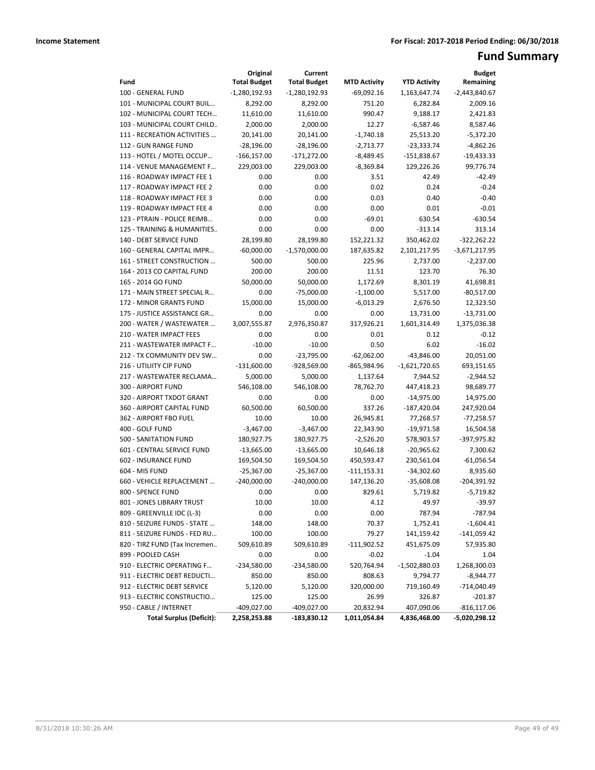**Income Statement** **For Fiscal: 2017-2018 Period Ending: 06/30/2018**

# Fund Summary

| Fund | Original Total Budget | Current Total Budget | MTD Activity | YTD Activity | Budget Remaining |
|---|---|---|---|---|---|
| 100 - GENERAL FUND | -1,280,192.93 | -1,280,192.93 | -69,092.16 | 1,163,647.74 | -2,443,840.67 |
| 101 - MUNICIPAL COURT BUIL… | 8,292.00 | 8,292.00 | 751.20 | 6,282.84 | 2,009.16 |
| 102 - MUNICIPAL COURT TECH… | 11,610.00 | 11,610.00 | 990.47 | 9,188.17 | 2,421.83 |
| 103 - MUNICIPAL COURT CHILD.. | 2,000.00 | 2,000.00 | 12.27 | -6,587.46 | 8,587.46 |
| 111 - RECREATION ACTIVITIES … | 20,141.00 | 20,141.00 | -1,740.18 | 25,513.20 | -5,372.20 |
| 112 - GUN RANGE FUND | -28,196.00 | -28,196.00 | -2,713.77 | -23,333.74 | -4,862.26 |
| 113 - HOTEL / MOTEL OCCUP… | -166,157.00 | -171,272.00 | -8,489.45 | -151,838.67 | -19,433.33 |
| 114 - VENUE MANAGEMENT F… | 229,003.00 | 229,003.00 | -8,369.84 | 129,226.26 | 99,776.74 |
| 116 - ROADWAY IMPACT FEE 1 | 0.00 | 0.00 | 3.51 | 42.49 | -42.49 |
| 117 - ROADWAY IMPACT FEE 2 | 0.00 | 0.00 | 0.02 | 0.24 | -0.24 |
| 118 - ROADWAY IMPACT FEE 3 | 0.00 | 0.00 | 0.03 | 0.40 | -0.40 |
| 119 - ROADWAY IMPACT FEE 4 | 0.00 | 0.00 | 0.00 | 0.01 | -0.01 |
| 123 - PTRAIN - POLICE REIMB… | 0.00 | 0.00 | -69.01 | 630.54 | -630.54 |
| 125 - TRAINING & HUMANITIES.. | 0.00 | 0.00 | 0.00 | -313.14 | 313.14 |
| 140 - DEBT SERVICE FUND | 28,199.80 | 28,199.80 | 152,221.32 | 350,462.02 | -322,262.22 |
| 160 - GENERAL CAPITAL IMPR… | -60,000.00 | -1,570,000.00 | 187,635.82 | 2,101,217.95 | -3,671,217.95 |
| 161 - STREET CONSTRUCTION … | 500.00 | 500.00 | 225.96 | 2,737.00 | -2,237.00 |
| 164 - 2013 CO CAPITAL FUND | 200.00 | 200.00 | 11.51 | 123.70 | 76.30 |
| 165 - 2014 GO FUND | 50,000.00 | 50,000.00 | 1,172.69 | 8,301.19 | 41,698.81 |
| 171 - MAIN STREET SPECIAL R… | 0.00 | -75,000.00 | -1,100.00 | 5,517.00 | -80,517.00 |
| 172 - MINOR GRANTS FUND | 15,000.00 | 15,000.00 | -6,013.29 | 2,676.50 | 12,323.50 |
| 175 - JUSTICE ASSISTANCE GR… | 0.00 | 0.00 | 0.00 | 13,731.00 | -13,731.00 |
| 200 - WATER / WASTEWATER … | 3,007,555.87 | 2,976,350.87 | 317,926.21 | 1,601,314.49 | 1,375,036.38 |
| 210 - WATER IMPACT FEES | 0.00 | 0.00 | 0.01 | 0.12 | -0.12 |
| 211 - WASTEWATER IMPACT F… | -10.00 | -10.00 | 0.50 | 6.02 | -16.02 |
| 212 - TX COMMUNITY DEV SW… | 0.00 | -23,795.00 | -62,062.00 | -43,846.00 | 20,051.00 |
| 216 - UTILIITY CIP FUND | -131,600.00 | -928,569.00 | -865,984.96 | -1,621,720.65 | 693,151.65 |
| 217 - WASTEWATER RECLAMA… | 5,000.00 | 5,000.00 | 1,137.64 | 7,944.52 | -2,944.52 |
| 300 - AIRPORT FUND | 546,108.00 | 546,108.00 | 78,762.70 | 447,418.23 | 98,689.77 |
| 320 - AIRPORT TXDOT GRANT | 0.00 | 0.00 | 0.00 | -14,975.00 | 14,975.00 |
| 360 - AIRPORT CAPITAL FUND | 60,500.00 | 60,500.00 | 337.26 | -187,420.04 | 247,920.04 |
| 362 - AIRPORT FBO FUEL | 10.00 | 10.00 | 26,945.81 | 77,268.57 | -77,258.57 |
| 400 - GOLF FUND | -3,467.00 | -3,467.00 | 22,343.90 | -19,971.58 | 16,504.58 |
| 500 - SANITATION FUND | 180,927.75 | 180,927.75 | -2,526.20 | 578,903.57 | -397,975.82 |
| 601 - CENTRAL SERVICE FUND | -13,665.00 | -13,665.00 | 10,646.18 | -20,965.62 | 7,300.62 |
| 602 - INSURANCE FUND | 169,504.50 | 169,504.50 | 450,593.47 | 230,561.04 | -61,056.54 |
| 604 - MIS FUND | -25,367.00 | -25,367.00 | -111,153.31 | -34,302.60 | 8,935.60 |
| 660 - VEHICLE REPLACEMENT … | -240,000.00 | -240,000.00 | 147,136.20 | -35,608.08 | -204,391.92 |
| 800 - SPENCE FUND | 0.00 | 0.00 | 829.61 | 5,719.82 | -5,719.82 |
| 801 - JONES LIBRARY TRUST | 10.00 | 10.00 | 4.12 | 49.97 | -39.97 |
| 809 - GREENVILLE IDC (L-3) | 0.00 | 0.00 | 0.00 | 787.94 | -787.94 |
| 810 - SEIZURE FUNDS - STATE … | 148.00 | 148.00 | 70.37 | 1,752.41 | -1,604.41 |
| 811 - SEIZURE FUNDS - FED RU… | 100.00 | 100.00 | 79.27 | 141,159.42 | -141,059.42 |
| 820 - TIRZ FUND (Tax Incremen.. | 509,610.89 | 509,610.89 | -111,902.52 | 451,675.09 | 57,935.80 |
| 899 - POOLED CASH | 0.00 | 0.00 | -0.02 | -1.04 | 1.04 |
| 910 - ELECTRIC OPERATING F… | -234,580.00 | -234,580.00 | 520,764.94 | -1,502,880.03 | 1,268,300.03 |
| 911 - ELECTRIC DEBT REDUCTI… | 850.00 | 850.00 | 808.63 | 9,794.77 | -8,944.77 |
| 912 - ELECTRIC DEBT SERVICE | 5,120.00 | 5,120.00 | 320,000.00 | 719,160.49 | -714,040.49 |
| 913 - ELECTRIC CONSTRUCTIO… | 125.00 | 125.00 | 26.99 | 326.87 | -201.87 |
| 950 - CABLE / INTERNET | -409,027.00 | -409,027.00 | 20,832.94 | 407,090.06 | -816,117.06 |
| **Total Surplus (Deficit):** | **2,258,253.88** | **-183,830.12** | **1,011,054.84** | **4,836,468.00** | **-5,020,298.12** |